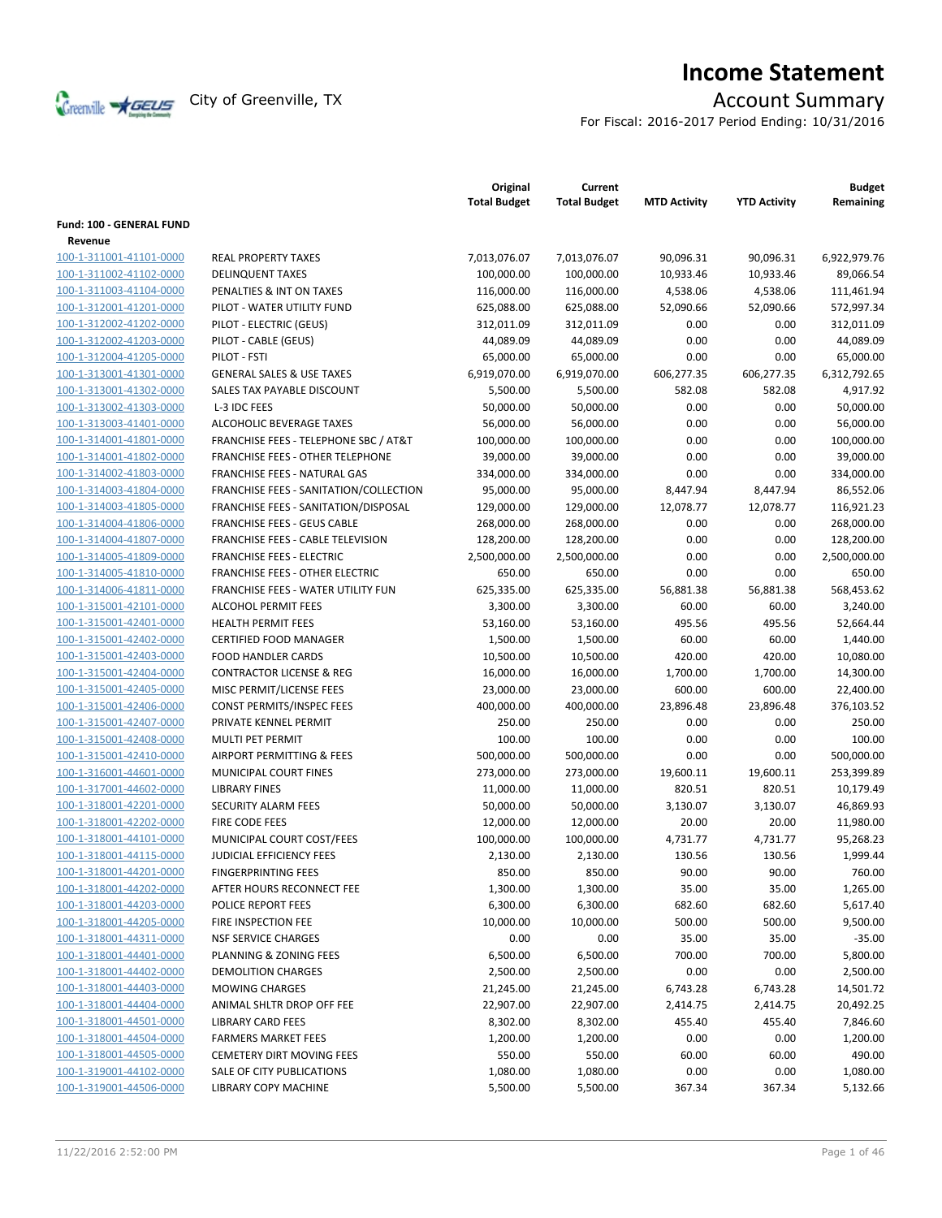# Income Statement

City of Greenville, TX

## Account Summary

For Fiscal: 2016-2017 Period Ending: 10/31/2016

| | | Original Total Budget | Current Total Budget | MTD Activity | YTD Activity | Budget Remaining |
|---|---|---|---|---|---|---|
| **Fund: 100 - GENERAL FUND** | | | | | | |
| **Revenue** | | | | | | |
| 100-1-311001-41101-0000 | REAL PROPERTY TAXES | 7,013,076.07 | 7,013,076.07 | 90,096.31 | 90,096.31 | 6,922,979.76 |
| 100-1-311002-41102-0000 | DELINQUENT TAXES | 100,000.00 | 100,000.00 | 10,933.46 | 10,933.46 | 89,066.54 |
| 100-1-311003-41104-0000 | PENALTIES & INT ON TAXES | 116,000.00 | 116,000.00 | 4,538.06 | 4,538.06 | 111,461.94 |
| 100-1-312001-41201-0000 | PILOT - WATER UTILITY FUND | 625,088.00 | 625,088.00 | 52,090.66 | 52,090.66 | 572,997.34 |
| 100-1-312002-41202-0000 | PILOT - ELECTRIC (GEUS) | 312,011.09 | 312,011.09 | 0.00 | 0.00 | 312,011.09 |
| 100-1-312002-41203-0000 | PILOT - CABLE (GEUS) | 44,089.09 | 44,089.09 | 0.00 | 0.00 | 44,089.09 |
| 100-1-312004-41205-0000 | PILOT - FSTI | 65,000.00 | 65,000.00 | 0.00 | 0.00 | 65,000.00 |
| 100-1-313001-41301-0000 | GENERAL SALES & USE TAXES | 6,919,070.00 | 6,919,070.00 | 606,277.35 | 606,277.35 | 6,312,792.65 |
| 100-1-313001-41302-0000 | SALES TAX PAYABLE DISCOUNT | 5,500.00 | 5,500.00 | 582.08 | 582.08 | 4,917.92 |
| 100-1-313002-41303-0000 | L-3 IDC FEES | 50,000.00 | 50,000.00 | 0.00 | 0.00 | 50,000.00 |
| 100-1-313003-41401-0000 | ALCOHOLIC BEVERAGE TAXES | 56,000.00 | 56,000.00 | 0.00 | 0.00 | 56,000.00 |
| 100-1-314001-41801-0000 | FRANCHISE FEES - TELEPHONE SBC / AT&T | 100,000.00 | 100,000.00 | 0.00 | 0.00 | 100,000.00 |
| 100-1-314001-41802-0000 | FRANCHISE FEES - OTHER TELEPHONE | 39,000.00 | 39,000.00 | 0.00 | 0.00 | 39,000.00 |
| 100-1-314002-41803-0000 | FRANCHISE FEES - NATURAL GAS | 334,000.00 | 334,000.00 | 0.00 | 0.00 | 334,000.00 |
| 100-1-314003-41804-0000 | FRANCHISE FEES - SANITATION/COLLECTION | 95,000.00 | 95,000.00 | 8,447.94 | 8,447.94 | 86,552.06 |
| 100-1-314003-41805-0000 | FRANCHISE FEES - SANITATION/DISPOSAL | 129,000.00 | 129,000.00 | 12,078.77 | 12,078.77 | 116,921.23 |
| 100-1-314004-41806-0000 | FRANCHISE FEES - GEUS CABLE | 268,000.00 | 268,000.00 | 0.00 | 0.00 | 268,000.00 |
| 100-1-314004-41807-0000 | FRANCHISE FEES - CABLE TELEVISION | 128,200.00 | 128,200.00 | 0.00 | 0.00 | 128,200.00 |
| 100-1-314005-41809-0000 | FRANCHISE FEES - ELECTRIC | 2,500,000.00 | 2,500,000.00 | 0.00 | 0.00 | 2,500,000.00 |
| 100-1-314005-41810-0000 | FRANCHISE FEES - OTHER ELECTRIC | 650.00 | 650.00 | 0.00 | 0.00 | 650.00 |
| 100-1-314006-41811-0000 | FRANCHISE FEES - WATER UTILITY FUN | 625,335.00 | 625,335.00 | 56,881.38 | 56,881.38 | 568,453.62 |
| 100-1-315001-42101-0000 | ALCOHOL PERMIT FEES | 3,300.00 | 3,300.00 | 60.00 | 60.00 | 3,240.00 |
| 100-1-315001-42401-0000 | HEALTH PERMIT FEES | 53,160.00 | 53,160.00 | 495.56 | 495.56 | 52,664.44 |
| 100-1-315001-42402-0000 | CERTIFIED FOOD MANAGER | 1,500.00 | 1,500.00 | 60.00 | 60.00 | 1,440.00 |
| 100-1-315001-42403-0000 | FOOD HANDLER CARDS | 10,500.00 | 10,500.00 | 420.00 | 420.00 | 10,080.00 |
| 100-1-315001-42404-0000 | CONTRACTOR LICENSE & REG | 16,000.00 | 16,000.00 | 1,700.00 | 1,700.00 | 14,300.00 |
| 100-1-315001-42405-0000 | MISC PERMIT/LICENSE FEES | 23,000.00 | 23,000.00 | 600.00 | 600.00 | 22,400.00 |
| 100-1-315001-42406-0000 | CONST PERMITS/INSPEC FEES | 400,000.00 | 400,000.00 | 23,896.48 | 23,896.48 | 376,103.52 |
| 100-1-315001-42407-0000 | PRIVATE KENNEL PERMIT | 250.00 | 250.00 | 0.00 | 0.00 | 250.00 |
| 100-1-315001-42408-0000 | MULTI PET PERMIT | 100.00 | 100.00 | 0.00 | 0.00 | 100.00 |
| 100-1-315001-42410-0000 | AIRPORT PERMITTING & FEES | 500,000.00 | 500,000.00 | 0.00 | 0.00 | 500,000.00 |
| 100-1-316001-44601-0000 | MUNICIPAL COURT FINES | 273,000.00 | 273,000.00 | 19,600.11 | 19,600.11 | 253,399.89 |
| 100-1-317001-44602-0000 | LIBRARY FINES | 11,000.00 | 11,000.00 | 820.51 | 820.51 | 10,179.49 |
| 100-1-318001-42201-0000 | SECURITY ALARM FEES | 50,000.00 | 50,000.00 | 3,130.07 | 3,130.07 | 46,869.93 |
| 100-1-318001-42202-0000 | FIRE CODE FEES | 12,000.00 | 12,000.00 | 20.00 | 20.00 | 11,980.00 |
| 100-1-318001-44101-0000 | MUNICIPAL COURT COST/FEES | 100,000.00 | 100,000.00 | 4,731.77 | 4,731.77 | 95,268.23 |
| 100-1-318001-44115-0000 | JUDICIAL EFFICIENCY FEES | 2,130.00 | 2,130.00 | 130.56 | 130.56 | 1,999.44 |
| 100-1-318001-44201-0000 | FINGERPRINTING FEES | 850.00 | 850.00 | 90.00 | 90.00 | 760.00 |
| 100-1-318001-44202-0000 | AFTER HOURS RECONNECT FEE | 1,300.00 | 1,300.00 | 35.00 | 35.00 | 1,265.00 |
| 100-1-318001-44203-0000 | POLICE REPORT FEES | 6,300.00 | 6,300.00 | 682.60 | 682.60 | 5,617.40 |
| 100-1-318001-44205-0000 | FIRE INSPECTION FEE | 10,000.00 | 10,000.00 | 500.00 | 500.00 | 9,500.00 |
| 100-1-318001-44311-0000 | NSF SERVICE CHARGES | 0.00 | 0.00 | 35.00 | 35.00 | -35.00 |
| 100-1-318001-44401-0000 | PLANNING & ZONING FEES | 6,500.00 | 6,500.00 | 700.00 | 700.00 | 5,800.00 |
| 100-1-318001-44402-0000 | DEMOLITION CHARGES | 2,500.00 | 2,500.00 | 0.00 | 0.00 | 2,500.00 |
| 100-1-318001-44403-0000 | MOWING CHARGES | 21,245.00 | 21,245.00 | 6,743.28 | 6,743.28 | 14,501.72 |
| 100-1-318001-44404-0000 | ANIMAL SHLTR DROP OFF FEE | 22,907.00 | 22,907.00 | 2,414.75 | 2,414.75 | 20,492.25 |
| 100-1-318001-44501-0000 | LIBRARY CARD FEES | 8,302.00 | 8,302.00 | 455.40 | 455.40 | 7,846.60 |
| 100-1-318001-44504-0000 | FARMERS MARKET FEES | 1,200.00 | 1,200.00 | 0.00 | 0.00 | 1,200.00 |
| 100-1-318001-44505-0000 | CEMETERY DIRT MOVING FEES | 550.00 | 550.00 | 60.00 | 60.00 | 490.00 |
| 100-1-319001-44102-0000 | SALE OF CITY PUBLICATIONS | 1,080.00 | 1,080.00 | 0.00 | 0.00 | 1,080.00 |
| 100-1-319001-44506-0000 | LIBRARY COPY MACHINE | 5,500.00 | 5,500.00 | 367.34 | 367.34 | 5,132.66 |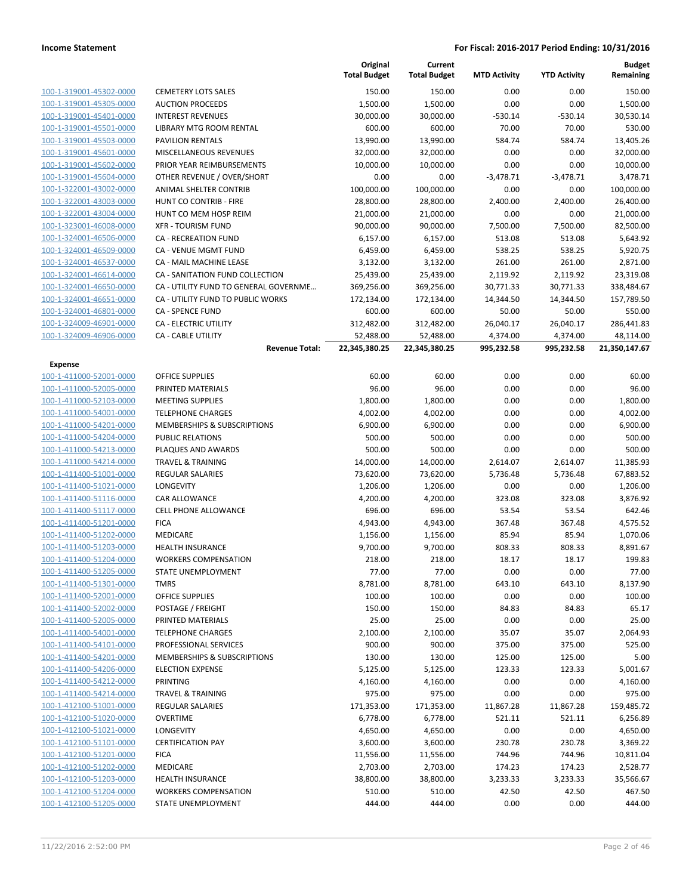| | | Original Total Budget | Current Total Budget | MTD Activity | YTD Activity | Budget Remaining |
|---|---|---|---|---|---|---|
| 100-1-319001-45302-0000 | CEMETERY LOTS SALES | 150.00 | 150.00 | 0.00 | 0.00 | 150.00 |
| 100-1-319001-45305-0000 | AUCTION PROCEEDS | 1,500.00 | 1,500.00 | 0.00 | 0.00 | 1,500.00 |
| 100-1-319001-45401-0000 | INTEREST REVENUES | 30,000.00 | 30,000.00 | -530.14 | -530.14 | 30,530.14 |
| 100-1-319001-45501-0000 | LIBRARY MTG ROOM RENTAL | 600.00 | 600.00 | 70.00 | 70.00 | 530.00 |
| 100-1-319001-45503-0000 | PAVILION RENTALS | 13,990.00 | 13,990.00 | 584.74 | 584.74 | 13,405.26 |
| 100-1-319001-45601-0000 | MISCELLANEOUS REVENUES | 32,000.00 | 32,000.00 | 0.00 | 0.00 | 32,000.00 |
| 100-1-319001-45602-0000 | PRIOR YEAR REIMBURSEMENTS | 10,000.00 | 10,000.00 | 0.00 | 0.00 | 10,000.00 |
| 100-1-319001-45604-0000 | OTHER REVENUE / OVER/SHORT | 0.00 | 0.00 | -3,478.71 | -3,478.71 | 3,478.71 |
| 100-1-322001-43002-0000 | ANIMAL SHELTER CONTRIB | 100,000.00 | 100,000.00 | 0.00 | 0.00 | 100,000.00 |
| 100-1-322001-43003-0000 | HUNT CO CONTRIB - FIRE | 28,800.00 | 28,800.00 | 2,400.00 | 2,400.00 | 26,400.00 |
| 100-1-322001-43004-0000 | HUNT CO MEM HOSP REIM | 21,000.00 | 21,000.00 | 0.00 | 0.00 | 21,000.00 |
| 100-1-323001-46008-0000 | XFR - TOURISM FUND | 90,000.00 | 90,000.00 | 7,500.00 | 7,500.00 | 82,500.00 |
| 100-1-324001-46506-0000 | CA - RECREATION FUND | 6,157.00 | 6,157.00 | 513.08 | 513.08 | 5,643.92 |
| 100-1-324001-46509-0000 | CA - VENUE MGMT FUND | 6,459.00 | 6,459.00 | 538.25 | 538.25 | 5,920.75 |
| 100-1-324001-46537-0000 | CA - MAIL MACHINE LEASE | 3,132.00 | 3,132.00 | 261.00 | 261.00 | 2,871.00 |
| 100-1-324001-46614-0000 | CA - SANITATION FUND COLLECTION | 25,439.00 | 25,439.00 | 2,119.92 | 2,119.92 | 23,319.08 |
| 100-1-324001-46650-0000 | CA - UTILITY FUND TO GENERAL GOVERNME… | 369,256.00 | 369,256.00 | 30,771.33 | 30,771.33 | 338,484.67 |
| 100-1-324001-46651-0000 | CA - UTILITY FUND TO PUBLIC WORKS | 172,134.00 | 172,134.00 | 14,344.50 | 14,344.50 | 157,789.50 |
| 100-1-324001-46801-0000 | CA - SPENCE FUND | 600.00 | 600.00 | 50.00 | 50.00 | 550.00 |
| 100-1-324009-46901-0000 | CA - ELECTRIC UTILITY | 312,482.00 | 312,482.00 | 26,040.17 | 26,040.17 | 286,441.83 |
| 100-1-324009-46906-0000 | CA - CABLE UTILITY | 52,488.00 | 52,488.00 | 4,374.00 | 4,374.00 | 48,114.00 |
| | **Revenue Total:** | **22,345,380.25** | **22,345,380.25** | **995,232.58** | **995,232.58** | **21,350,147.67** |
| **Expense** | | | | | | |
| 100-1-411000-52001-0000 | OFFICE SUPPLIES | 60.00 | 60.00 | 0.00 | 0.00 | 60.00 |
| 100-1-411000-52005-0000 | PRINTED MATERIALS | 96.00 | 96.00 | 0.00 | 0.00 | 96.00 |
| 100-1-411000-52103-0000 | MEETING SUPPLIES | 1,800.00 | 1,800.00 | 0.00 | 0.00 | 1,800.00 |
| 100-1-411000-54001-0000 | TELEPHONE CHARGES | 4,002.00 | 4,002.00 | 0.00 | 0.00 | 4,002.00 |
| 100-1-411000-54201-0000 | MEMBERSHIPS & SUBSCRIPTIONS | 6,900.00 | 6,900.00 | 0.00 | 0.00 | 6,900.00 |
| 100-1-411000-54204-0000 | PUBLIC RELATIONS | 500.00 | 500.00 | 0.00 | 0.00 | 500.00 |
| 100-1-411000-54213-0000 | PLAQUES AND AWARDS | 500.00 | 500.00 | 0.00 | 0.00 | 500.00 |
| 100-1-411000-54214-0000 | TRAVEL & TRAINING | 14,000.00 | 14,000.00 | 2,614.07 | 2,614.07 | 11,385.93 |
| 100-1-411400-51001-0000 | REGULAR SALARIES | 73,620.00 | 73,620.00 | 5,736.48 | 5,736.48 | 67,883.52 |
| 100-1-411400-51021-0000 | LONGEVITY | 1,206.00 | 1,206.00 | 0.00 | 0.00 | 1,206.00 |
| 100-1-411400-51116-0000 | CAR ALLOWANCE | 4,200.00 | 4,200.00 | 323.08 | 323.08 | 3,876.92 |
| 100-1-411400-51117-0000 | CELL PHONE ALLOWANCE | 696.00 | 696.00 | 53.54 | 53.54 | 642.46 |
| 100-1-411400-51201-0000 | FICA | 4,943.00 | 4,943.00 | 367.48 | 367.48 | 4,575.52 |
| 100-1-411400-51202-0000 | MEDICARE | 1,156.00 | 1,156.00 | 85.94 | 85.94 | 1,070.06 |
| 100-1-411400-51203-0000 | HEALTH INSURANCE | 9,700.00 | 9,700.00 | 808.33 | 808.33 | 8,891.67 |
| 100-1-411400-51204-0000 | WORKERS COMPENSATION | 218.00 | 218.00 | 18.17 | 18.17 | 199.83 |
| 100-1-411400-51205-0000 | STATE UNEMPLOYMENT | 77.00 | 77.00 | 0.00 | 0.00 | 77.00 |
| 100-1-411400-51301-0000 | TMRS | 8,781.00 | 8,781.00 | 643.10 | 643.10 | 8,137.90 |
| 100-1-411400-52001-0000 | OFFICE SUPPLIES | 100.00 | 100.00 | 0.00 | 0.00 | 100.00 |
| 100-1-411400-52002-0000 | POSTAGE / FREIGHT | 150.00 | 150.00 | 84.83 | 84.83 | 65.17 |
| 100-1-411400-52005-0000 | PRINTED MATERIALS | 25.00 | 25.00 | 0.00 | 0.00 | 25.00 |
| 100-1-411400-54001-0000 | TELEPHONE CHARGES | 2,100.00 | 2,100.00 | 35.07 | 35.07 | 2,064.93 |
| 100-1-411400-54101-0000 | PROFESSIONAL SERVICES | 900.00 | 900.00 | 375.00 | 375.00 | 525.00 |
| 100-1-411400-54201-0000 | MEMBERSHIPS & SUBSCRIPTIONS | 130.00 | 130.00 | 125.00 | 125.00 | 5.00 |
| 100-1-411400-54206-0000 | ELECTION EXPENSE | 5,125.00 | 5,125.00 | 123.33 | 123.33 | 5,001.67 |
| 100-1-411400-54212-0000 | PRINTING | 4,160.00 | 4,160.00 | 0.00 | 0.00 | 4,160.00 |
| 100-1-411400-54214-0000 | TRAVEL & TRAINING | 975.00 | 975.00 | 0.00 | 0.00 | 975.00 |
| 100-1-412100-51001-0000 | REGULAR SALARIES | 171,353.00 | 171,353.00 | 11,867.28 | 11,867.28 | 159,485.72 |
| 100-1-412100-51020-0000 | OVERTIME | 6,778.00 | 6,778.00 | 521.11 | 521.11 | 6,256.89 |
| 100-1-412100-51021-0000 | LONGEVITY | 4,650.00 | 4,650.00 | 0.00 | 0.00 | 4,650.00 |
| 100-1-412100-51101-0000 | CERTIFICATION PAY | 3,600.00 | 3,600.00 | 230.78 | 230.78 | 3,369.22 |
| 100-1-412100-51201-0000 | FICA | 11,556.00 | 11,556.00 | 744.96 | 744.96 | 10,811.04 |
| 100-1-412100-51202-0000 | MEDICARE | 2,703.00 | 2,703.00 | 174.23 | 174.23 | 2,528.77 |
| 100-1-412100-51203-0000 | HEALTH INSURANCE | 38,800.00 | 38,800.00 | 3,233.33 | 3,233.33 | 35,566.67 |
| 100-1-412100-51204-0000 | WORKERS COMPENSATION | 510.00 | 510.00 | 42.50 | 42.50 | 467.50 |
| 100-1-412100-51205-0000 | STATE UNEMPLOYMENT | 444.00 | 444.00 | 0.00 | 0.00 | 444.00 |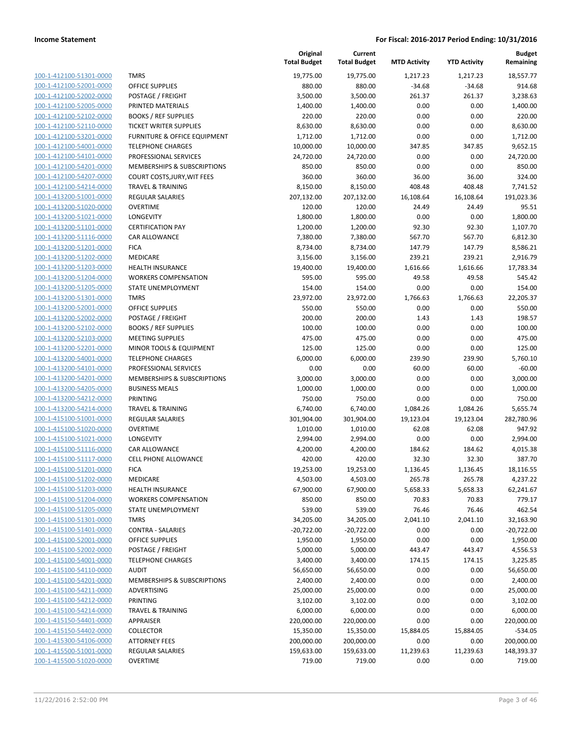**Income Statement** — For Fiscal: 2016-2017 Period Ending: 10/31/2016

| | | Original Total Budget | Current Total Budget | MTD Activity | YTD Activity | Budget Remaining |
|---|---|---|---|---|---|---|
| 100-1-412100-51301-0000 | TMRS | 19,775.00 | 19,775.00 | 1,217.23 | 1,217.23 | 18,557.77 |
| 100-1-412100-52001-0000 | OFFICE SUPPLIES | 880.00 | 880.00 | -34.68 | -34.68 | 914.68 |
| 100-1-412100-52002-0000 | POSTAGE / FREIGHT | 3,500.00 | 3,500.00 | 261.37 | 261.37 | 3,238.63 |
| 100-1-412100-52005-0000 | PRINTED MATERIALS | 1,400.00 | 1,400.00 | 0.00 | 0.00 | 1,400.00 |
| 100-1-412100-52102-0000 | BOOKS / REF SUPPLIES | 220.00 | 220.00 | 0.00 | 0.00 | 220.00 |
| 100-1-412100-52110-0000 | TICKET WRITER SUPPLIES | 8,630.00 | 8,630.00 | 0.00 | 0.00 | 8,630.00 |
| 100-1-412100-53201-0000 | FURNITURE & OFFICE EQUIPMENT | 1,712.00 | 1,712.00 | 0.00 | 0.00 | 1,712.00 |
| 100-1-412100-54001-0000 | TELEPHONE CHARGES | 10,000.00 | 10,000.00 | 347.85 | 347.85 | 9,652.15 |
| 100-1-412100-54101-0000 | PROFESSIONAL SERVICES | 24,720.00 | 24,720.00 | 0.00 | 0.00 | 24,720.00 |
| 100-1-412100-54201-0000 | MEMBERSHIPS & SUBSCRIPTIONS | 850.00 | 850.00 | 0.00 | 0.00 | 850.00 |
| 100-1-412100-54207-0000 | COURT COSTS,JURY,WIT FEES | 360.00 | 360.00 | 36.00 | 36.00 | 324.00 |
| 100-1-412100-54214-0000 | TRAVEL & TRAINING | 8,150.00 | 8,150.00 | 408.48 | 408.48 | 7,741.52 |
| 100-1-413200-51001-0000 | REGULAR SALARIES | 207,132.00 | 207,132.00 | 16,108.64 | 16,108.64 | 191,023.36 |
| 100-1-413200-51020-0000 | OVERTIME | 120.00 | 120.00 | 24.49 | 24.49 | 95.51 |
| 100-1-413200-51021-0000 | LONGEVITY | 1,800.00 | 1,800.00 | 0.00 | 0.00 | 1,800.00 |
| 100-1-413200-51101-0000 | CERTIFICATION PAY | 1,200.00 | 1,200.00 | 92.30 | 92.30 | 1,107.70 |
| 100-1-413200-51116-0000 | CAR ALLOWANCE | 7,380.00 | 7,380.00 | 567.70 | 567.70 | 6,812.30 |
| 100-1-413200-51201-0000 | FICA | 8,734.00 | 8,734.00 | 147.79 | 147.79 | 8,586.21 |
| 100-1-413200-51202-0000 | MEDICARE | 3,156.00 | 3,156.00 | 239.21 | 239.21 | 2,916.79 |
| 100-1-413200-51203-0000 | HEALTH INSURANCE | 19,400.00 | 19,400.00 | 1,616.66 | 1,616.66 | 17,783.34 |
| 100-1-413200-51204-0000 | WORKERS COMPENSATION | 595.00 | 595.00 | 49.58 | 49.58 | 545.42 |
| 100-1-413200-51205-0000 | STATE UNEMPLOYMENT | 154.00 | 154.00 | 0.00 | 0.00 | 154.00 |
| 100-1-413200-51301-0000 | TMRS | 23,972.00 | 23,972.00 | 1,766.63 | 1,766.63 | 22,205.37 |
| 100-1-413200-52001-0000 | OFFICE SUPPLIES | 550.00 | 550.00 | 0.00 | 0.00 | 550.00 |
| 100-1-413200-52002-0000 | POSTAGE / FREIGHT | 200.00 | 200.00 | 1.43 | 1.43 | 198.57 |
| 100-1-413200-52102-0000 | BOOKS / REF SUPPLIES | 100.00 | 100.00 | 0.00 | 0.00 | 100.00 |
| 100-1-413200-52103-0000 | MEETING SUPPLIES | 475.00 | 475.00 | 0.00 | 0.00 | 475.00 |
| 100-1-413200-52201-0000 | MINOR TOOLS & EQUIPMENT | 125.00 | 125.00 | 0.00 | 0.00 | 125.00 |
| 100-1-413200-54001-0000 | TELEPHONE CHARGES | 6,000.00 | 6,000.00 | 239.90 | 239.90 | 5,760.10 |
| 100-1-413200-54101-0000 | PROFESSIONAL SERVICES | 0.00 | 0.00 | 60.00 | 60.00 | -60.00 |
| 100-1-413200-54201-0000 | MEMBERSHIPS & SUBSCRIPTIONS | 3,000.00 | 3,000.00 | 0.00 | 0.00 | 3,000.00 |
| 100-1-413200-54205-0000 | BUSINESS MEALS | 1,000.00 | 1,000.00 | 0.00 | 0.00 | 1,000.00 |
| 100-1-413200-54212-0000 | PRINTING | 750.00 | 750.00 | 0.00 | 0.00 | 750.00 |
| 100-1-413200-54214-0000 | TRAVEL & TRAINING | 6,740.00 | 6,740.00 | 1,084.26 | 1,084.26 | 5,655.74 |
| 100-1-415100-51001-0000 | REGULAR SALARIES | 301,904.00 | 301,904.00 | 19,123.04 | 19,123.04 | 282,780.96 |
| 100-1-415100-51020-0000 | OVERTIME | 1,010.00 | 1,010.00 | 62.08 | 62.08 | 947.92 |
| 100-1-415100-51021-0000 | LONGEVITY | 2,994.00 | 2,994.00 | 0.00 | 0.00 | 2,994.00 |
| 100-1-415100-51116-0000 | CAR ALLOWANCE | 4,200.00 | 4,200.00 | 184.62 | 184.62 | 4,015.38 |
| 100-1-415100-51117-0000 | CELL PHONE ALLOWANCE | 420.00 | 420.00 | 32.30 | 32.30 | 387.70 |
| 100-1-415100-51201-0000 | FICA | 19,253.00 | 19,253.00 | 1,136.45 | 1,136.45 | 18,116.55 |
| 100-1-415100-51202-0000 | MEDICARE | 4,503.00 | 4,503.00 | 265.78 | 265.78 | 4,237.22 |
| 100-1-415100-51203-0000 | HEALTH INSURANCE | 67,900.00 | 67,900.00 | 5,658.33 | 5,658.33 | 62,241.67 |
| 100-1-415100-51204-0000 | WORKERS COMPENSATION | 850.00 | 850.00 | 70.83 | 70.83 | 779.17 |
| 100-1-415100-51205-0000 | STATE UNEMPLOYMENT | 539.00 | 539.00 | 76.46 | 76.46 | 462.54 |
| 100-1-415100-51301-0000 | TMRS | 34,205.00 | 34,205.00 | 2,041.10 | 2,041.10 | 32,163.90 |
| 100-1-415100-51401-0000 | CONTRA - SALARIES | -20,722.00 | -20,722.00 | 0.00 | 0.00 | -20,722.00 |
| 100-1-415100-52001-0000 | OFFICE SUPPLIES | 1,950.00 | 1,950.00 | 0.00 | 0.00 | 1,950.00 |
| 100-1-415100-52002-0000 | POSTAGE / FREIGHT | 5,000.00 | 5,000.00 | 443.47 | 443.47 | 4,556.53 |
| 100-1-415100-54001-0000 | TELEPHONE CHARGES | 3,400.00 | 3,400.00 | 174.15 | 174.15 | 3,225.85 |
| 100-1-415100-54110-0000 | AUDIT | 56,650.00 | 56,650.00 | 0.00 | 0.00 | 56,650.00 |
| 100-1-415100-54201-0000 | MEMBERSHIPS & SUBSCRIPTIONS | 2,400.00 | 2,400.00 | 0.00 | 0.00 | 2,400.00 |
| 100-1-415100-54211-0000 | ADVERTISING | 25,000.00 | 25,000.00 | 0.00 | 0.00 | 25,000.00 |
| 100-1-415100-54212-0000 | PRINTING | 3,102.00 | 3,102.00 | 0.00 | 0.00 | 3,102.00 |
| 100-1-415100-54214-0000 | TRAVEL & TRAINING | 6,000.00 | 6,000.00 | 0.00 | 0.00 | 6,000.00 |
| 100-1-415150-54401-0000 | APPRAISER | 220,000.00 | 220,000.00 | 0.00 | 0.00 | 220,000.00 |
| 100-1-415150-54402-0000 | COLLECTOR | 15,350.00 | 15,350.00 | 15,884.05 | 15,884.05 | -534.05 |
| 100-1-415300-54106-0000 | ATTORNEY FEES | 200,000.00 | 200,000.00 | 0.00 | 0.00 | 200,000.00 |
| 100-1-415500-51001-0000 | REGULAR SALARIES | 159,633.00 | 159,633.00 | 11,239.63 | 11,239.63 | 148,393.37 |
| 100-1-415500-51020-0000 | OVERTIME | 719.00 | 719.00 | 0.00 | 0.00 | 719.00 |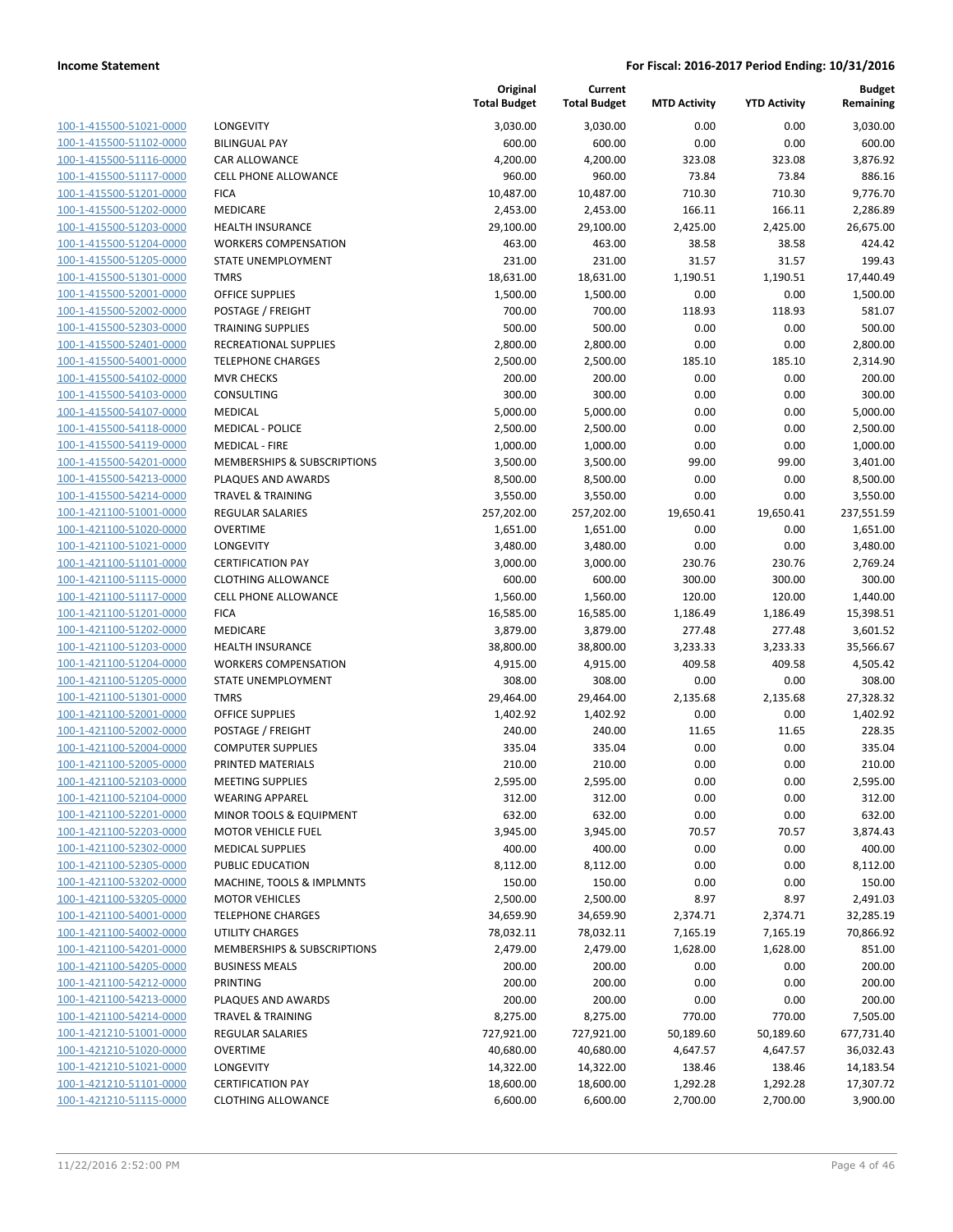**Income Statement** **For Fiscal: 2016-2017 Period Ending: 10/31/2016**

| | | Original Total Budget | Current Total Budget | MTD Activity | YTD Activity | Budget Remaining |
|---|---|---|---|---|---|---|
| 100-1-415500-51021-0000 | LONGEVITY | 3,030.00 | 3,030.00 | 0.00 | 0.00 | 3,030.00 |
| 100-1-415500-51102-0000 | BILINGUAL PAY | 600.00 | 600.00 | 0.00 | 0.00 | 600.00 |
| 100-1-415500-51116-0000 | CAR ALLOWANCE | 4,200.00 | 4,200.00 | 323.08 | 323.08 | 3,876.92 |
| 100-1-415500-51117-0000 | CELL PHONE ALLOWANCE | 960.00 | 960.00 | 73.84 | 73.84 | 886.16 |
| 100-1-415500-51201-0000 | FICA | 10,487.00 | 10,487.00 | 710.30 | 710.30 | 9,776.70 |
| 100-1-415500-51202-0000 | MEDICARE | 2,453.00 | 2,453.00 | 166.11 | 166.11 | 2,286.89 |
| 100-1-415500-51203-0000 | HEALTH INSURANCE | 29,100.00 | 29,100.00 | 2,425.00 | 2,425.00 | 26,675.00 |
| 100-1-415500-51204-0000 | WORKERS COMPENSATION | 463.00 | 463.00 | 38.58 | 38.58 | 424.42 |
| 100-1-415500-51205-0000 | STATE UNEMPLOYMENT | 231.00 | 231.00 | 31.57 | 31.57 | 199.43 |
| 100-1-415500-51301-0000 | TMRS | 18,631.00 | 18,631.00 | 1,190.51 | 1,190.51 | 17,440.49 |
| 100-1-415500-52001-0000 | OFFICE SUPPLIES | 1,500.00 | 1,500.00 | 0.00 | 0.00 | 1,500.00 |
| 100-1-415500-52002-0000 | POSTAGE / FREIGHT | 700.00 | 700.00 | 118.93 | 118.93 | 581.07 |
| 100-1-415500-52303-0000 | TRAINING SUPPLIES | 500.00 | 500.00 | 0.00 | 0.00 | 500.00 |
| 100-1-415500-52401-0000 | RECREATIONAL SUPPLIES | 2,800.00 | 2,800.00 | 0.00 | 0.00 | 2,800.00 |
| 100-1-415500-54001-0000 | TELEPHONE CHARGES | 2,500.00 | 2,500.00 | 185.10 | 185.10 | 2,314.90 |
| 100-1-415500-54102-0000 | MVR CHECKS | 200.00 | 200.00 | 0.00 | 0.00 | 200.00 |
| 100-1-415500-54103-0000 | CONSULTING | 300.00 | 300.00 | 0.00 | 0.00 | 300.00 |
| 100-1-415500-54107-0000 | MEDICAL | 5,000.00 | 5,000.00 | 0.00 | 0.00 | 5,000.00 |
| 100-1-415500-54118-0000 | MEDICAL - POLICE | 2,500.00 | 2,500.00 | 0.00 | 0.00 | 2,500.00 |
| 100-1-415500-54119-0000 | MEDICAL - FIRE | 1,000.00 | 1,000.00 | 0.00 | 0.00 | 1,000.00 |
| 100-1-415500-54201-0000 | MEMBERSHIPS & SUBSCRIPTIONS | 3,500.00 | 3,500.00 | 99.00 | 99.00 | 3,401.00 |
| 100-1-415500-54213-0000 | PLAQUES AND AWARDS | 8,500.00 | 8,500.00 | 0.00 | 0.00 | 8,500.00 |
| 100-1-415500-54214-0000 | TRAVEL & TRAINING | 3,550.00 | 3,550.00 | 0.00 | 0.00 | 3,550.00 |
| 100-1-421100-51001-0000 | REGULAR SALARIES | 257,202.00 | 257,202.00 | 19,650.41 | 19,650.41 | 237,551.59 |
| 100-1-421100-51020-0000 | OVERTIME | 1,651.00 | 1,651.00 | 0.00 | 0.00 | 1,651.00 |
| 100-1-421100-51021-0000 | LONGEVITY | 3,480.00 | 3,480.00 | 0.00 | 0.00 | 3,480.00 |
| 100-1-421100-51101-0000 | CERTIFICATION PAY | 3,000.00 | 3,000.00 | 230.76 | 230.76 | 2,769.24 |
| 100-1-421100-51115-0000 | CLOTHING ALLOWANCE | 600.00 | 600.00 | 300.00 | 300.00 | 300.00 |
| 100-1-421100-51117-0000 | CELL PHONE ALLOWANCE | 1,560.00 | 1,560.00 | 120.00 | 120.00 | 1,440.00 |
| 100-1-421100-51201-0000 | FICA | 16,585.00 | 16,585.00 | 1,186.49 | 1,186.49 | 15,398.51 |
| 100-1-421100-51202-0000 | MEDICARE | 3,879.00 | 3,879.00 | 277.48 | 277.48 | 3,601.52 |
| 100-1-421100-51203-0000 | HEALTH INSURANCE | 38,800.00 | 38,800.00 | 3,233.33 | 3,233.33 | 35,566.67 |
| 100-1-421100-51204-0000 | WORKERS COMPENSATION | 4,915.00 | 4,915.00 | 409.58 | 409.58 | 4,505.42 |
| 100-1-421100-51205-0000 | STATE UNEMPLOYMENT | 308.00 | 308.00 | 0.00 | 0.00 | 308.00 |
| 100-1-421100-51301-0000 | TMRS | 29,464.00 | 29,464.00 | 2,135.68 | 2,135.68 | 27,328.32 |
| 100-1-421100-52001-0000 | OFFICE SUPPLIES | 1,402.92 | 1,402.92 | 0.00 | 0.00 | 1,402.92 |
| 100-1-421100-52002-0000 | POSTAGE / FREIGHT | 240.00 | 240.00 | 11.65 | 11.65 | 228.35 |
| 100-1-421100-52004-0000 | COMPUTER SUPPLIES | 335.04 | 335.04 | 0.00 | 0.00 | 335.04 |
| 100-1-421100-52005-0000 | PRINTED MATERIALS | 210.00 | 210.00 | 0.00 | 0.00 | 210.00 |
| 100-1-421100-52103-0000 | MEETING SUPPLIES | 2,595.00 | 2,595.00 | 0.00 | 0.00 | 2,595.00 |
| 100-1-421100-52104-0000 | WEARING APPAREL | 312.00 | 312.00 | 0.00 | 0.00 | 312.00 |
| 100-1-421100-52201-0000 | MINOR TOOLS & EQUIPMENT | 632.00 | 632.00 | 0.00 | 0.00 | 632.00 |
| 100-1-421100-52203-0000 | MOTOR VEHICLE FUEL | 3,945.00 | 3,945.00 | 70.57 | 70.57 | 3,874.43 |
| 100-1-421100-52302-0000 | MEDICAL SUPPLIES | 400.00 | 400.00 | 0.00 | 0.00 | 400.00 |
| 100-1-421100-52305-0000 | PUBLIC EDUCATION | 8,112.00 | 8,112.00 | 0.00 | 0.00 | 8,112.00 |
| 100-1-421100-53202-0000 | MACHINE, TOOLS & IMPLMNTS | 150.00 | 150.00 | 0.00 | 0.00 | 150.00 |
| 100-1-421100-53205-0000 | MOTOR VEHICLES | 2,500.00 | 2,500.00 | 8.97 | 8.97 | 2,491.03 |
| 100-1-421100-54001-0000 | TELEPHONE CHARGES | 34,659.90 | 34,659.90 | 2,374.71 | 2,374.71 | 32,285.19 |
| 100-1-421100-54002-0000 | UTILITY CHARGES | 78,032.11 | 78,032.11 | 7,165.19 | 7,165.19 | 70,866.92 |
| 100-1-421100-54201-0000 | MEMBERSHIPS & SUBSCRIPTIONS | 2,479.00 | 2,479.00 | 1,628.00 | 1,628.00 | 851.00 |
| 100-1-421100-54205-0000 | BUSINESS MEALS | 200.00 | 200.00 | 0.00 | 0.00 | 200.00 |
| 100-1-421100-54212-0000 | PRINTING | 200.00 | 200.00 | 0.00 | 0.00 | 200.00 |
| 100-1-421100-54213-0000 | PLAQUES AND AWARDS | 200.00 | 200.00 | 0.00 | 0.00 | 200.00 |
| 100-1-421100-54214-0000 | TRAVEL & TRAINING | 8,275.00 | 8,275.00 | 770.00 | 770.00 | 7,505.00 |
| 100-1-421210-51001-0000 | REGULAR SALARIES | 727,921.00 | 727,921.00 | 50,189.60 | 50,189.60 | 677,731.40 |
| 100-1-421210-51020-0000 | OVERTIME | 40,680.00 | 40,680.00 | 4,647.57 | 4,647.57 | 36,032.43 |
| 100-1-421210-51021-0000 | LONGEVITY | 14,322.00 | 14,322.00 | 138.46 | 138.46 | 14,183.54 |
| 100-1-421210-51101-0000 | CERTIFICATION PAY | 18,600.00 | 18,600.00 | 1,292.28 | 1,292.28 | 17,307.72 |
| 100-1-421210-51115-0000 | CLOTHING ALLOWANCE | 6,600.00 | 6,600.00 | 2,700.00 | 2,700.00 | 3,900.00 |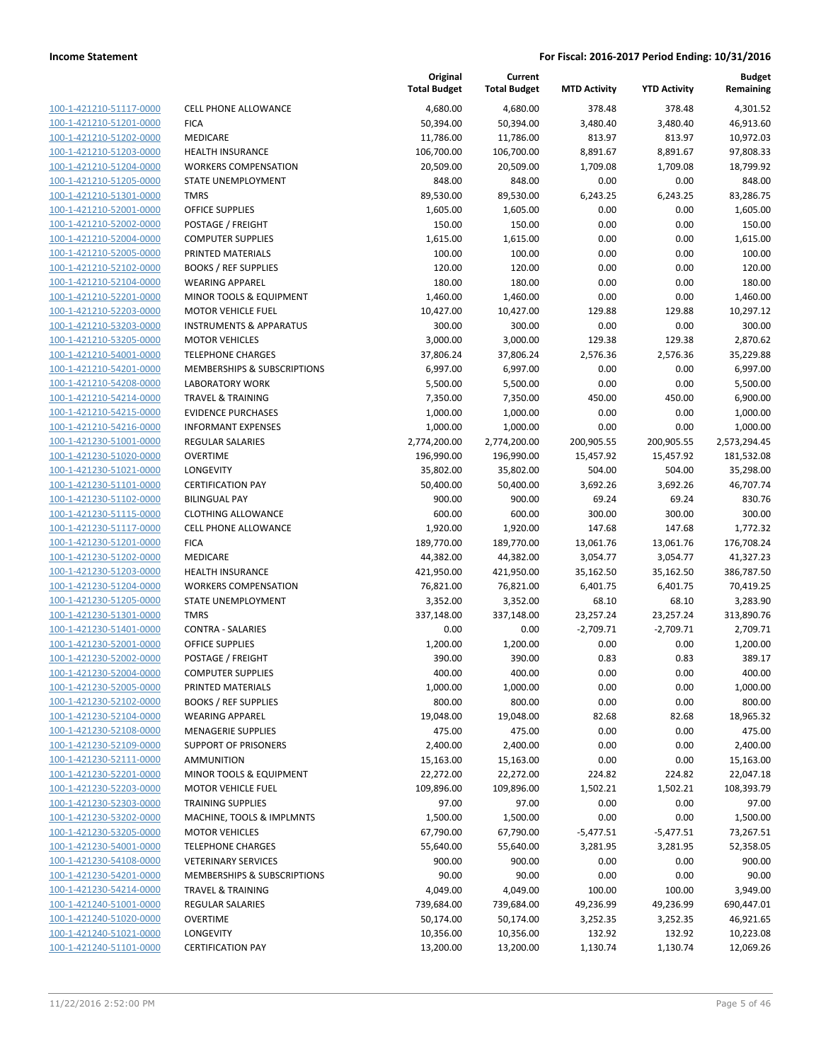**Income Statement** — **For Fiscal: 2016-2017 Period Ending: 10/31/2016**

| | | Original Total Budget | Current Total Budget | MTD Activity | YTD Activity | Budget Remaining |
|---|---|---|---|---|---|---|
| 100-1-421210-51117-0000 | CELL PHONE ALLOWANCE | 4,680.00 | 4,680.00 | 378.48 | 378.48 | 4,301.52 |
| 100-1-421210-51201-0000 | FICA | 50,394.00 | 50,394.00 | 3,480.40 | 3,480.40 | 46,913.60 |
| 100-1-421210-51202-0000 | MEDICARE | 11,786.00 | 11,786.00 | 813.97 | 813.97 | 10,972.03 |
| 100-1-421210-51203-0000 | HEALTH INSURANCE | 106,700.00 | 106,700.00 | 8,891.67 | 8,891.67 | 97,808.33 |
| 100-1-421210-51204-0000 | WORKERS COMPENSATION | 20,509.00 | 20,509.00 | 1,709.08 | 1,709.08 | 18,799.92 |
| 100-1-421210-51205-0000 | STATE UNEMPLOYMENT | 848.00 | 848.00 | 0.00 | 0.00 | 848.00 |
| 100-1-421210-51301-0000 | TMRS | 89,530.00 | 89,530.00 | 6,243.25 | 6,243.25 | 83,286.75 |
| 100-1-421210-52001-0000 | OFFICE SUPPLIES | 1,605.00 | 1,605.00 | 0.00 | 0.00 | 1,605.00 |
| 100-1-421210-52002-0000 | POSTAGE / FREIGHT | 150.00 | 150.00 | 0.00 | 0.00 | 150.00 |
| 100-1-421210-52004-0000 | COMPUTER SUPPLIES | 1,615.00 | 1,615.00 | 0.00 | 0.00 | 1,615.00 |
| 100-1-421210-52005-0000 | PRINTED MATERIALS | 100.00 | 100.00 | 0.00 | 0.00 | 100.00 |
| 100-1-421210-52102-0000 | BOOKS / REF SUPPLIES | 120.00 | 120.00 | 0.00 | 0.00 | 120.00 |
| 100-1-421210-52104-0000 | WEARING APPAREL | 180.00 | 180.00 | 0.00 | 0.00 | 180.00 |
| 100-1-421210-52201-0000 | MINOR TOOLS & EQUIPMENT | 1,460.00 | 1,460.00 | 0.00 | 0.00 | 1,460.00 |
| 100-1-421210-52203-0000 | MOTOR VEHICLE FUEL | 10,427.00 | 10,427.00 | 129.88 | 129.88 | 10,297.12 |
| 100-1-421210-53203-0000 | INSTRUMENTS & APPARATUS | 300.00 | 300.00 | 0.00 | 0.00 | 300.00 |
| 100-1-421210-53205-0000 | MOTOR VEHICLES | 3,000.00 | 3,000.00 | 129.38 | 129.38 | 2,870.62 |
| 100-1-421210-54001-0000 | TELEPHONE CHARGES | 37,806.24 | 37,806.24 | 2,576.36 | 2,576.36 | 35,229.88 |
| 100-1-421210-54201-0000 | MEMBERSHIPS & SUBSCRIPTIONS | 6,997.00 | 6,997.00 | 0.00 | 0.00 | 6,997.00 |
| 100-1-421210-54208-0000 | LABORATORY WORK | 5,500.00 | 5,500.00 | 0.00 | 0.00 | 5,500.00 |
| 100-1-421210-54214-0000 | TRAVEL & TRAINING | 7,350.00 | 7,350.00 | 450.00 | 450.00 | 6,900.00 |
| 100-1-421210-54215-0000 | EVIDENCE PURCHASES | 1,000.00 | 1,000.00 | 0.00 | 0.00 | 1,000.00 |
| 100-1-421210-54216-0000 | INFORMANT EXPENSES | 1,000.00 | 1,000.00 | 0.00 | 0.00 | 1,000.00 |
| 100-1-421230-51001-0000 | REGULAR SALARIES | 2,774,200.00 | 2,774,200.00 | 200,905.55 | 200,905.55 | 2,573,294.45 |
| 100-1-421230-51020-0000 | OVERTIME | 196,990.00 | 196,990.00 | 15,457.92 | 15,457.92 | 181,532.08 |
| 100-1-421230-51021-0000 | LONGEVITY | 35,802.00 | 35,802.00 | 504.00 | 504.00 | 35,298.00 |
| 100-1-421230-51101-0000 | CERTIFICATION PAY | 50,400.00 | 50,400.00 | 3,692.26 | 3,692.26 | 46,707.74 |
| 100-1-421230-51102-0000 | BILINGUAL PAY | 900.00 | 900.00 | 69.24 | 69.24 | 830.76 |
| 100-1-421230-51115-0000 | CLOTHING ALLOWANCE | 600.00 | 600.00 | 300.00 | 300.00 | 300.00 |
| 100-1-421230-51117-0000 | CELL PHONE ALLOWANCE | 1,920.00 | 1,920.00 | 147.68 | 147.68 | 1,772.32 |
| 100-1-421230-51201-0000 | FICA | 189,770.00 | 189,770.00 | 13,061.76 | 13,061.76 | 176,708.24 |
| 100-1-421230-51202-0000 | MEDICARE | 44,382.00 | 44,382.00 | 3,054.77 | 3,054.77 | 41,327.23 |
| 100-1-421230-51203-0000 | HEALTH INSURANCE | 421,950.00 | 421,950.00 | 35,162.50 | 35,162.50 | 386,787.50 |
| 100-1-421230-51204-0000 | WORKERS COMPENSATION | 76,821.00 | 76,821.00 | 6,401.75 | 6,401.75 | 70,419.25 |
| 100-1-421230-51205-0000 | STATE UNEMPLOYMENT | 3,352.00 | 3,352.00 | 68.10 | 68.10 | 3,283.90 |
| 100-1-421230-51301-0000 | TMRS | 337,148.00 | 337,148.00 | 23,257.24 | 23,257.24 | 313,890.76 |
| 100-1-421230-51401-0000 | CONTRA - SALARIES | 0.00 | 0.00 | -2,709.71 | -2,709.71 | 2,709.71 |
| 100-1-421230-52001-0000 | OFFICE SUPPLIES | 1,200.00 | 1,200.00 | 0.00 | 0.00 | 1,200.00 |
| 100-1-421230-52002-0000 | POSTAGE / FREIGHT | 390.00 | 390.00 | 0.83 | 0.83 | 389.17 |
| 100-1-421230-52004-0000 | COMPUTER SUPPLIES | 400.00 | 400.00 | 0.00 | 0.00 | 400.00 |
| 100-1-421230-52005-0000 | PRINTED MATERIALS | 1,000.00 | 1,000.00 | 0.00 | 0.00 | 1,000.00 |
| 100-1-421230-52102-0000 | BOOKS / REF SUPPLIES | 800.00 | 800.00 | 0.00 | 0.00 | 800.00 |
| 100-1-421230-52104-0000 | WEARING APPAREL | 19,048.00 | 19,048.00 | 82.68 | 82.68 | 18,965.32 |
| 100-1-421230-52108-0000 | MENAGERIE SUPPLIES | 475.00 | 475.00 | 0.00 | 0.00 | 475.00 |
| 100-1-421230-52109-0000 | SUPPORT OF PRISONERS | 2,400.00 | 2,400.00 | 0.00 | 0.00 | 2,400.00 |
| 100-1-421230-52111-0000 | AMMUNITION | 15,163.00 | 15,163.00 | 0.00 | 0.00 | 15,163.00 |
| 100-1-421230-52201-0000 | MINOR TOOLS & EQUIPMENT | 22,272.00 | 22,272.00 | 224.82 | 224.82 | 22,047.18 |
| 100-1-421230-52203-0000 | MOTOR VEHICLE FUEL | 109,896.00 | 109,896.00 | 1,502.21 | 1,502.21 | 108,393.79 |
| 100-1-421230-52303-0000 | TRAINING SUPPLIES | 97.00 | 97.00 | 0.00 | 0.00 | 97.00 |
| 100-1-421230-53202-0000 | MACHINE, TOOLS & IMPLMNTS | 1,500.00 | 1,500.00 | 0.00 | 0.00 | 1,500.00 |
| 100-1-421230-53205-0000 | MOTOR VEHICLES | 67,790.00 | 67,790.00 | -5,477.51 | -5,477.51 | 73,267.51 |
| 100-1-421230-54001-0000 | TELEPHONE CHARGES | 55,640.00 | 55,640.00 | 3,281.95 | 3,281.95 | 52,358.05 |
| 100-1-421230-54108-0000 | VETERINARY SERVICES | 900.00 | 900.00 | 0.00 | 0.00 | 900.00 |
| 100-1-421230-54201-0000 | MEMBERSHIPS & SUBSCRIPTIONS | 90.00 | 90.00 | 0.00 | 0.00 | 90.00 |
| 100-1-421230-54214-0000 | TRAVEL & TRAINING | 4,049.00 | 4,049.00 | 100.00 | 100.00 | 3,949.00 |
| 100-1-421240-51001-0000 | REGULAR SALARIES | 739,684.00 | 739,684.00 | 49,236.99 | 49,236.99 | 690,447.01 |
| 100-1-421240-51020-0000 | OVERTIME | 50,174.00 | 50,174.00 | 3,252.35 | 3,252.35 | 46,921.65 |
| 100-1-421240-51021-0000 | LONGEVITY | 10,356.00 | 10,356.00 | 132.92 | 132.92 | 10,223.08 |
| 100-1-421240-51101-0000 | CERTIFICATION PAY | 13,200.00 | 13,200.00 | 1,130.74 | 1,130.74 | 12,069.26 |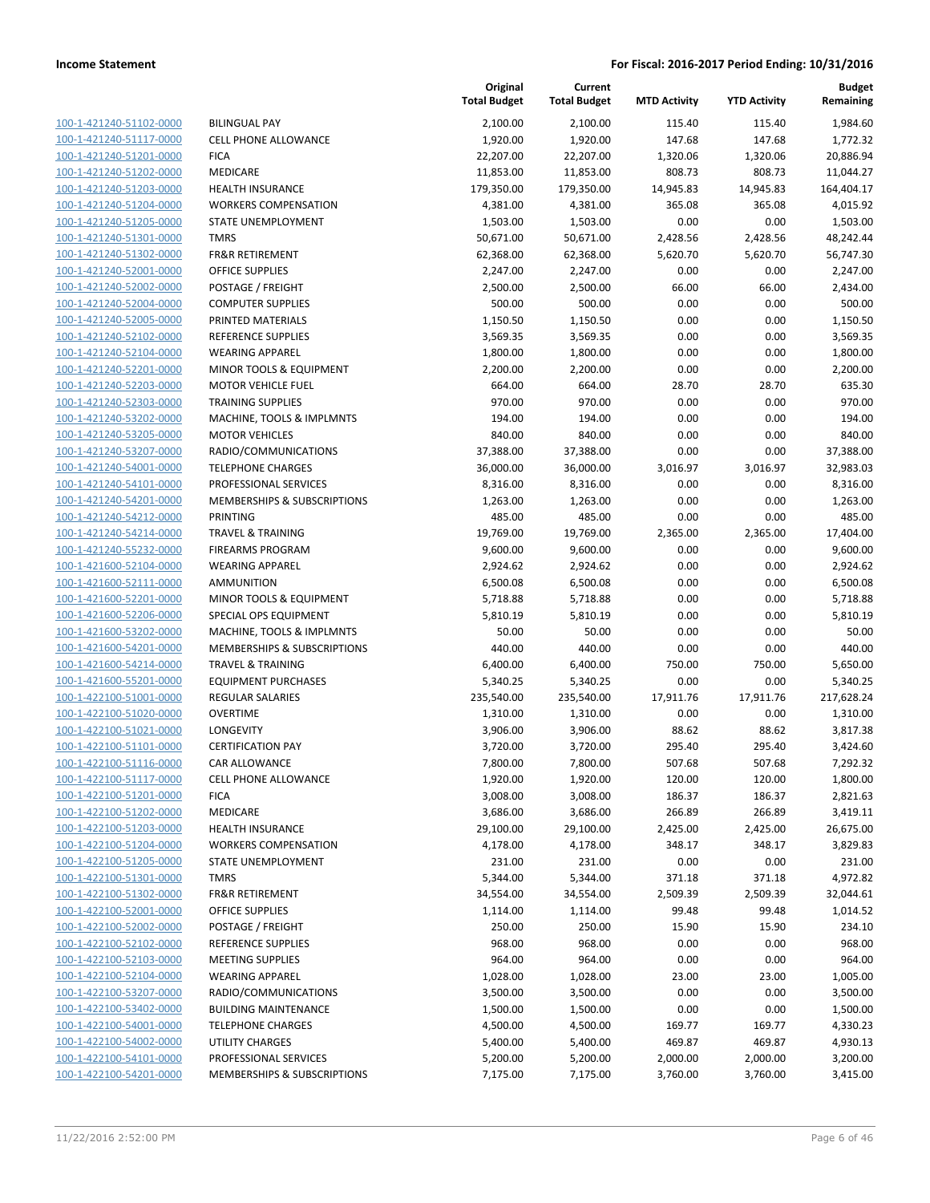**Income Statement** — For Fiscal: 2016-2017 Period Ending: 10/31/2016

| | | Original Total Budget | Current Total Budget | MTD Activity | YTD Activity | Budget Remaining |
|---|---|---|---|---|---|---|
| 100-1-421240-51102-0000 | BILINGUAL PAY | 2,100.00 | 2,100.00 | 115.40 | 115.40 | 1,984.60 |
| 100-1-421240-51117-0000 | CELL PHONE ALLOWANCE | 1,920.00 | 1,920.00 | 147.68 | 147.68 | 1,772.32 |
| 100-1-421240-51201-0000 | FICA | 22,207.00 | 22,207.00 | 1,320.06 | 1,320.06 | 20,886.94 |
| 100-1-421240-51202-0000 | MEDICARE | 11,853.00 | 11,853.00 | 808.73 | 808.73 | 11,044.27 |
| 100-1-421240-51203-0000 | HEALTH INSURANCE | 179,350.00 | 179,350.00 | 14,945.83 | 14,945.83 | 164,404.17 |
| 100-1-421240-51204-0000 | WORKERS COMPENSATION | 4,381.00 | 4,381.00 | 365.08 | 365.08 | 4,015.92 |
| 100-1-421240-51205-0000 | STATE UNEMPLOYMENT | 1,503.00 | 1,503.00 | 0.00 | 0.00 | 1,503.00 |
| 100-1-421240-51301-0000 | TMRS | 50,671.00 | 50,671.00 | 2,428.56 | 2,428.56 | 48,242.44 |
| 100-1-421240-51302-0000 | FR&R RETIREMENT | 62,368.00 | 62,368.00 | 5,620.70 | 5,620.70 | 56,747.30 |
| 100-1-421240-52001-0000 | OFFICE SUPPLIES | 2,247.00 | 2,247.00 | 0.00 | 0.00 | 2,247.00 |
| 100-1-421240-52002-0000 | POSTAGE / FREIGHT | 2,500.00 | 2,500.00 | 66.00 | 66.00 | 2,434.00 |
| 100-1-421240-52004-0000 | COMPUTER SUPPLIES | 500.00 | 500.00 | 0.00 | 0.00 | 500.00 |
| 100-1-421240-52005-0000 | PRINTED MATERIALS | 1,150.50 | 1,150.50 | 0.00 | 0.00 | 1,150.50 |
| 100-1-421240-52102-0000 | REFERENCE SUPPLIES | 3,569.35 | 3,569.35 | 0.00 | 0.00 | 3,569.35 |
| 100-1-421240-52104-0000 | WEARING APPAREL | 1,800.00 | 1,800.00 | 0.00 | 0.00 | 1,800.00 |
| 100-1-421240-52201-0000 | MINOR TOOLS & EQUIPMENT | 2,200.00 | 2,200.00 | 0.00 | 0.00 | 2,200.00 |
| 100-1-421240-52203-0000 | MOTOR VEHICLE FUEL | 664.00 | 664.00 | 28.70 | 28.70 | 635.30 |
| 100-1-421240-52303-0000 | TRAINING SUPPLIES | 970.00 | 970.00 | 0.00 | 0.00 | 970.00 |
| 100-1-421240-53202-0000 | MACHINE, TOOLS & IMPLMNTS | 194.00 | 194.00 | 0.00 | 0.00 | 194.00 |
| 100-1-421240-53205-0000 | MOTOR VEHICLES | 840.00 | 840.00 | 0.00 | 0.00 | 840.00 |
| 100-1-421240-53207-0000 | RADIO/COMMUNICATIONS | 37,388.00 | 37,388.00 | 0.00 | 0.00 | 37,388.00 |
| 100-1-421240-54001-0000 | TELEPHONE CHARGES | 36,000.00 | 36,000.00 | 3,016.97 | 3,016.97 | 32,983.03 |
| 100-1-421240-54101-0000 | PROFESSIONAL SERVICES | 8,316.00 | 8,316.00 | 0.00 | 0.00 | 8,316.00 |
| 100-1-421240-54201-0000 | MEMBERSHIPS & SUBSCRIPTIONS | 1,263.00 | 1,263.00 | 0.00 | 0.00 | 1,263.00 |
| 100-1-421240-54212-0000 | PRINTING | 485.00 | 485.00 | 0.00 | 0.00 | 485.00 |
| 100-1-421240-54214-0000 | TRAVEL & TRAINING | 19,769.00 | 19,769.00 | 2,365.00 | 2,365.00 | 17,404.00 |
| 100-1-421240-55232-0000 | FIREARMS PROGRAM | 9,600.00 | 9,600.00 | 0.00 | 0.00 | 9,600.00 |
| 100-1-421600-52104-0000 | WEARING APPAREL | 2,924.62 | 2,924.62 | 0.00 | 0.00 | 2,924.62 |
| 100-1-421600-52111-0000 | AMMUNITION | 6,500.08 | 6,500.08 | 0.00 | 0.00 | 6,500.08 |
| 100-1-421600-52201-0000 | MINOR TOOLS & EQUIPMENT | 5,718.88 | 5,718.88 | 0.00 | 0.00 | 5,718.88 |
| 100-1-421600-52206-0000 | SPECIAL OPS EQUIPMENT | 5,810.19 | 5,810.19 | 0.00 | 0.00 | 5,810.19 |
| 100-1-421600-53202-0000 | MACHINE, TOOLS & IMPLMNTS | 50.00 | 50.00 | 0.00 | 0.00 | 50.00 |
| 100-1-421600-54201-0000 | MEMBERSHIPS & SUBSCRIPTIONS | 440.00 | 440.00 | 0.00 | 0.00 | 440.00 |
| 100-1-421600-54214-0000 | TRAVEL & TRAINING | 6,400.00 | 6,400.00 | 750.00 | 750.00 | 5,650.00 |
| 100-1-421600-55201-0000 | EQUIPMENT PURCHASES | 5,340.25 | 5,340.25 | 0.00 | 0.00 | 5,340.25 |
| 100-1-422100-51001-0000 | REGULAR SALARIES | 235,540.00 | 235,540.00 | 17,911.76 | 17,911.76 | 217,628.24 |
| 100-1-422100-51020-0000 | OVERTIME | 1,310.00 | 1,310.00 | 0.00 | 0.00 | 1,310.00 |
| 100-1-422100-51021-0000 | LONGEVITY | 3,906.00 | 3,906.00 | 88.62 | 88.62 | 3,817.38 |
| 100-1-422100-51101-0000 | CERTIFICATION PAY | 3,720.00 | 3,720.00 | 295.40 | 295.40 | 3,424.60 |
| 100-1-422100-51116-0000 | CAR ALLOWANCE | 7,800.00 | 7,800.00 | 507.68 | 507.68 | 7,292.32 |
| 100-1-422100-51117-0000 | CELL PHONE ALLOWANCE | 1,920.00 | 1,920.00 | 120.00 | 120.00 | 1,800.00 |
| 100-1-422100-51201-0000 | FICA | 3,008.00 | 3,008.00 | 186.37 | 186.37 | 2,821.63 |
| 100-1-422100-51202-0000 | MEDICARE | 3,686.00 | 3,686.00 | 266.89 | 266.89 | 3,419.11 |
| 100-1-422100-51203-0000 | HEALTH INSURANCE | 29,100.00 | 29,100.00 | 2,425.00 | 2,425.00 | 26,675.00 |
| 100-1-422100-51204-0000 | WORKERS COMPENSATION | 4,178.00 | 4,178.00 | 348.17 | 348.17 | 3,829.83 |
| 100-1-422100-51205-0000 | STATE UNEMPLOYMENT | 231.00 | 231.00 | 0.00 | 0.00 | 231.00 |
| 100-1-422100-51301-0000 | TMRS | 5,344.00 | 5,344.00 | 371.18 | 371.18 | 4,972.82 |
| 100-1-422100-51302-0000 | FR&R RETIREMENT | 34,554.00 | 34,554.00 | 2,509.39 | 2,509.39 | 32,044.61 |
| 100-1-422100-52001-0000 | OFFICE SUPPLIES | 1,114.00 | 1,114.00 | 99.48 | 99.48 | 1,014.52 |
| 100-1-422100-52002-0000 | POSTAGE / FREIGHT | 250.00 | 250.00 | 15.90 | 15.90 | 234.10 |
| 100-1-422100-52102-0000 | REFERENCE SUPPLIES | 968.00 | 968.00 | 0.00 | 0.00 | 968.00 |
| 100-1-422100-52103-0000 | MEETING SUPPLIES | 964.00 | 964.00 | 0.00 | 0.00 | 964.00 |
| 100-1-422100-52104-0000 | WEARING APPAREL | 1,028.00 | 1,028.00 | 23.00 | 23.00 | 1,005.00 |
| 100-1-422100-53207-0000 | RADIO/COMMUNICATIONS | 3,500.00 | 3,500.00 | 0.00 | 0.00 | 3,500.00 |
| 100-1-422100-53402-0000 | BUILDING MAINTENANCE | 1,500.00 | 1,500.00 | 0.00 | 0.00 | 1,500.00 |
| 100-1-422100-54001-0000 | TELEPHONE CHARGES | 4,500.00 | 4,500.00 | 169.77 | 169.77 | 4,330.23 |
| 100-1-422100-54002-0000 | UTILITY CHARGES | 5,400.00 | 5,400.00 | 469.87 | 469.87 | 4,930.13 |
| 100-1-422100-54101-0000 | PROFESSIONAL SERVICES | 5,200.00 | 5,200.00 | 2,000.00 | 2,000.00 | 3,200.00 |
| 100-1-422100-54201-0000 | MEMBERSHIPS & SUBSCRIPTIONS | 7,175.00 | 7,175.00 | 3,760.00 | 3,760.00 | 3,415.00 |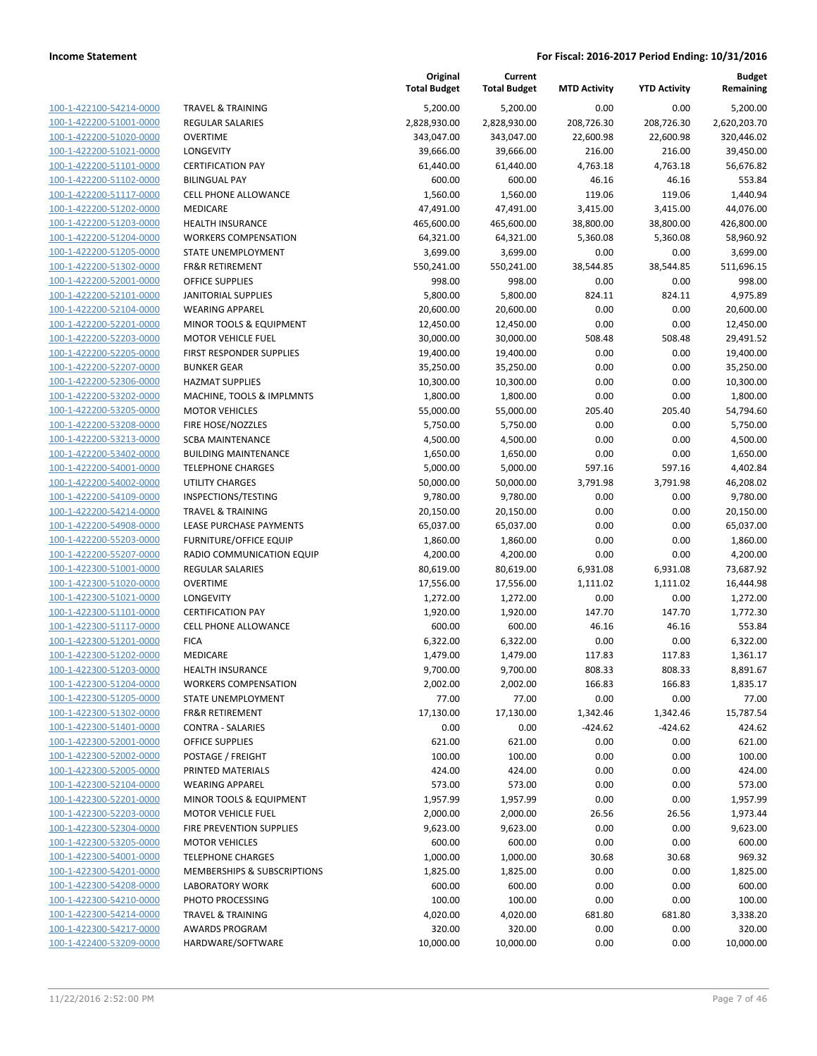**Income Statement** | **For Fiscal: 2016-2017 Period Ending: 10/31/2016**

| | | Original Total Budget | Current Total Budget | MTD Activity | YTD Activity | Budget Remaining |
|---|---|---|---|---|---|---|
| 100-1-422100-54214-0000 | TRAVEL & TRAINING | 5,200.00 | 5,200.00 | 0.00 | 0.00 | 5,200.00 |
| 100-1-422200-51001-0000 | REGULAR SALARIES | 2,828,930.00 | 2,828,930.00 | 208,726.30 | 208,726.30 | 2,620,203.70 |
| 100-1-422200-51020-0000 | OVERTIME | 343,047.00 | 343,047.00 | 22,600.98 | 22,600.98 | 320,446.02 |
| 100-1-422200-51021-0000 | LONGEVITY | 39,666.00 | 39,666.00 | 216.00 | 216.00 | 39,450.00 |
| 100-1-422200-51101-0000 | CERTIFICATION PAY | 61,440.00 | 61,440.00 | 4,763.18 | 4,763.18 | 56,676.82 |
| 100-1-422200-51102-0000 | BILINGUAL PAY | 600.00 | 600.00 | 46.16 | 46.16 | 553.84 |
| 100-1-422200-51117-0000 | CELL PHONE ALLOWANCE | 1,560.00 | 1,560.00 | 119.06 | 119.06 | 1,440.94 |
| 100-1-422200-51202-0000 | MEDICARE | 47,491.00 | 47,491.00 | 3,415.00 | 3,415.00 | 44,076.00 |
| 100-1-422200-51203-0000 | HEALTH INSURANCE | 465,600.00 | 465,600.00 | 38,800.00 | 38,800.00 | 426,800.00 |
| 100-1-422200-51204-0000 | WORKERS COMPENSATION | 64,321.00 | 64,321.00 | 5,360.08 | 5,360.08 | 58,960.92 |
| 100-1-422200-51205-0000 | STATE UNEMPLOYMENT | 3,699.00 | 3,699.00 | 0.00 | 0.00 | 3,699.00 |
| 100-1-422200-51302-0000 | FR&R RETIREMENT | 550,241.00 | 550,241.00 | 38,544.85 | 38,544.85 | 511,696.15 |
| 100-1-422200-52001-0000 | OFFICE SUPPLIES | 998.00 | 998.00 | 0.00 | 0.00 | 998.00 |
| 100-1-422200-52101-0000 | JANITORIAL SUPPLIES | 5,800.00 | 5,800.00 | 824.11 | 824.11 | 4,975.89 |
| 100-1-422200-52104-0000 | WEARING APPAREL | 20,600.00 | 20,600.00 | 0.00 | 0.00 | 20,600.00 |
| 100-1-422200-52201-0000 | MINOR TOOLS & EQUIPMENT | 12,450.00 | 12,450.00 | 0.00 | 0.00 | 12,450.00 |
| 100-1-422200-52203-0000 | MOTOR VEHICLE FUEL | 30,000.00 | 30,000.00 | 508.48 | 508.48 | 29,491.52 |
| 100-1-422200-52205-0000 | FIRST RESPONDER SUPPLIES | 19,400.00 | 19,400.00 | 0.00 | 0.00 | 19,400.00 |
| 100-1-422200-52207-0000 | BUNKER GEAR | 35,250.00 | 35,250.00 | 0.00 | 0.00 | 35,250.00 |
| 100-1-422200-52306-0000 | HAZMAT SUPPLIES | 10,300.00 | 10,300.00 | 0.00 | 0.00 | 10,300.00 |
| 100-1-422200-53202-0000 | MACHINE, TOOLS & IMPLMNTS | 1,800.00 | 1,800.00 | 0.00 | 0.00 | 1,800.00 |
| 100-1-422200-53205-0000 | MOTOR VEHICLES | 55,000.00 | 55,000.00 | 205.40 | 205.40 | 54,794.60 |
| 100-1-422200-53208-0000 | FIRE HOSE/NOZZLES | 5,750.00 | 5,750.00 | 0.00 | 0.00 | 5,750.00 |
| 100-1-422200-53213-0000 | SCBA MAINTENANCE | 4,500.00 | 4,500.00 | 0.00 | 0.00 | 4,500.00 |
| 100-1-422200-53402-0000 | BUILDING MAINTENANCE | 1,650.00 | 1,650.00 | 0.00 | 0.00 | 1,650.00 |
| 100-1-422200-54001-0000 | TELEPHONE CHARGES | 5,000.00 | 5,000.00 | 597.16 | 597.16 | 4,402.84 |
| 100-1-422200-54002-0000 | UTILITY CHARGES | 50,000.00 | 50,000.00 | 3,791.98 | 3,791.98 | 46,208.02 |
| 100-1-422200-54109-0000 | INSPECTIONS/TESTING | 9,780.00 | 9,780.00 | 0.00 | 0.00 | 9,780.00 |
| 100-1-422200-54214-0000 | TRAVEL & TRAINING | 20,150.00 | 20,150.00 | 0.00 | 0.00 | 20,150.00 |
| 100-1-422200-54908-0000 | LEASE PURCHASE PAYMENTS | 65,037.00 | 65,037.00 | 0.00 | 0.00 | 65,037.00 |
| 100-1-422200-55203-0000 | FURNITURE/OFFICE EQUIP | 1,860.00 | 1,860.00 | 0.00 | 0.00 | 1,860.00 |
| 100-1-422200-55207-0000 | RADIO COMMUNICATION EQUIP | 4,200.00 | 4,200.00 | 0.00 | 0.00 | 4,200.00 |
| 100-1-422300-51001-0000 | REGULAR SALARIES | 80,619.00 | 80,619.00 | 6,931.08 | 6,931.08 | 73,687.92 |
| 100-1-422300-51020-0000 | OVERTIME | 17,556.00 | 17,556.00 | 1,111.02 | 1,111.02 | 16,444.98 |
| 100-1-422300-51021-0000 | LONGEVITY | 1,272.00 | 1,272.00 | 0.00 | 0.00 | 1,272.00 |
| 100-1-422300-51101-0000 | CERTIFICATION PAY | 1,920.00 | 1,920.00 | 147.70 | 147.70 | 1,772.30 |
| 100-1-422300-51117-0000 | CELL PHONE ALLOWANCE | 600.00 | 600.00 | 46.16 | 46.16 | 553.84 |
| 100-1-422300-51201-0000 | FICA | 6,322.00 | 6,322.00 | 0.00 | 0.00 | 6,322.00 |
| 100-1-422300-51202-0000 | MEDICARE | 1,479.00 | 1,479.00 | 117.83 | 117.83 | 1,361.17 |
| 100-1-422300-51203-0000 | HEALTH INSURANCE | 9,700.00 | 9,700.00 | 808.33 | 808.33 | 8,891.67 |
| 100-1-422300-51204-0000 | WORKERS COMPENSATION | 2,002.00 | 2,002.00 | 166.83 | 166.83 | 1,835.17 |
| 100-1-422300-51205-0000 | STATE UNEMPLOYMENT | 77.00 | 77.00 | 0.00 | 0.00 | 77.00 |
| 100-1-422300-51302-0000 | FR&R RETIREMENT | 17,130.00 | 17,130.00 | 1,342.46 | 1,342.46 | 15,787.54 |
| 100-1-422300-51401-0000 | CONTRA - SALARIES | 0.00 | 0.00 | -424.62 | -424.62 | 424.62 |
| 100-1-422300-52001-0000 | OFFICE SUPPLIES | 621.00 | 621.00 | 0.00 | 0.00 | 621.00 |
| 100-1-422300-52002-0000 | POSTAGE / FREIGHT | 100.00 | 100.00 | 0.00 | 0.00 | 100.00 |
| 100-1-422300-52005-0000 | PRINTED MATERIALS | 424.00 | 424.00 | 0.00 | 0.00 | 424.00 |
| 100-1-422300-52104-0000 | WEARING APPAREL | 573.00 | 573.00 | 0.00 | 0.00 | 573.00 |
| 100-1-422300-52201-0000 | MINOR TOOLS & EQUIPMENT | 1,957.99 | 1,957.99 | 0.00 | 0.00 | 1,957.99 |
| 100-1-422300-52203-0000 | MOTOR VEHICLE FUEL | 2,000.00 | 2,000.00 | 26.56 | 26.56 | 1,973.44 |
| 100-1-422300-52304-0000 | FIRE PREVENTION SUPPLIES | 9,623.00 | 9,623.00 | 0.00 | 0.00 | 9,623.00 |
| 100-1-422300-53205-0000 | MOTOR VEHICLES | 600.00 | 600.00 | 0.00 | 0.00 | 600.00 |
| 100-1-422300-54001-0000 | TELEPHONE CHARGES | 1,000.00 | 1,000.00 | 30.68 | 30.68 | 969.32 |
| 100-1-422300-54201-0000 | MEMBERSHIPS & SUBSCRIPTIONS | 1,825.00 | 1,825.00 | 0.00 | 0.00 | 1,825.00 |
| 100-1-422300-54208-0000 | LABORATORY WORK | 600.00 | 600.00 | 0.00 | 0.00 | 600.00 |
| 100-1-422300-54210-0000 | PHOTO PROCESSING | 100.00 | 100.00 | 0.00 | 0.00 | 100.00 |
| 100-1-422300-54214-0000 | TRAVEL & TRAINING | 4,020.00 | 4,020.00 | 681.80 | 681.80 | 3,338.20 |
| 100-1-422300-54217-0000 | AWARDS PROGRAM | 320.00 | 320.00 | 0.00 | 0.00 | 320.00 |
| 100-1-422400-53209-0000 | HARDWARE/SOFTWARE | 10,000.00 | 10,000.00 | 0.00 | 0.00 | 10,000.00 |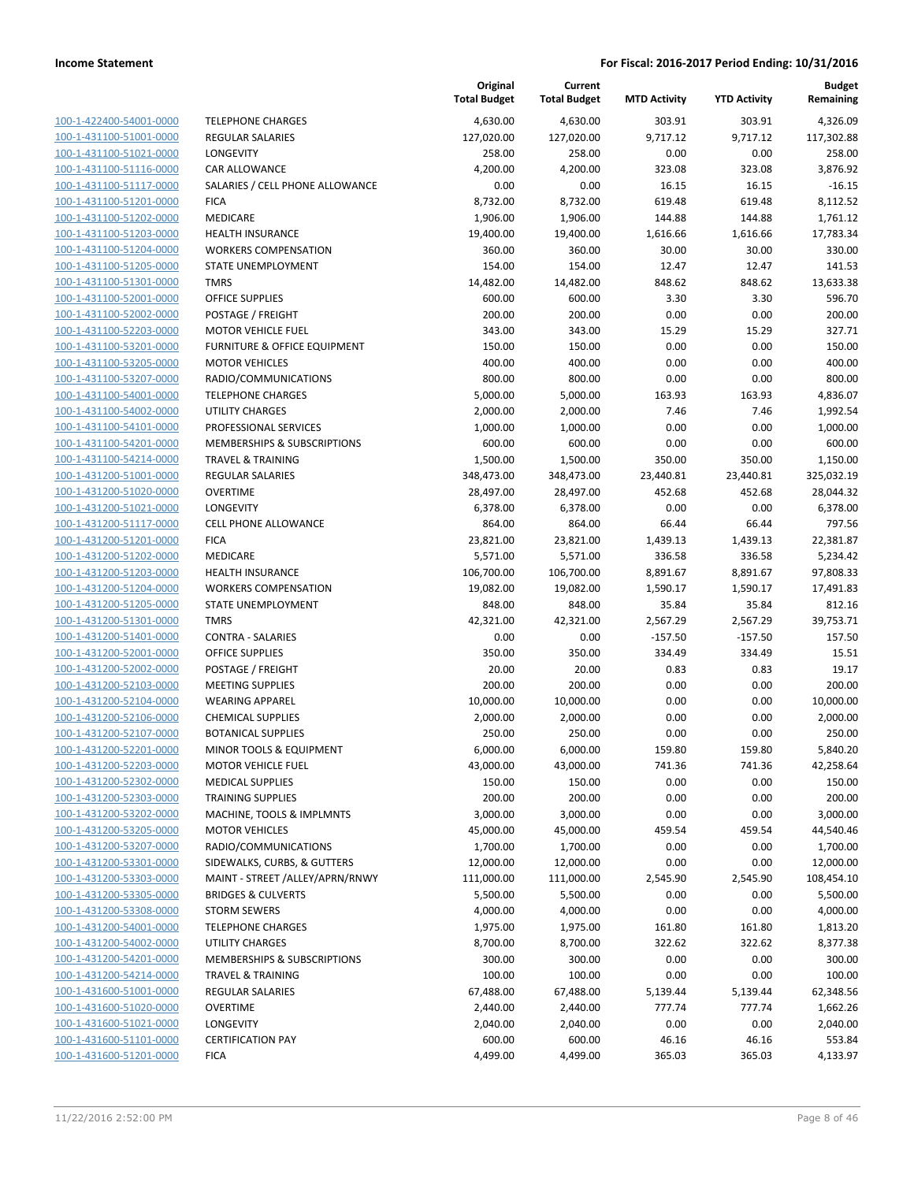**Income Statement** — **For Fiscal: 2016-2017 Period Ending: 10/31/2016**

| | | Original Total Budget | Current Total Budget | MTD Activity | YTD Activity | Budget Remaining |
|---|---|---|---|---|---|---|
| 100-1-422400-54001-0000 | TELEPHONE CHARGES | 4,630.00 | 4,630.00 | 303.91 | 303.91 | 4,326.09 |
| 100-1-431100-51001-0000 | REGULAR SALARIES | 127,020.00 | 127,020.00 | 9,717.12 | 9,717.12 | 117,302.88 |
| 100-1-431100-51021-0000 | LONGEVITY | 258.00 | 258.00 | 0.00 | 0.00 | 258.00 |
| 100-1-431100-51116-0000 | CAR ALLOWANCE | 4,200.00 | 4,200.00 | 323.08 | 323.08 | 3,876.92 |
| 100-1-431100-51117-0000 | SALARIES / CELL PHONE ALLOWANCE | 0.00 | 0.00 | 16.15 | 16.15 | -16.15 |
| 100-1-431100-51201-0000 | FICA | 8,732.00 | 8,732.00 | 619.48 | 619.48 | 8,112.52 |
| 100-1-431100-51202-0000 | MEDICARE | 1,906.00 | 1,906.00 | 144.88 | 144.88 | 1,761.12 |
| 100-1-431100-51203-0000 | HEALTH INSURANCE | 19,400.00 | 19,400.00 | 1,616.66 | 1,616.66 | 17,783.34 |
| 100-1-431100-51204-0000 | WORKERS COMPENSATION | 360.00 | 360.00 | 30.00 | 30.00 | 330.00 |
| 100-1-431100-51205-0000 | STATE UNEMPLOYMENT | 154.00 | 154.00 | 12.47 | 12.47 | 141.53 |
| 100-1-431100-51301-0000 | TMRS | 14,482.00 | 14,482.00 | 848.62 | 848.62 | 13,633.38 |
| 100-1-431100-52001-0000 | OFFICE SUPPLIES | 600.00 | 600.00 | 3.30 | 3.30 | 596.70 |
| 100-1-431100-52002-0000 | POSTAGE / FREIGHT | 200.00 | 200.00 | 0.00 | 0.00 | 200.00 |
| 100-1-431100-52203-0000 | MOTOR VEHICLE FUEL | 343.00 | 343.00 | 15.29 | 15.29 | 327.71 |
| 100-1-431100-53201-0000 | FURNITURE & OFFICE EQUIPMENT | 150.00 | 150.00 | 0.00 | 0.00 | 150.00 |
| 100-1-431100-53205-0000 | MOTOR VEHICLES | 400.00 | 400.00 | 0.00 | 0.00 | 400.00 |
| 100-1-431100-53207-0000 | RADIO/COMMUNICATIONS | 800.00 | 800.00 | 0.00 | 0.00 | 800.00 |
| 100-1-431100-54001-0000 | TELEPHONE CHARGES | 5,000.00 | 5,000.00 | 163.93 | 163.93 | 4,836.07 |
| 100-1-431100-54002-0000 | UTILITY CHARGES | 2,000.00 | 2,000.00 | 7.46 | 7.46 | 1,992.54 |
| 100-1-431100-54101-0000 | PROFESSIONAL SERVICES | 1,000.00 | 1,000.00 | 0.00 | 0.00 | 1,000.00 |
| 100-1-431100-54201-0000 | MEMBERSHIPS & SUBSCRIPTIONS | 600.00 | 600.00 | 0.00 | 0.00 | 600.00 |
| 100-1-431100-54214-0000 | TRAVEL & TRAINING | 1,500.00 | 1,500.00 | 350.00 | 350.00 | 1,150.00 |
| 100-1-431200-51001-0000 | REGULAR SALARIES | 348,473.00 | 348,473.00 | 23,440.81 | 23,440.81 | 325,032.19 |
| 100-1-431200-51020-0000 | OVERTIME | 28,497.00 | 28,497.00 | 452.68 | 452.68 | 28,044.32 |
| 100-1-431200-51021-0000 | LONGEVITY | 6,378.00 | 6,378.00 | 0.00 | 0.00 | 6,378.00 |
| 100-1-431200-51117-0000 | CELL PHONE ALLOWANCE | 864.00 | 864.00 | 66.44 | 66.44 | 797.56 |
| 100-1-431200-51201-0000 | FICA | 23,821.00 | 23,821.00 | 1,439.13 | 1,439.13 | 22,381.87 |
| 100-1-431200-51202-0000 | MEDICARE | 5,571.00 | 5,571.00 | 336.58 | 336.58 | 5,234.42 |
| 100-1-431200-51203-0000 | HEALTH INSURANCE | 106,700.00 | 106,700.00 | 8,891.67 | 8,891.67 | 97,808.33 |
| 100-1-431200-51204-0000 | WORKERS COMPENSATION | 19,082.00 | 19,082.00 | 1,590.17 | 1,590.17 | 17,491.83 |
| 100-1-431200-51205-0000 | STATE UNEMPLOYMENT | 848.00 | 848.00 | 35.84 | 35.84 | 812.16 |
| 100-1-431200-51301-0000 | TMRS | 42,321.00 | 42,321.00 | 2,567.29 | 2,567.29 | 39,753.71 |
| 100-1-431200-51401-0000 | CONTRA - SALARIES | 0.00 | 0.00 | -157.50 | -157.50 | 157.50 |
| 100-1-431200-52001-0000 | OFFICE SUPPLIES | 350.00 | 350.00 | 334.49 | 334.49 | 15.51 |
| 100-1-431200-52002-0000 | POSTAGE / FREIGHT | 20.00 | 20.00 | 0.83 | 0.83 | 19.17 |
| 100-1-431200-52103-0000 | MEETING SUPPLIES | 200.00 | 200.00 | 0.00 | 0.00 | 200.00 |
| 100-1-431200-52104-0000 | WEARING APPAREL | 10,000.00 | 10,000.00 | 0.00 | 0.00 | 10,000.00 |
| 100-1-431200-52106-0000 | CHEMICAL SUPPLIES | 2,000.00 | 2,000.00 | 0.00 | 0.00 | 2,000.00 |
| 100-1-431200-52107-0000 | BOTANICAL SUPPLIES | 250.00 | 250.00 | 0.00 | 0.00 | 250.00 |
| 100-1-431200-52201-0000 | MINOR TOOLS & EQUIPMENT | 6,000.00 | 6,000.00 | 159.80 | 159.80 | 5,840.20 |
| 100-1-431200-52203-0000 | MOTOR VEHICLE FUEL | 43,000.00 | 43,000.00 | 741.36 | 741.36 | 42,258.64 |
| 100-1-431200-52302-0000 | MEDICAL SUPPLIES | 150.00 | 150.00 | 0.00 | 0.00 | 150.00 |
| 100-1-431200-52303-0000 | TRAINING SUPPLIES | 200.00 | 200.00 | 0.00 | 0.00 | 200.00 |
| 100-1-431200-53202-0000 | MACHINE, TOOLS & IMPLMNTS | 3,000.00 | 3,000.00 | 0.00 | 0.00 | 3,000.00 |
| 100-1-431200-53205-0000 | MOTOR VEHICLES | 45,000.00 | 45,000.00 | 459.54 | 459.54 | 44,540.46 |
| 100-1-431200-53207-0000 | RADIO/COMMUNICATIONS | 1,700.00 | 1,700.00 | 0.00 | 0.00 | 1,700.00 |
| 100-1-431200-53301-0000 | SIDEWALKS, CURBS, & GUTTERS | 12,000.00 | 12,000.00 | 0.00 | 0.00 | 12,000.00 |
| 100-1-431200-53303-0000 | MAINT - STREET /ALLEY/APRN/RNWY | 111,000.00 | 111,000.00 | 2,545.90 | 2,545.90 | 108,454.10 |
| 100-1-431200-53305-0000 | BRIDGES & CULVERTS | 5,500.00 | 5,500.00 | 0.00 | 0.00 | 5,500.00 |
| 100-1-431200-53308-0000 | STORM SEWERS | 4,000.00 | 4,000.00 | 0.00 | 0.00 | 4,000.00 |
| 100-1-431200-54001-0000 | TELEPHONE CHARGES | 1,975.00 | 1,975.00 | 161.80 | 161.80 | 1,813.20 |
| 100-1-431200-54002-0000 | UTILITY CHARGES | 8,700.00 | 8,700.00 | 322.62 | 322.62 | 8,377.38 |
| 100-1-431200-54201-0000 | MEMBERSHIPS & SUBSCRIPTIONS | 300.00 | 300.00 | 0.00 | 0.00 | 300.00 |
| 100-1-431200-54214-0000 | TRAVEL & TRAINING | 100.00 | 100.00 | 0.00 | 0.00 | 100.00 |
| 100-1-431600-51001-0000 | REGULAR SALARIES | 67,488.00 | 67,488.00 | 5,139.44 | 5,139.44 | 62,348.56 |
| 100-1-431600-51020-0000 | OVERTIME | 2,440.00 | 2,440.00 | 777.74 | 777.74 | 1,662.26 |
| 100-1-431600-51021-0000 | LONGEVITY | 2,040.00 | 2,040.00 | 0.00 | 0.00 | 2,040.00 |
| 100-1-431600-51101-0000 | CERTIFICATION PAY | 600.00 | 600.00 | 46.16 | 46.16 | 553.84 |
| 100-1-431600-51201-0000 | FICA | 4,499.00 | 4,499.00 | 365.03 | 365.03 | 4,133.97 |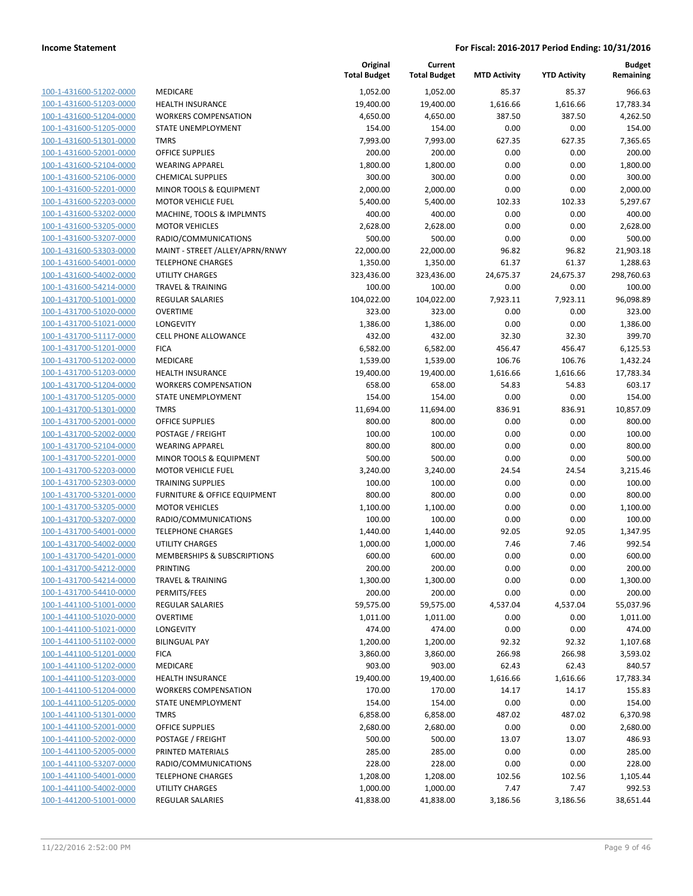**Income Statement** | **For Fiscal: 2016-2017 Period Ending: 10/31/2016**

| | | Original Total Budget | Current Total Budget | MTD Activity | YTD Activity | Budget Remaining |
|---|---|---|---|---|---|---|
| 100-1-431600-51202-0000 | MEDICARE | 1,052.00 | 1,052.00 | 85.37 | 85.37 | 966.63 |
| 100-1-431600-51203-0000 | HEALTH INSURANCE | 19,400.00 | 19,400.00 | 1,616.66 | 1,616.66 | 17,783.34 |
| 100-1-431600-51204-0000 | WORKERS COMPENSATION | 4,650.00 | 4,650.00 | 387.50 | 387.50 | 4,262.50 |
| 100-1-431600-51205-0000 | STATE UNEMPLOYMENT | 154.00 | 154.00 | 0.00 | 0.00 | 154.00 |
| 100-1-431600-51301-0000 | TMRS | 7,993.00 | 7,993.00 | 627.35 | 627.35 | 7,365.65 |
| 100-1-431600-52001-0000 | OFFICE SUPPLIES | 200.00 | 200.00 | 0.00 | 0.00 | 200.00 |
| 100-1-431600-52104-0000 | WEARING APPAREL | 1,800.00 | 1,800.00 | 0.00 | 0.00 | 1,800.00 |
| 100-1-431600-52106-0000 | CHEMICAL SUPPLIES | 300.00 | 300.00 | 0.00 | 0.00 | 300.00 |
| 100-1-431600-52201-0000 | MINOR TOOLS & EQUIPMENT | 2,000.00 | 2,000.00 | 0.00 | 0.00 | 2,000.00 |
| 100-1-431600-52203-0000 | MOTOR VEHICLE FUEL | 5,400.00 | 5,400.00 | 102.33 | 102.33 | 5,297.67 |
| 100-1-431600-53202-0000 | MACHINE, TOOLS & IMPLMNTS | 400.00 | 400.00 | 0.00 | 0.00 | 400.00 |
| 100-1-431600-53205-0000 | MOTOR VEHICLES | 2,628.00 | 2,628.00 | 0.00 | 0.00 | 2,628.00 |
| 100-1-431600-53207-0000 | RADIO/COMMUNICATIONS | 500.00 | 500.00 | 0.00 | 0.00 | 500.00 |
| 100-1-431600-53303-0000 | MAINT - STREET /ALLEY/APRN/RNWY | 22,000.00 | 22,000.00 | 96.82 | 96.82 | 21,903.18 |
| 100-1-431600-54001-0000 | TELEPHONE CHARGES | 1,350.00 | 1,350.00 | 61.37 | 61.37 | 1,288.63 |
| 100-1-431600-54002-0000 | UTILITY CHARGES | 323,436.00 | 323,436.00 | 24,675.37 | 24,675.37 | 298,760.63 |
| 100-1-431600-54214-0000 | TRAVEL & TRAINING | 100.00 | 100.00 | 0.00 | 0.00 | 100.00 |
| 100-1-431700-51001-0000 | REGULAR SALARIES | 104,022.00 | 104,022.00 | 7,923.11 | 7,923.11 | 96,098.89 |
| 100-1-431700-51020-0000 | OVERTIME | 323.00 | 323.00 | 0.00 | 0.00 | 323.00 |
| 100-1-431700-51021-0000 | LONGEVITY | 1,386.00 | 1,386.00 | 0.00 | 0.00 | 1,386.00 |
| 100-1-431700-51117-0000 | CELL PHONE ALLOWANCE | 432.00 | 432.00 | 32.30 | 32.30 | 399.70 |
| 100-1-431700-51201-0000 | FICA | 6,582.00 | 6,582.00 | 456.47 | 456.47 | 6,125.53 |
| 100-1-431700-51202-0000 | MEDICARE | 1,539.00 | 1,539.00 | 106.76 | 106.76 | 1,432.24 |
| 100-1-431700-51203-0000 | HEALTH INSURANCE | 19,400.00 | 19,400.00 | 1,616.66 | 1,616.66 | 17,783.34 |
| 100-1-431700-51204-0000 | WORKERS COMPENSATION | 658.00 | 658.00 | 54.83 | 54.83 | 603.17 |
| 100-1-431700-51205-0000 | STATE UNEMPLOYMENT | 154.00 | 154.00 | 0.00 | 0.00 | 154.00 |
| 100-1-431700-51301-0000 | TMRS | 11,694.00 | 11,694.00 | 836.91 | 836.91 | 10,857.09 |
| 100-1-431700-52001-0000 | OFFICE SUPPLIES | 800.00 | 800.00 | 0.00 | 0.00 | 800.00 |
| 100-1-431700-52002-0000 | POSTAGE / FREIGHT | 100.00 | 100.00 | 0.00 | 0.00 | 100.00 |
| 100-1-431700-52104-0000 | WEARING APPAREL | 800.00 | 800.00 | 0.00 | 0.00 | 800.00 |
| 100-1-431700-52201-0000 | MINOR TOOLS & EQUIPMENT | 500.00 | 500.00 | 0.00 | 0.00 | 500.00 |
| 100-1-431700-52203-0000 | MOTOR VEHICLE FUEL | 3,240.00 | 3,240.00 | 24.54 | 24.54 | 3,215.46 |
| 100-1-431700-52303-0000 | TRAINING SUPPLIES | 100.00 | 100.00 | 0.00 | 0.00 | 100.00 |
| 100-1-431700-53201-0000 | FURNITURE & OFFICE EQUIPMENT | 800.00 | 800.00 | 0.00 | 0.00 | 800.00 |
| 100-1-431700-53205-0000 | MOTOR VEHICLES | 1,100.00 | 1,100.00 | 0.00 | 0.00 | 1,100.00 |
| 100-1-431700-53207-0000 | RADIO/COMMUNICATIONS | 100.00 | 100.00 | 0.00 | 0.00 | 100.00 |
| 100-1-431700-54001-0000 | TELEPHONE CHARGES | 1,440.00 | 1,440.00 | 92.05 | 92.05 | 1,347.95 |
| 100-1-431700-54002-0000 | UTILITY CHARGES | 1,000.00 | 1,000.00 | 7.46 | 7.46 | 992.54 |
| 100-1-431700-54201-0000 | MEMBERSHIPS & SUBSCRIPTIONS | 600.00 | 600.00 | 0.00 | 0.00 | 600.00 |
| 100-1-431700-54212-0000 | PRINTING | 200.00 | 200.00 | 0.00 | 0.00 | 200.00 |
| 100-1-431700-54214-0000 | TRAVEL & TRAINING | 1,300.00 | 1,300.00 | 0.00 | 0.00 | 1,300.00 |
| 100-1-431700-54410-0000 | PERMITS/FEES | 200.00 | 200.00 | 0.00 | 0.00 | 200.00 |
| 100-1-441100-51001-0000 | REGULAR SALARIES | 59,575.00 | 59,575.00 | 4,537.04 | 4,537.04 | 55,037.96 |
| 100-1-441100-51020-0000 | OVERTIME | 1,011.00 | 1,011.00 | 0.00 | 0.00 | 1,011.00 |
| 100-1-441100-51021-0000 | LONGEVITY | 474.00 | 474.00 | 0.00 | 0.00 | 474.00 |
| 100-1-441100-51102-0000 | BILINGUAL PAY | 1,200.00 | 1,200.00 | 92.32 | 92.32 | 1,107.68 |
| 100-1-441100-51201-0000 | FICA | 3,860.00 | 3,860.00 | 266.98 | 266.98 | 3,593.02 |
| 100-1-441100-51202-0000 | MEDICARE | 903.00 | 903.00 | 62.43 | 62.43 | 840.57 |
| 100-1-441100-51203-0000 | HEALTH INSURANCE | 19,400.00 | 19,400.00 | 1,616.66 | 1,616.66 | 17,783.34 |
| 100-1-441100-51204-0000 | WORKERS COMPENSATION | 170.00 | 170.00 | 14.17 | 14.17 | 155.83 |
| 100-1-441100-51205-0000 | STATE UNEMPLOYMENT | 154.00 | 154.00 | 0.00 | 0.00 | 154.00 |
| 100-1-441100-51301-0000 | TMRS | 6,858.00 | 6,858.00 | 487.02 | 487.02 | 6,370.98 |
| 100-1-441100-52001-0000 | OFFICE SUPPLIES | 2,680.00 | 2,680.00 | 0.00 | 0.00 | 2,680.00 |
| 100-1-441100-52002-0000 | POSTAGE / FREIGHT | 500.00 | 500.00 | 13.07 | 13.07 | 486.93 |
| 100-1-441100-52005-0000 | PRINTED MATERIALS | 285.00 | 285.00 | 0.00 | 0.00 | 285.00 |
| 100-1-441100-53207-0000 | RADIO/COMMUNICATIONS | 228.00 | 228.00 | 0.00 | 0.00 | 228.00 |
| 100-1-441100-54001-0000 | TELEPHONE CHARGES | 1,208.00 | 1,208.00 | 102.56 | 102.56 | 1,105.44 |
| 100-1-441100-54002-0000 | UTILITY CHARGES | 1,000.00 | 1,000.00 | 7.47 | 7.47 | 992.53 |
| 100-1-441200-51001-0000 | REGULAR SALARIES | 41,838.00 | 41,838.00 | 3,186.56 | 3,186.56 | 38,651.44 |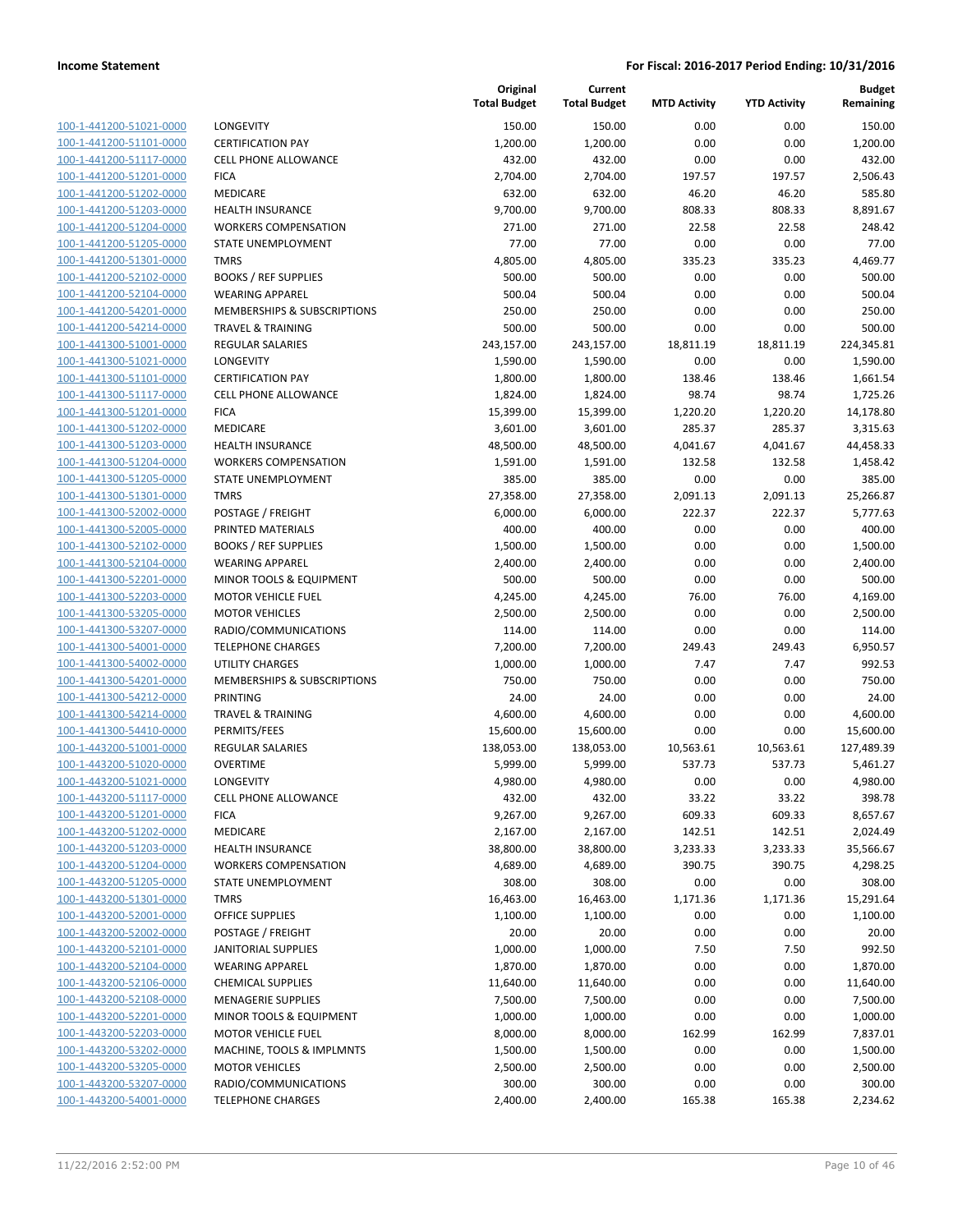**Income Statement** — **For Fiscal: 2016-2017 Period Ending: 10/31/2016**

| | | Original Total Budget | Current Total Budget | MTD Activity | YTD Activity | Budget Remaining |
|---|---|---|---|---|---|---|
| 100-1-441200-51021-0000 | LONGEVITY | 150.00 | 150.00 | 0.00 | 0.00 | 150.00 |
| 100-1-441200-51101-0000 | CERTIFICATION PAY | 1,200.00 | 1,200.00 | 0.00 | 0.00 | 1,200.00 |
| 100-1-441200-51117-0000 | CELL PHONE ALLOWANCE | 432.00 | 432.00 | 0.00 | 0.00 | 432.00 |
| 100-1-441200-51201-0000 | FICA | 2,704.00 | 2,704.00 | 197.57 | 197.57 | 2,506.43 |
| 100-1-441200-51202-0000 | MEDICARE | 632.00 | 632.00 | 46.20 | 46.20 | 585.80 |
| 100-1-441200-51203-0000 | HEALTH INSURANCE | 9,700.00 | 9,700.00 | 808.33 | 808.33 | 8,891.67 |
| 100-1-441200-51204-0000 | WORKERS COMPENSATION | 271.00 | 271.00 | 22.58 | 22.58 | 248.42 |
| 100-1-441200-51205-0000 | STATE UNEMPLOYMENT | 77.00 | 77.00 | 0.00 | 0.00 | 77.00 |
| 100-1-441200-51301-0000 | TMRS | 4,805.00 | 4,805.00 | 335.23 | 335.23 | 4,469.77 |
| 100-1-441200-52102-0000 | BOOKS / REF SUPPLIES | 500.00 | 500.00 | 0.00 | 0.00 | 500.00 |
| 100-1-441200-52104-0000 | WEARING APPAREL | 500.04 | 500.04 | 0.00 | 0.00 | 500.04 |
| 100-1-441200-54201-0000 | MEMBERSHIPS & SUBSCRIPTIONS | 250.00 | 250.00 | 0.00 | 0.00 | 250.00 |
| 100-1-441200-54214-0000 | TRAVEL & TRAINING | 500.00 | 500.00 | 0.00 | 0.00 | 500.00 |
| 100-1-441300-51001-0000 | REGULAR SALARIES | 243,157.00 | 243,157.00 | 18,811.19 | 18,811.19 | 224,345.81 |
| 100-1-441300-51021-0000 | LONGEVITY | 1,590.00 | 1,590.00 | 0.00 | 0.00 | 1,590.00 |
| 100-1-441300-51101-0000 | CERTIFICATION PAY | 1,800.00 | 1,800.00 | 138.46 | 138.46 | 1,661.54 |
| 100-1-441300-51117-0000 | CELL PHONE ALLOWANCE | 1,824.00 | 1,824.00 | 98.74 | 98.74 | 1,725.26 |
| 100-1-441300-51201-0000 | FICA | 15,399.00 | 15,399.00 | 1,220.20 | 1,220.20 | 14,178.80 |
| 100-1-441300-51202-0000 | MEDICARE | 3,601.00 | 3,601.00 | 285.37 | 285.37 | 3,315.63 |
| 100-1-441300-51203-0000 | HEALTH INSURANCE | 48,500.00 | 48,500.00 | 4,041.67 | 4,041.67 | 44,458.33 |
| 100-1-441300-51204-0000 | WORKERS COMPENSATION | 1,591.00 | 1,591.00 | 132.58 | 132.58 | 1,458.42 |
| 100-1-441300-51205-0000 | STATE UNEMPLOYMENT | 385.00 | 385.00 | 0.00 | 0.00 | 385.00 |
| 100-1-441300-51301-0000 | TMRS | 27,358.00 | 27,358.00 | 2,091.13 | 2,091.13 | 25,266.87 |
| 100-1-441300-52002-0000 | POSTAGE / FREIGHT | 6,000.00 | 6,000.00 | 222.37 | 222.37 | 5,777.63 |
| 100-1-441300-52005-0000 | PRINTED MATERIALS | 400.00 | 400.00 | 0.00 | 0.00 | 400.00 |
| 100-1-441300-52102-0000 | BOOKS / REF SUPPLIES | 1,500.00 | 1,500.00 | 0.00 | 0.00 | 1,500.00 |
| 100-1-441300-52104-0000 | WEARING APPAREL | 2,400.00 | 2,400.00 | 0.00 | 0.00 | 2,400.00 |
| 100-1-441300-52201-0000 | MINOR TOOLS & EQUIPMENT | 500.00 | 500.00 | 0.00 | 0.00 | 500.00 |
| 100-1-441300-52203-0000 | MOTOR VEHICLE FUEL | 4,245.00 | 4,245.00 | 76.00 | 76.00 | 4,169.00 |
| 100-1-441300-53205-0000 | MOTOR VEHICLES | 2,500.00 | 2,500.00 | 0.00 | 0.00 | 2,500.00 |
| 100-1-441300-53207-0000 | RADIO/COMMUNICATIONS | 114.00 | 114.00 | 0.00 | 0.00 | 114.00 |
| 100-1-441300-54001-0000 | TELEPHONE CHARGES | 7,200.00 | 7,200.00 | 249.43 | 249.43 | 6,950.57 |
| 100-1-441300-54002-0000 | UTILITY CHARGES | 1,000.00 | 1,000.00 | 7.47 | 7.47 | 992.53 |
| 100-1-441300-54201-0000 | MEMBERSHIPS & SUBSCRIPTIONS | 750.00 | 750.00 | 0.00 | 0.00 | 750.00 |
| 100-1-441300-54212-0000 | PRINTING | 24.00 | 24.00 | 0.00 | 0.00 | 24.00 |
| 100-1-441300-54214-0000 | TRAVEL & TRAINING | 4,600.00 | 4,600.00 | 0.00 | 0.00 | 4,600.00 |
| 100-1-441300-54410-0000 | PERMITS/FEES | 15,600.00 | 15,600.00 | 0.00 | 0.00 | 15,600.00 |
| 100-1-443200-51001-0000 | REGULAR SALARIES | 138,053.00 | 138,053.00 | 10,563.61 | 10,563.61 | 127,489.39 |
| 100-1-443200-51020-0000 | OVERTIME | 5,999.00 | 5,999.00 | 537.73 | 537.73 | 5,461.27 |
| 100-1-443200-51021-0000 | LONGEVITY | 4,980.00 | 4,980.00 | 0.00 | 0.00 | 4,980.00 |
| 100-1-443200-51117-0000 | CELL PHONE ALLOWANCE | 432.00 | 432.00 | 33.22 | 33.22 | 398.78 |
| 100-1-443200-51201-0000 | FICA | 9,267.00 | 9,267.00 | 609.33 | 609.33 | 8,657.67 |
| 100-1-443200-51202-0000 | MEDICARE | 2,167.00 | 2,167.00 | 142.51 | 142.51 | 2,024.49 |
| 100-1-443200-51203-0000 | HEALTH INSURANCE | 38,800.00 | 38,800.00 | 3,233.33 | 3,233.33 | 35,566.67 |
| 100-1-443200-51204-0000 | WORKERS COMPENSATION | 4,689.00 | 4,689.00 | 390.75 | 390.75 | 4,298.25 |
| 100-1-443200-51205-0000 | STATE UNEMPLOYMENT | 308.00 | 308.00 | 0.00 | 0.00 | 308.00 |
| 100-1-443200-51301-0000 | TMRS | 16,463.00 | 16,463.00 | 1,171.36 | 1,171.36 | 15,291.64 |
| 100-1-443200-52001-0000 | OFFICE SUPPLIES | 1,100.00 | 1,100.00 | 0.00 | 0.00 | 1,100.00 |
| 100-1-443200-52002-0000 | POSTAGE / FREIGHT | 20.00 | 20.00 | 0.00 | 0.00 | 20.00 |
| 100-1-443200-52101-0000 | JANITORIAL SUPPLIES | 1,000.00 | 1,000.00 | 7.50 | 7.50 | 992.50 |
| 100-1-443200-52104-0000 | WEARING APPAREL | 1,870.00 | 1,870.00 | 0.00 | 0.00 | 1,870.00 |
| 100-1-443200-52106-0000 | CHEMICAL SUPPLIES | 11,640.00 | 11,640.00 | 0.00 | 0.00 | 11,640.00 |
| 100-1-443200-52108-0000 | MENAGERIE SUPPLIES | 7,500.00 | 7,500.00 | 0.00 | 0.00 | 7,500.00 |
| 100-1-443200-52201-0000 | MINOR TOOLS & EQUIPMENT | 1,000.00 | 1,000.00 | 0.00 | 0.00 | 1,000.00 |
| 100-1-443200-52203-0000 | MOTOR VEHICLE FUEL | 8,000.00 | 8,000.00 | 162.99 | 162.99 | 7,837.01 |
| 100-1-443200-53202-0000 | MACHINE, TOOLS & IMPLMNTS | 1,500.00 | 1,500.00 | 0.00 | 0.00 | 1,500.00 |
| 100-1-443200-53205-0000 | MOTOR VEHICLES | 2,500.00 | 2,500.00 | 0.00 | 0.00 | 2,500.00 |
| 100-1-443200-53207-0000 | RADIO/COMMUNICATIONS | 300.00 | 300.00 | 0.00 | 0.00 | 300.00 |
| 100-1-443200-54001-0000 | TELEPHONE CHARGES | 2,400.00 | 2,400.00 | 165.38 | 165.38 | 2,234.62 |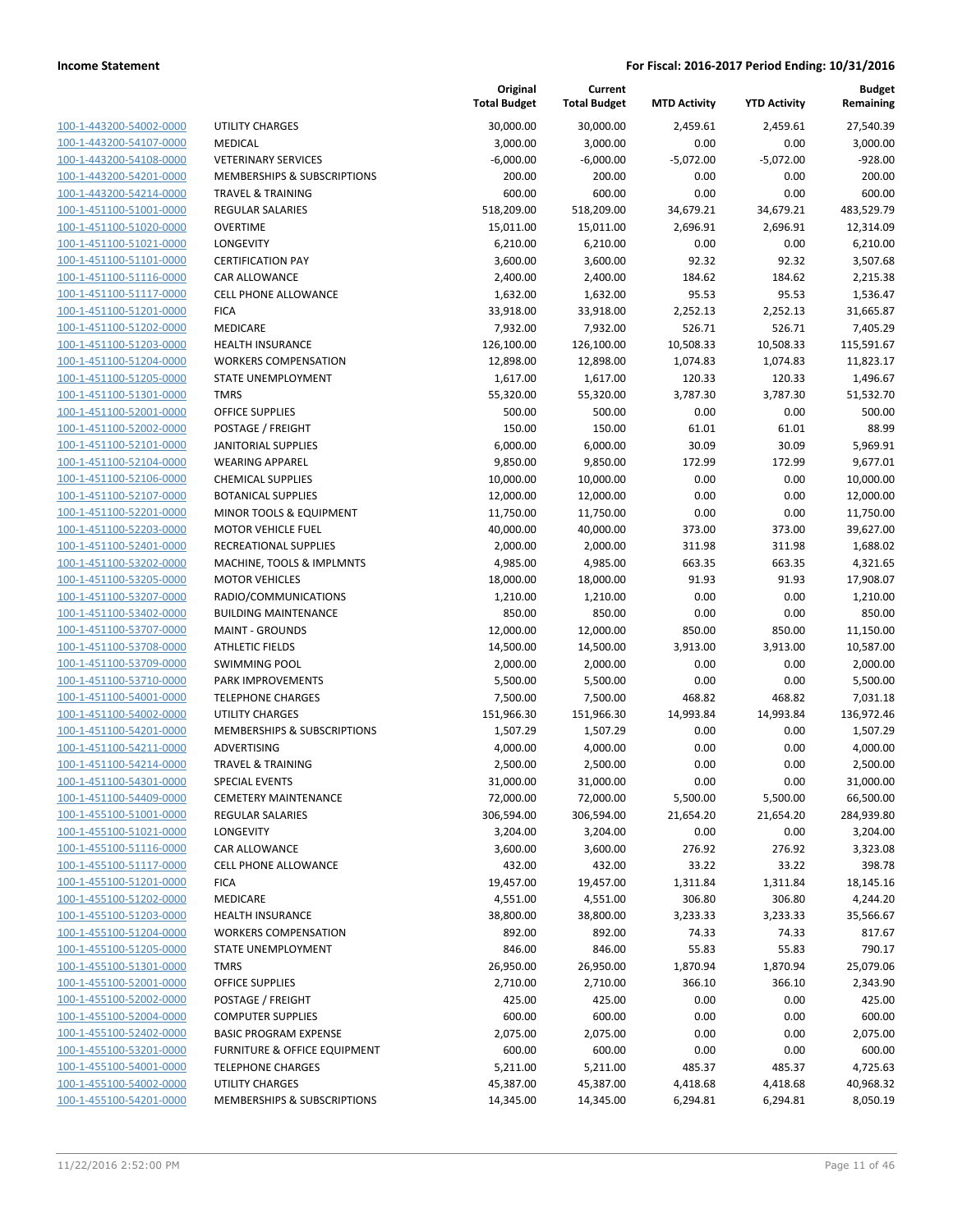**Income Statement** **For Fiscal: 2016-2017 Period Ending: 10/31/2016**

| | | Original Total Budget | Current Total Budget | MTD Activity | YTD Activity | Budget Remaining |
|---|---|---|---|---|---|---|
| 100-1-443200-54002-0000 | UTILITY CHARGES | 30,000.00 | 30,000.00 | 2,459.61 | 2,459.61 | 27,540.39 |
| 100-1-443200-54107-0000 | MEDICAL | 3,000.00 | 3,000.00 | 0.00 | 0.00 | 3,000.00 |
| 100-1-443200-54108-0000 | VETERINARY SERVICES | -6,000.00 | -6,000.00 | -5,072.00 | -5,072.00 | -928.00 |
| 100-1-443200-54201-0000 | MEMBERSHIPS & SUBSCRIPTIONS | 200.00 | 200.00 | 0.00 | 0.00 | 200.00 |
| 100-1-443200-54214-0000 | TRAVEL & TRAINING | 600.00 | 600.00 | 0.00 | 0.00 | 600.00 |
| 100-1-451100-51001-0000 | REGULAR SALARIES | 518,209.00 | 518,209.00 | 34,679.21 | 34,679.21 | 483,529.79 |
| 100-1-451100-51020-0000 | OVERTIME | 15,011.00 | 15,011.00 | 2,696.91 | 2,696.91 | 12,314.09 |
| 100-1-451100-51021-0000 | LONGEVITY | 6,210.00 | 6,210.00 | 0.00 | 0.00 | 6,210.00 |
| 100-1-451100-51101-0000 | CERTIFICATION PAY | 3,600.00 | 3,600.00 | 92.32 | 92.32 | 3,507.68 |
| 100-1-451100-51116-0000 | CAR ALLOWANCE | 2,400.00 | 2,400.00 | 184.62 | 184.62 | 2,215.38 |
| 100-1-451100-51117-0000 | CELL PHONE ALLOWANCE | 1,632.00 | 1,632.00 | 95.53 | 95.53 | 1,536.47 |
| 100-1-451100-51201-0000 | FICA | 33,918.00 | 33,918.00 | 2,252.13 | 2,252.13 | 31,665.87 |
| 100-1-451100-51202-0000 | MEDICARE | 7,932.00 | 7,932.00 | 526.71 | 526.71 | 7,405.29 |
| 100-1-451100-51203-0000 | HEALTH INSURANCE | 126,100.00 | 126,100.00 | 10,508.33 | 10,508.33 | 115,591.67 |
| 100-1-451100-51204-0000 | WORKERS COMPENSATION | 12,898.00 | 12,898.00 | 1,074.83 | 1,074.83 | 11,823.17 |
| 100-1-451100-51205-0000 | STATE UNEMPLOYMENT | 1,617.00 | 1,617.00 | 120.33 | 120.33 | 1,496.67 |
| 100-1-451100-51301-0000 | TMRS | 55,320.00 | 55,320.00 | 3,787.30 | 3,787.30 | 51,532.70 |
| 100-1-451100-52001-0000 | OFFICE SUPPLIES | 500.00 | 500.00 | 0.00 | 0.00 | 500.00 |
| 100-1-451100-52002-0000 | POSTAGE / FREIGHT | 150.00 | 150.00 | 61.01 | 61.01 | 88.99 |
| 100-1-451100-52101-0000 | JANITORIAL SUPPLIES | 6,000.00 | 6,000.00 | 30.09 | 30.09 | 5,969.91 |
| 100-1-451100-52104-0000 | WEARING APPAREL | 9,850.00 | 9,850.00 | 172.99 | 172.99 | 9,677.01 |
| 100-1-451100-52106-0000 | CHEMICAL SUPPLIES | 10,000.00 | 10,000.00 | 0.00 | 0.00 | 10,000.00 |
| 100-1-451100-52107-0000 | BOTANICAL SUPPLIES | 12,000.00 | 12,000.00 | 0.00 | 0.00 | 12,000.00 |
| 100-1-451100-52201-0000 | MINOR TOOLS & EQUIPMENT | 11,750.00 | 11,750.00 | 0.00 | 0.00 | 11,750.00 |
| 100-1-451100-52203-0000 | MOTOR VEHICLE FUEL | 40,000.00 | 40,000.00 | 373.00 | 373.00 | 39,627.00 |
| 100-1-451100-52401-0000 | RECREATIONAL SUPPLIES | 2,000.00 | 2,000.00 | 311.98 | 311.98 | 1,688.02 |
| 100-1-451100-53202-0000 | MACHINE, TOOLS & IMPLMNTS | 4,985.00 | 4,985.00 | 663.35 | 663.35 | 4,321.65 |
| 100-1-451100-53205-0000 | MOTOR VEHICLES | 18,000.00 | 18,000.00 | 91.93 | 91.93 | 17,908.07 |
| 100-1-451100-53207-0000 | RADIO/COMMUNICATIONS | 1,210.00 | 1,210.00 | 0.00 | 0.00 | 1,210.00 |
| 100-1-451100-53402-0000 | BUILDING MAINTENANCE | 850.00 | 850.00 | 0.00 | 0.00 | 850.00 |
| 100-1-451100-53707-0000 | MAINT - GROUNDS | 12,000.00 | 12,000.00 | 850.00 | 850.00 | 11,150.00 |
| 100-1-451100-53708-0000 | ATHLETIC FIELDS | 14,500.00 | 14,500.00 | 3,913.00 | 3,913.00 | 10,587.00 |
| 100-1-451100-53709-0000 | SWIMMING POOL | 2,000.00 | 2,000.00 | 0.00 | 0.00 | 2,000.00 |
| 100-1-451100-53710-0000 | PARK IMPROVEMENTS | 5,500.00 | 5,500.00 | 0.00 | 0.00 | 5,500.00 |
| 100-1-451100-54001-0000 | TELEPHONE CHARGES | 7,500.00 | 7,500.00 | 468.82 | 468.82 | 7,031.18 |
| 100-1-451100-54002-0000 | UTILITY CHARGES | 151,966.30 | 151,966.30 | 14,993.84 | 14,993.84 | 136,972.46 |
| 100-1-451100-54201-0000 | MEMBERSHIPS & SUBSCRIPTIONS | 1,507.29 | 1,507.29 | 0.00 | 0.00 | 1,507.29 |
| 100-1-451100-54211-0000 | ADVERTISING | 4,000.00 | 4,000.00 | 0.00 | 0.00 | 4,000.00 |
| 100-1-451100-54214-0000 | TRAVEL & TRAINING | 2,500.00 | 2,500.00 | 0.00 | 0.00 | 2,500.00 |
| 100-1-451100-54301-0000 | SPECIAL EVENTS | 31,000.00 | 31,000.00 | 0.00 | 0.00 | 31,000.00 |
| 100-1-451100-54409-0000 | CEMETERY MAINTENANCE | 72,000.00 | 72,000.00 | 5,500.00 | 5,500.00 | 66,500.00 |
| 100-1-455100-51001-0000 | REGULAR SALARIES | 306,594.00 | 306,594.00 | 21,654.20 | 21,654.20 | 284,939.80 |
| 100-1-455100-51021-0000 | LONGEVITY | 3,204.00 | 3,204.00 | 0.00 | 0.00 | 3,204.00 |
| 100-1-455100-51116-0000 | CAR ALLOWANCE | 3,600.00 | 3,600.00 | 276.92 | 276.92 | 3,323.08 |
| 100-1-455100-51117-0000 | CELL PHONE ALLOWANCE | 432.00 | 432.00 | 33.22 | 33.22 | 398.78 |
| 100-1-455100-51201-0000 | FICA | 19,457.00 | 19,457.00 | 1,311.84 | 1,311.84 | 18,145.16 |
| 100-1-455100-51202-0000 | MEDICARE | 4,551.00 | 4,551.00 | 306.80 | 306.80 | 4,244.20 |
| 100-1-455100-51203-0000 | HEALTH INSURANCE | 38,800.00 | 38,800.00 | 3,233.33 | 3,233.33 | 35,566.67 |
| 100-1-455100-51204-0000 | WORKERS COMPENSATION | 892.00 | 892.00 | 74.33 | 74.33 | 817.67 |
| 100-1-455100-51205-0000 | STATE UNEMPLOYMENT | 846.00 | 846.00 | 55.83 | 55.83 | 790.17 |
| 100-1-455100-51301-0000 | TMRS | 26,950.00 | 26,950.00 | 1,870.94 | 1,870.94 | 25,079.06 |
| 100-1-455100-52001-0000 | OFFICE SUPPLIES | 2,710.00 | 2,710.00 | 366.10 | 366.10 | 2,343.90 |
| 100-1-455100-52002-0000 | POSTAGE / FREIGHT | 425.00 | 425.00 | 0.00 | 0.00 | 425.00 |
| 100-1-455100-52004-0000 | COMPUTER SUPPLIES | 600.00 | 600.00 | 0.00 | 0.00 | 600.00 |
| 100-1-455100-52402-0000 | BASIC PROGRAM EXPENSE | 2,075.00 | 2,075.00 | 0.00 | 0.00 | 2,075.00 |
| 100-1-455100-53201-0000 | FURNITURE & OFFICE EQUIPMENT | 600.00 | 600.00 | 0.00 | 0.00 | 600.00 |
| 100-1-455100-54001-0000 | TELEPHONE CHARGES | 5,211.00 | 5,211.00 | 485.37 | 485.37 | 4,725.63 |
| 100-1-455100-54002-0000 | UTILITY CHARGES | 45,387.00 | 45,387.00 | 4,418.68 | 4,418.68 | 40,968.32 |
| 100-1-455100-54201-0000 | MEMBERSHIPS & SUBSCRIPTIONS | 14,345.00 | 14,345.00 | 6,294.81 | 6,294.81 | 8,050.19 |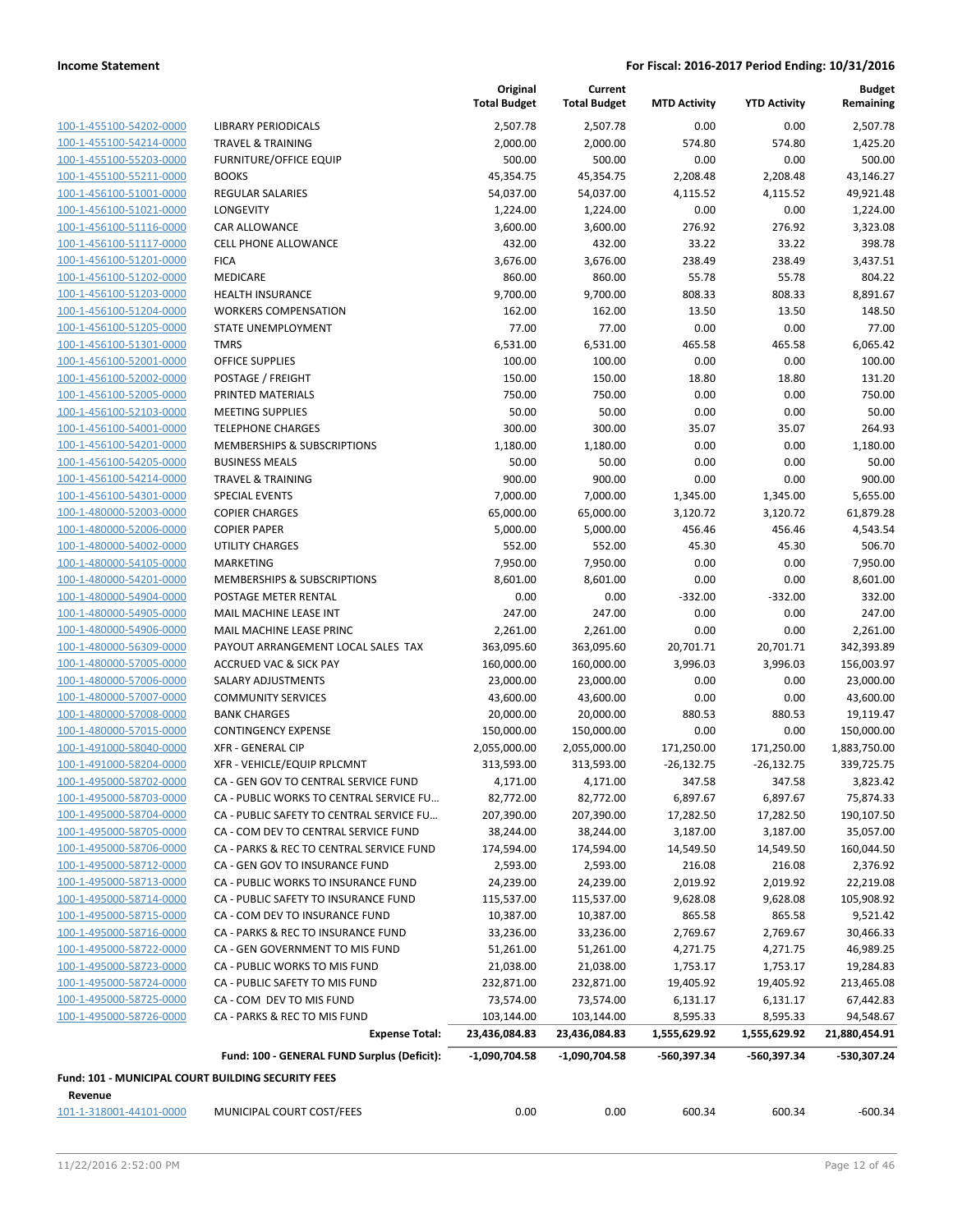| | | Original Total Budget | Current Total Budget | MTD Activity | YTD Activity | Budget Remaining |
|---|---|---|---|---|---|---|
| 100-1-455100-54202-0000 | LIBRARY PERIODICALS | 2,507.78 | 2,507.78 | 0.00 | 0.00 | 2,507.78 |
| 100-1-455100-54214-0000 | TRAVEL & TRAINING | 2,000.00 | 2,000.00 | 574.80 | 574.80 | 1,425.20 |
| 100-1-455100-55203-0000 | FURNITURE/OFFICE EQUIP | 500.00 | 500.00 | 0.00 | 0.00 | 500.00 |
| 100-1-455100-55211-0000 | BOOKS | 45,354.75 | 45,354.75 | 2,208.48 | 2,208.48 | 43,146.27 |
| 100-1-456100-51001-0000 | REGULAR SALARIES | 54,037.00 | 54,037.00 | 4,115.52 | 4,115.52 | 49,921.48 |
| 100-1-456100-51021-0000 | LONGEVITY | 1,224.00 | 1,224.00 | 0.00 | 0.00 | 1,224.00 |
| 100-1-456100-51116-0000 | CAR ALLOWANCE | 3,600.00 | 3,600.00 | 276.92 | 276.92 | 3,323.08 |
| 100-1-456100-51117-0000 | CELL PHONE ALLOWANCE | 432.00 | 432.00 | 33.22 | 33.22 | 398.78 |
| 100-1-456100-51201-0000 | FICA | 3,676.00 | 3,676.00 | 238.49 | 238.49 | 3,437.51 |
| 100-1-456100-51202-0000 | MEDICARE | 860.00 | 860.00 | 55.78 | 55.78 | 804.22 |
| 100-1-456100-51203-0000 | HEALTH INSURANCE | 9,700.00 | 9,700.00 | 808.33 | 808.33 | 8,891.67 |
| 100-1-456100-51204-0000 | WORKERS COMPENSATION | 162.00 | 162.00 | 13.50 | 13.50 | 148.50 |
| 100-1-456100-51205-0000 | STATE UNEMPLOYMENT | 77.00 | 77.00 | 0.00 | 0.00 | 77.00 |
| 100-1-456100-51301-0000 | TMRS | 6,531.00 | 6,531.00 | 465.58 | 465.58 | 6,065.42 |
| 100-1-456100-52001-0000 | OFFICE SUPPLIES | 100.00 | 100.00 | 0.00 | 0.00 | 100.00 |
| 100-1-456100-52002-0000 | POSTAGE / FREIGHT | 150.00 | 150.00 | 18.80 | 18.80 | 131.20 |
| 100-1-456100-52005-0000 | PRINTED MATERIALS | 750.00 | 750.00 | 0.00 | 0.00 | 750.00 |
| 100-1-456100-52103-0000 | MEETING SUPPLIES | 50.00 | 50.00 | 0.00 | 0.00 | 50.00 |
| 100-1-456100-54001-0000 | TELEPHONE CHARGES | 300.00 | 300.00 | 35.07 | 35.07 | 264.93 |
| 100-1-456100-54201-0000 | MEMBERSHIPS & SUBSCRIPTIONS | 1,180.00 | 1,180.00 | 0.00 | 0.00 | 1,180.00 |
| 100-1-456100-54205-0000 | BUSINESS MEALS | 50.00 | 50.00 | 0.00 | 0.00 | 50.00 |
| 100-1-456100-54214-0000 | TRAVEL & TRAINING | 900.00 | 900.00 | 0.00 | 0.00 | 900.00 |
| 100-1-456100-54301-0000 | SPECIAL EVENTS | 7,000.00 | 7,000.00 | 1,345.00 | 1,345.00 | 5,655.00 |
| 100-1-480000-52003-0000 | COPIER CHARGES | 65,000.00 | 65,000.00 | 3,120.72 | 3,120.72 | 61,879.28 |
| 100-1-480000-52006-0000 | COPIER PAPER | 5,000.00 | 5,000.00 | 456.46 | 456.46 | 4,543.54 |
| 100-1-480000-54002-0000 | UTILITY CHARGES | 552.00 | 552.00 | 45.30 | 45.30 | 506.70 |
| 100-1-480000-54105-0000 | MARKETING | 7,950.00 | 7,950.00 | 0.00 | 0.00 | 7,950.00 |
| 100-1-480000-54201-0000 | MEMBERSHIPS & SUBSCRIPTIONS | 8,601.00 | 8,601.00 | 0.00 | 0.00 | 8,601.00 |
| 100-1-480000-54904-0000 | POSTAGE METER RENTAL | 0.00 | 0.00 | -332.00 | -332.00 | 332.00 |
| 100-1-480000-54905-0000 | MAIL MACHINE LEASE INT | 247.00 | 247.00 | 0.00 | 0.00 | 247.00 |
| 100-1-480000-54906-0000 | MAIL MACHINE LEASE PRINC | 2,261.00 | 2,261.00 | 0.00 | 0.00 | 2,261.00 |
| 100-1-480000-56309-0000 | PAYOUT ARRANGEMENT LOCAL SALES TAX | 363,095.60 | 363,095.60 | 20,701.71 | 20,701.71 | 342,393.89 |
| 100-1-480000-57005-0000 | ACCRUED VAC & SICK PAY | 160,000.00 | 160,000.00 | 3,996.03 | 3,996.03 | 156,003.97 |
| 100-1-480000-57006-0000 | SALARY ADJUSTMENTS | 23,000.00 | 23,000.00 | 0.00 | 0.00 | 23,000.00 |
| 100-1-480000-57007-0000 | COMMUNITY SERVICES | 43,600.00 | 43,600.00 | 0.00 | 0.00 | 43,600.00 |
| 100-1-480000-57008-0000 | BANK CHARGES | 20,000.00 | 20,000.00 | 880.53 | 880.53 | 19,119.47 |
| 100-1-480000-57015-0000 | CONTINGENCY EXPENSE | 150,000.00 | 150,000.00 | 0.00 | 0.00 | 150,000.00 |
| 100-1-491000-58040-0000 | XFR - GENERAL CIP | 2,055,000.00 | 2,055,000.00 | 171,250.00 | 171,250.00 | 1,883,750.00 |
| 100-1-491000-58204-0000 | XFR - VEHICLE/EQUIP RPLCMNT | 313,593.00 | 313,593.00 | -26,132.75 | -26,132.75 | 339,725.75 |
| 100-1-495000-58702-0000 | CA - GEN GOV TO CENTRAL SERVICE FUND | 4,171.00 | 4,171.00 | 347.58 | 347.58 | 3,823.42 |
| 100-1-495000-58703-0000 | CA - PUBLIC WORKS TO CENTRAL SERVICE FU… | 82,772.00 | 82,772.00 | 6,897.67 | 6,897.67 | 75,874.33 |
| 100-1-495000-58704-0000 | CA - PUBLIC SAFETY TO CENTRAL SERVICE FU… | 207,390.00 | 207,390.00 | 17,282.50 | 17,282.50 | 190,107.50 |
| 100-1-495000-58705-0000 | CA - COM DEV TO CENTRAL SERVICE FUND | 38,244.00 | 38,244.00 | 3,187.00 | 3,187.00 | 35,057.00 |
| 100-1-495000-58706-0000 | CA - PARKS & REC TO CENTRAL SERVICE FUND | 174,594.00 | 174,594.00 | 14,549.50 | 14,549.50 | 160,044.50 |
| 100-1-495000-58712-0000 | CA - GEN GOV TO INSURANCE FUND | 2,593.00 | 2,593.00 | 216.08 | 216.08 | 2,376.92 |
| 100-1-495000-58713-0000 | CA - PUBLIC WORKS TO INSURANCE FUND | 24,239.00 | 24,239.00 | 2,019.92 | 2,019.92 | 22,219.08 |
| 100-1-495000-58714-0000 | CA - PUBLIC SAFETY TO INSURANCE FUND | 115,537.00 | 115,537.00 | 9,628.08 | 9,628.08 | 105,908.92 |
| 100-1-495000-58715-0000 | CA - COM DEV TO INSURANCE FUND | 10,387.00 | 10,387.00 | 865.58 | 865.58 | 9,521.42 |
| 100-1-495000-58716-0000 | CA - PARKS & REC TO INSURANCE FUND | 33,236.00 | 33,236.00 | 2,769.67 | 2,769.67 | 30,466.33 |
| 100-1-495000-58722-0000 | CA - GEN GOVERNMENT TO MIS FUND | 51,261.00 | 51,261.00 | 4,271.75 | 4,271.75 | 46,989.25 |
| 100-1-495000-58723-0000 | CA - PUBLIC WORKS TO MIS FUND | 21,038.00 | 21,038.00 | 1,753.17 | 1,753.17 | 19,284.83 |
| 100-1-495000-58724-0000 | CA - PUBLIC SAFETY TO MIS FUND | 232,871.00 | 232,871.00 | 19,405.92 | 19,405.92 | 213,465.08 |
| 100-1-495000-58725-0000 | CA - COM DEV TO MIS FUND | 73,574.00 | 73,574.00 | 6,131.17 | 6,131.17 | 67,442.83 |
| 100-1-495000-58726-0000 | CA - PARKS & REC TO MIS FUND | 103,144.00 | 103,144.00 | 8,595.33 | 8,595.33 | 94,548.67 |
| | **Expense Total:** | **23,436,084.83** | **23,436,084.83** | **1,555,629.92** | **1,555,629.92** | **21,880,454.91** |
| | **Fund: 100 - GENERAL FUND Surplus (Deficit):** | **-1,090,704.58** | **-1,090,704.58** | **-560,397.34** | **-560,397.34** | **-530,307.24** |

**Fund: 101 - MUNICIPAL COURT BUILDING SECURITY FEES**

**Revenue**

| | | Original Total Budget | Current Total Budget | MTD Activity | YTD Activity | Budget Remaining |
|---|---|---|---|---|---|---|
| 101-1-318001-44101-0000 | MUNICIPAL COURT COST/FEES | 0.00 | 0.00 | 600.34 | 600.34 | -600.34 |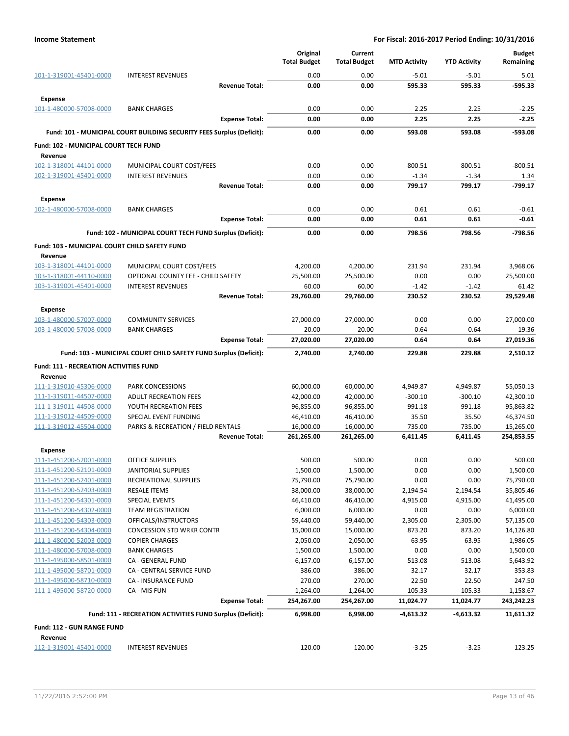**Income Statement** — For Fiscal: 2016-2017 Period Ending: 10/31/2016

| | | Original Total Budget | Current Total Budget | MTD Activity | YTD Activity | Budget Remaining |
|---|---|---|---|---|---|---|
| 101-1-319001-45401-0000 | INTEREST REVENUES | 0.00 | 0.00 | -5.01 | -5.01 | 5.01 |
| | **Revenue Total:** | **0.00** | **0.00** | **595.33** | **595.33** | **-595.33** |
| **Expense** | | | | | | |
| 101-1-480000-57008-0000 | BANK CHARGES | 0.00 | 0.00 | 2.25 | 2.25 | -2.25 |
| | **Expense Total:** | **0.00** | **0.00** | **2.25** | **2.25** | **-2.25** |
| | **Fund: 101 - MUNICIPAL COURT BUILDING SECURITY FEES Surplus (Deficit):** | **0.00** | **0.00** | **593.08** | **593.08** | **-593.08** |
| **Fund: 102 - MUNICIPAL COURT TECH FUND** | | | | | | |
| **Revenue** | | | | | | |
| 102-1-318001-44101-0000 | MUNICIPAL COURT COST/FEES | 0.00 | 0.00 | 800.51 | 800.51 | -800.51 |
| 102-1-319001-45401-0000 | INTEREST REVENUES | 0.00 | 0.00 | -1.34 | -1.34 | 1.34 |
| | **Revenue Total:** | **0.00** | **0.00** | **799.17** | **799.17** | **-799.17** |
| **Expense** | | | | | | |
| 102-1-480000-57008-0000 | BANK CHARGES | 0.00 | 0.00 | 0.61 | 0.61 | -0.61 |
| | **Expense Total:** | **0.00** | **0.00** | **0.61** | **0.61** | **-0.61** |
| | **Fund: 102 - MUNICIPAL COURT TECH FUND Surplus (Deficit):** | **0.00** | **0.00** | **798.56** | **798.56** | **-798.56** |
| **Fund: 103 - MUNICIPAL COURT CHILD SAFETY FUND** | | | | | | |
| **Revenue** | | | | | | |
| 103-1-318001-44101-0000 | MUNICIPAL COURT COST/FEES | 4,200.00 | 4,200.00 | 231.94 | 231.94 | 3,968.06 |
| 103-1-318001-44110-0000 | OPTIONAL COUNTY FEE - CHILD SAFETY | 25,500.00 | 25,500.00 | 0.00 | 0.00 | 25,500.00 |
| 103-1-319001-45401-0000 | INTEREST REVENUES | 60.00 | 60.00 | -1.42 | -1.42 | 61.42 |
| | **Revenue Total:** | **29,760.00** | **29,760.00** | **230.52** | **230.52** | **29,529.48** |
| **Expense** | | | | | | |
| 103-1-480000-57007-0000 | COMMUNITY SERVICES | 27,000.00 | 27,000.00 | 0.00 | 0.00 | 27,000.00 |
| 103-1-480000-57008-0000 | BANK CHARGES | 20.00 | 20.00 | 0.64 | 0.64 | 19.36 |
| | **Expense Total:** | **27,020.00** | **27,020.00** | **0.64** | **0.64** | **27,019.36** |
| | **Fund: 103 - MUNICIPAL COURT CHILD SAFETY FUND Surplus (Deficit):** | **2,740.00** | **2,740.00** | **229.88** | **229.88** | **2,510.12** |
| **Fund: 111 - RECREATION ACTIVITIES FUND** | | | | | | |
| **Revenue** | | | | | | |
| 111-1-319010-45306-0000 | PARK CONCESSIONS | 60,000.00 | 60,000.00 | 4,949.87 | 4,949.87 | 55,050.13 |
| 111-1-319011-44507-0000 | ADULT RECREATION FEES | 42,000.00 | 42,000.00 | -300.10 | -300.10 | 42,300.10 |
| 111-1-319011-44508-0000 | YOUTH RECREATION FEES | 96,855.00 | 96,855.00 | 991.18 | 991.18 | 95,863.82 |
| 111-1-319012-44509-0000 | SPECIAL EVENT FUNDING | 46,410.00 | 46,410.00 | 35.50 | 35.50 | 46,374.50 |
| 111-1-319012-45504-0000 | PARKS & RECREATION / FIELD RENTALS | 16,000.00 | 16,000.00 | 735.00 | 735.00 | 15,265.00 |
| | **Revenue Total:** | **261,265.00** | **261,265.00** | **6,411.45** | **6,411.45** | **254,853.55** |
| **Expense** | | | | | | |
| 111-1-451200-52001-0000 | OFFICE SUPPLIES | 500.00 | 500.00 | 0.00 | 0.00 | 500.00 |
| 111-1-451200-52101-0000 | JANITORIAL SUPPLIES | 1,500.00 | 1,500.00 | 0.00 | 0.00 | 1,500.00 |
| 111-1-451200-52401-0000 | RECREATIONAL SUPPLIES | 75,790.00 | 75,790.00 | 0.00 | 0.00 | 75,790.00 |
| 111-1-451200-52403-0000 | RESALE ITEMS | 38,000.00 | 38,000.00 | 2,194.54 | 2,194.54 | 35,805.46 |
| 111-1-451200-54301-0000 | SPECIAL EVENTS | 46,410.00 | 46,410.00 | 4,915.00 | 4,915.00 | 41,495.00 |
| 111-1-451200-54302-0000 | TEAM REGISTRATION | 6,000.00 | 6,000.00 | 0.00 | 0.00 | 6,000.00 |
| 111-1-451200-54303-0000 | OFFICALS/INSTRUCTORS | 59,440.00 | 59,440.00 | 2,305.00 | 2,305.00 | 57,135.00 |
| 111-1-451200-54304-0000 | CONCESSION STD WRKR CONTR | 15,000.00 | 15,000.00 | 873.20 | 873.20 | 14,126.80 |
| 111-1-480000-52003-0000 | COPIER CHARGES | 2,050.00 | 2,050.00 | 63.95 | 63.95 | 1,986.05 |
| 111-1-480000-57008-0000 | BANK CHARGES | 1,500.00 | 1,500.00 | 0.00 | 0.00 | 1,500.00 |
| 111-1-495000-58501-0000 | CA - GENERAL FUND | 6,157.00 | 6,157.00 | 513.08 | 513.08 | 5,643.92 |
| 111-1-495000-58701-0000 | CA - CENTRAL SERVICE FUND | 386.00 | 386.00 | 32.17 | 32.17 | 353.83 |
| 111-1-495000-58710-0000 | CA - INSURANCE FUND | 270.00 | 270.00 | 22.50 | 22.50 | 247.50 |
| 111-1-495000-58720-0000 | CA - MIS FUN | 1,264.00 | 1,264.00 | 105.33 | 105.33 | 1,158.67 |
| | **Expense Total:** | **254,267.00** | **254,267.00** | **11,024.77** | **11,024.77** | **243,242.23** |
| | **Fund: 111 - RECREATION ACTIVITIES FUND Surplus (Deficit):** | **6,998.00** | **6,998.00** | **-4,613.32** | **-4,613.32** | **11,611.32** |
| **Fund: 112 - GUN RANGE FUND** | | | | | | |
| **Revenue** | | | | | | |
| 112-1-319001-45401-0000 | INTEREST REVENUES | 120.00 | 120.00 | -3.25 | -3.25 | 123.25 |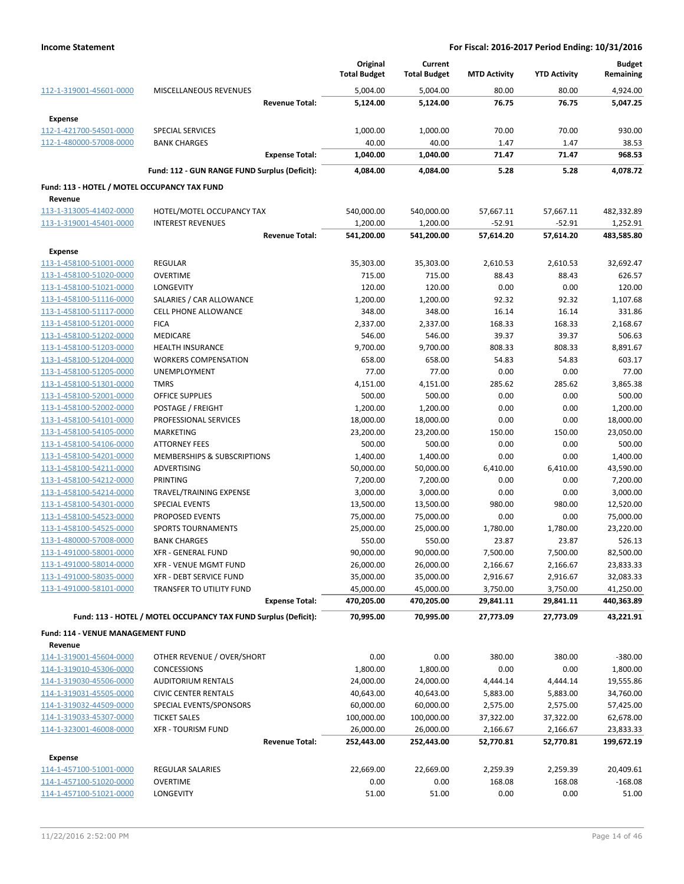| | | Original Total Budget | Current Total Budget | MTD Activity | YTD Activity | Budget Remaining |
|---|---|---|---|---|---|---|
| 112-1-319001-45601-0000 | MISCELLANEOUS REVENUES | 5,004.00 | 5,004.00 | 80.00 | 80.00 | 4,924.00 |
| | **Revenue Total:** | **5,124.00** | **5,124.00** | **76.75** | **76.75** | **5,047.25** |
| **Expense** | | | | | | |
| 112-1-421700-54501-0000 | SPECIAL SERVICES | 1,000.00 | 1,000.00 | 70.00 | 70.00 | 930.00 |
| 112-1-480000-57008-0000 | BANK CHARGES | 40.00 | 40.00 | 1.47 | 1.47 | 38.53 |
| | **Expense Total:** | **1,040.00** | **1,040.00** | **71.47** | **71.47** | **968.53** |
| | **Fund: 112 - GUN RANGE FUND Surplus (Deficit):** | **4,084.00** | **4,084.00** | **5.28** | **5.28** | **4,078.72** |

**Fund: 113 - HOTEL / MOTEL OCCUPANCY TAX FUND**

| | | Original Total Budget | Current Total Budget | MTD Activity | YTD Activity | Budget Remaining |
|---|---|---|---|---|---|---|
| **Revenue** | | | | | | |
| 113-1-313005-41402-0000 | HOTEL/MOTEL OCCUPANCY TAX | 540,000.00 | 540,000.00 | 57,667.11 | 57,667.11 | 482,332.89 |
| 113-1-319001-45401-0000 | INTEREST REVENUES | 1,200.00 | 1,200.00 | -52.91 | -52.91 | 1,252.91 |
| | **Revenue Total:** | **541,200.00** | **541,200.00** | **57,614.20** | **57,614.20** | **483,585.80** |
| **Expense** | | | | | | |
| 113-1-458100-51001-0000 | REGULAR | 35,303.00 | 35,303.00 | 2,610.53 | 2,610.53 | 32,692.47 |
| 113-1-458100-51020-0000 | OVERTIME | 715.00 | 715.00 | 88.43 | 88.43 | 626.57 |
| 113-1-458100-51021-0000 | LONGEVITY | 120.00 | 120.00 | 0.00 | 0.00 | 120.00 |
| 113-1-458100-51116-0000 | SALARIES / CAR ALLOWANCE | 1,200.00 | 1,200.00 | 92.32 | 92.32 | 1,107.68 |
| 113-1-458100-51117-0000 | CELL PHONE ALLOWANCE | 348.00 | 348.00 | 16.14 | 16.14 | 331.86 |
| 113-1-458100-51201-0000 | FICA | 2,337.00 | 2,337.00 | 168.33 | 168.33 | 2,168.67 |
| 113-1-458100-51202-0000 | MEDICARE | 546.00 | 546.00 | 39.37 | 39.37 | 506.63 |
| 113-1-458100-51203-0000 | HEALTH INSURANCE | 9,700.00 | 9,700.00 | 808.33 | 808.33 | 8,891.67 |
| 113-1-458100-51204-0000 | WORKERS COMPENSATION | 658.00 | 658.00 | 54.83 | 54.83 | 603.17 |
| 113-1-458100-51205-0000 | UNEMPLOYMENT | 77.00 | 77.00 | 0.00 | 0.00 | 77.00 |
| 113-1-458100-51301-0000 | TMRS | 4,151.00 | 4,151.00 | 285.62 | 285.62 | 3,865.38 |
| 113-1-458100-52001-0000 | OFFICE SUPPLIES | 500.00 | 500.00 | 0.00 | 0.00 | 500.00 |
| 113-1-458100-52002-0000 | POSTAGE / FREIGHT | 1,200.00 | 1,200.00 | 0.00 | 0.00 | 1,200.00 |
| 113-1-458100-54101-0000 | PROFESSIONAL SERVICES | 18,000.00 | 18,000.00 | 0.00 | 0.00 | 18,000.00 |
| 113-1-458100-54105-0000 | MARKETING | 23,200.00 | 23,200.00 | 150.00 | 150.00 | 23,050.00 |
| 113-1-458100-54106-0000 | ATTORNEY FEES | 500.00 | 500.00 | 0.00 | 0.00 | 500.00 |
| 113-1-458100-54201-0000 | MEMBERSHIPS & SUBSCRIPTIONS | 1,400.00 | 1,400.00 | 0.00 | 0.00 | 1,400.00 |
| 113-1-458100-54211-0000 | ADVERTISING | 50,000.00 | 50,000.00 | 6,410.00 | 6,410.00 | 43,590.00 |
| 113-1-458100-54212-0000 | PRINTING | 7,200.00 | 7,200.00 | 0.00 | 0.00 | 7,200.00 |
| 113-1-458100-54214-0000 | TRAVEL/TRAINING EXPENSE | 3,000.00 | 3,000.00 | 0.00 | 0.00 | 3,000.00 |
| 113-1-458100-54301-0000 | SPECIAL EVENTS | 13,500.00 | 13,500.00 | 980.00 | 980.00 | 12,520.00 |
| 113-1-458100-54523-0000 | PROPOSED EVENTS | 75,000.00 | 75,000.00 | 0.00 | 0.00 | 75,000.00 |
| 113-1-458100-54525-0000 | SPORTS TOURNAMENTS | 25,000.00 | 25,000.00 | 1,780.00 | 1,780.00 | 23,220.00 |
| 113-1-480000-57008-0000 | BANK CHARGES | 550.00 | 550.00 | 23.87 | 23.87 | 526.13 |
| 113-1-491000-58001-0000 | XFR - GENERAL FUND | 90,000.00 | 90,000.00 | 7,500.00 | 7,500.00 | 82,500.00 |
| 113-1-491000-58014-0000 | XFR - VENUE MGMT FUND | 26,000.00 | 26,000.00 | 2,166.67 | 2,166.67 | 23,833.33 |
| 113-1-491000-58035-0000 | XFR - DEBT SERVICE FUND | 35,000.00 | 35,000.00 | 2,916.67 | 2,916.67 | 32,083.33 |
| 113-1-491000-58101-0000 | TRANSFER TO UTILITY FUND | 45,000.00 | 45,000.00 | 3,750.00 | 3,750.00 | 41,250.00 |
| | **Expense Total:** | **470,205.00** | **470,205.00** | **29,841.11** | **29,841.11** | **440,363.89** |
| | **Fund: 113 - HOTEL / MOTEL OCCUPANCY TAX FUND Surplus (Deficit):** | **70,995.00** | **70,995.00** | **27,773.09** | **27,773.09** | **43,221.91** |

**Fund: 114 - VENUE MANAGEMENT FUND**

| | | Original Total Budget | Current Total Budget | MTD Activity | YTD Activity | Budget Remaining |
|---|---|---|---|---|---|---|
| **Revenue** | | | | | | |
| 114-1-319001-45604-0000 | OTHER REVENUE / OVER/SHORT | 0.00 | 0.00 | 380.00 | 380.00 | -380.00 |
| 114-1-319010-45306-0000 | CONCESSIONS | 1,800.00 | 1,800.00 | 0.00 | 0.00 | 1,800.00 |
| 114-1-319030-45506-0000 | AUDITORIUM RENTALS | 24,000.00 | 24,000.00 | 4,444.14 | 4,444.14 | 19,555.86 |
| 114-1-319031-45505-0000 | CIVIC CENTER RENTALS | 40,643.00 | 40,643.00 | 5,883.00 | 5,883.00 | 34,760.00 |
| 114-1-319032-44509-0000 | SPECIAL EVENTS/SPONSORS | 60,000.00 | 60,000.00 | 2,575.00 | 2,575.00 | 57,425.00 |
| 114-1-319033-45307-0000 | TICKET SALES | 100,000.00 | 100,000.00 | 37,322.00 | 37,322.00 | 62,678.00 |
| 114-1-323001-46008-0000 | XFR - TOURISM FUND | 26,000.00 | 26,000.00 | 2,166.67 | 2,166.67 | 23,833.33 |
| | **Revenue Total:** | **252,443.00** | **252,443.00** | **52,770.81** | **52,770.81** | **199,672.19** |
| **Expense** | | | | | | |
| 114-1-457100-51001-0000 | REGULAR SALARIES | 22,669.00 | 22,669.00 | 2,259.39 | 2,259.39 | 20,409.61 |
| 114-1-457100-51020-0000 | OVERTIME | 0.00 | 0.00 | 168.08 | 168.08 | -168.08 |
| 114-1-457100-51021-0000 | LONGEVITY | 51.00 | 51.00 | 0.00 | 0.00 | 51.00 |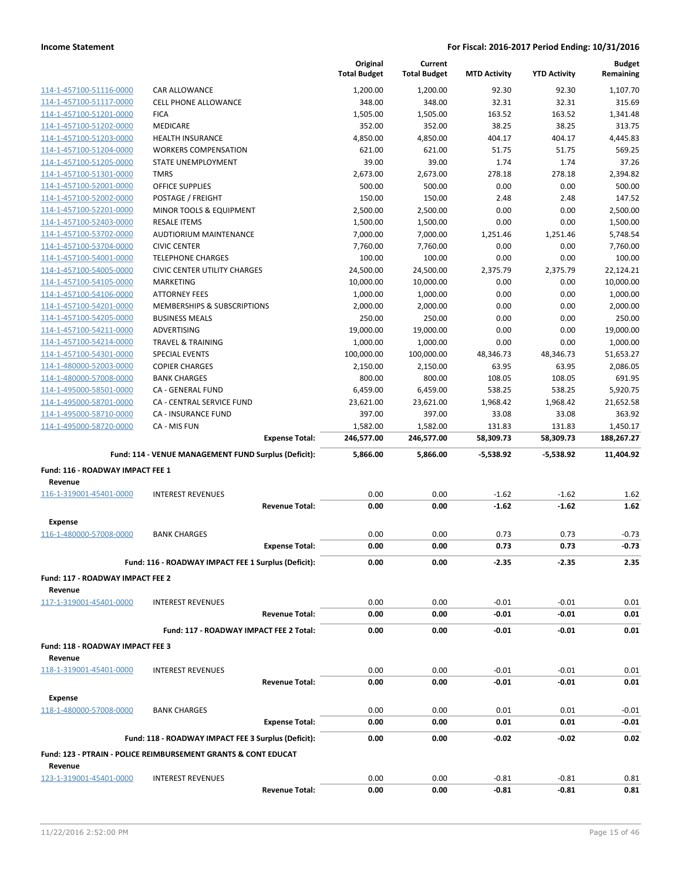| | | Original Total Budget | Current Total Budget | MTD Activity | YTD Activity | Budget Remaining |
|---|---|---|---|---|---|---|
| 114-1-457100-51116-0000 | CAR ALLOWANCE | 1,200.00 | 1,200.00 | 92.30 | 92.30 | 1,107.70 |
| 114-1-457100-51117-0000 | CELL PHONE ALLOWANCE | 348.00 | 348.00 | 32.31 | 32.31 | 315.69 |
| 114-1-457100-51201-0000 | FICA | 1,505.00 | 1,505.00 | 163.52 | 163.52 | 1,341.48 |
| 114-1-457100-51202-0000 | MEDICARE | 352.00 | 352.00 | 38.25 | 38.25 | 313.75 |
| 114-1-457100-51203-0000 | HEALTH INSURANCE | 4,850.00 | 4,850.00 | 404.17 | 404.17 | 4,445.83 |
| 114-1-457100-51204-0000 | WORKERS COMPENSATION | 621.00 | 621.00 | 51.75 | 51.75 | 569.25 |
| 114-1-457100-51205-0000 | STATE UNEMPLOYMENT | 39.00 | 39.00 | 1.74 | 1.74 | 37.26 |
| 114-1-457100-51301-0000 | TMRS | 2,673.00 | 2,673.00 | 278.18 | 278.18 | 2,394.82 |
| 114-1-457100-52001-0000 | OFFICE SUPPLIES | 500.00 | 500.00 | 0.00 | 0.00 | 500.00 |
| 114-1-457100-52002-0000 | POSTAGE / FREIGHT | 150.00 | 150.00 | 2.48 | 2.48 | 147.52 |
| 114-1-457100-52201-0000 | MINOR TOOLS & EQUIPMENT | 2,500.00 | 2,500.00 | 0.00 | 0.00 | 2,500.00 |
| 114-1-457100-52403-0000 | RESALE ITEMS | 1,500.00 | 1,500.00 | 0.00 | 0.00 | 1,500.00 |
| 114-1-457100-53702-0000 | AUDTIORIUM MAINTENANCE | 7,000.00 | 7,000.00 | 1,251.46 | 1,251.46 | 5,748.54 |
| 114-1-457100-53704-0000 | CIVIC CENTER | 7,760.00 | 7,760.00 | 0.00 | 0.00 | 7,760.00 |
| 114-1-457100-54001-0000 | TELEPHONE CHARGES | 100.00 | 100.00 | 0.00 | 0.00 | 100.00 |
| 114-1-457100-54005-0000 | CIVIC CENTER UTILITY CHARGES | 24,500.00 | 24,500.00 | 2,375.79 | 2,375.79 | 22,124.21 |
| 114-1-457100-54105-0000 | MARKETING | 10,000.00 | 10,000.00 | 0.00 | 0.00 | 10,000.00 |
| 114-1-457100-54106-0000 | ATTORNEY FEES | 1,000.00 | 1,000.00 | 0.00 | 0.00 | 1,000.00 |
| 114-1-457100-54201-0000 | MEMBERSHIPS & SUBSCRIPTIONS | 2,000.00 | 2,000.00 | 0.00 | 0.00 | 2,000.00 |
| 114-1-457100-54205-0000 | BUSINESS MEALS | 250.00 | 250.00 | 0.00 | 0.00 | 250.00 |
| 114-1-457100-54211-0000 | ADVERTISING | 19,000.00 | 19,000.00 | 0.00 | 0.00 | 19,000.00 |
| 114-1-457100-54214-0000 | TRAVEL & TRAINING | 1,000.00 | 1,000.00 | 0.00 | 0.00 | 1,000.00 |
| 114-1-457100-54301-0000 | SPECIAL EVENTS | 100,000.00 | 100,000.00 | 48,346.73 | 48,346.73 | 51,653.27 |
| 114-1-480000-52003-0000 | COPIER CHARGES | 2,150.00 | 2,150.00 | 63.95 | 63.95 | 2,086.05 |
| 114-1-480000-57008-0000 | BANK CHARGES | 800.00 | 800.00 | 108.05 | 108.05 | 691.95 |
| 114-1-495000-58501-0000 | CA - GENERAL FUND | 6,459.00 | 6,459.00 | 538.25 | 538.25 | 5,920.75 |
| 114-1-495000-58701-0000 | CA - CENTRAL SERVICE FUND | 23,621.00 | 23,621.00 | 1,968.42 | 1,968.42 | 21,652.58 |
| 114-1-495000-58710-0000 | CA - INSURANCE FUND | 397.00 | 397.00 | 33.08 | 33.08 | 363.92 |
| 114-1-495000-58720-0000 | CA - MIS FUN | 1,582.00 | 1,582.00 | 131.83 | 131.83 | 1,450.17 |
| | **Expense Total:** | **246,577.00** | **246,577.00** | **58,309.73** | **58,309.73** | **188,267.27** |
| | **Fund: 114 - VENUE MANAGEMENT FUND Surplus (Deficit):** | **5,866.00** | **5,866.00** | **-5,538.92** | **-5,538.92** | **11,404.92** |
| **Fund: 116 - ROADWAY IMPACT FEE 1** | | | | | | |
| **Revenue** | | | | | | |
| 116-1-319001-45401-0000 | INTEREST REVENUES | 0.00 | 0.00 | -1.62 | -1.62 | 1.62 |
| | **Revenue Total:** | **0.00** | **0.00** | **-1.62** | **-1.62** | **1.62** |
| **Expense** | | | | | | |
| 116-1-480000-57008-0000 | BANK CHARGES | 0.00 | 0.00 | 0.73 | 0.73 | -0.73 |
| | **Expense Total:** | **0.00** | **0.00** | **0.73** | **0.73** | **-0.73** |
| | **Fund: 116 - ROADWAY IMPACT FEE 1 Surplus (Deficit):** | **0.00** | **0.00** | **-2.35** | **-2.35** | **2.35** |
| **Fund: 117 - ROADWAY IMPACT FEE 2** | | | | | | |
| **Revenue** | | | | | | |
| 117-1-319001-45401-0000 | INTEREST REVENUES | 0.00 | 0.00 | -0.01 | -0.01 | 0.01 |
| | **Revenue Total:** | **0.00** | **0.00** | **-0.01** | **-0.01** | **0.01** |
| | **Fund: 117 - ROADWAY IMPACT FEE 2 Total:** | **0.00** | **0.00** | **-0.01** | **-0.01** | **0.01** |
| **Fund: 118 - ROADWAY IMPACT FEE 3** | | | | | | |
| **Revenue** | | | | | | |
| 118-1-319001-45401-0000 | INTEREST REVENUES | 0.00 | 0.00 | -0.01 | -0.01 | 0.01 |
| | **Revenue Total:** | **0.00** | **0.00** | **-0.01** | **-0.01** | **0.01** |
| **Expense** | | | | | | |
| 118-1-480000-57008-0000 | BANK CHARGES | 0.00 | 0.00 | 0.01 | 0.01 | -0.01 |
| | **Expense Total:** | **0.00** | **0.00** | **0.01** | **0.01** | **-0.01** |
| | **Fund: 118 - ROADWAY IMPACT FEE 3 Surplus (Deficit):** | **0.00** | **0.00** | **-0.02** | **-0.02** | **0.02** |
| **Fund: 123 - PTRAIN - POLICE REIMBURSEMENT GRANTS & CONT EDUCAT** | | | | | | |
| **Revenue** | | | | | | |
| 123-1-319001-45401-0000 | INTEREST REVENUES | 0.00 | 0.00 | -0.81 | -0.81 | 0.81 |
| | **Revenue Total:** | **0.00** | **0.00** | **-0.81** | **-0.81** | **0.81** |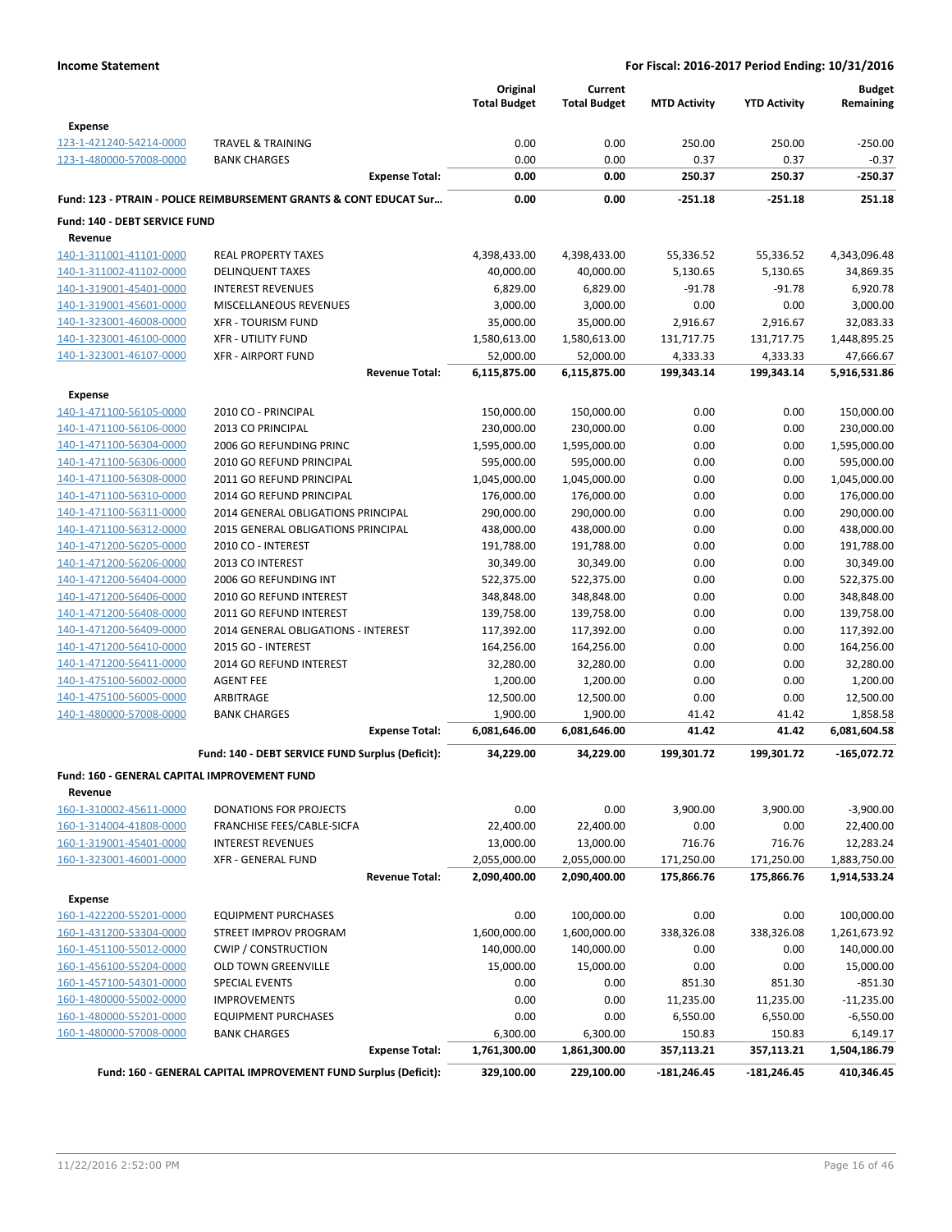**Income Statement** **For Fiscal: 2016-2017 Period Ending: 10/31/2016**

| | | Original Total Budget | Current Total Budget | MTD Activity | YTD Activity | Budget Remaining |
|---|---|---|---|---|---|---|
| **Expense** | | | | | | |
| 123-1-421240-54214-0000 | TRAVEL & TRAINING | 0.00 | 0.00 | 250.00 | 250.00 | -250.00 |
| 123-1-480000-57008-0000 | BANK CHARGES | 0.00 | 0.00 | 0.37 | 0.37 | -0.37 |
| | **Expense Total:** | **0.00** | **0.00** | **250.37** | **250.37** | **-250.37** |
| **Fund: 123 - PTRAIN - POLICE REIMBURSEMENT GRANTS & CONT EDUCAT Sur…** | | **0.00** | **0.00** | **-251.18** | **-251.18** | **251.18** |
| **Fund: 140 - DEBT SERVICE FUND** | | | | | | |
| **Revenue** | | | | | | |
| 140-1-311001-41101-0000 | REAL PROPERTY TAXES | 4,398,433.00 | 4,398,433.00 | 55,336.52 | 55,336.52 | 4,343,096.48 |
| 140-1-311002-41102-0000 | DELINQUENT TAXES | 40,000.00 | 40,000.00 | 5,130.65 | 5,130.65 | 34,869.35 |
| 140-1-319001-45401-0000 | INTEREST REVENUES | 6,829.00 | 6,829.00 | -91.78 | -91.78 | 6,920.78 |
| 140-1-319001-45601-0000 | MISCELLANEOUS REVENUES | 3,000.00 | 3,000.00 | 0.00 | 0.00 | 3,000.00 |
| 140-1-323001-46008-0000 | XFR - TOURISM FUND | 35,000.00 | 35,000.00 | 2,916.67 | 2,916.67 | 32,083.33 |
| 140-1-323001-46100-0000 | XFR - UTILITY FUND | 1,580,613.00 | 1,580,613.00 | 131,717.75 | 131,717.75 | 1,448,895.25 |
| 140-1-323001-46107-0000 | XFR - AIRPORT FUND | 52,000.00 | 52,000.00 | 4,333.33 | 4,333.33 | 47,666.67 |
| | **Revenue Total:** | **6,115,875.00** | **6,115,875.00** | **199,343.14** | **199,343.14** | **5,916,531.86** |
| **Expense** | | | | | | |
| 140-1-471100-56105-0000 | 2010 CO - PRINCIPAL | 150,000.00 | 150,000.00 | 0.00 | 0.00 | 150,000.00 |
| 140-1-471100-56106-0000 | 2013 CO PRINCIPAL | 230,000.00 | 230,000.00 | 0.00 | 0.00 | 230,000.00 |
| 140-1-471100-56304-0000 | 2006 GO REFUNDING PRINC | 1,595,000.00 | 1,595,000.00 | 0.00 | 0.00 | 1,595,000.00 |
| 140-1-471100-56306-0000 | 2010 GO REFUND PRINCIPAL | 595,000.00 | 595,000.00 | 0.00 | 0.00 | 595,000.00 |
| 140-1-471100-56308-0000 | 2011 GO REFUND PRINCIPAL | 1,045,000.00 | 1,045,000.00 | 0.00 | 0.00 | 1,045,000.00 |
| 140-1-471100-56310-0000 | 2014 GO REFUND PRINCIPAL | 176,000.00 | 176,000.00 | 0.00 | 0.00 | 176,000.00 |
| 140-1-471100-56311-0000 | 2014 GENERAL OBLIGATIONS PRINCIPAL | 290,000.00 | 290,000.00 | 0.00 | 0.00 | 290,000.00 |
| 140-1-471100-56312-0000 | 2015 GENERAL OBLIGATIONS PRINCIPAL | 438,000.00 | 438,000.00 | 0.00 | 0.00 | 438,000.00 |
| 140-1-471200-56205-0000 | 2010 CO - INTEREST | 191,788.00 | 191,788.00 | 0.00 | 0.00 | 191,788.00 |
| 140-1-471200-56206-0000 | 2013 CO INTEREST | 30,349.00 | 30,349.00 | 0.00 | 0.00 | 30,349.00 |
| 140-1-471200-56404-0000 | 2006 GO REFUNDING INT | 522,375.00 | 522,375.00 | 0.00 | 0.00 | 522,375.00 |
| 140-1-471200-56406-0000 | 2010 GO REFUND INTEREST | 348,848.00 | 348,848.00 | 0.00 | 0.00 | 348,848.00 |
| 140-1-471200-56408-0000 | 2011 GO REFUND INTEREST | 139,758.00 | 139,758.00 | 0.00 | 0.00 | 139,758.00 |
| 140-1-471200-56409-0000 | 2014 GENERAL OBLIGATIONS - INTEREST | 117,392.00 | 117,392.00 | 0.00 | 0.00 | 117,392.00 |
| 140-1-471200-56410-0000 | 2015 GO - INTEREST | 164,256.00 | 164,256.00 | 0.00 | 0.00 | 164,256.00 |
| 140-1-471200-56411-0000 | 2014 GO REFUND INTEREST | 32,280.00 | 32,280.00 | 0.00 | 0.00 | 32,280.00 |
| 140-1-475100-56002-0000 | AGENT FEE | 1,200.00 | 1,200.00 | 0.00 | 0.00 | 1,200.00 |
| 140-1-475100-56005-0000 | ARBITRAGE | 12,500.00 | 12,500.00 | 0.00 | 0.00 | 12,500.00 |
| 140-1-480000-57008-0000 | BANK CHARGES | 1,900.00 | 1,900.00 | 41.42 | 41.42 | 1,858.58 |
| | **Expense Total:** | **6,081,646.00** | **6,081,646.00** | **41.42** | **41.42** | **6,081,604.58** |
| | **Fund: 140 - DEBT SERVICE FUND Surplus (Deficit):** | **34,229.00** | **34,229.00** | **199,301.72** | **199,301.72** | **-165,072.72** |
| **Fund: 160 - GENERAL CAPITAL IMPROVEMENT FUND** | | | | | | |
| **Revenue** | | | | | | |
| 160-1-310002-45611-0000 | DONATIONS FOR PROJECTS | 0.00 | 0.00 | 3,900.00 | 3,900.00 | -3,900.00 |
| 160-1-314004-41808-0000 | FRANCHISE FEES/CABLE-SICFA | 22,400.00 | 22,400.00 | 0.00 | 0.00 | 22,400.00 |
| 160-1-319001-45401-0000 | INTEREST REVENUES | 13,000.00 | 13,000.00 | 716.76 | 716.76 | 12,283.24 |
| 160-1-323001-46001-0000 | XFR - GENERAL FUND | 2,055,000.00 | 2,055,000.00 | 171,250.00 | 171,250.00 | 1,883,750.00 |
| | **Revenue Total:** | **2,090,400.00** | **2,090,400.00** | **175,866.76** | **175,866.76** | **1,914,533.24** |
| **Expense** | | | | | | |
| 160-1-422200-55201-0000 | EQUIPMENT PURCHASES | 0.00 | 100,000.00 | 0.00 | 0.00 | 100,000.00 |
| 160-1-431200-53304-0000 | STREET IMPROV PROGRAM | 1,600,000.00 | 1,600,000.00 | 338,326.08 | 338,326.08 | 1,261,673.92 |
| 160-1-451100-55012-0000 | CWIP / CONSTRUCTION | 140,000.00 | 140,000.00 | 0.00 | 0.00 | 140,000.00 |
| 160-1-456100-55204-0000 | OLD TOWN GREENVILLE | 15,000.00 | 15,000.00 | 0.00 | 0.00 | 15,000.00 |
| 160-1-457100-54301-0000 | SPECIAL EVENTS | 0.00 | 0.00 | 851.30 | 851.30 | -851.30 |
| 160-1-480000-55002-0000 | IMPROVEMENTS | 0.00 | 0.00 | 11,235.00 | 11,235.00 | -11,235.00 |
| 160-1-480000-55201-0000 | EQUIPMENT PURCHASES | 0.00 | 0.00 | 6,550.00 | 6,550.00 | -6,550.00 |
| 160-1-480000-57008-0000 | BANK CHARGES | 6,300.00 | 6,300.00 | 150.83 | 150.83 | 6,149.17 |
| | **Expense Total:** | **1,761,300.00** | **1,861,300.00** | **357,113.21** | **357,113.21** | **1,504,186.79** |
| | **Fund: 160 - GENERAL CAPITAL IMPROVEMENT FUND Surplus (Deficit):** | **329,100.00** | **229,100.00** | **-181,246.45** | **-181,246.45** | **410,346.45** |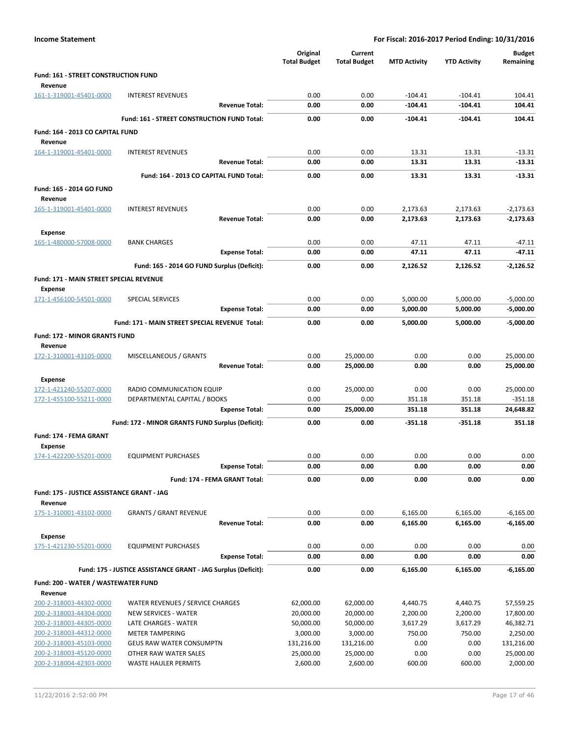**Income Statement** | **For Fiscal: 2016-2017 Period Ending: 10/31/2016**

| | | Original Total Budget | Current Total Budget | MTD Activity | YTD Activity | Budget Remaining |
|---|---|---|---|---|---|---|
| **Fund: 161 - STREET CONSTRUCTION FUND** | | | | | | |
| **Revenue** | | | | | | |
| 161-1-319001-45401-0000 | INTEREST REVENUES | 0.00 | 0.00 | -104.41 | -104.41 | 104.41 |
| | **Revenue Total:** | **0.00** | **0.00** | **-104.41** | **-104.41** | **104.41** |
| | **Fund: 161 - STREET CONSTRUCTION FUND Total:** | **0.00** | **0.00** | **-104.41** | **-104.41** | **104.41** |
| **Fund: 164 - 2013 CO CAPITAL FUND** | | | | | | |
| **Revenue** | | | | | | |
| 164-1-319001-45401-0000 | INTEREST REVENUES | 0.00 | 0.00 | 13.31 | 13.31 | -13.31 |
| | **Revenue Total:** | **0.00** | **0.00** | **13.31** | **13.31** | **-13.31** |
| | **Fund: 164 - 2013 CO CAPITAL FUND Total:** | **0.00** | **0.00** | **13.31** | **13.31** | **-13.31** |
| **Fund: 165 - 2014 GO FUND** | | | | | | |
| **Revenue** | | | | | | |
| 165-1-319001-45401-0000 | INTEREST REVENUES | 0.00 | 0.00 | 2,173.63 | 2,173.63 | -2,173.63 |
| | **Revenue Total:** | **0.00** | **0.00** | **2,173.63** | **2,173.63** | **-2,173.63** |
| **Expense** | | | | | | |
| 165-1-480000-57008-0000 | BANK CHARGES | 0.00 | 0.00 | 47.11 | 47.11 | -47.11 |
| | **Expense Total:** | **0.00** | **0.00** | **47.11** | **47.11** | **-47.11** |
| | **Fund: 165 - 2014 GO FUND Surplus (Deficit):** | **0.00** | **0.00** | **2,126.52** | **2,126.52** | **-2,126.52** |
| **Fund: 171 - MAIN STREET SPECIAL REVENUE** | | | | | | |
| **Expense** | | | | | | |
| 171-1-456100-54501-0000 | SPECIAL SERVICES | 0.00 | 0.00 | 5,000.00 | 5,000.00 | -5,000.00 |
| | **Expense Total:** | **0.00** | **0.00** | **5,000.00** | **5,000.00** | **-5,000.00** |
| | **Fund: 171 - MAIN STREET SPECIAL REVENUE Total:** | **0.00** | **0.00** | **5,000.00** | **5,000.00** | **-5,000.00** |
| **Fund: 172 - MINOR GRANTS FUND** | | | | | | |
| **Revenue** | | | | | | |
| 172-1-310001-43105-0000 | MISCELLANEOUS / GRANTS | 0.00 | 25,000.00 | 0.00 | 0.00 | 25,000.00 |
| | **Revenue Total:** | **0.00** | **25,000.00** | **0.00** | **0.00** | **25,000.00** |
| **Expense** | | | | | | |
| 172-1-421240-55207-0000 | RADIO COMMUNICATION EQUIP | 0.00 | 25,000.00 | 0.00 | 0.00 | 25,000.00 |
| 172-1-455100-55211-0000 | DEPARTMENTAL CAPITAL / BOOKS | 0.00 | 0.00 | 351.18 | 351.18 | -351.18 |
| | **Expense Total:** | **0.00** | **25,000.00** | **351.18** | **351.18** | **24,648.82** |
| | **Fund: 172 - MINOR GRANTS FUND Surplus (Deficit):** | **0.00** | **0.00** | **-351.18** | **-351.18** | **351.18** |
| **Fund: 174 - FEMA GRANT** | | | | | | |
| **Expense** | | | | | | |
| 174-1-422200-55201-0000 | EQUIPMENT PURCHASES | 0.00 | 0.00 | 0.00 | 0.00 | 0.00 |
| | **Expense Total:** | **0.00** | **0.00** | **0.00** | **0.00** | **0.00** |
| | **Fund: 174 - FEMA GRANT Total:** | **0.00** | **0.00** | **0.00** | **0.00** | **0.00** |
| **Fund: 175 - JUSTICE ASSISTANCE GRANT - JAG** | | | | | | |
| **Revenue** | | | | | | |
| 175-1-310001-43102-0000 | GRANTS / GRANT REVENUE | 0.00 | 0.00 | 6,165.00 | 6,165.00 | -6,165.00 |
| | **Revenue Total:** | **0.00** | **0.00** | **6,165.00** | **6,165.00** | **-6,165.00** |
| **Expense** | | | | | | |
| 175-1-421230-55201-0000 | EQUIPMENT PURCHASES | 0.00 | 0.00 | 0.00 | 0.00 | 0.00 |
| | **Expense Total:** | **0.00** | **0.00** | **0.00** | **0.00** | **0.00** |
| | **Fund: 175 - JUSTICE ASSISTANCE GRANT - JAG Surplus (Deficit):** | **0.00** | **0.00** | **6,165.00** | **6,165.00** | **-6,165.00** |
| **Fund: 200 - WATER / WASTEWATER FUND** | | | | | | |
| **Revenue** | | | | | | |
| 200-2-318003-44302-0000 | WATER REVENUES / SERVICE CHARGES | 62,000.00 | 62,000.00 | 4,440.75 | 4,440.75 | 57,559.25 |
| 200-2-318003-44304-0000 | NEW SERVICES - WATER | 20,000.00 | 20,000.00 | 2,200.00 | 2,200.00 | 17,800.00 |
| 200-2-318003-44305-0000 | LATE CHARGES - WATER | 50,000.00 | 50,000.00 | 3,617.29 | 3,617.29 | 46,382.71 |
| 200-2-318003-44312-0000 | METER TAMPERING | 3,000.00 | 3,000.00 | 750.00 | 750.00 | 2,250.00 |
| 200-2-318003-45103-0000 | GEUS RAW WATER CONSUMPTN | 131,216.00 | 131,216.00 | 0.00 | 0.00 | 131,216.00 |
| 200-2-318003-45120-0000 | OTHER RAW WATER SALES | 25,000.00 | 25,000.00 | 0.00 | 0.00 | 25,000.00 |
| 200-2-318004-42303-0000 | WASTE HAULER PERMITS | 2,600.00 | 2,600.00 | 600.00 | 600.00 | 2,000.00 |

11/22/2016 2:52:00 PM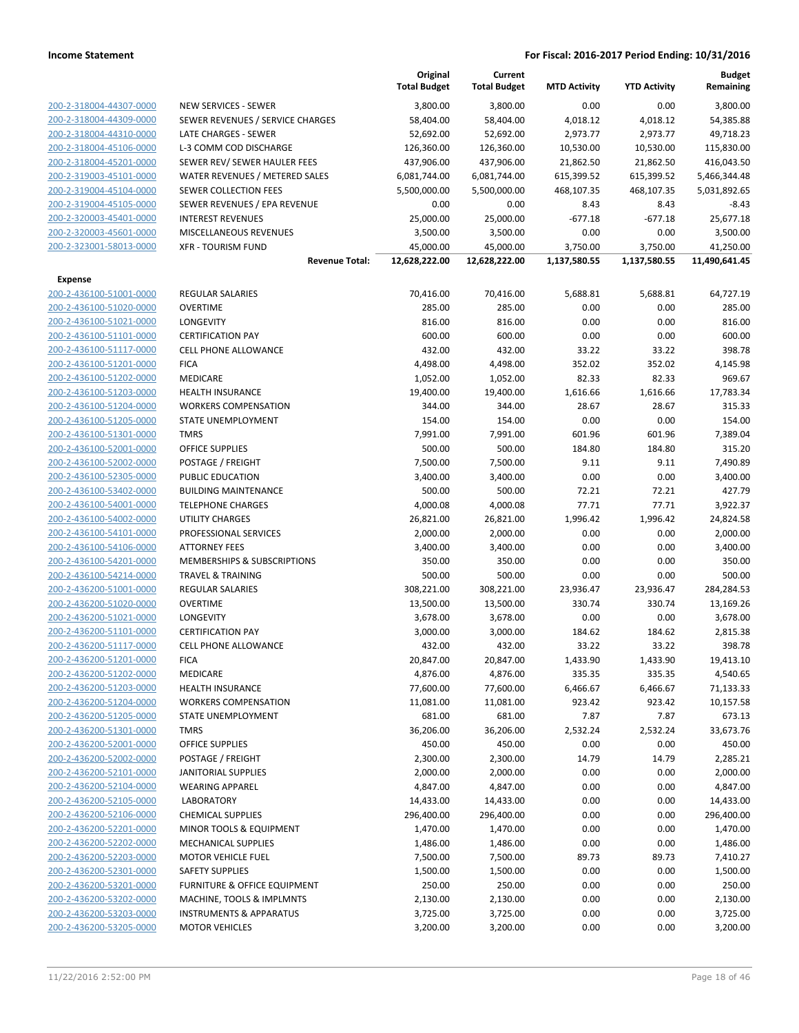**Income Statement** **For Fiscal: 2016-2017 Period Ending: 10/31/2016**

| | | Original Total Budget | Current Total Budget | MTD Activity | YTD Activity | Budget Remaining |
|---|---|---|---|---|---|---|
| 200-2-318004-44307-0000 | NEW SERVICES - SEWER | 3,800.00 | 3,800.00 | 0.00 | 0.00 | 3,800.00 |
| 200-2-318004-44309-0000 | SEWER REVENUES / SERVICE CHARGES | 58,404.00 | 58,404.00 | 4,018.12 | 4,018.12 | 54,385.88 |
| 200-2-318004-44310-0000 | LATE CHARGES - SEWER | 52,692.00 | 52,692.00 | 2,973.77 | 2,973.77 | 49,718.23 |
| 200-2-318004-45106-0000 | L-3 COMM COD DISCHARGE | 126,360.00 | 126,360.00 | 10,530.00 | 10,530.00 | 115,830.00 |
| 200-2-318004-45201-0000 | SEWER REV/ SEWER HAULER FEES | 437,906.00 | 437,906.00 | 21,862.50 | 21,862.50 | 416,043.50 |
| 200-2-319003-45101-0000 | WATER REVENUES / METERED SALES | 6,081,744.00 | 6,081,744.00 | 615,399.52 | 615,399.52 | 5,466,344.48 |
| 200-2-319004-45104-0000 | SEWER COLLECTION FEES | 5,500,000.00 | 5,500,000.00 | 468,107.35 | 468,107.35 | 5,031,892.65 |
| 200-2-319004-45105-0000 | SEWER REVENUES / EPA REVENUE | 0.00 | 0.00 | 8.43 | 8.43 | -8.43 |
| 200-2-320003-45401-0000 | INTEREST REVENUES | 25,000.00 | 25,000.00 | -677.18 | -677.18 | 25,677.18 |
| 200-2-320003-45601-0000 | MISCELLANEOUS REVENUES | 3,500.00 | 3,500.00 | 0.00 | 0.00 | 3,500.00 |
| 200-2-323001-58013-0000 | XFR - TOURISM FUND | 45,000.00 | 45,000.00 | 3,750.00 | 3,750.00 | 41,250.00 |
| | **Revenue Total:** | **12,628,222.00** | **12,628,222.00** | **1,137,580.55** | **1,137,580.55** | **11,490,641.45** |
| **Expense** | | | | | | |
| 200-2-436100-51001-0000 | REGULAR SALARIES | 70,416.00 | 70,416.00 | 5,688.81 | 5,688.81 | 64,727.19 |
| 200-2-436100-51020-0000 | OVERTIME | 285.00 | 285.00 | 0.00 | 0.00 | 285.00 |
| 200-2-436100-51021-0000 | LONGEVITY | 816.00 | 816.00 | 0.00 | 0.00 | 816.00 |
| 200-2-436100-51101-0000 | CERTIFICATION PAY | 600.00 | 600.00 | 0.00 | 0.00 | 600.00 |
| 200-2-436100-51117-0000 | CELL PHONE ALLOWANCE | 432.00 | 432.00 | 33.22 | 33.22 | 398.78 |
| 200-2-436100-51201-0000 | FICA | 4,498.00 | 4,498.00 | 352.02 | 352.02 | 4,145.98 |
| 200-2-436100-51202-0000 | MEDICARE | 1,052.00 | 1,052.00 | 82.33 | 82.33 | 969.67 |
| 200-2-436100-51203-0000 | HEALTH INSURANCE | 19,400.00 | 19,400.00 | 1,616.66 | 1,616.66 | 17,783.34 |
| 200-2-436100-51204-0000 | WORKERS COMPENSATION | 344.00 | 344.00 | 28.67 | 28.67 | 315.33 |
| 200-2-436100-51205-0000 | STATE UNEMPLOYMENT | 154.00 | 154.00 | 0.00 | 0.00 | 154.00 |
| 200-2-436100-51301-0000 | TMRS | 7,991.00 | 7,991.00 | 601.96 | 601.96 | 7,389.04 |
| 200-2-436100-52001-0000 | OFFICE SUPPLIES | 500.00 | 500.00 | 184.80 | 184.80 | 315.20 |
| 200-2-436100-52002-0000 | POSTAGE / FREIGHT | 7,500.00 | 7,500.00 | 9.11 | 9.11 | 7,490.89 |
| 200-2-436100-52305-0000 | PUBLIC EDUCATION | 3,400.00 | 3,400.00 | 0.00 | 0.00 | 3,400.00 |
| 200-2-436100-53402-0000 | BUILDING MAINTENANCE | 500.00 | 500.00 | 72.21 | 72.21 | 427.79 |
| 200-2-436100-54001-0000 | TELEPHONE CHARGES | 4,000.08 | 4,000.08 | 77.71 | 77.71 | 3,922.37 |
| 200-2-436100-54002-0000 | UTILITY CHARGES | 26,821.00 | 26,821.00 | 1,996.42 | 1,996.42 | 24,824.58 |
| 200-2-436100-54101-0000 | PROFESSIONAL SERVICES | 2,000.00 | 2,000.00 | 0.00 | 0.00 | 2,000.00 |
| 200-2-436100-54106-0000 | ATTORNEY FEES | 3,400.00 | 3,400.00 | 0.00 | 0.00 | 3,400.00 |
| 200-2-436100-54201-0000 | MEMBERSHIPS & SUBSCRIPTIONS | 350.00 | 350.00 | 0.00 | 0.00 | 350.00 |
| 200-2-436100-54214-0000 | TRAVEL & TRAINING | 500.00 | 500.00 | 0.00 | 0.00 | 500.00 |
| 200-2-436200-51001-0000 | REGULAR SALARIES | 308,221.00 | 308,221.00 | 23,936.47 | 23,936.47 | 284,284.53 |
| 200-2-436200-51020-0000 | OVERTIME | 13,500.00 | 13,500.00 | 330.74 | 330.74 | 13,169.26 |
| 200-2-436200-51021-0000 | LONGEVITY | 3,678.00 | 3,678.00 | 0.00 | 0.00 | 3,678.00 |
| 200-2-436200-51101-0000 | CERTIFICATION PAY | 3,000.00 | 3,000.00 | 184.62 | 184.62 | 2,815.38 |
| 200-2-436200-51117-0000 | CELL PHONE ALLOWANCE | 432.00 | 432.00 | 33.22 | 33.22 | 398.78 |
| 200-2-436200-51201-0000 | FICA | 20,847.00 | 20,847.00 | 1,433.90 | 1,433.90 | 19,413.10 |
| 200-2-436200-51202-0000 | MEDICARE | 4,876.00 | 4,876.00 | 335.35 | 335.35 | 4,540.65 |
| 200-2-436200-51203-0000 | HEALTH INSURANCE | 77,600.00 | 77,600.00 | 6,466.67 | 6,466.67 | 71,133.33 |
| 200-2-436200-51204-0000 | WORKERS COMPENSATION | 11,081.00 | 11,081.00 | 923.42 | 923.42 | 10,157.58 |
| 200-2-436200-51205-0000 | STATE UNEMPLOYMENT | 681.00 | 681.00 | 7.87 | 7.87 | 673.13 |
| 200-2-436200-51301-0000 | TMRS | 36,206.00 | 36,206.00 | 2,532.24 | 2,532.24 | 33,673.76 |
| 200-2-436200-52001-0000 | OFFICE SUPPLIES | 450.00 | 450.00 | 0.00 | 0.00 | 450.00 |
| 200-2-436200-52002-0000 | POSTAGE / FREIGHT | 2,300.00 | 2,300.00 | 14.79 | 14.79 | 2,285.21 |
| 200-2-436200-52101-0000 | JANITORIAL SUPPLIES | 2,000.00 | 2,000.00 | 0.00 | 0.00 | 2,000.00 |
| 200-2-436200-52104-0000 | WEARING APPAREL | 4,847.00 | 4,847.00 | 0.00 | 0.00 | 4,847.00 |
| 200-2-436200-52105-0000 | LABORATORY | 14,433.00 | 14,433.00 | 0.00 | 0.00 | 14,433.00 |
| 200-2-436200-52106-0000 | CHEMICAL SUPPLIES | 296,400.00 | 296,400.00 | 0.00 | 0.00 | 296,400.00 |
| 200-2-436200-52201-0000 | MINOR TOOLS & EQUIPMENT | 1,470.00 | 1,470.00 | 0.00 | 0.00 | 1,470.00 |
| 200-2-436200-52202-0000 | MECHANICAL SUPPLIES | 1,486.00 | 1,486.00 | 0.00 | 0.00 | 1,486.00 |
| 200-2-436200-52203-0000 | MOTOR VEHICLE FUEL | 7,500.00 | 7,500.00 | 89.73 | 89.73 | 7,410.27 |
| 200-2-436200-52301-0000 | SAFETY SUPPLIES | 1,500.00 | 1,500.00 | 0.00 | 0.00 | 1,500.00 |
| 200-2-436200-53201-0000 | FURNITURE & OFFICE EQUIPMENT | 250.00 | 250.00 | 0.00 | 0.00 | 250.00 |
| 200-2-436200-53202-0000 | MACHINE, TOOLS & IMPLMNTS | 2,130.00 | 2,130.00 | 0.00 | 0.00 | 2,130.00 |
| 200-2-436200-53203-0000 | INSTRUMENTS & APPARATUS | 3,725.00 | 3,725.00 | 0.00 | 0.00 | 3,725.00 |
| 200-2-436200-53205-0000 | MOTOR VEHICLES | 3,200.00 | 3,200.00 | 0.00 | 0.00 | 3,200.00 |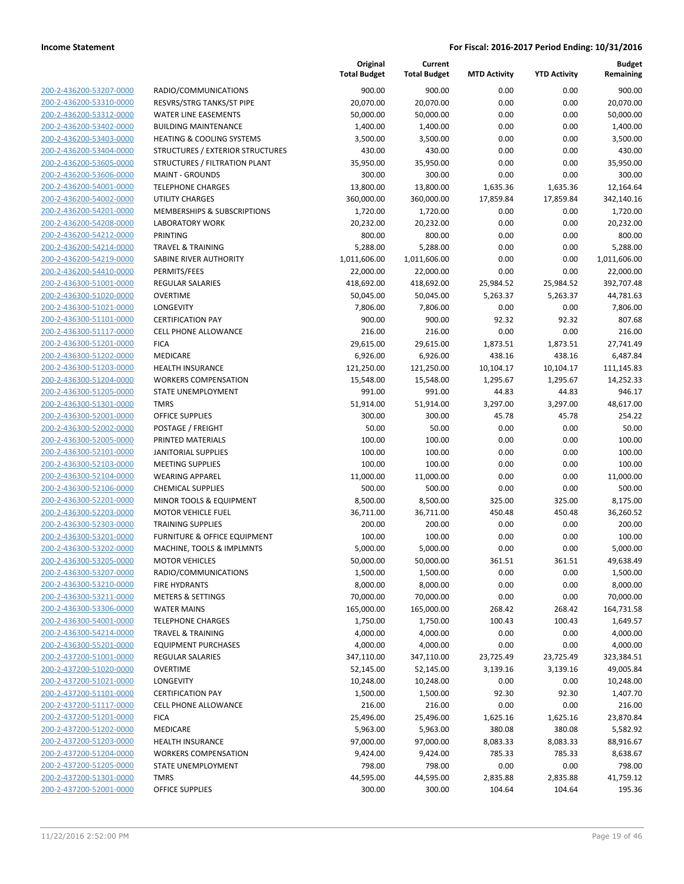**Income Statement** | **For Fiscal: 2016-2017 Period Ending: 10/31/2016**

| | | Original Total Budget | Current Total Budget | MTD Activity | YTD Activity | Budget Remaining |
|---|---|---|---|---|---|---|
| 200-2-436200-53207-0000 | RADIO/COMMUNICATIONS | 900.00 | 900.00 | 0.00 | 0.00 | 900.00 |
| 200-2-436200-53310-0000 | RESVRS/STRG TANKS/ST PIPE | 20,070.00 | 20,070.00 | 0.00 | 0.00 | 20,070.00 |
| 200-2-436200-53312-0000 | WATER LINE EASEMENTS | 50,000.00 | 50,000.00 | 0.00 | 0.00 | 50,000.00 |
| 200-2-436200-53402-0000 | BUILDING MAINTENANCE | 1,400.00 | 1,400.00 | 0.00 | 0.00 | 1,400.00 |
| 200-2-436200-53403-0000 | HEATING & COOLING SYSTEMS | 3,500.00 | 3,500.00 | 0.00 | 0.00 | 3,500.00 |
| 200-2-436200-53404-0000 | STRUCTURES / EXTERIOR STRUCTURES | 430.00 | 430.00 | 0.00 | 0.00 | 430.00 |
| 200-2-436200-53605-0000 | STRUCTURES / FILTRATION PLANT | 35,950.00 | 35,950.00 | 0.00 | 0.00 | 35,950.00 |
| 200-2-436200-53606-0000 | MAINT - GROUNDS | 300.00 | 300.00 | 0.00 | 0.00 | 300.00 |
| 200-2-436200-54001-0000 | TELEPHONE CHARGES | 13,800.00 | 13,800.00 | 1,635.36 | 1,635.36 | 12,164.64 |
| 200-2-436200-54002-0000 | UTILITY CHARGES | 360,000.00 | 360,000.00 | 17,859.84 | 17,859.84 | 342,140.16 |
| 200-2-436200-54201-0000 | MEMBERSHIPS & SUBSCRIPTIONS | 1,720.00 | 1,720.00 | 0.00 | 0.00 | 1,720.00 |
| 200-2-436200-54208-0000 | LABORATORY WORK | 20,232.00 | 20,232.00 | 0.00 | 0.00 | 20,232.00 |
| 200-2-436200-54212-0000 | PRINTING | 800.00 | 800.00 | 0.00 | 0.00 | 800.00 |
| 200-2-436200-54214-0000 | TRAVEL & TRAINING | 5,288.00 | 5,288.00 | 0.00 | 0.00 | 5,288.00 |
| 200-2-436200-54219-0000 | SABINE RIVER AUTHORITY | 1,011,606.00 | 1,011,606.00 | 0.00 | 0.00 | 1,011,606.00 |
| 200-2-436200-54410-0000 | PERMITS/FEES | 22,000.00 | 22,000.00 | 0.00 | 0.00 | 22,000.00 |
| 200-2-436300-51001-0000 | REGULAR SALARIES | 418,692.00 | 418,692.00 | 25,984.52 | 25,984.52 | 392,707.48 |
| 200-2-436300-51020-0000 | OVERTIME | 50,045.00 | 50,045.00 | 5,263.37 | 5,263.37 | 44,781.63 |
| 200-2-436300-51021-0000 | LONGEVITY | 7,806.00 | 7,806.00 | 0.00 | 0.00 | 7,806.00 |
| 200-2-436300-51101-0000 | CERTIFICATION PAY | 900.00 | 900.00 | 92.32 | 92.32 | 807.68 |
| 200-2-436300-51117-0000 | CELL PHONE ALLOWANCE | 216.00 | 216.00 | 0.00 | 0.00 | 216.00 |
| 200-2-436300-51201-0000 | FICA | 29,615.00 | 29,615.00 | 1,873.51 | 1,873.51 | 27,741.49 |
| 200-2-436300-51202-0000 | MEDICARE | 6,926.00 | 6,926.00 | 438.16 | 438.16 | 6,487.84 |
| 200-2-436300-51203-0000 | HEALTH INSURANCE | 121,250.00 | 121,250.00 | 10,104.17 | 10,104.17 | 111,145.83 |
| 200-2-436300-51204-0000 | WORKERS COMPENSATION | 15,548.00 | 15,548.00 | 1,295.67 | 1,295.67 | 14,252.33 |
| 200-2-436300-51205-0000 | STATE UNEMPLOYMENT | 991.00 | 991.00 | 44.83 | 44.83 | 946.17 |
| 200-2-436300-51301-0000 | TMRS | 51,914.00 | 51,914.00 | 3,297.00 | 3,297.00 | 48,617.00 |
| 200-2-436300-52001-0000 | OFFICE SUPPLIES | 300.00 | 300.00 | 45.78 | 45.78 | 254.22 |
| 200-2-436300-52002-0000 | POSTAGE / FREIGHT | 50.00 | 50.00 | 0.00 | 0.00 | 50.00 |
| 200-2-436300-52005-0000 | PRINTED MATERIALS | 100.00 | 100.00 | 0.00 | 0.00 | 100.00 |
| 200-2-436300-52101-0000 | JANITORIAL SUPPLIES | 100.00 | 100.00 | 0.00 | 0.00 | 100.00 |
| 200-2-436300-52103-0000 | MEETING SUPPLIES | 100.00 | 100.00 | 0.00 | 0.00 | 100.00 |
| 200-2-436300-52104-0000 | WEARING APPAREL | 11,000.00 | 11,000.00 | 0.00 | 0.00 | 11,000.00 |
| 200-2-436300-52106-0000 | CHEMICAL SUPPLIES | 500.00 | 500.00 | 0.00 | 0.00 | 500.00 |
| 200-2-436300-52201-0000 | MINOR TOOLS & EQUIPMENT | 8,500.00 | 8,500.00 | 325.00 | 325.00 | 8,175.00 |
| 200-2-436300-52203-0000 | MOTOR VEHICLE FUEL | 36,711.00 | 36,711.00 | 450.48 | 450.48 | 36,260.52 |
| 200-2-436300-52303-0000 | TRAINING SUPPLIES | 200.00 | 200.00 | 0.00 | 0.00 | 200.00 |
| 200-2-436300-53201-0000 | FURNITURE & OFFICE EQUIPMENT | 100.00 | 100.00 | 0.00 | 0.00 | 100.00 |
| 200-2-436300-53202-0000 | MACHINE, TOOLS & IMPLMNTS | 5,000.00 | 5,000.00 | 0.00 | 0.00 | 5,000.00 |
| 200-2-436300-53205-0000 | MOTOR VEHICLES | 50,000.00 | 50,000.00 | 361.51 | 361.51 | 49,638.49 |
| 200-2-436300-53207-0000 | RADIO/COMMUNICATIONS | 1,500.00 | 1,500.00 | 0.00 | 0.00 | 1,500.00 |
| 200-2-436300-53210-0000 | FIRE HYDRANTS | 8,000.00 | 8,000.00 | 0.00 | 0.00 | 8,000.00 |
| 200-2-436300-53211-0000 | METERS & SETTINGS | 70,000.00 | 70,000.00 | 0.00 | 0.00 | 70,000.00 |
| 200-2-436300-53306-0000 | WATER MAINS | 165,000.00 | 165,000.00 | 268.42 | 268.42 | 164,731.58 |
| 200-2-436300-54001-0000 | TELEPHONE CHARGES | 1,750.00 | 1,750.00 | 100.43 | 100.43 | 1,649.57 |
| 200-2-436300-54214-0000 | TRAVEL & TRAINING | 4,000.00 | 4,000.00 | 0.00 | 0.00 | 4,000.00 |
| 200-2-436300-55201-0000 | EQUIPMENT PURCHASES | 4,000.00 | 4,000.00 | 0.00 | 0.00 | 4,000.00 |
| 200-2-437200-51001-0000 | REGULAR SALARIES | 347,110.00 | 347,110.00 | 23,725.49 | 23,725.49 | 323,384.51 |
| 200-2-437200-51020-0000 | OVERTIME | 52,145.00 | 52,145.00 | 3,139.16 | 3,139.16 | 49,005.84 |
| 200-2-437200-51021-0000 | LONGEVITY | 10,248.00 | 10,248.00 | 0.00 | 0.00 | 10,248.00 |
| 200-2-437200-51101-0000 | CERTIFICATION PAY | 1,500.00 | 1,500.00 | 92.30 | 92.30 | 1,407.70 |
| 200-2-437200-51117-0000 | CELL PHONE ALLOWANCE | 216.00 | 216.00 | 0.00 | 0.00 | 216.00 |
| 200-2-437200-51201-0000 | FICA | 25,496.00 | 25,496.00 | 1,625.16 | 1,625.16 | 23,870.84 |
| 200-2-437200-51202-0000 | MEDICARE | 5,963.00 | 5,963.00 | 380.08 | 380.08 | 5,582.92 |
| 200-2-437200-51203-0000 | HEALTH INSURANCE | 97,000.00 | 97,000.00 | 8,083.33 | 8,083.33 | 88,916.67 |
| 200-2-437200-51204-0000 | WORKERS COMPENSATION | 9,424.00 | 9,424.00 | 785.33 | 785.33 | 8,638.67 |
| 200-2-437200-51205-0000 | STATE UNEMPLOYMENT | 798.00 | 798.00 | 0.00 | 0.00 | 798.00 |
| 200-2-437200-51301-0000 | TMRS | 44,595.00 | 44,595.00 | 2,835.88 | 2,835.88 | 41,759.12 |
| 200-2-437200-52001-0000 | OFFICE SUPPLIES | 300.00 | 300.00 | 104.64 | 104.64 | 195.36 |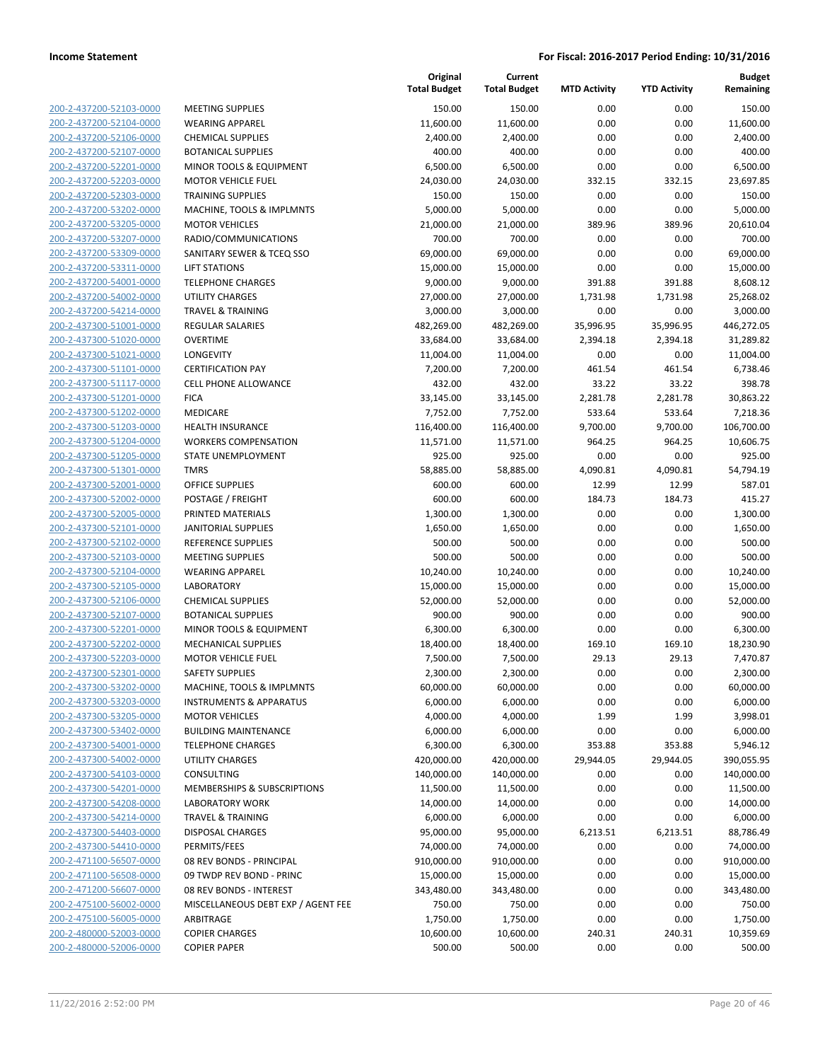**Income Statement** **For Fiscal: 2016-2017 Period Ending: 10/31/2016**

| | | Original Total Budget | Current Total Budget | MTD Activity | YTD Activity | Budget Remaining |
|---|---|---|---|---|---|---|
| 200-2-437200-52103-0000 | MEETING SUPPLIES | 150.00 | 150.00 | 0.00 | 0.00 | 150.00 |
| 200-2-437200-52104-0000 | WEARING APPAREL | 11,600.00 | 11,600.00 | 0.00 | 0.00 | 11,600.00 |
| 200-2-437200-52106-0000 | CHEMICAL SUPPLIES | 2,400.00 | 2,400.00 | 0.00 | 0.00 | 2,400.00 |
| 200-2-437200-52107-0000 | BOTANICAL SUPPLIES | 400.00 | 400.00 | 0.00 | 0.00 | 400.00 |
| 200-2-437200-52201-0000 | MINOR TOOLS & EQUIPMENT | 6,500.00 | 6,500.00 | 0.00 | 0.00 | 6,500.00 |
| 200-2-437200-52203-0000 | MOTOR VEHICLE FUEL | 24,030.00 | 24,030.00 | 332.15 | 332.15 | 23,697.85 |
| 200-2-437200-52303-0000 | TRAINING SUPPLIES | 150.00 | 150.00 | 0.00 | 0.00 | 150.00 |
| 200-2-437200-53202-0000 | MACHINE, TOOLS & IMPLMNTS | 5,000.00 | 5,000.00 | 0.00 | 0.00 | 5,000.00 |
| 200-2-437200-53205-0000 | MOTOR VEHICLES | 21,000.00 | 21,000.00 | 389.96 | 389.96 | 20,610.04 |
| 200-2-437200-53207-0000 | RADIO/COMMUNICATIONS | 700.00 | 700.00 | 0.00 | 0.00 | 700.00 |
| 200-2-437200-53309-0000 | SANITARY SEWER & TCEQ SSO | 69,000.00 | 69,000.00 | 0.00 | 0.00 | 69,000.00 |
| 200-2-437200-53311-0000 | LIFT STATIONS | 15,000.00 | 15,000.00 | 0.00 | 0.00 | 15,000.00 |
| 200-2-437200-54001-0000 | TELEPHONE CHARGES | 9,000.00 | 9,000.00 | 391.88 | 391.88 | 8,608.12 |
| 200-2-437200-54002-0000 | UTILITY CHARGES | 27,000.00 | 27,000.00 | 1,731.98 | 1,731.98 | 25,268.02 |
| 200-2-437200-54214-0000 | TRAVEL & TRAINING | 3,000.00 | 3,000.00 | 0.00 | 0.00 | 3,000.00 |
| 200-2-437300-51001-0000 | REGULAR SALARIES | 482,269.00 | 482,269.00 | 35,996.95 | 35,996.95 | 446,272.05 |
| 200-2-437300-51020-0000 | OVERTIME | 33,684.00 | 33,684.00 | 2,394.18 | 2,394.18 | 31,289.82 |
| 200-2-437300-51021-0000 | LONGEVITY | 11,004.00 | 11,004.00 | 0.00 | 0.00 | 11,004.00 |
| 200-2-437300-51101-0000 | CERTIFICATION PAY | 7,200.00 | 7,200.00 | 461.54 | 461.54 | 6,738.46 |
| 200-2-437300-51117-0000 | CELL PHONE ALLOWANCE | 432.00 | 432.00 | 33.22 | 33.22 | 398.78 |
| 200-2-437300-51201-0000 | FICA | 33,145.00 | 33,145.00 | 2,281.78 | 2,281.78 | 30,863.22 |
| 200-2-437300-51202-0000 | MEDICARE | 7,752.00 | 7,752.00 | 533.64 | 533.64 | 7,218.36 |
| 200-2-437300-51203-0000 | HEALTH INSURANCE | 116,400.00 | 116,400.00 | 9,700.00 | 9,700.00 | 106,700.00 |
| 200-2-437300-51204-0000 | WORKERS COMPENSATION | 11,571.00 | 11,571.00 | 964.25 | 964.25 | 10,606.75 |
| 200-2-437300-51205-0000 | STATE UNEMPLOYMENT | 925.00 | 925.00 | 0.00 | 0.00 | 925.00 |
| 200-2-437300-51301-0000 | TMRS | 58,885.00 | 58,885.00 | 4,090.81 | 4,090.81 | 54,794.19 |
| 200-2-437300-52001-0000 | OFFICE SUPPLIES | 600.00 | 600.00 | 12.99 | 12.99 | 587.01 |
| 200-2-437300-52002-0000 | POSTAGE / FREIGHT | 600.00 | 600.00 | 184.73 | 184.73 | 415.27 |
| 200-2-437300-52005-0000 | PRINTED MATERIALS | 1,300.00 | 1,300.00 | 0.00 | 0.00 | 1,300.00 |
| 200-2-437300-52101-0000 | JANITORIAL SUPPLIES | 1,650.00 | 1,650.00 | 0.00 | 0.00 | 1,650.00 |
| 200-2-437300-52102-0000 | REFERENCE SUPPLIES | 500.00 | 500.00 | 0.00 | 0.00 | 500.00 |
| 200-2-437300-52103-0000 | MEETING SUPPLIES | 500.00 | 500.00 | 0.00 | 0.00 | 500.00 |
| 200-2-437300-52104-0000 | WEARING APPAREL | 10,240.00 | 10,240.00 | 0.00 | 0.00 | 10,240.00 |
| 200-2-437300-52105-0000 | LABORATORY | 15,000.00 | 15,000.00 | 0.00 | 0.00 | 15,000.00 |
| 200-2-437300-52106-0000 | CHEMICAL SUPPLIES | 52,000.00 | 52,000.00 | 0.00 | 0.00 | 52,000.00 |
| 200-2-437300-52107-0000 | BOTANICAL SUPPLIES | 900.00 | 900.00 | 0.00 | 0.00 | 900.00 |
| 200-2-437300-52201-0000 | MINOR TOOLS & EQUIPMENT | 6,300.00 | 6,300.00 | 0.00 | 0.00 | 6,300.00 |
| 200-2-437300-52202-0000 | MECHANICAL SUPPLIES | 18,400.00 | 18,400.00 | 169.10 | 169.10 | 18,230.90 |
| 200-2-437300-52203-0000 | MOTOR VEHICLE FUEL | 7,500.00 | 7,500.00 | 29.13 | 29.13 | 7,470.87 |
| 200-2-437300-52301-0000 | SAFETY SUPPLIES | 2,300.00 | 2,300.00 | 0.00 | 0.00 | 2,300.00 |
| 200-2-437300-53202-0000 | MACHINE, TOOLS & IMPLMNTS | 60,000.00 | 60,000.00 | 0.00 | 0.00 | 60,000.00 |
| 200-2-437300-53203-0000 | INSTRUMENTS & APPARATUS | 6,000.00 | 6,000.00 | 0.00 | 0.00 | 6,000.00 |
| 200-2-437300-53205-0000 | MOTOR VEHICLES | 4,000.00 | 4,000.00 | 1.99 | 1.99 | 3,998.01 |
| 200-2-437300-53402-0000 | BUILDING MAINTENANCE | 6,000.00 | 6,000.00 | 0.00 | 0.00 | 6,000.00 |
| 200-2-437300-54001-0000 | TELEPHONE CHARGES | 6,300.00 | 6,300.00 | 353.88 | 353.88 | 5,946.12 |
| 200-2-437300-54002-0000 | UTILITY CHARGES | 420,000.00 | 420,000.00 | 29,944.05 | 29,944.05 | 390,055.95 |
| 200-2-437300-54103-0000 | CONSULTING | 140,000.00 | 140,000.00 | 0.00 | 0.00 | 140,000.00 |
| 200-2-437300-54201-0000 | MEMBERSHIPS & SUBSCRIPTIONS | 11,500.00 | 11,500.00 | 0.00 | 0.00 | 11,500.00 |
| 200-2-437300-54208-0000 | LABORATORY WORK | 14,000.00 | 14,000.00 | 0.00 | 0.00 | 14,000.00 |
| 200-2-437300-54214-0000 | TRAVEL & TRAINING | 6,000.00 | 6,000.00 | 0.00 | 0.00 | 6,000.00 |
| 200-2-437300-54403-0000 | DISPOSAL CHARGES | 95,000.00 | 95,000.00 | 6,213.51 | 6,213.51 | 88,786.49 |
| 200-2-437300-54410-0000 | PERMITS/FEES | 74,000.00 | 74,000.00 | 0.00 | 0.00 | 74,000.00 |
| 200-2-471100-56507-0000 | 08 REV BONDS - PRINCIPAL | 910,000.00 | 910,000.00 | 0.00 | 0.00 | 910,000.00 |
| 200-2-471100-56508-0000 | 09 TWDP REV BOND - PRINC | 15,000.00 | 15,000.00 | 0.00 | 0.00 | 15,000.00 |
| 200-2-471200-56607-0000 | 08 REV BONDS - INTEREST | 343,480.00 | 343,480.00 | 0.00 | 0.00 | 343,480.00 |
| 200-2-475100-56002-0000 | MISCELLANEOUS DEBT EXP / AGENT FEE | 750.00 | 750.00 | 0.00 | 0.00 | 750.00 |
| 200-2-475100-56005-0000 | ARBITRAGE | 1,750.00 | 1,750.00 | 0.00 | 0.00 | 1,750.00 |
| 200-2-480000-52003-0000 | COPIER CHARGES | 10,600.00 | 10,600.00 | 240.31 | 240.31 | 10,359.69 |
| 200-2-480000-52006-0000 | COPIER PAPER | 500.00 | 500.00 | 0.00 | 0.00 | 500.00 |

11/22/2016 2:52:00 PM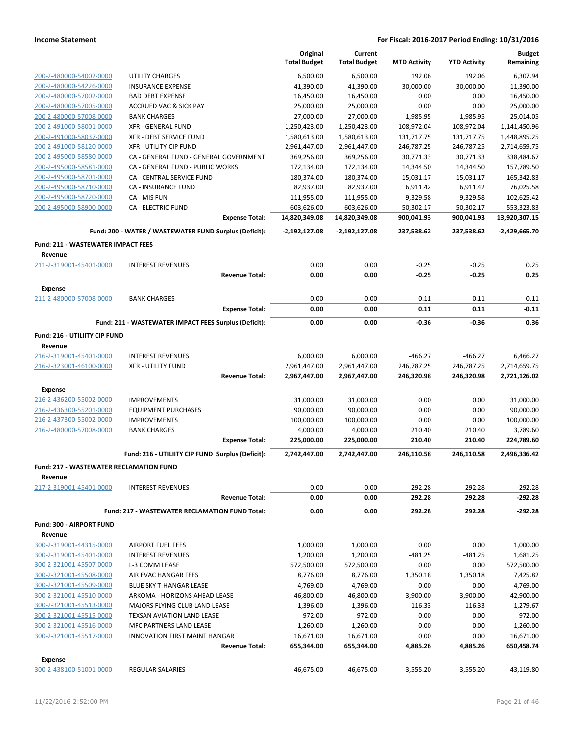**Income Statement** — **For Fiscal: 2016-2017 Period Ending: 10/31/2016**

| | | Original Total Budget | Current Total Budget | MTD Activity | YTD Activity | Budget Remaining |
|---|---|---|---|---|---|---|
| 200-2-480000-54002-0000 | UTILITY CHARGES | 6,500.00 | 6,500.00 | 192.06 | 192.06 | 6,307.94 |
| 200-2-480000-54226-0000 | INSURANCE EXPENSE | 41,390.00 | 41,390.00 | 30,000.00 | 30,000.00 | 11,390.00 |
| 200-2-480000-57002-0000 | BAD DEBT EXPENSE | 16,450.00 | 16,450.00 | 0.00 | 0.00 | 16,450.00 |
| 200-2-480000-57005-0000 | ACCRUED VAC & SICK PAY | 25,000.00 | 25,000.00 | 0.00 | 0.00 | 25,000.00 |
| 200-2-480000-57008-0000 | BANK CHARGES | 27,000.00 | 27,000.00 | 1,985.95 | 1,985.95 | 25,014.05 |
| 200-2-491000-58001-0000 | XFR - GENERAL FUND | 1,250,423.00 | 1,250,423.00 | 108,972.04 | 108,972.04 | 1,141,450.96 |
| 200-2-491000-58037-0000 | XFR - DEBT SERVICE FUND | 1,580,613.00 | 1,580,613.00 | 131,717.75 | 131,717.75 | 1,448,895.25 |
| 200-2-491000-58120-0000 | XFR - UTILITY CIP FUND | 2,961,447.00 | 2,961,447.00 | 246,787.25 | 246,787.25 | 2,714,659.75 |
| 200-2-495000-58580-0000 | CA - GENERAL FUND - GENERAL GOVERNMENT | 369,256.00 | 369,256.00 | 30,771.33 | 30,771.33 | 338,484.67 |
| 200-2-495000-58581-0000 | CA - GENERAL FUND - PUBLIC WORKS | 172,134.00 | 172,134.00 | 14,344.50 | 14,344.50 | 157,789.50 |
| 200-2-495000-58701-0000 | CA - CENTRAL SERVICE FUND | 180,374.00 | 180,374.00 | 15,031.17 | 15,031.17 | 165,342.83 |
| 200-2-495000-58710-0000 | CA - INSURANCE FUND | 82,937.00 | 82,937.00 | 6,911.42 | 6,911.42 | 76,025.58 |
| 200-2-495000-58720-0000 | CA - MIS FUN | 111,955.00 | 111,955.00 | 9,329.58 | 9,329.58 | 102,625.42 |
| 200-2-495000-58900-0000 | CA - ELECTRIC FUND | 603,626.00 | 603,626.00 | 50,302.17 | 50,302.17 | 553,323.83 |
| | **Expense Total:** | **14,820,349.08** | **14,820,349.08** | **900,041.93** | **900,041.93** | **13,920,307.15** |
| | **Fund: 200 - WATER / WASTEWATER FUND Surplus (Deficit):** | **-2,192,127.08** | **-2,192,127.08** | **237,538.62** | **237,538.62** | **-2,429,665.70** |
| **Fund: 211 - WASTEWATER IMPACT FEES** | | | | | | |
| **Revenue** | | | | | | |
| 211-2-319001-45401-0000 | INTEREST REVENUES | 0.00 | 0.00 | -0.25 | -0.25 | 0.25 |
| | **Revenue Total:** | **0.00** | **0.00** | **-0.25** | **-0.25** | **0.25** |
| **Expense** | | | | | | |
| 211-2-480000-57008-0000 | BANK CHARGES | 0.00 | 0.00 | 0.11 | 0.11 | -0.11 |
| | **Expense Total:** | **0.00** | **0.00** | **0.11** | **0.11** | **-0.11** |
| | **Fund: 211 - WASTEWATER IMPACT FEES Surplus (Deficit):** | **0.00** | **0.00** | **-0.36** | **-0.36** | **0.36** |
| **Fund: 216 - UTILIITY CIP FUND** | | | | | | |
| **Revenue** | | | | | | |
| 216-2-319001-45401-0000 | INTEREST REVENUES | 6,000.00 | 6,000.00 | -466.27 | -466.27 | 6,466.27 |
| 216-2-323001-46100-0000 | XFR - UTILITY FUND | 2,961,447.00 | 2,961,447.00 | 246,787.25 | 246,787.25 | 2,714,659.75 |
| | **Revenue Total:** | **2,967,447.00** | **2,967,447.00** | **246,320.98** | **246,320.98** | **2,721,126.02** |
| **Expense** | | | | | | |
| 216-2-436200-55002-0000 | IMPROVEMENTS | 31,000.00 | 31,000.00 | 0.00 | 0.00 | 31,000.00 |
| 216-2-436300-55201-0000 | EQUIPMENT PURCHASES | 90,000.00 | 90,000.00 | 0.00 | 0.00 | 90,000.00 |
| 216-2-437300-55002-0000 | IMPROVEMENTS | 100,000.00 | 100,000.00 | 0.00 | 0.00 | 100,000.00 |
| 216-2-480000-57008-0000 | BANK CHARGES | 4,000.00 | 4,000.00 | 210.40 | 210.40 | 3,789.60 |
| | **Expense Total:** | **225,000.00** | **225,000.00** | **210.40** | **210.40** | **224,789.60** |
| | **Fund: 216 - UTILIITY CIP FUND Surplus (Deficit):** | **2,742,447.00** | **2,742,447.00** | **246,110.58** | **246,110.58** | **2,496,336.42** |
| **Fund: 217 - WASTEWATER RECLAMATION FUND** | | | | | | |
| **Revenue** | | | | | | |
| 217-2-319001-45401-0000 | INTEREST REVENUES | 0.00 | 0.00 | 292.28 | 292.28 | -292.28 |
| | **Revenue Total:** | **0.00** | **0.00** | **292.28** | **292.28** | **-292.28** |
| | **Fund: 217 - WASTEWATER RECLAMATION FUND Total:** | **0.00** | **0.00** | **292.28** | **292.28** | **-292.28** |
| **Fund: 300 - AIRPORT FUND** | | | | | | |
| **Revenue** | | | | | | |
| 300-2-319001-44315-0000 | AIRPORT FUEL FEES | 1,000.00 | 1,000.00 | 0.00 | 0.00 | 1,000.00 |
| 300-2-319001-45401-0000 | INTEREST REVENUES | 1,200.00 | 1,200.00 | -481.25 | -481.25 | 1,681.25 |
| 300-2-321001-45507-0000 | L-3 COMM LEASE | 572,500.00 | 572,500.00 | 0.00 | 0.00 | 572,500.00 |
| 300-2-321001-45508-0000 | AIR EVAC HANGAR FEES | 8,776.00 | 8,776.00 | 1,350.18 | 1,350.18 | 7,425.82 |
| 300-2-321001-45509-0000 | BLUE SKY T-HANGAR LEASE | 4,769.00 | 4,769.00 | 0.00 | 0.00 | 4,769.00 |
| 300-2-321001-45510-0000 | ARKOMA - HORIZONS AHEAD LEASE | 46,800.00 | 46,800.00 | 3,900.00 | 3,900.00 | 42,900.00 |
| 300-2-321001-45513-0000 | MAJORS FLYING CLUB LAND LEASE | 1,396.00 | 1,396.00 | 116.33 | 116.33 | 1,279.67 |
| 300-2-321001-45515-0000 | TEXSAN AVIATION LAND LEASE | 972.00 | 972.00 | 0.00 | 0.00 | 972.00 |
| 300-2-321001-45516-0000 | MFC PARTNERS LAND LEASE | 1,260.00 | 1,260.00 | 0.00 | 0.00 | 1,260.00 |
| 300-2-321001-45517-0000 | INNOVATION FIRST MAINT HANGAR | 16,671.00 | 16,671.00 | 0.00 | 0.00 | 16,671.00 |
| | **Revenue Total:** | **655,344.00** | **655,344.00** | **4,885.26** | **4,885.26** | **650,458.74** |
| **Expense** | | | | | | |
| 300-2-438100-51001-0000 | REGULAR SALARIES | 46,675.00 | 46,675.00 | 3,555.20 | 3,555.20 | 43,119.80 |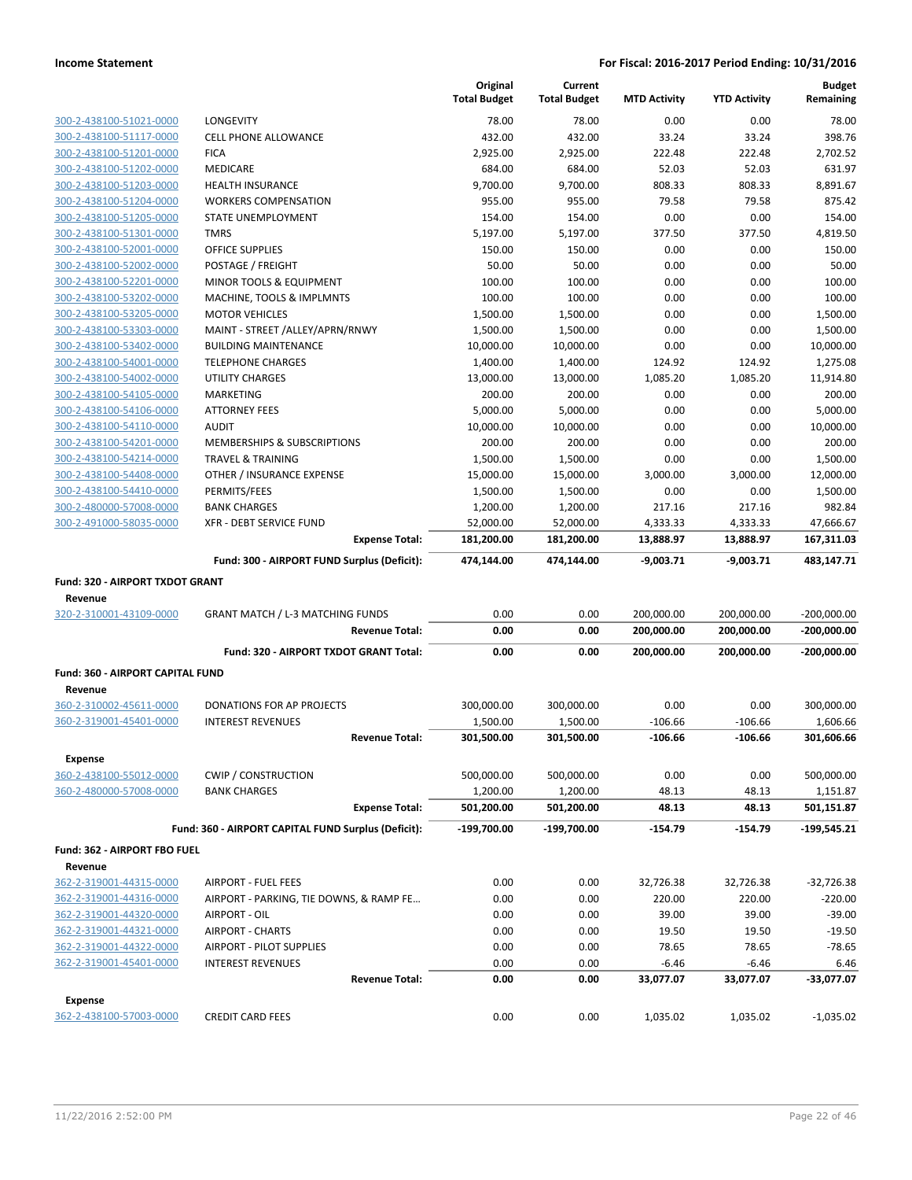**Income Statement** — For Fiscal: 2016-2017 Period Ending: 10/31/2016

| | | Original Total Budget | Current Total Budget | MTD Activity | YTD Activity | Budget Remaining |
|---|---|---|---|---|---|---|
| 300-2-438100-51021-0000 | LONGEVITY | 78.00 | 78.00 | 0.00 | 0.00 | 78.00 |
| 300-2-438100-51117-0000 | CELL PHONE ALLOWANCE | 432.00 | 432.00 | 33.24 | 33.24 | 398.76 |
| 300-2-438100-51201-0000 | FICA | 2,925.00 | 2,925.00 | 222.48 | 222.48 | 2,702.52 |
| 300-2-438100-51202-0000 | MEDICARE | 684.00 | 684.00 | 52.03 | 52.03 | 631.97 |
| 300-2-438100-51203-0000 | HEALTH INSURANCE | 9,700.00 | 9,700.00 | 808.33 | 808.33 | 8,891.67 |
| 300-2-438100-51204-0000 | WORKERS COMPENSATION | 955.00 | 955.00 | 79.58 | 79.58 | 875.42 |
| 300-2-438100-51205-0000 | STATE UNEMPLOYMENT | 154.00 | 154.00 | 0.00 | 0.00 | 154.00 |
| 300-2-438100-51301-0000 | TMRS | 5,197.00 | 5,197.00 | 377.50 | 377.50 | 4,819.50 |
| 300-2-438100-52001-0000 | OFFICE SUPPLIES | 150.00 | 150.00 | 0.00 | 0.00 | 150.00 |
| 300-2-438100-52002-0000 | POSTAGE / FREIGHT | 50.00 | 50.00 | 0.00 | 0.00 | 50.00 |
| 300-2-438100-52201-0000 | MINOR TOOLS & EQUIPMENT | 100.00 | 100.00 | 0.00 | 0.00 | 100.00 |
| 300-2-438100-53202-0000 | MACHINE, TOOLS & IMPLMNTS | 100.00 | 100.00 | 0.00 | 0.00 | 100.00 |
| 300-2-438100-53205-0000 | MOTOR VEHICLES | 1,500.00 | 1,500.00 | 0.00 | 0.00 | 1,500.00 |
| 300-2-438100-53303-0000 | MAINT - STREET /ALLEY/APRN/RNWY | 1,500.00 | 1,500.00 | 0.00 | 0.00 | 1,500.00 |
| 300-2-438100-53402-0000 | BUILDING MAINTENANCE | 10,000.00 | 10,000.00 | 0.00 | 0.00 | 10,000.00 |
| 300-2-438100-54001-0000 | TELEPHONE CHARGES | 1,400.00 | 1,400.00 | 124.92 | 124.92 | 1,275.08 |
| 300-2-438100-54002-0000 | UTILITY CHARGES | 13,000.00 | 13,000.00 | 1,085.20 | 1,085.20 | 11,914.80 |
| 300-2-438100-54105-0000 | MARKETING | 200.00 | 200.00 | 0.00 | 0.00 | 200.00 |
| 300-2-438100-54106-0000 | ATTORNEY FEES | 5,000.00 | 5,000.00 | 0.00 | 0.00 | 5,000.00 |
| 300-2-438100-54110-0000 | AUDIT | 10,000.00 | 10,000.00 | 0.00 | 0.00 | 10,000.00 |
| 300-2-438100-54201-0000 | MEMBERSHIPS & SUBSCRIPTIONS | 200.00 | 200.00 | 0.00 | 0.00 | 200.00 |
| 300-2-438100-54214-0000 | TRAVEL & TRAINING | 1,500.00 | 1,500.00 | 0.00 | 0.00 | 1,500.00 |
| 300-2-438100-54408-0000 | OTHER / INSURANCE EXPENSE | 15,000.00 | 15,000.00 | 3,000.00 | 3,000.00 | 12,000.00 |
| 300-2-438100-54410-0000 | PERMITS/FEES | 1,500.00 | 1,500.00 | 0.00 | 0.00 | 1,500.00 |
| 300-2-480000-57008-0000 | BANK CHARGES | 1,200.00 | 1,200.00 | 217.16 | 217.16 | 982.84 |
| 300-2-491000-58035-0000 | XFR - DEBT SERVICE FUND | 52,000.00 | 52,000.00 | 4,333.33 | 4,333.33 | 47,666.67 |
| | **Expense Total:** | **181,200.00** | **181,200.00** | **13,888.97** | **13,888.97** | **167,311.03** |
| | **Fund: 300 - AIRPORT FUND Surplus (Deficit):** | **474,144.00** | **474,144.00** | **-9,003.71** | **-9,003.71** | **483,147.71** |
| **Fund: 320 - AIRPORT TXDOT GRANT** | | | | | | |
| **Revenue** | | | | | | |
| 320-2-310001-43109-0000 | GRANT MATCH / L-3 MATCHING FUNDS | 0.00 | 0.00 | 200,000.00 | 200,000.00 | -200,000.00 |
| | **Revenue Total:** | **0.00** | **0.00** | **200,000.00** | **200,000.00** | **-200,000.00** |
| | **Fund: 320 - AIRPORT TXDOT GRANT Total:** | **0.00** | **0.00** | **200,000.00** | **200,000.00** | **-200,000.00** |
| **Fund: 360 - AIRPORT CAPITAL FUND** | | | | | | |
| **Revenue** | | | | | | |
| 360-2-310002-45611-0000 | DONATIONS FOR AP PROJECTS | 300,000.00 | 300,000.00 | 0.00 | 0.00 | 300,000.00 |
| 360-2-319001-45401-0000 | INTEREST REVENUES | 1,500.00 | 1,500.00 | -106.66 | -106.66 | 1,606.66 |
| | **Revenue Total:** | **301,500.00** | **301,500.00** | **-106.66** | **-106.66** | **301,606.66** |
| **Expense** | | | | | | |
| 360-2-438100-55012-0000 | CWIP / CONSTRUCTION | 500,000.00 | 500,000.00 | 0.00 | 0.00 | 500,000.00 |
| 360-2-480000-57008-0000 | BANK CHARGES | 1,200.00 | 1,200.00 | 48.13 | 48.13 | 1,151.87 |
| | **Expense Total:** | **501,200.00** | **501,200.00** | **48.13** | **48.13** | **501,151.87** |
| | **Fund: 360 - AIRPORT CAPITAL FUND Surplus (Deficit):** | **-199,700.00** | **-199,700.00** | **-154.79** | **-154.79** | **-199,545.21** |
| **Fund: 362 - AIRPORT FBO FUEL** | | | | | | |
| **Revenue** | | | | | | |
| 362-2-319001-44315-0000 | AIRPORT - FUEL FEES | 0.00 | 0.00 | 32,726.38 | 32,726.38 | -32,726.38 |
| 362-2-319001-44316-0000 | AIRPORT - PARKING, TIE DOWNS, & RAMP FE… | 0.00 | 0.00 | 220.00 | 220.00 | -220.00 |
| 362-2-319001-44320-0000 | AIRPORT - OIL | 0.00 | 0.00 | 39.00 | 39.00 | -39.00 |
| 362-2-319001-44321-0000 | AIRPORT - CHARTS | 0.00 | 0.00 | 19.50 | 19.50 | -19.50 |
| 362-2-319001-44322-0000 | AIRPORT - PILOT SUPPLIES | 0.00 | 0.00 | 78.65 | 78.65 | -78.65 |
| 362-2-319001-45401-0000 | INTEREST REVENUES | 0.00 | 0.00 | -6.46 | -6.46 | 6.46 |
| | **Revenue Total:** | **0.00** | **0.00** | **33,077.07** | **33,077.07** | **-33,077.07** |
| **Expense** | | | | | | |
| 362-2-438100-57003-0000 | CREDIT CARD FEES | 0.00 | 0.00 | 1,035.02 | 1,035.02 | -1,035.02 |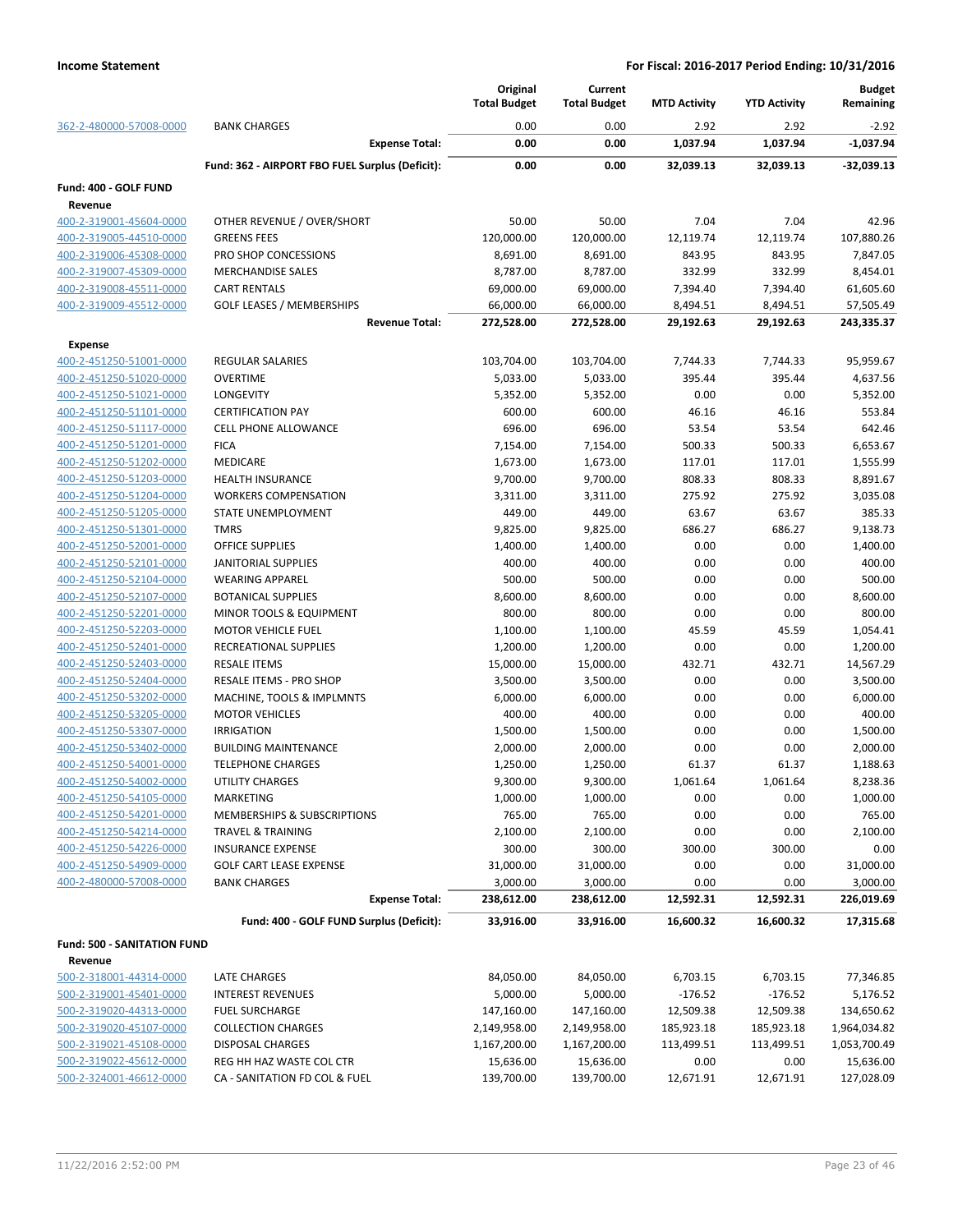**Income Statement** | **For Fiscal: 2016-2017 Period Ending: 10/31/2016**

| | | Original Total Budget | Current Total Budget | MTD Activity | YTD Activity | Budget Remaining |
|---|---|---|---|---|---|---|
| 362-2-480000-57008-0000 | BANK CHARGES | 0.00 | 0.00 | 2.92 | 2.92 | -2.92 |
| | **Expense Total:** | **0.00** | **0.00** | **1,037.94** | **1,037.94** | **-1,037.94** |
| | **Fund: 362 - AIRPORT FBO FUEL Surplus (Deficit):** | **0.00** | **0.00** | **32,039.13** | **32,039.13** | **-32,039.13** |
| **Fund: 400 - GOLF FUND** | | | | | | |
| **Revenue** | | | | | | |
| 400-2-319001-45604-0000 | OTHER REVENUE / OVER/SHORT | 50.00 | 50.00 | 7.04 | 7.04 | 42.96 |
| 400-2-319005-44510-0000 | GREENS FEES | 120,000.00 | 120,000.00 | 12,119.74 | 12,119.74 | 107,880.26 |
| 400-2-319006-45308-0000 | PRO SHOP CONCESSIONS | 8,691.00 | 8,691.00 | 843.95 | 843.95 | 7,847.05 |
| 400-2-319007-45309-0000 | MERCHANDISE SALES | 8,787.00 | 8,787.00 | 332.99 | 332.99 | 8,454.01 |
| 400-2-319008-45511-0000 | CART RENTALS | 69,000.00 | 69,000.00 | 7,394.40 | 7,394.40 | 61,605.60 |
| 400-2-319009-45512-0000 | GOLF LEASES / MEMBERSHIPS | 66,000.00 | 66,000.00 | 8,494.51 | 8,494.51 | 57,505.49 |
| | **Revenue Total:** | **272,528.00** | **272,528.00** | **29,192.63** | **29,192.63** | **243,335.37** |
| **Expense** | | | | | | |
| 400-2-451250-51001-0000 | REGULAR SALARIES | 103,704.00 | 103,704.00 | 7,744.33 | 7,744.33 | 95,959.67 |
| 400-2-451250-51020-0000 | OVERTIME | 5,033.00 | 5,033.00 | 395.44 | 395.44 | 4,637.56 |
| 400-2-451250-51021-0000 | LONGEVITY | 5,352.00 | 5,352.00 | 0.00 | 0.00 | 5,352.00 |
| 400-2-451250-51101-0000 | CERTIFICATION PAY | 600.00 | 600.00 | 46.16 | 46.16 | 553.84 |
| 400-2-451250-51117-0000 | CELL PHONE ALLOWANCE | 696.00 | 696.00 | 53.54 | 53.54 | 642.46 |
| 400-2-451250-51201-0000 | FICA | 7,154.00 | 7,154.00 | 500.33 | 500.33 | 6,653.67 |
| 400-2-451250-51202-0000 | MEDICARE | 1,673.00 | 1,673.00 | 117.01 | 117.01 | 1,555.99 |
| 400-2-451250-51203-0000 | HEALTH INSURANCE | 9,700.00 | 9,700.00 | 808.33 | 808.33 | 8,891.67 |
| 400-2-451250-51204-0000 | WORKERS COMPENSATION | 3,311.00 | 3,311.00 | 275.92 | 275.92 | 3,035.08 |
| 400-2-451250-51205-0000 | STATE UNEMPLOYMENT | 449.00 | 449.00 | 63.67 | 63.67 | 385.33 |
| 400-2-451250-51301-0000 | TMRS | 9,825.00 | 9,825.00 | 686.27 | 686.27 | 9,138.73 |
| 400-2-451250-52001-0000 | OFFICE SUPPLIES | 1,400.00 | 1,400.00 | 0.00 | 0.00 | 1,400.00 |
| 400-2-451250-52101-0000 | JANITORIAL SUPPLIES | 400.00 | 400.00 | 0.00 | 0.00 | 400.00 |
| 400-2-451250-52104-0000 | WEARING APPAREL | 500.00 | 500.00 | 0.00 | 0.00 | 500.00 |
| 400-2-451250-52107-0000 | BOTANICAL SUPPLIES | 8,600.00 | 8,600.00 | 0.00 | 0.00 | 8,600.00 |
| 400-2-451250-52201-0000 | MINOR TOOLS & EQUIPMENT | 800.00 | 800.00 | 0.00 | 0.00 | 800.00 |
| 400-2-451250-52203-0000 | MOTOR VEHICLE FUEL | 1,100.00 | 1,100.00 | 45.59 | 45.59 | 1,054.41 |
| 400-2-451250-52401-0000 | RECREATIONAL SUPPLIES | 1,200.00 | 1,200.00 | 0.00 | 0.00 | 1,200.00 |
| 400-2-451250-52403-0000 | RESALE ITEMS | 15,000.00 | 15,000.00 | 432.71 | 432.71 | 14,567.29 |
| 400-2-451250-52404-0000 | RESALE ITEMS - PRO SHOP | 3,500.00 | 3,500.00 | 0.00 | 0.00 | 3,500.00 |
| 400-2-451250-53202-0000 | MACHINE, TOOLS & IMPLMNTS | 6,000.00 | 6,000.00 | 0.00 | 0.00 | 6,000.00 |
| 400-2-451250-53205-0000 | MOTOR VEHICLES | 400.00 | 400.00 | 0.00 | 0.00 | 400.00 |
| 400-2-451250-53307-0000 | IRRIGATION | 1,500.00 | 1,500.00 | 0.00 | 0.00 | 1,500.00 |
| 400-2-451250-53402-0000 | BUILDING MAINTENANCE | 2,000.00 | 2,000.00 | 0.00 | 0.00 | 2,000.00 |
| 400-2-451250-54001-0000 | TELEPHONE CHARGES | 1,250.00 | 1,250.00 | 61.37 | 61.37 | 1,188.63 |
| 400-2-451250-54002-0000 | UTILITY CHARGES | 9,300.00 | 9,300.00 | 1,061.64 | 1,061.64 | 8,238.36 |
| 400-2-451250-54105-0000 | MARKETING | 1,000.00 | 1,000.00 | 0.00 | 0.00 | 1,000.00 |
| 400-2-451250-54201-0000 | MEMBERSHIPS & SUBSCRIPTIONS | 765.00 | 765.00 | 0.00 | 0.00 | 765.00 |
| 400-2-451250-54214-0000 | TRAVEL & TRAINING | 2,100.00 | 2,100.00 | 0.00 | 0.00 | 2,100.00 |
| 400-2-451250-54226-0000 | INSURANCE EXPENSE | 300.00 | 300.00 | 300.00 | 300.00 | 0.00 |
| 400-2-451250-54909-0000 | GOLF CART LEASE EXPENSE | 31,000.00 | 31,000.00 | 0.00 | 0.00 | 31,000.00 |
| 400-2-480000-57008-0000 | BANK CHARGES | 3,000.00 | 3,000.00 | 0.00 | 0.00 | 3,000.00 |
| | **Expense Total:** | **238,612.00** | **238,612.00** | **12,592.31** | **12,592.31** | **226,019.69** |
| | **Fund: 400 - GOLF FUND Surplus (Deficit):** | **33,916.00** | **33,916.00** | **16,600.32** | **16,600.32** | **17,315.68** |
| **Fund: 500 - SANITATION FUND** | | | | | | |
| **Revenue** | | | | | | |
| 500-2-318001-44314-0000 | LATE CHARGES | 84,050.00 | 84,050.00 | 6,703.15 | 6,703.15 | 77,346.85 |
| 500-2-319001-45401-0000 | INTEREST REVENUES | 5,000.00 | 5,000.00 | -176.52 | -176.52 | 5,176.52 |
| 500-2-319020-44313-0000 | FUEL SURCHARGE | 147,160.00 | 147,160.00 | 12,509.38 | 12,509.38 | 134,650.62 |
| 500-2-319020-45107-0000 | COLLECTION CHARGES | 2,149,958.00 | 2,149,958.00 | 185,923.18 | 185,923.18 | 1,964,034.82 |
| 500-2-319021-45108-0000 | DISPOSAL CHARGES | 1,167,200.00 | 1,167,200.00 | 113,499.51 | 113,499.51 | 1,053,700.49 |
| 500-2-319022-45612-0000 | REG HH HAZ WASTE COL CTR | 15,636.00 | 15,636.00 | 0.00 | 0.00 | 15,636.00 |
| 500-2-324001-46612-0000 | CA - SANITATION FD COL & FUEL | 139,700.00 | 139,700.00 | 12,671.91 | 12,671.91 | 127,028.09 |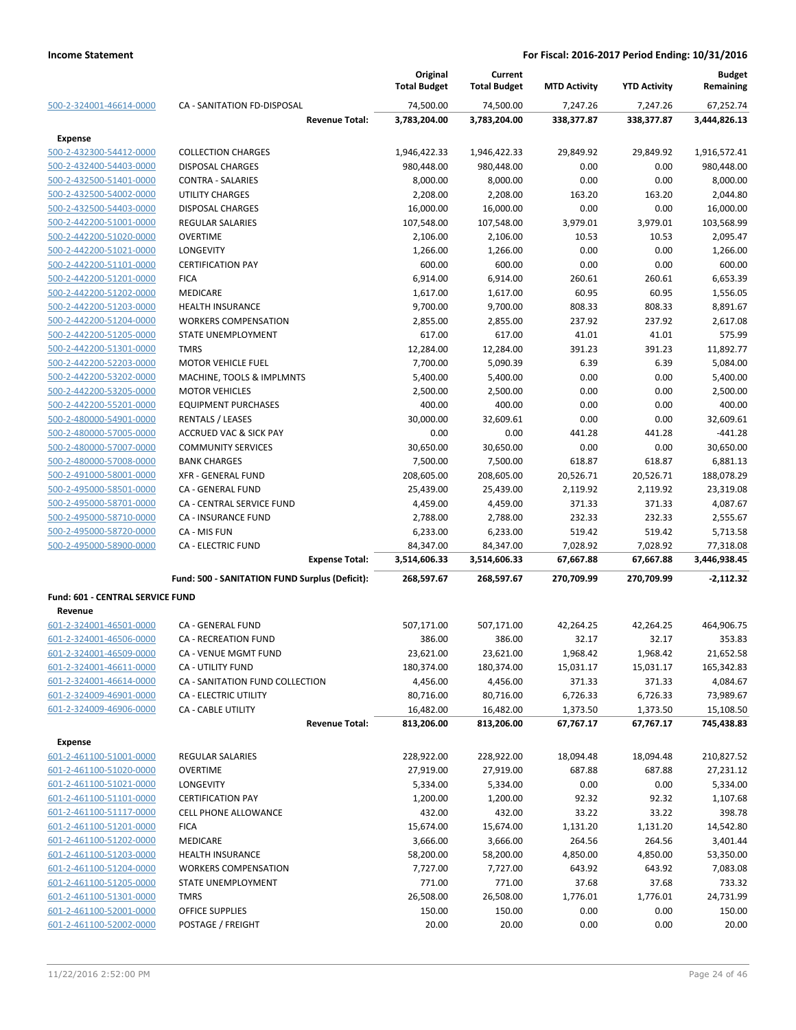| | | Original Total Budget | Current Total Budget | MTD Activity | YTD Activity | Budget Remaining |
|---|---|---|---|---|---|---|
| 500-2-324001-46614-0000 | CA - SANITATION FD-DISPOSAL | 74,500.00 | 74,500.00 | 7,247.26 | 7,247.26 | 67,252.74 |
| | **Revenue Total:** | **3,783,204.00** | **3,783,204.00** | **338,377.87** | **338,377.87** | **3,444,826.13** |
| **Expense** | | | | | | |
| 500-2-432300-54412-0000 | COLLECTION CHARGES | 1,946,422.33 | 1,946,422.33 | 29,849.92 | 29,849.92 | 1,916,572.41 |
| 500-2-432400-54403-0000 | DISPOSAL CHARGES | 980,448.00 | 980,448.00 | 0.00 | 0.00 | 980,448.00 |
| 500-2-432500-51401-0000 | CONTRA - SALARIES | 8,000.00 | 8,000.00 | 0.00 | 0.00 | 8,000.00 |
| 500-2-432500-54002-0000 | UTILITY CHARGES | 2,208.00 | 2,208.00 | 163.20 | 163.20 | 2,044.80 |
| 500-2-432500-54403-0000 | DISPOSAL CHARGES | 16,000.00 | 16,000.00 | 0.00 | 0.00 | 16,000.00 |
| 500-2-442200-51001-0000 | REGULAR SALARIES | 107,548.00 | 107,548.00 | 3,979.01 | 3,979.01 | 103,568.99 |
| 500-2-442200-51020-0000 | OVERTIME | 2,106.00 | 2,106.00 | 10.53 | 10.53 | 2,095.47 |
| 500-2-442200-51021-0000 | LONGEVITY | 1,266.00 | 1,266.00 | 0.00 | 0.00 | 1,266.00 |
| 500-2-442200-51101-0000 | CERTIFICATION PAY | 600.00 | 600.00 | 0.00 | 0.00 | 600.00 |
| 500-2-442200-51201-0000 | FICA | 6,914.00 | 6,914.00 | 260.61 | 260.61 | 6,653.39 |
| 500-2-442200-51202-0000 | MEDICARE | 1,617.00 | 1,617.00 | 60.95 | 60.95 | 1,556.05 |
| 500-2-442200-51203-0000 | HEALTH INSURANCE | 9,700.00 | 9,700.00 | 808.33 | 808.33 | 8,891.67 |
| 500-2-442200-51204-0000 | WORKERS COMPENSATION | 2,855.00 | 2,855.00 | 237.92 | 237.92 | 2,617.08 |
| 500-2-442200-51205-0000 | STATE UNEMPLOYMENT | 617.00 | 617.00 | 41.01 | 41.01 | 575.99 |
| 500-2-442200-51301-0000 | TMRS | 12,284.00 | 12,284.00 | 391.23 | 391.23 | 11,892.77 |
| 500-2-442200-52203-0000 | MOTOR VEHICLE FUEL | 7,700.00 | 5,090.39 | 6.39 | 6.39 | 5,084.00 |
| 500-2-442200-53202-0000 | MACHINE, TOOLS & IMPLMNTS | 5,400.00 | 5,400.00 | 0.00 | 0.00 | 5,400.00 |
| 500-2-442200-53205-0000 | MOTOR VEHICLES | 2,500.00 | 2,500.00 | 0.00 | 0.00 | 2,500.00 |
| 500-2-442200-55201-0000 | EQUIPMENT PURCHASES | 400.00 | 400.00 | 0.00 | 0.00 | 400.00 |
| 500-2-480000-54901-0000 | RENTALS / LEASES | 30,000.00 | 32,609.61 | 0.00 | 0.00 | 32,609.61 |
| 500-2-480000-57005-0000 | ACCRUED VAC & SICK PAY | 0.00 | 0.00 | 441.28 | 441.28 | -441.28 |
| 500-2-480000-57007-0000 | COMMUNITY SERVICES | 30,650.00 | 30,650.00 | 0.00 | 0.00 | 30,650.00 |
| 500-2-480000-57008-0000 | BANK CHARGES | 7,500.00 | 7,500.00 | 618.87 | 618.87 | 6,881.13 |
| 500-2-491000-58001-0000 | XFR - GENERAL FUND | 208,605.00 | 208,605.00 | 20,526.71 | 20,526.71 | 188,078.29 |
| 500-2-495000-58501-0000 | CA - GENERAL FUND | 25,439.00 | 25,439.00 | 2,119.92 | 2,119.92 | 23,319.08 |
| 500-2-495000-58701-0000 | CA - CENTRAL SERVICE FUND | 4,459.00 | 4,459.00 | 371.33 | 371.33 | 4,087.67 |
| 500-2-495000-58710-0000 | CA - INSURANCE FUND | 2,788.00 | 2,788.00 | 232.33 | 232.33 | 2,555.67 |
| 500-2-495000-58720-0000 | CA - MIS FUN | 6,233.00 | 6,233.00 | 519.42 | 519.42 | 5,713.58 |
| 500-2-495000-58900-0000 | CA - ELECTRIC FUND | 84,347.00 | 84,347.00 | 7,028.92 | 7,028.92 | 77,318.08 |
| | **Expense Total:** | **3,514,606.33** | **3,514,606.33** | **67,667.88** | **67,667.88** | **3,446,938.45** |
| | **Fund: 500 - SANITATION FUND Surplus (Deficit):** | **268,597.67** | **268,597.67** | **270,709.99** | **270,709.99** | **-2,112.32** |

**Fund: 601 - CENTRAL SERVICE FUND**

| | | Original Total Budget | Current Total Budget | MTD Activity | YTD Activity | Budget Remaining |
|---|---|---|---|---|---|---|
| **Revenue** | | | | | | |
| 601-2-324001-46501-0000 | CA - GENERAL FUND | 507,171.00 | 507,171.00 | 42,264.25 | 42,264.25 | 464,906.75 |
| 601-2-324001-46506-0000 | CA - RECREATION FUND | 386.00 | 386.00 | 32.17 | 32.17 | 353.83 |
| 601-2-324001-46509-0000 | CA - VENUE MGMT FUND | 23,621.00 | 23,621.00 | 1,968.42 | 1,968.42 | 21,652.58 |
| 601-2-324001-46611-0000 | CA - UTILITY FUND | 180,374.00 | 180,374.00 | 15,031.17 | 15,031.17 | 165,342.83 |
| 601-2-324001-46614-0000 | CA - SANITATION FUND COLLECTION | 4,456.00 | 4,456.00 | 371.33 | 371.33 | 4,084.67 |
| 601-2-324009-46901-0000 | CA - ELECTRIC UTILITY | 80,716.00 | 80,716.00 | 6,726.33 | 6,726.33 | 73,989.67 |
| 601-2-324009-46906-0000 | CA - CABLE UTILITY | 16,482.00 | 16,482.00 | 1,373.50 | 1,373.50 | 15,108.50 |
| | **Revenue Total:** | **813,206.00** | **813,206.00** | **67,767.17** | **67,767.17** | **745,438.83** |
| **Expense** | | | | | | |
| 601-2-461100-51001-0000 | REGULAR SALARIES | 228,922.00 | 228,922.00 | 18,094.48 | 18,094.48 | 210,827.52 |
| 601-2-461100-51020-0000 | OVERTIME | 27,919.00 | 27,919.00 | 687.88 | 687.88 | 27,231.12 |
| 601-2-461100-51021-0000 | LONGEVITY | 5,334.00 | 5,334.00 | 0.00 | 0.00 | 5,334.00 |
| 601-2-461100-51101-0000 | CERTIFICATION PAY | 1,200.00 | 1,200.00 | 92.32 | 92.32 | 1,107.68 |
| 601-2-461100-51117-0000 | CELL PHONE ALLOWANCE | 432.00 | 432.00 | 33.22 | 33.22 | 398.78 |
| 601-2-461100-51201-0000 | FICA | 15,674.00 | 15,674.00 | 1,131.20 | 1,131.20 | 14,542.80 |
| 601-2-461100-51202-0000 | MEDICARE | 3,666.00 | 3,666.00 | 264.56 | 264.56 | 3,401.44 |
| 601-2-461100-51203-0000 | HEALTH INSURANCE | 58,200.00 | 58,200.00 | 4,850.00 | 4,850.00 | 53,350.00 |
| 601-2-461100-51204-0000 | WORKERS COMPENSATION | 7,727.00 | 7,727.00 | 643.92 | 643.92 | 7,083.08 |
| 601-2-461100-51205-0000 | STATE UNEMPLOYMENT | 771.00 | 771.00 | 37.68 | 37.68 | 733.32 |
| 601-2-461100-51301-0000 | TMRS | 26,508.00 | 26,508.00 | 1,776.01 | 1,776.01 | 24,731.99 |
| 601-2-461100-52001-0000 | OFFICE SUPPLIES | 150.00 | 150.00 | 0.00 | 0.00 | 150.00 |
| 601-2-461100-52002-0000 | POSTAGE / FREIGHT | 20.00 | 20.00 | 0.00 | 0.00 | 20.00 |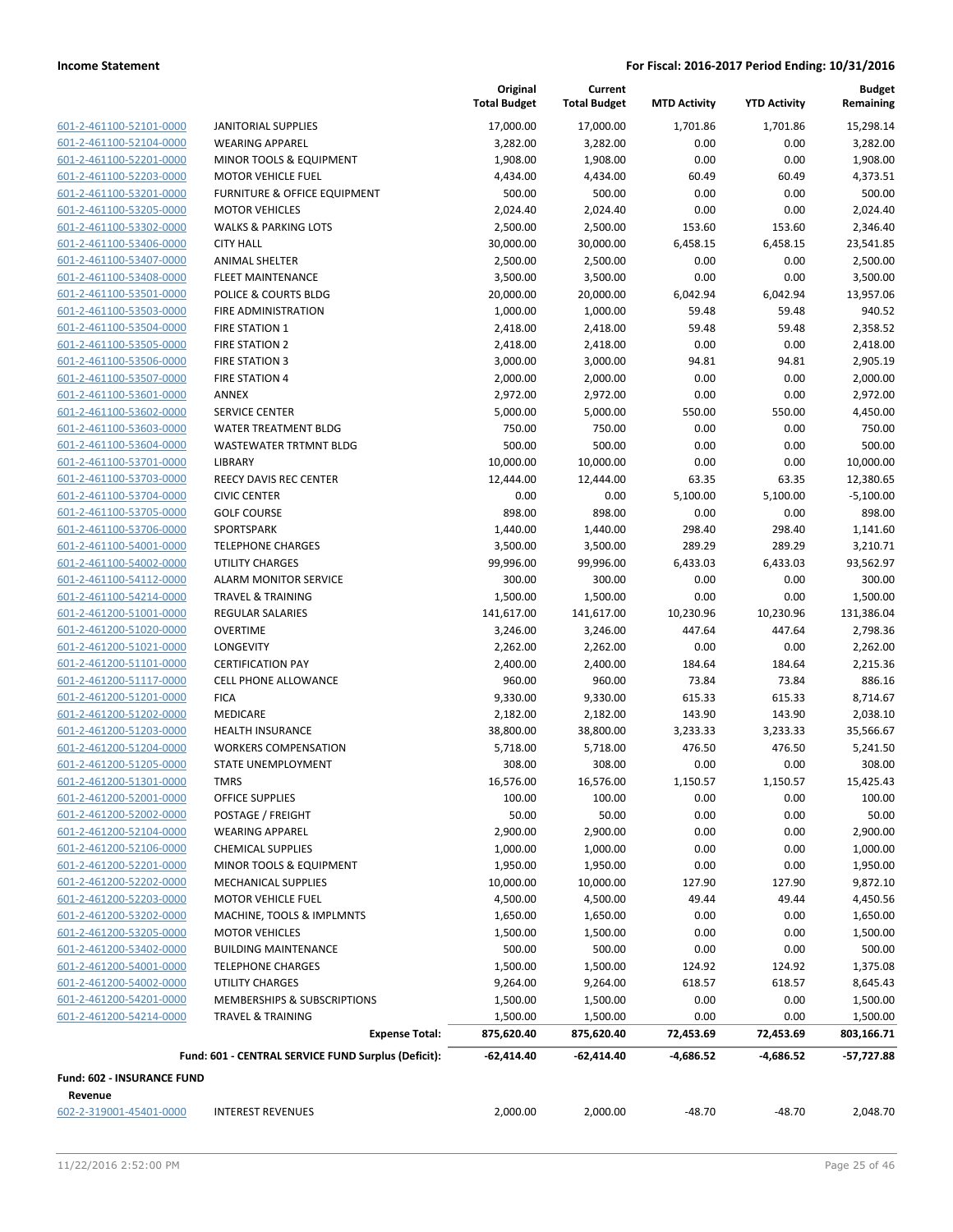|  |  | Original Total Budget | Current Total Budget | MTD Activity | YTD Activity | Budget Remaining |
|---|---|---|---|---|---|---|
| 601-2-461100-52101-0000 | JANITORIAL SUPPLIES | 17,000.00 | 17,000.00 | 1,701.86 | 1,701.86 | 15,298.14 |
| 601-2-461100-52104-0000 | WEARING APPAREL | 3,282.00 | 3,282.00 | 0.00 | 0.00 | 3,282.00 |
| 601-2-461100-52201-0000 | MINOR TOOLS & EQUIPMENT | 1,908.00 | 1,908.00 | 0.00 | 0.00 | 1,908.00 |
| 601-2-461100-52203-0000 | MOTOR VEHICLE FUEL | 4,434.00 | 4,434.00 | 60.49 | 60.49 | 4,373.51 |
| 601-2-461100-53201-0000 | FURNITURE & OFFICE EQUIPMENT | 500.00 | 500.00 | 0.00 | 0.00 | 500.00 |
| 601-2-461100-53205-0000 | MOTOR VEHICLES | 2,024.40 | 2,024.40 | 0.00 | 0.00 | 2,024.40 |
| 601-2-461100-53302-0000 | WALKS & PARKING LOTS | 2,500.00 | 2,500.00 | 153.60 | 153.60 | 2,346.40 |
| 601-2-461100-53406-0000 | CITY HALL | 30,000.00 | 30,000.00 | 6,458.15 | 6,458.15 | 23,541.85 |
| 601-2-461100-53407-0000 | ANIMAL SHELTER | 2,500.00 | 2,500.00 | 0.00 | 0.00 | 2,500.00 |
| 601-2-461100-53408-0000 | FLEET MAINTENANCE | 3,500.00 | 3,500.00 | 0.00 | 0.00 | 3,500.00 |
| 601-2-461100-53501-0000 | POLICE & COURTS BLDG | 20,000.00 | 20,000.00 | 6,042.94 | 6,042.94 | 13,957.06 |
| 601-2-461100-53503-0000 | FIRE ADMINISTRATION | 1,000.00 | 1,000.00 | 59.48 | 59.48 | 940.52 |
| 601-2-461100-53504-0000 | FIRE STATION 1 | 2,418.00 | 2,418.00 | 59.48 | 59.48 | 2,358.52 |
| 601-2-461100-53505-0000 | FIRE STATION 2 | 2,418.00 | 2,418.00 | 0.00 | 0.00 | 2,418.00 |
| 601-2-461100-53506-0000 | FIRE STATION 3 | 3,000.00 | 3,000.00 | 94.81 | 94.81 | 2,905.19 |
| 601-2-461100-53507-0000 | FIRE STATION 4 | 2,000.00 | 2,000.00 | 0.00 | 0.00 | 2,000.00 |
| 601-2-461100-53601-0000 | ANNEX | 2,972.00 | 2,972.00 | 0.00 | 0.00 | 2,972.00 |
| 601-2-461100-53602-0000 | SERVICE CENTER | 5,000.00 | 5,000.00 | 550.00 | 550.00 | 4,450.00 |
| 601-2-461100-53603-0000 | WATER TREATMENT BLDG | 750.00 | 750.00 | 0.00 | 0.00 | 750.00 |
| 601-2-461100-53604-0000 | WASTEWATER TRTMNT BLDG | 500.00 | 500.00 | 0.00 | 0.00 | 500.00 |
| 601-2-461100-53701-0000 | LIBRARY | 10,000.00 | 10,000.00 | 0.00 | 0.00 | 10,000.00 |
| 601-2-461100-53703-0000 | REECY DAVIS REC CENTER | 12,444.00 | 12,444.00 | 63.35 | 63.35 | 12,380.65 |
| 601-2-461100-53704-0000 | CIVIC CENTER | 0.00 | 0.00 | 5,100.00 | 5,100.00 | -5,100.00 |
| 601-2-461100-53705-0000 | GOLF COURSE | 898.00 | 898.00 | 0.00 | 0.00 | 898.00 |
| 601-2-461100-53706-0000 | SPORTSPARK | 1,440.00 | 1,440.00 | 298.40 | 298.40 | 1,141.60 |
| 601-2-461100-54001-0000 | TELEPHONE CHARGES | 3,500.00 | 3,500.00 | 289.29 | 289.29 | 3,210.71 |
| 601-2-461100-54002-0000 | UTILITY CHARGES | 99,996.00 | 99,996.00 | 6,433.03 | 6,433.03 | 93,562.97 |
| 601-2-461100-54112-0000 | ALARM MONITOR SERVICE | 300.00 | 300.00 | 0.00 | 0.00 | 300.00 |
| 601-2-461100-54214-0000 | TRAVEL & TRAINING | 1,500.00 | 1,500.00 | 0.00 | 0.00 | 1,500.00 |
| 601-2-461200-51001-0000 | REGULAR SALARIES | 141,617.00 | 141,617.00 | 10,230.96 | 10,230.96 | 131,386.04 |
| 601-2-461200-51020-0000 | OVERTIME | 3,246.00 | 3,246.00 | 447.64 | 447.64 | 2,798.36 |
| 601-2-461200-51021-0000 | LONGEVITY | 2,262.00 | 2,262.00 | 0.00 | 0.00 | 2,262.00 |
| 601-2-461200-51101-0000 | CERTIFICATION PAY | 2,400.00 | 2,400.00 | 184.64 | 184.64 | 2,215.36 |
| 601-2-461200-51117-0000 | CELL PHONE ALLOWANCE | 960.00 | 960.00 | 73.84 | 73.84 | 886.16 |
| 601-2-461200-51201-0000 | FICA | 9,330.00 | 9,330.00 | 615.33 | 615.33 | 8,714.67 |
| 601-2-461200-51202-0000 | MEDICARE | 2,182.00 | 2,182.00 | 143.90 | 143.90 | 2,038.10 |
| 601-2-461200-51203-0000 | HEALTH INSURANCE | 38,800.00 | 38,800.00 | 3,233.33 | 3,233.33 | 35,566.67 |
| 601-2-461200-51204-0000 | WORKERS COMPENSATION | 5,718.00 | 5,718.00 | 476.50 | 476.50 | 5,241.50 |
| 601-2-461200-51205-0000 | STATE UNEMPLOYMENT | 308.00 | 308.00 | 0.00 | 0.00 | 308.00 |
| 601-2-461200-51301-0000 | TMRS | 16,576.00 | 16,576.00 | 1,150.57 | 1,150.57 | 15,425.43 |
| 601-2-461200-52001-0000 | OFFICE SUPPLIES | 100.00 | 100.00 | 0.00 | 0.00 | 100.00 |
| 601-2-461200-52002-0000 | POSTAGE / FREIGHT | 50.00 | 50.00 | 0.00 | 0.00 | 50.00 |
| 601-2-461200-52104-0000 | WEARING APPAREL | 2,900.00 | 2,900.00 | 0.00 | 0.00 | 2,900.00 |
| 601-2-461200-52106-0000 | CHEMICAL SUPPLIES | 1,000.00 | 1,000.00 | 0.00 | 0.00 | 1,000.00 |
| 601-2-461200-52201-0000 | MINOR TOOLS & EQUIPMENT | 1,950.00 | 1,950.00 | 0.00 | 0.00 | 1,950.00 |
| 601-2-461200-52202-0000 | MECHANICAL SUPPLIES | 10,000.00 | 10,000.00 | 127.90 | 127.90 | 9,872.10 |
| 601-2-461200-52203-0000 | MOTOR VEHICLE FUEL | 4,500.00 | 4,500.00 | 49.44 | 49.44 | 4,450.56 |
| 601-2-461200-53202-0000 | MACHINE, TOOLS & IMPLMNTS | 1,650.00 | 1,650.00 | 0.00 | 0.00 | 1,650.00 |
| 601-2-461200-53205-0000 | MOTOR VEHICLES | 1,500.00 | 1,500.00 | 0.00 | 0.00 | 1,500.00 |
| 601-2-461200-53402-0000 | BUILDING MAINTENANCE | 500.00 | 500.00 | 0.00 | 0.00 | 500.00 |
| 601-2-461200-54001-0000 | TELEPHONE CHARGES | 1,500.00 | 1,500.00 | 124.92 | 124.92 | 1,375.08 |
| 601-2-461200-54002-0000 | UTILITY CHARGES | 9,264.00 | 9,264.00 | 618.57 | 618.57 | 8,645.43 |
| 601-2-461200-54201-0000 | MEMBERSHIPS & SUBSCRIPTIONS | 1,500.00 | 1,500.00 | 0.00 | 0.00 | 1,500.00 |
| 601-2-461200-54214-0000 | TRAVEL & TRAINING | 1,500.00 | 1,500.00 | 0.00 | 0.00 | 1,500.00 |
|  | **Expense Total:** | **875,620.40** | **875,620.40** | **72,453.69** | **72,453.69** | **803,166.71** |
|  | **Fund: 601 - CENTRAL SERVICE FUND Surplus (Deficit):** | **-62,414.40** | **-62,414.40** | **-4,686.52** | **-4,686.52** | **-57,727.88** |

**Fund: 602 - INSURANCE FUND**

**Revenue**

|  |  | Original Total Budget | Current Total Budget | MTD Activity | YTD Activity | Budget Remaining |
|---|---|---|---|---|---|---|
| 602-2-319001-45401-0000 | INTEREST REVENUES | 2,000.00 | 2,000.00 | -48.70 | -48.70 | 2,048.70 |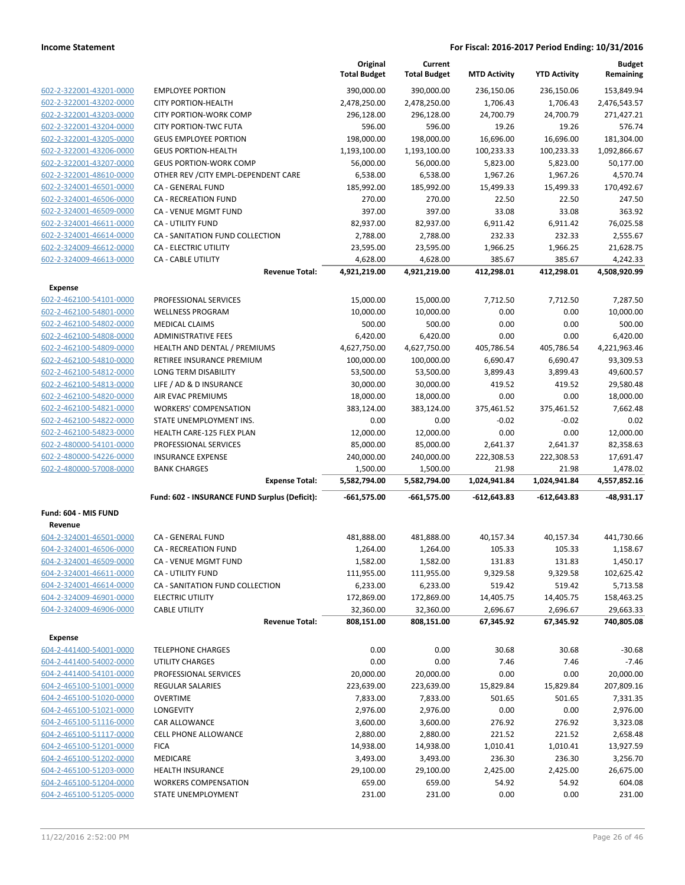| | | Original Total Budget | Current Total Budget | MTD Activity | YTD Activity | Budget Remaining |
|---|---|---|---|---|---|---|
| 602-2-322001-43201-0000 | EMPLOYEE PORTION | 390,000.00 | 390,000.00 | 236,150.06 | 236,150.06 | 153,849.94 |
| 602-2-322001-43202-0000 | CITY PORTION-HEALTH | 2,478,250.00 | 2,478,250.00 | 1,706.43 | 1,706.43 | 2,476,543.57 |
| 602-2-322001-43203-0000 | CITY PORTION-WORK COMP | 296,128.00 | 296,128.00 | 24,700.79 | 24,700.79 | 271,427.21 |
| 602-2-322001-43204-0000 | CITY PORTION-TWC FUTA | 596.00 | 596.00 | 19.26 | 19.26 | 576.74 |
| 602-2-322001-43205-0000 | GEUS EMPLOYEE PORTION | 198,000.00 | 198,000.00 | 16,696.00 | 16,696.00 | 181,304.00 |
| 602-2-322001-43206-0000 | GEUS PORTION-HEALTH | 1,193,100.00 | 1,193,100.00 | 100,233.33 | 100,233.33 | 1,092,866.67 |
| 602-2-322001-43207-0000 | GEUS PORTION-WORK COMP | 56,000.00 | 56,000.00 | 5,823.00 | 5,823.00 | 50,177.00 |
| 602-2-322001-48610-0000 | OTHER REV /CITY EMPL-DEPENDENT CARE | 6,538.00 | 6,538.00 | 1,967.26 | 1,967.26 | 4,570.74 |
| 602-2-324001-46501-0000 | CA - GENERAL FUND | 185,992.00 | 185,992.00 | 15,499.33 | 15,499.33 | 170,492.67 |
| 602-2-324001-46506-0000 | CA - RECREATION FUND | 270.00 | 270.00 | 22.50 | 22.50 | 247.50 |
| 602-2-324001-46509-0000 | CA - VENUE MGMT FUND | 397.00 | 397.00 | 33.08 | 33.08 | 363.92 |
| 602-2-324001-46611-0000 | CA - UTILITY FUND | 82,937.00 | 82,937.00 | 6,911.42 | 6,911.42 | 76,025.58 |
| 602-2-324001-46614-0000 | CA - SANITATION FUND COLLECTION | 2,788.00 | 2,788.00 | 232.33 | 232.33 | 2,555.67 |
| 602-2-324009-46612-0000 | CA - ELECTRIC UTILITY | 23,595.00 | 23,595.00 | 1,966.25 | 1,966.25 | 21,628.75 |
| 602-2-324009-46613-0000 | CA - CABLE UTILITY | 4,628.00 | 4,628.00 | 385.67 | 385.67 | 4,242.33 |
| | **Revenue Total:** | **4,921,219.00** | **4,921,219.00** | **412,298.01** | **412,298.01** | **4,508,920.99** |
| **Expense** | | | | | | |
| 602-2-462100-54101-0000 | PROFESSIONAL SERVICES | 15,000.00 | 15,000.00 | 7,712.50 | 7,712.50 | 7,287.50 |
| 602-2-462100-54801-0000 | WELLNESS PROGRAM | 10,000.00 | 10,000.00 | 0.00 | 0.00 | 10,000.00 |
| 602-2-462100-54802-0000 | MEDICAL CLAIMS | 500.00 | 500.00 | 0.00 | 0.00 | 500.00 |
| 602-2-462100-54808-0000 | ADMINISTRATIVE FEES | 6,420.00 | 6,420.00 | 0.00 | 0.00 | 6,420.00 |
| 602-2-462100-54809-0000 | HEALTH AND DENTAL / PREMIUMS | 4,627,750.00 | 4,627,750.00 | 405,786.54 | 405,786.54 | 4,221,963.46 |
| 602-2-462100-54810-0000 | RETIREE INSURANCE PREMIUM | 100,000.00 | 100,000.00 | 6,690.47 | 6,690.47 | 93,309.53 |
| 602-2-462100-54812-0000 | LONG TERM DISABILITY | 53,500.00 | 53,500.00 | 3,899.43 | 3,899.43 | 49,600.57 |
| 602-2-462100-54813-0000 | LIFE / AD & D INSURANCE | 30,000.00 | 30,000.00 | 419.52 | 419.52 | 29,580.48 |
| 602-2-462100-54820-0000 | AIR EVAC PREMIUMS | 18,000.00 | 18,000.00 | 0.00 | 0.00 | 18,000.00 |
| 602-2-462100-54821-0000 | WORKERS' COMPENSATION | 383,124.00 | 383,124.00 | 375,461.52 | 375,461.52 | 7,662.48 |
| 602-2-462100-54822-0000 | STATE UNEMPLOYMENT INS. | 0.00 | 0.00 | -0.02 | -0.02 | 0.02 |
| 602-2-462100-54823-0000 | HEALTH CARE-125 FLEX PLAN | 12,000.00 | 12,000.00 | 0.00 | 0.00 | 12,000.00 |
| 602-2-480000-54101-0000 | PROFESSIONAL SERVICES | 85,000.00 | 85,000.00 | 2,641.37 | 2,641.37 | 82,358.63 |
| 602-2-480000-54226-0000 | INSURANCE EXPENSE | 240,000.00 | 240,000.00 | 222,308.53 | 222,308.53 | 17,691.47 |
| 602-2-480000-57008-0000 | BANK CHARGES | 1,500.00 | 1,500.00 | 21.98 | 21.98 | 1,478.02 |
| | **Expense Total:** | **5,582,794.00** | **5,582,794.00** | **1,024,941.84** | **1,024,941.84** | **4,557,852.16** |
| | **Fund: 602 - INSURANCE FUND Surplus (Deficit):** | **-661,575.00** | **-661,575.00** | **-612,643.83** | **-612,643.83** | **-48,931.17** |
| **Fund: 604 - MIS FUND** | | | | | | |
| **Revenue** | | | | | | |
| 604-2-324001-46501-0000 | CA - GENERAL FUND | 481,888.00 | 481,888.00 | 40,157.34 | 40,157.34 | 441,730.66 |
| 604-2-324001-46506-0000 | CA - RECREATION FUND | 1,264.00 | 1,264.00 | 105.33 | 105.33 | 1,158.67 |
| 604-2-324001-46509-0000 | CA - VENUE MGMT FUND | 1,582.00 | 1,582.00 | 131.83 | 131.83 | 1,450.17 |
| 604-2-324001-46611-0000 | CA - UTILITY FUND | 111,955.00 | 111,955.00 | 9,329.58 | 9,329.58 | 102,625.42 |
| 604-2-324001-46614-0000 | CA - SANITATION FUND COLLECTION | 6,233.00 | 6,233.00 | 519.42 | 519.42 | 5,713.58 |
| 604-2-324009-46901-0000 | ELECTRIC UTILITY | 172,869.00 | 172,869.00 | 14,405.75 | 14,405.75 | 158,463.25 |
| 604-2-324009-46906-0000 | CABLE UTILITY | 32,360.00 | 32,360.00 | 2,696.67 | 2,696.67 | 29,663.33 |
| | **Revenue Total:** | **808,151.00** | **808,151.00** | **67,345.92** | **67,345.92** | **740,805.08** |
| **Expense** | | | | | | |
| 604-2-441400-54001-0000 | TELEPHONE CHARGES | 0.00 | 0.00 | 30.68 | 30.68 | -30.68 |
| 604-2-441400-54002-0000 | UTILITY CHARGES | 0.00 | 0.00 | 7.46 | 7.46 | -7.46 |
| 604-2-441400-54101-0000 | PROFESSIONAL SERVICES | 20,000.00 | 20,000.00 | 0.00 | 0.00 | 20,000.00 |
| 604-2-465100-51001-0000 | REGULAR SALARIES | 223,639.00 | 223,639.00 | 15,829.84 | 15,829.84 | 207,809.16 |
| 604-2-465100-51020-0000 | OVERTIME | 7,833.00 | 7,833.00 | 501.65 | 501.65 | 7,331.35 |
| 604-2-465100-51021-0000 | LONGEVITY | 2,976.00 | 2,976.00 | 0.00 | 0.00 | 2,976.00 |
| 604-2-465100-51116-0000 | CAR ALLOWANCE | 3,600.00 | 3,600.00 | 276.92 | 276.92 | 3,323.08 |
| 604-2-465100-51117-0000 | CELL PHONE ALLOWANCE | 2,880.00 | 2,880.00 | 221.52 | 221.52 | 2,658.48 |
| 604-2-465100-51201-0000 | FICA | 14,938.00 | 14,938.00 | 1,010.41 | 1,010.41 | 13,927.59 |
| 604-2-465100-51202-0000 | MEDICARE | 3,493.00 | 3,493.00 | 236.30 | 236.30 | 3,256.70 |
| 604-2-465100-51203-0000 | HEALTH INSURANCE | 29,100.00 | 29,100.00 | 2,425.00 | 2,425.00 | 26,675.00 |
| 604-2-465100-51204-0000 | WORKERS COMPENSATION | 659.00 | 659.00 | 54.92 | 54.92 | 604.08 |
| 604-2-465100-51205-0000 | STATE UNEMPLOYMENT | 231.00 | 231.00 | 0.00 | 0.00 | 231.00 |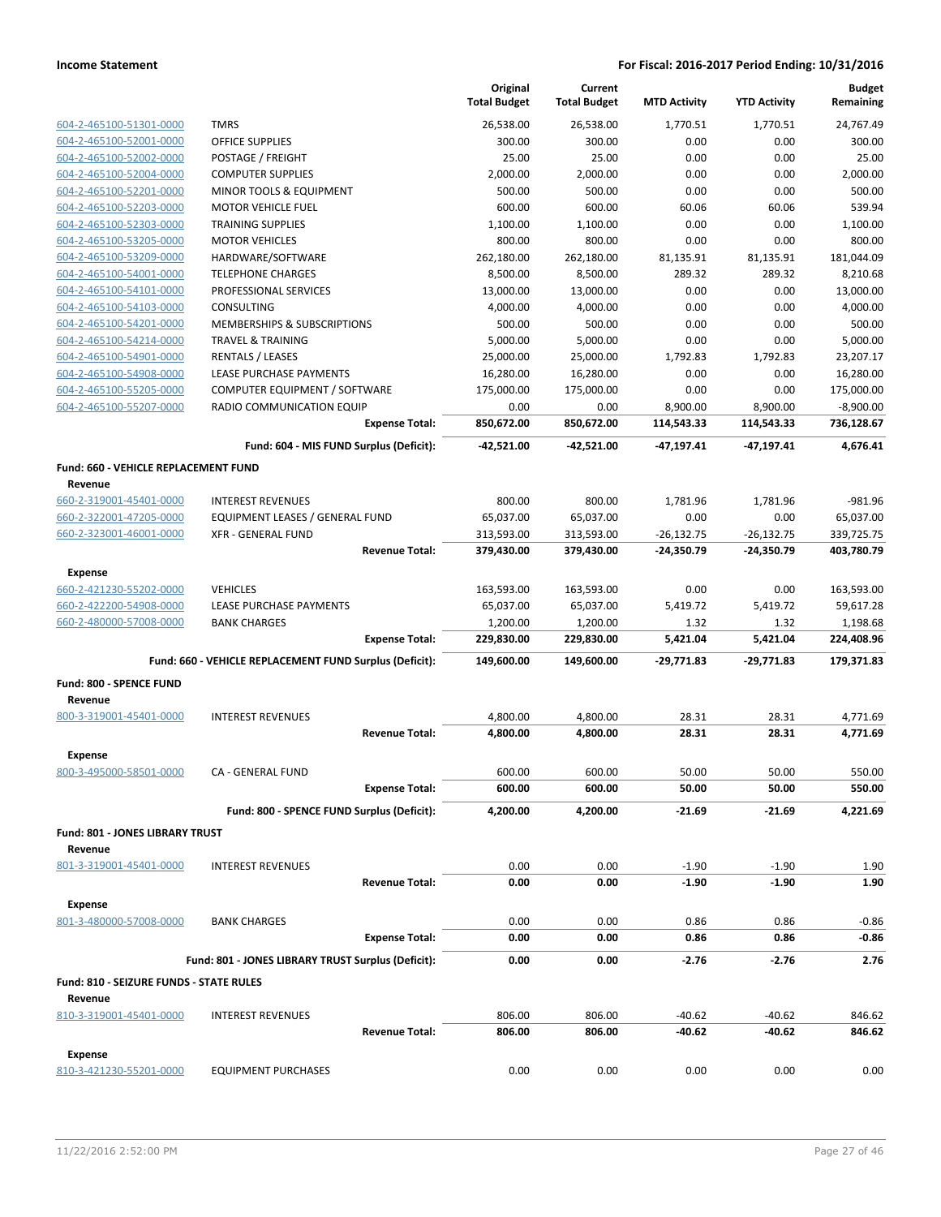| | | Original Total Budget | Current Total Budget | MTD Activity | YTD Activity | Budget Remaining |
|---|---|---|---|---|---|---|
| 604-2-465100-51301-0000 | TMRS | 26,538.00 | 26,538.00 | 1,770.51 | 1,770.51 | 24,767.49 |
| 604-2-465100-52001-0000 | OFFICE SUPPLIES | 300.00 | 300.00 | 0.00 | 0.00 | 300.00 |
| 604-2-465100-52002-0000 | POSTAGE / FREIGHT | 25.00 | 25.00 | 0.00 | 0.00 | 25.00 |
| 604-2-465100-52004-0000 | COMPUTER SUPPLIES | 2,000.00 | 2,000.00 | 0.00 | 0.00 | 2,000.00 |
| 604-2-465100-52201-0000 | MINOR TOOLS & EQUIPMENT | 500.00 | 500.00 | 0.00 | 0.00 | 500.00 |
| 604-2-465100-52203-0000 | MOTOR VEHICLE FUEL | 600.00 | 600.00 | 60.06 | 60.06 | 539.94 |
| 604-2-465100-52303-0000 | TRAINING SUPPLIES | 1,100.00 | 1,100.00 | 0.00 | 0.00 | 1,100.00 |
| 604-2-465100-53205-0000 | MOTOR VEHICLES | 800.00 | 800.00 | 0.00 | 0.00 | 800.00 |
| 604-2-465100-53209-0000 | HARDWARE/SOFTWARE | 262,180.00 | 262,180.00 | 81,135.91 | 81,135.91 | 181,044.09 |
| 604-2-465100-54001-0000 | TELEPHONE CHARGES | 8,500.00 | 8,500.00 | 289.32 | 289.32 | 8,210.68 |
| 604-2-465100-54101-0000 | PROFESSIONAL SERVICES | 13,000.00 | 13,000.00 | 0.00 | 0.00 | 13,000.00 |
| 604-2-465100-54103-0000 | CONSULTING | 4,000.00 | 4,000.00 | 0.00 | 0.00 | 4,000.00 |
| 604-2-465100-54201-0000 | MEMBERSHIPS & SUBSCRIPTIONS | 500.00 | 500.00 | 0.00 | 0.00 | 500.00 |
| 604-2-465100-54214-0000 | TRAVEL & TRAINING | 5,000.00 | 5,000.00 | 0.00 | 0.00 | 5,000.00 |
| 604-2-465100-54901-0000 | RENTALS / LEASES | 25,000.00 | 25,000.00 | 1,792.83 | 1,792.83 | 23,207.17 |
| 604-2-465100-54908-0000 | LEASE PURCHASE PAYMENTS | 16,280.00 | 16,280.00 | 0.00 | 0.00 | 16,280.00 |
| 604-2-465100-55205-0000 | COMPUTER EQUIPMENT / SOFTWARE | 175,000.00 | 175,000.00 | 0.00 | 0.00 | 175,000.00 |
| 604-2-465100-55207-0000 | RADIO COMMUNICATION EQUIP | 0.00 | 0.00 | 8,900.00 | 8,900.00 | -8,900.00 |
| | **Expense Total:** | **850,672.00** | **850,672.00** | **114,543.33** | **114,543.33** | **736,128.67** |
| | **Fund: 604 - MIS FUND Surplus (Deficit):** | **-42,521.00** | **-42,521.00** | **-47,197.41** | **-47,197.41** | **4,676.41** |
| **Fund: 660 - VEHICLE REPLACEMENT FUND** | | | | | | |
| **Revenue** | | | | | | |
| 660-2-319001-45401-0000 | INTEREST REVENUES | 800.00 | 800.00 | 1,781.96 | 1,781.96 | -981.96 |
| 660-2-322001-47205-0000 | EQUIPMENT LEASES / GENERAL FUND | 65,037.00 | 65,037.00 | 0.00 | 0.00 | 65,037.00 |
| 660-2-323001-46001-0000 | XFR - GENERAL FUND | 313,593.00 | 313,593.00 | -26,132.75 | -26,132.75 | 339,725.75 |
| | **Revenue Total:** | **379,430.00** | **379,430.00** | **-24,350.79** | **-24,350.79** | **403,780.79** |
| **Expense** | | | | | | |
| 660-2-421230-55202-0000 | VEHICLES | 163,593.00 | 163,593.00 | 0.00 | 0.00 | 163,593.00 |
| 660-2-422200-54908-0000 | LEASE PURCHASE PAYMENTS | 65,037.00 | 65,037.00 | 5,419.72 | 5,419.72 | 59,617.28 |
| 660-2-480000-57008-0000 | BANK CHARGES | 1,200.00 | 1,200.00 | 1.32 | 1.32 | 1,198.68 |
| | **Expense Total:** | **229,830.00** | **229,830.00** | **5,421.04** | **5,421.04** | **224,408.96** |
| | **Fund: 660 - VEHICLE REPLACEMENT FUND Surplus (Deficit):** | **149,600.00** | **149,600.00** | **-29,771.83** | **-29,771.83** | **179,371.83** |
| **Fund: 800 - SPENCE FUND** | | | | | | |
| **Revenue** | | | | | | |
| 800-3-319001-45401-0000 | INTEREST REVENUES | 4,800.00 | 4,800.00 | 28.31 | 28.31 | 4,771.69 |
| | **Revenue Total:** | **4,800.00** | **4,800.00** | **28.31** | **28.31** | **4,771.69** |
| **Expense** | | | | | | |
| 800-3-495000-58501-0000 | CA - GENERAL FUND | 600.00 | 600.00 | 50.00 | 50.00 | 550.00 |
| | **Expense Total:** | **600.00** | **600.00** | **50.00** | **50.00** | **550.00** |
| | **Fund: 800 - SPENCE FUND Surplus (Deficit):** | **4,200.00** | **4,200.00** | **-21.69** | **-21.69** | **4,221.69** |
| **Fund: 801 - JONES LIBRARY TRUST** | | | | | | |
| **Revenue** | | | | | | |
| 801-3-319001-45401-0000 | INTEREST REVENUES | 0.00 | 0.00 | -1.90 | -1.90 | 1.90 |
| | **Revenue Total:** | **0.00** | **0.00** | **-1.90** | **-1.90** | **1.90** |
| **Expense** | | | | | | |
| 801-3-480000-57008-0000 | BANK CHARGES | 0.00 | 0.00 | 0.86 | 0.86 | -0.86 |
| | **Expense Total:** | **0.00** | **0.00** | **0.86** | **0.86** | **-0.86** |
| | **Fund: 801 - JONES LIBRARY TRUST Surplus (Deficit):** | **0.00** | **0.00** | **-2.76** | **-2.76** | **2.76** |
| **Fund: 810 - SEIZURE FUNDS - STATE RULES** | | | | | | |
| **Revenue** | | | | | | |
| 810-3-319001-45401-0000 | INTEREST REVENUES | 806.00 | 806.00 | -40.62 | -40.62 | 846.62 |
| | **Revenue Total:** | **806.00** | **806.00** | **-40.62** | **-40.62** | **846.62** |
| **Expense** | | | | | | |
| 810-3-421230-55201-0000 | EQUIPMENT PURCHASES | 0.00 | 0.00 | 0.00 | 0.00 | 0.00 |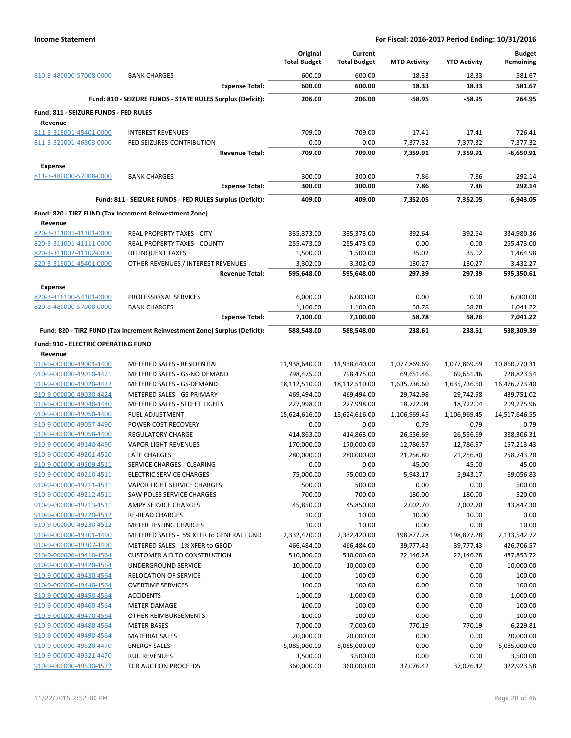**Income Statement** — For Fiscal: 2016-2017 Period Ending: 10/31/2016

| | | Original Total Budget | Current Total Budget | MTD Activity | YTD Activity | Budget Remaining |
|---|---|---|---|---|---|---|
| 810-3-480000-57008-0000 | BANK CHARGES | 600.00 | 600.00 | 18.33 | 18.33 | 581.67 |
| | **Expense Total:** | **600.00** | **600.00** | **18.33** | **18.33** | **581.67** |
| | **Fund: 810 - SEIZURE FUNDS - STATE RULES Surplus (Deficit):** | **206.00** | **206.00** | **-58.95** | **-58.95** | **264.95** |
| **Fund: 811 - SEIZURE FUNDS - FED RULES** | | | | | | |
| **Revenue** | | | | | | |
| 811-3-319001-45401-0000 | INTEREST REVENUES | 709.00 | 709.00 | -17.41 | -17.41 | 726.41 |
| 811-3-322001-46803-0000 | FED SEIZURES-CONTRIBUTION | 0.00 | 0.00 | 7,377.32 | 7,377.32 | -7,377.32 |
| | **Revenue Total:** | **709.00** | **709.00** | **7,359.91** | **7,359.91** | **-6,650.91** |
| **Expense** | | | | | | |
| 811-3-480000-57008-0000 | BANK CHARGES | 300.00 | 300.00 | 7.86 | 7.86 | 292.14 |
| | **Expense Total:** | **300.00** | **300.00** | **7.86** | **7.86** | **292.14** |
| | **Fund: 811 - SEIZURE FUNDS - FED RULES Surplus (Deficit):** | **409.00** | **409.00** | **7,352.05** | **7,352.05** | **-6,943.05** |
| **Fund: 820 - TIRZ FUND (Tax Increment Reinvestment Zone)** | | | | | | |
| **Revenue** | | | | | | |
| 820-3-311001-41101-0000 | REAL PROPERTY TAXES - CITY | 335,373.00 | 335,373.00 | 392.64 | 392.64 | 334,980.36 |
| 820-3-311001-41111-0000 | REAL PROPERTY TAXES - COUNTY | 255,473.00 | 255,473.00 | 0.00 | 0.00 | 255,473.00 |
| 820-3-311002-41102-0000 | DELINQUENT TAXES | 1,500.00 | 1,500.00 | 35.02 | 35.02 | 1,464.98 |
| 820-3-319001-45401-0000 | OTHER REVENUES / INTEREST REVENUES | 3,302.00 | 3,302.00 | -130.27 | -130.27 | 3,432.27 |
| | **Revenue Total:** | **595,648.00** | **595,648.00** | **297.39** | **297.39** | **595,350.61** |
| **Expense** | | | | | | |
| 820-3-416100-54101-0000 | PROFESSIONAL SERVICES | 6,000.00 | 6,000.00 | 0.00 | 0.00 | 6,000.00 |
| 820-3-480000-57008-0000 | BANK CHARGES | 1,100.00 | 1,100.00 | 58.78 | 58.78 | 1,041.22 |
| | **Expense Total:** | **7,100.00** | **7,100.00** | **58.78** | **58.78** | **7,041.22** |
| | **Fund: 820 - TIRZ FUND (Tax Increment Reinvestment Zone) Surplus (Deficit):** | **588,548.00** | **588,548.00** | **238.61** | **238.61** | **588,309.39** |
| **Fund: 910 - ELECTRIC OPERATING FUND** | | | | | | |
| **Revenue** | | | | | | |
| 910-9-000000-49001-4400 | METERED SALES - RESIDENTIAL | 11,938,640.00 | 11,938,640.00 | 1,077,869.69 | 1,077,869.69 | 10,860,770.31 |
| 910-9-000000-49010-4421 | METERED SALES - GS-NO DEMAND | 798,475.00 | 798,475.00 | 69,651.46 | 69,651.46 | 728,823.54 |
| 910-9-000000-49020-4422 | METERED SALES - GS-DEMAND | 18,112,510.00 | 18,112,510.00 | 1,635,736.60 | 1,635,736.60 | 16,476,773.40 |
| 910-9-000000-49030-4424 | METERED SALES - GS-PRIMARY | 469,494.00 | 469,494.00 | 29,742.98 | 29,742.98 | 439,751.02 |
| 910-9-000000-49040-4440 | METERED SALES - STREET LIGHTS | 227,998.00 | 227,998.00 | 18,722.04 | 18,722.04 | 209,275.96 |
| 910-9-000000-49050-4400 | FUEL ADJUSTMENT | 15,624,616.00 | 15,624,616.00 | 1,106,969.45 | 1,106,969.45 | 14,517,646.55 |
| 910-9-000000-49057-4490 | POWER COST RECOVERY | 0.00 | 0.00 | 0.79 | 0.79 | -0.79 |
| 910-9-000000-49058-4400 | REGULATORY CHARGE | 414,863.00 | 414,863.00 | 26,556.69 | 26,556.69 | 388,306.31 |
| 910-9-000000-49140-4490 | VAPOR LIGHT REVENUES | 170,000.00 | 170,000.00 | 12,786.57 | 12,786.57 | 157,213.43 |
| 910-9-000000-49201-4510 | LATE CHARGES | 280,000.00 | 280,000.00 | 21,256.80 | 21,256.80 | 258,743.20 |
| 910-9-000000-49209-4511 | SERVICE CHARGES - CLEARING | 0.00 | 0.00 | -45.00 | -45.00 | 45.00 |
| 910-9-000000-49210-4511 | ELECTRIC SERVICE CHARGES | 75,000.00 | 75,000.00 | 5,943.17 | 5,943.17 | 69,056.83 |
| 910-9-000000-49211-4511 | VAPOR LIGHT SERVICE CHARGES | 500.00 | 500.00 | 0.00 | 0.00 | 500.00 |
| 910-9-000000-49212-4511 | SAW POLES SERVICE CHARGES | 700.00 | 700.00 | 180.00 | 180.00 | 520.00 |
| 910-9-000000-49213-4511 | AMPY SERVICE CHARGES | 45,850.00 | 45,850.00 | 2,002.70 | 2,002.70 | 43,847.30 |
| 910-9-000000-49220-4512 | RE-READ CHARGES | 10.00 | 10.00 | 10.00 | 10.00 | 0.00 |
| 910-9-000000-49230-4512 | METER TESTING CHARGES | 10.00 | 10.00 | 0.00 | 0.00 | 10.00 |
| 910-9-000000-49301-4490 | METERED SALES - 5% XFER to GENERAL FUND | 2,332,420.00 | 2,332,420.00 | 198,877.28 | 198,877.28 | 2,133,542.72 |
| 910-9-000000-49307-4490 | METERED SALES - 1% XFER to GBOD | 466,484.00 | 466,484.00 | 39,777.43 | 39,777.43 | 426,706.57 |
| 910-9-000000-49410-4564 | CUSTOMER AID TO CONSTRUCTION | 510,000.00 | 510,000.00 | 22,146.28 | 22,146.28 | 487,853.72 |
| 910-9-000000-49420-4564 | UNDERGROUND SERVICE | 10,000.00 | 10,000.00 | 0.00 | 0.00 | 10,000.00 |
| 910-9-000000-49430-4564 | RELOCATION OF SERVICE | 100.00 | 100.00 | 0.00 | 0.00 | 100.00 |
| 910-9-000000-49440-4564 | OVERTIME SERVICES | 100.00 | 100.00 | 0.00 | 0.00 | 100.00 |
| 910-9-000000-49450-4564 | ACCIDENTS | 1,000.00 | 1,000.00 | 0.00 | 0.00 | 1,000.00 |
| 910-9-000000-49460-4564 | METER DAMAGE | 100.00 | 100.00 | 0.00 | 0.00 | 100.00 |
| 910-9-000000-49470-4564 | OTHER REIMBURSEMENTS | 100.00 | 100.00 | 0.00 | 0.00 | 100.00 |
| 910-9-000000-49480-4564 | METER BASES | 7,000.00 | 7,000.00 | 770.19 | 770.19 | 6,229.81 |
| 910-9-000000-49490-4564 | MATERIAL SALES | 20,000.00 | 20,000.00 | 0.00 | 0.00 | 20,000.00 |
| 910-9-000000-49520-4470 | ENERGY SALES | 5,085,000.00 | 5,085,000.00 | 0.00 | 0.00 | 5,085,000.00 |
| 910-9-000000-49521-4470 | RUC REVENUES | 3,500.00 | 3,500.00 | 0.00 | 0.00 | 3,500.00 |
| 910-9-000000-49530-4572 | TCR AUCTION PROCEEDS | 360,000.00 | 360,000.00 | 37,076.42 | 37,076.42 | 322,923.58 |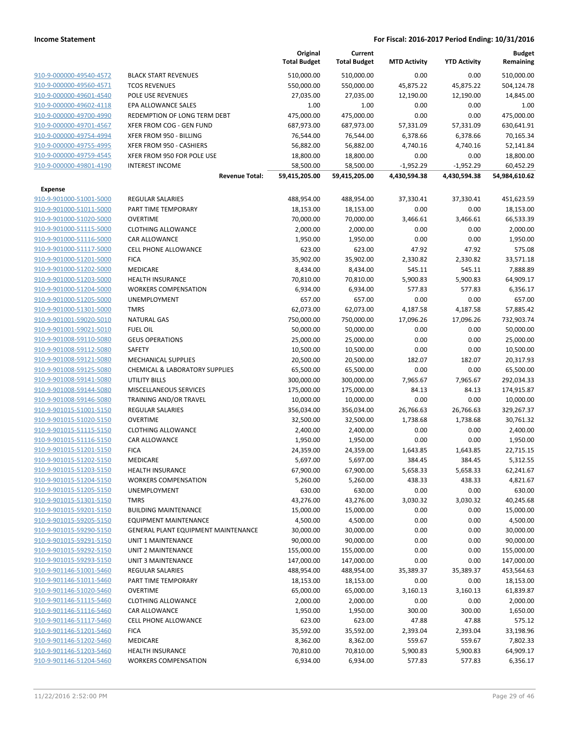**Income Statement** — For Fiscal: 2016-2017 Period Ending: 10/31/2016

| | | Original Total Budget | Current Total Budget | MTD Activity | YTD Activity | Budget Remaining |
|---|---|---|---|---|---|---|
| 910-9-000000-49540-4572 | BLACK START REVENUES | 510,000.00 | 510,000.00 | 0.00 | 0.00 | 510,000.00 |
| 910-9-000000-49560-4571 | TCOS REVENUES | 550,000.00 | 550,000.00 | 45,875.22 | 45,875.22 | 504,124.78 |
| 910-9-000000-49601-4540 | POLE USE REVENUES | 27,035.00 | 27,035.00 | 12,190.00 | 12,190.00 | 14,845.00 |
| 910-9-000000-49602-4118 | EPA ALLOWANCE SALES | 1.00 | 1.00 | 0.00 | 0.00 | 1.00 |
| 910-9-000000-49700-4990 | REDEMPTION OF LONG TERM DEBT | 475,000.00 | 475,000.00 | 0.00 | 0.00 | 475,000.00 |
| 910-9-000000-49701-4567 | XFER FROM COG - GEN FUND | 687,973.00 | 687,973.00 | 57,331.09 | 57,331.09 | 630,641.91 |
| 910-9-000000-49754-4994 | XFER FROM 950 - BILLING | 76,544.00 | 76,544.00 | 6,378.66 | 6,378.66 | 70,165.34 |
| 910-9-000000-49755-4995 | XFER FROM 950 - CASHIERS | 56,882.00 | 56,882.00 | 4,740.16 | 4,740.16 | 52,141.84 |
| 910-9-000000-49759-4545 | XFER FROM 950 FOR POLE USE | 18,800.00 | 18,800.00 | 0.00 | 0.00 | 18,800.00 |
| 910-9-000000-49801-4190 | INTEREST INCOME | 58,500.00 | 58,500.00 | -1,952.29 | -1,952.29 | 60,452.29 |
| | **Revenue Total:** | **59,415,205.00** | **59,415,205.00** | **4,430,594.38** | **4,430,594.38** | **54,984,610.62** |
| **Expense** | | | | | | |
| 910-9-901000-51001-5000 | REGULAR SALARIES | 488,954.00 | 488,954.00 | 37,330.41 | 37,330.41 | 451,623.59 |
| 910-9-901000-51011-5000 | PART TIME TEMPORARY | 18,153.00 | 18,153.00 | 0.00 | 0.00 | 18,153.00 |
| 910-9-901000-51020-5000 | OVERTIME | 70,000.00 | 70,000.00 | 3,466.61 | 3,466.61 | 66,533.39 |
| 910-9-901000-51115-5000 | CLOTHING ALLOWANCE | 2,000.00 | 2,000.00 | 0.00 | 0.00 | 2,000.00 |
| 910-9-901000-51116-5000 | CAR ALLOWANCE | 1,950.00 | 1,950.00 | 0.00 | 0.00 | 1,950.00 |
| 910-9-901000-51117-5000 | CELL PHONE ALLOWANCE | 623.00 | 623.00 | 47.92 | 47.92 | 575.08 |
| 910-9-901000-51201-5000 | FICA | 35,902.00 | 35,902.00 | 2,330.82 | 2,330.82 | 33,571.18 |
| 910-9-901000-51202-5000 | MEDICARE | 8,434.00 | 8,434.00 | 545.11 | 545.11 | 7,888.89 |
| 910-9-901000-51203-5000 | HEALTH INSURANCE | 70,810.00 | 70,810.00 | 5,900.83 | 5,900.83 | 64,909.17 |
| 910-9-901000-51204-5000 | WORKERS COMPENSATION | 6,934.00 | 6,934.00 | 577.83 | 577.83 | 6,356.17 |
| 910-9-901000-51205-5000 | UNEMPLOYMENT | 657.00 | 657.00 | 0.00 | 0.00 | 657.00 |
| 910-9-901000-51301-5000 | TMRS | 62,073.00 | 62,073.00 | 4,187.58 | 4,187.58 | 57,885.42 |
| 910-9-901001-59020-5010 | NATURAL GAS | 750,000.00 | 750,000.00 | 17,096.26 | 17,096.26 | 732,903.74 |
| 910-9-901001-59021-5010 | FUEL OIL | 50,000.00 | 50,000.00 | 0.00 | 0.00 | 50,000.00 |
| 910-9-901008-59110-5080 | GEUS OPERATIONS | 25,000.00 | 25,000.00 | 0.00 | 0.00 | 25,000.00 |
| 910-9-901008-59112-5080 | SAFETY | 10,500.00 | 10,500.00 | 0.00 | 0.00 | 10,500.00 |
| 910-9-901008-59121-5080 | MECHANICAL SUPPLIES | 20,500.00 | 20,500.00 | 182.07 | 182.07 | 20,317.93 |
| 910-9-901008-59125-5080 | CHEMICAL & LABORATORY SUPPLIES | 65,500.00 | 65,500.00 | 0.00 | 0.00 | 65,500.00 |
| 910-9-901008-59141-5080 | UTILITY BILLS | 300,000.00 | 300,000.00 | 7,965.67 | 7,965.67 | 292,034.33 |
| 910-9-901008-59144-5080 | MISCELLANEOUS SERVICES | 175,000.00 | 175,000.00 | 84.13 | 84.13 | 174,915.87 |
| 910-9-901008-59146-5080 | TRAINING AND/OR TRAVEL | 10,000.00 | 10,000.00 | 0.00 | 0.00 | 10,000.00 |
| 910-9-901015-51001-5150 | REGULAR SALARIES | 356,034.00 | 356,034.00 | 26,766.63 | 26,766.63 | 329,267.37 |
| 910-9-901015-51020-5150 | OVERTIME | 32,500.00 | 32,500.00 | 1,738.68 | 1,738.68 | 30,761.32 |
| 910-9-901015-51115-5150 | CLOTHING ALLOWANCE | 2,400.00 | 2,400.00 | 0.00 | 0.00 | 2,400.00 |
| 910-9-901015-51116-5150 | CAR ALLOWANCE | 1,950.00 | 1,950.00 | 0.00 | 0.00 | 1,950.00 |
| 910-9-901015-51201-5150 | FICA | 24,359.00 | 24,359.00 | 1,643.85 | 1,643.85 | 22,715.15 |
| 910-9-901015-51202-5150 | MEDICARE | 5,697.00 | 5,697.00 | 384.45 | 384.45 | 5,312.55 |
| 910-9-901015-51203-5150 | HEALTH INSURANCE | 67,900.00 | 67,900.00 | 5,658.33 | 5,658.33 | 62,241.67 |
| 910-9-901015-51204-5150 | WORKERS COMPENSATION | 5,260.00 | 5,260.00 | 438.33 | 438.33 | 4,821.67 |
| 910-9-901015-51205-5150 | UNEMPLOYMENT | 630.00 | 630.00 | 0.00 | 0.00 | 630.00 |
| 910-9-901015-51301-5150 | TMRS | 43,276.00 | 43,276.00 | 3,030.32 | 3,030.32 | 40,245.68 |
| 910-9-901015-59201-5150 | BUILDING MAINTENANCE | 15,000.00 | 15,000.00 | 0.00 | 0.00 | 15,000.00 |
| 910-9-901015-59205-5150 | EQUIPMENT MAINTENANCE | 4,500.00 | 4,500.00 | 0.00 | 0.00 | 4,500.00 |
| 910-9-901015-59290-5150 | GENERAL PLANT EQUIPMENT MAINTENANCE | 30,000.00 | 30,000.00 | 0.00 | 0.00 | 30,000.00 |
| 910-9-901015-59291-5150 | UNIT 1 MAINTENANCE | 90,000.00 | 90,000.00 | 0.00 | 0.00 | 90,000.00 |
| 910-9-901015-59292-5150 | UNIT 2 MAINTENANCE | 155,000.00 | 155,000.00 | 0.00 | 0.00 | 155,000.00 |
| 910-9-901015-59293-5150 | UNIT 3 MAINTENANCE | 147,000.00 | 147,000.00 | 0.00 | 0.00 | 147,000.00 |
| 910-9-901146-51001-5460 | REGULAR SALARIES | 488,954.00 | 488,954.00 | 35,389.37 | 35,389.37 | 453,564.63 |
| 910-9-901146-51011-5460 | PART TIME TEMPORARY | 18,153.00 | 18,153.00 | 0.00 | 0.00 | 18,153.00 |
| 910-9-901146-51020-5460 | OVERTIME | 65,000.00 | 65,000.00 | 3,160.13 | 3,160.13 | 61,839.87 |
| 910-9-901146-51115-5460 | CLOTHING ALLOWANCE | 2,000.00 | 2,000.00 | 0.00 | 0.00 | 2,000.00 |
| 910-9-901146-51116-5460 | CAR ALLOWANCE | 1,950.00 | 1,950.00 | 300.00 | 300.00 | 1,650.00 |
| 910-9-901146-51117-5460 | CELL PHONE ALLOWANCE | 623.00 | 623.00 | 47.88 | 47.88 | 575.12 |
| 910-9-901146-51201-5460 | FICA | 35,592.00 | 35,592.00 | 2,393.04 | 2,393.04 | 33,198.96 |
| 910-9-901146-51202-5460 | MEDICARE | 8,362.00 | 8,362.00 | 559.67 | 559.67 | 7,802.33 |
| 910-9-901146-51203-5460 | HEALTH INSURANCE | 70,810.00 | 70,810.00 | 5,900.83 | 5,900.83 | 64,909.17 |
| 910-9-901146-51204-5460 | WORKERS COMPENSATION | 6,934.00 | 6,934.00 | 577.83 | 577.83 | 6,356.17 |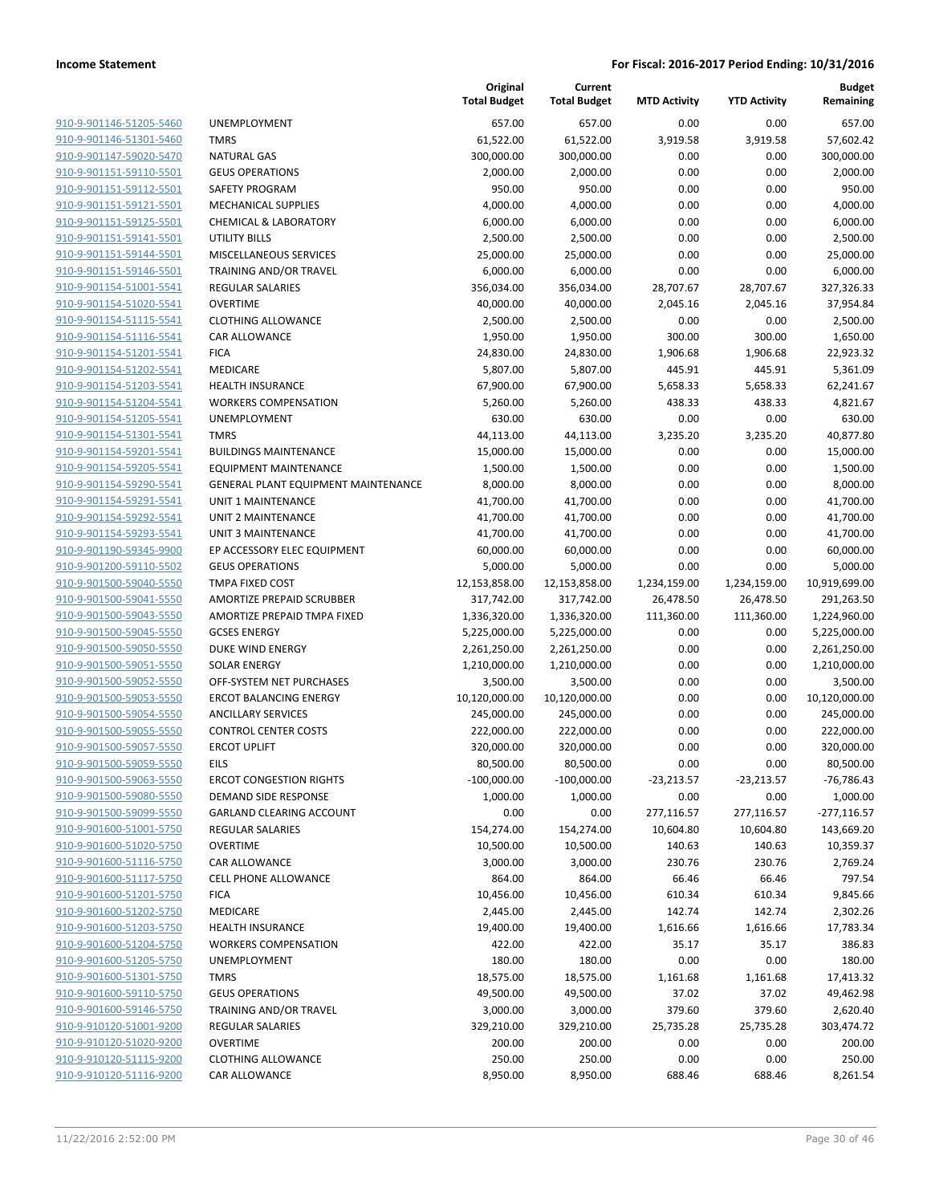| | | Original Total Budget | Current Total Budget | MTD Activity | YTD Activity | Budget Remaining |
|---|---|---|---|---|---|---|
| 910-9-901146-51205-5460 | UNEMPLOYMENT | 657.00 | 657.00 | 0.00 | 0.00 | 657.00 |
| 910-9-901146-51301-5460 | TMRS | 61,522.00 | 61,522.00 | 3,919.58 | 3,919.58 | 57,602.42 |
| 910-9-901147-59020-5470 | NATURAL GAS | 300,000.00 | 300,000.00 | 0.00 | 0.00 | 300,000.00 |
| 910-9-901151-59110-5501 | GEUS OPERATIONS | 2,000.00 | 2,000.00 | 0.00 | 0.00 | 2,000.00 |
| 910-9-901151-59112-5501 | SAFETY PROGRAM | 950.00 | 950.00 | 0.00 | 0.00 | 950.00 |
| 910-9-901151-59121-5501 | MECHANICAL SUPPLIES | 4,000.00 | 4,000.00 | 0.00 | 0.00 | 4,000.00 |
| 910-9-901151-59125-5501 | CHEMICAL & LABORATORY | 6,000.00 | 6,000.00 | 0.00 | 0.00 | 6,000.00 |
| 910-9-901151-59141-5501 | UTILITY BILLS | 2,500.00 | 2,500.00 | 0.00 | 0.00 | 2,500.00 |
| 910-9-901151-59144-5501 | MISCELLANEOUS SERVICES | 25,000.00 | 25,000.00 | 0.00 | 0.00 | 25,000.00 |
| 910-9-901151-59146-5501 | TRAINING AND/OR TRAVEL | 6,000.00 | 6,000.00 | 0.00 | 0.00 | 6,000.00 |
| 910-9-901154-51001-5541 | REGULAR SALARIES | 356,034.00 | 356,034.00 | 28,707.67 | 28,707.67 | 327,326.33 |
| 910-9-901154-51020-5541 | OVERTIME | 40,000.00 | 40,000.00 | 2,045.16 | 2,045.16 | 37,954.84 |
| 910-9-901154-51115-5541 | CLOTHING ALLOWANCE | 2,500.00 | 2,500.00 | 0.00 | 0.00 | 2,500.00 |
| 910-9-901154-51116-5541 | CAR ALLOWANCE | 1,950.00 | 1,950.00 | 300.00 | 300.00 | 1,650.00 |
| 910-9-901154-51201-5541 | FICA | 24,830.00 | 24,830.00 | 1,906.68 | 1,906.68 | 22,923.32 |
| 910-9-901154-51202-5541 | MEDICARE | 5,807.00 | 5,807.00 | 445.91 | 445.91 | 5,361.09 |
| 910-9-901154-51203-5541 | HEALTH INSURANCE | 67,900.00 | 67,900.00 | 5,658.33 | 5,658.33 | 62,241.67 |
| 910-9-901154-51204-5541 | WORKERS COMPENSATION | 5,260.00 | 5,260.00 | 438.33 | 438.33 | 4,821.67 |
| 910-9-901154-51205-5541 | UNEMPLOYMENT | 630.00 | 630.00 | 0.00 | 0.00 | 630.00 |
| 910-9-901154-51301-5541 | TMRS | 44,113.00 | 44,113.00 | 3,235.20 | 3,235.20 | 40,877.80 |
| 910-9-901154-59201-5541 | BUILDINGS MAINTENANCE | 15,000.00 | 15,000.00 | 0.00 | 0.00 | 15,000.00 |
| 910-9-901154-59205-5541 | EQUIPMENT MAINTENANCE | 1,500.00 | 1,500.00 | 0.00 | 0.00 | 1,500.00 |
| 910-9-901154-59290-5541 | GENERAL PLANT EQUIPMENT MAINTENANCE | 8,000.00 | 8,000.00 | 0.00 | 0.00 | 8,000.00 |
| 910-9-901154-59291-5541 | UNIT 1 MAINTENANCE | 41,700.00 | 41,700.00 | 0.00 | 0.00 | 41,700.00 |
| 910-9-901154-59292-5541 | UNIT 2 MAINTENANCE | 41,700.00 | 41,700.00 | 0.00 | 0.00 | 41,700.00 |
| 910-9-901154-59293-5541 | UNIT 3 MAINTENANCE | 41,700.00 | 41,700.00 | 0.00 | 0.00 | 41,700.00 |
| 910-9-901190-59345-9900 | EP ACCESSORY ELEC EQUIPMENT | 60,000.00 | 60,000.00 | 0.00 | 0.00 | 60,000.00 |
| 910-9-901200-59110-5502 | GEUS OPERATIONS | 5,000.00 | 5,000.00 | 0.00 | 0.00 | 5,000.00 |
| 910-9-901500-59040-5550 | TMPA FIXED COST | 12,153,858.00 | 12,153,858.00 | 1,234,159.00 | 1,234,159.00 | 10,919,699.00 |
| 910-9-901500-59041-5550 | AMORTIZE PREPAID SCRUBBER | 317,742.00 | 317,742.00 | 26,478.50 | 26,478.50 | 291,263.50 |
| 910-9-901500-59043-5550 | AMORTIZE PREPAID TMPA FIXED | 1,336,320.00 | 1,336,320.00 | 111,360.00 | 111,360.00 | 1,224,960.00 |
| 910-9-901500-59045-5550 | GCSES ENERGY | 5,225,000.00 | 5,225,000.00 | 0.00 | 0.00 | 5,225,000.00 |
| 910-9-901500-59050-5550 | DUKE WIND ENERGY | 2,261,250.00 | 2,261,250.00 | 0.00 | 0.00 | 2,261,250.00 |
| 910-9-901500-59051-5550 | SOLAR ENERGY | 1,210,000.00 | 1,210,000.00 | 0.00 | 0.00 | 1,210,000.00 |
| 910-9-901500-59052-5550 | OFF-SYSTEM NET PURCHASES | 3,500.00 | 3,500.00 | 0.00 | 0.00 | 3,500.00 |
| 910-9-901500-59053-5550 | ERCOT BALANCING ENERGY | 10,120,000.00 | 10,120,000.00 | 0.00 | 0.00 | 10,120,000.00 |
| 910-9-901500-59054-5550 | ANCILLARY SERVICES | 245,000.00 | 245,000.00 | 0.00 | 0.00 | 245,000.00 |
| 910-9-901500-59055-5550 | CONTROL CENTER COSTS | 222,000.00 | 222,000.00 | 0.00 | 0.00 | 222,000.00 |
| 910-9-901500-59057-5550 | ERCOT UPLIFT | 320,000.00 | 320,000.00 | 0.00 | 0.00 | 320,000.00 |
| 910-9-901500-59059-5550 | EILS | 80,500.00 | 80,500.00 | 0.00 | 0.00 | 80,500.00 |
| 910-9-901500-59063-5550 | ERCOT CONGESTION RIGHTS | -100,000.00 | -100,000.00 | -23,213.57 | -23,213.57 | -76,786.43 |
| 910-9-901500-59080-5550 | DEMAND SIDE RESPONSE | 1,000.00 | 1,000.00 | 0.00 | 0.00 | 1,000.00 |
| 910-9-901500-59099-5550 | GARLAND CLEARING ACCOUNT | 0.00 | 0.00 | 277,116.57 | 277,116.57 | -277,116.57 |
| 910-9-901600-51001-5750 | REGULAR SALARIES | 154,274.00 | 154,274.00 | 10,604.80 | 10,604.80 | 143,669.20 |
| 910-9-901600-51020-5750 | OVERTIME | 10,500.00 | 10,500.00 | 140.63 | 140.63 | 10,359.37 |
| 910-9-901600-51116-5750 | CAR ALLOWANCE | 3,000.00 | 3,000.00 | 230.76 | 230.76 | 2,769.24 |
| 910-9-901600-51117-5750 | CELL PHONE ALLOWANCE | 864.00 | 864.00 | 66.46 | 66.46 | 797.54 |
| 910-9-901600-51201-5750 | FICA | 10,456.00 | 10,456.00 | 610.34 | 610.34 | 9,845.66 |
| 910-9-901600-51202-5750 | MEDICARE | 2,445.00 | 2,445.00 | 142.74 | 142.74 | 2,302.26 |
| 910-9-901600-51203-5750 | HEALTH INSURANCE | 19,400.00 | 19,400.00 | 1,616.66 | 1,616.66 | 17,783.34 |
| 910-9-901600-51204-5750 | WORKERS COMPENSATION | 422.00 | 422.00 | 35.17 | 35.17 | 386.83 |
| 910-9-901600-51205-5750 | UNEMPLOYMENT | 180.00 | 180.00 | 0.00 | 0.00 | 180.00 |
| 910-9-901600-51301-5750 | TMRS | 18,575.00 | 18,575.00 | 1,161.68 | 1,161.68 | 17,413.32 |
| 910-9-901600-59110-5750 | GEUS OPERATIONS | 49,500.00 | 49,500.00 | 37.02 | 37.02 | 49,462.98 |
| 910-9-901600-59146-5750 | TRAINING AND/OR TRAVEL | 3,000.00 | 3,000.00 | 379.60 | 379.60 | 2,620.40 |
| 910-9-910120-51001-9200 | REGULAR SALARIES | 329,210.00 | 329,210.00 | 25,735.28 | 25,735.28 | 303,474.72 |
| 910-9-910120-51020-9200 | OVERTIME | 200.00 | 200.00 | 0.00 | 0.00 | 200.00 |
| 910-9-910120-51115-9200 | CLOTHING ALLOWANCE | 250.00 | 250.00 | 0.00 | 0.00 | 250.00 |
| 910-9-910120-51116-9200 | CAR ALLOWANCE | 8,950.00 | 8,950.00 | 688.46 | 688.46 | 8,261.54 |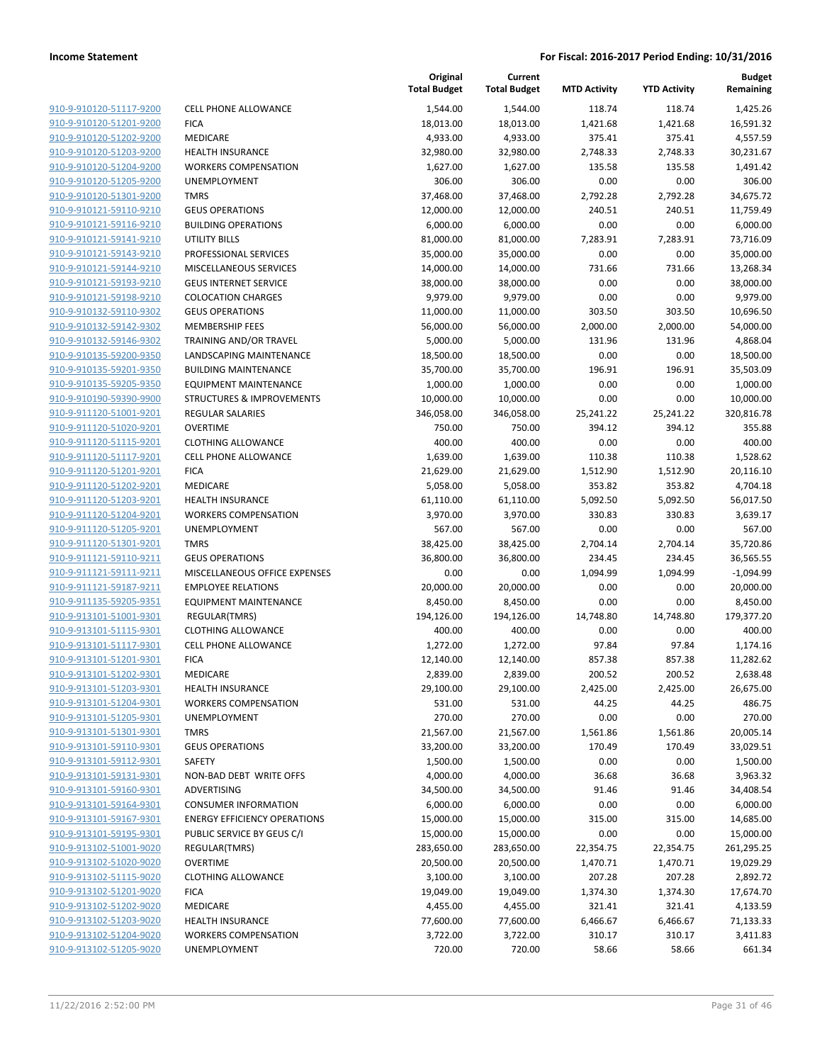**Income Statement** **For Fiscal: 2016-2017 Period Ending: 10/31/2016**

| | | Original Total Budget | Current Total Budget | MTD Activity | YTD Activity | Budget Remaining |
|---|---|---|---|---|---|---|
| 910-9-910120-51117-9200 | CELL PHONE ALLOWANCE | 1,544.00 | 1,544.00 | 118.74 | 118.74 | 1,425.26 |
| 910-9-910120-51201-9200 | FICA | 18,013.00 | 18,013.00 | 1,421.68 | 1,421.68 | 16,591.32 |
| 910-9-910120-51202-9200 | MEDICARE | 4,933.00 | 4,933.00 | 375.41 | 375.41 | 4,557.59 |
| 910-9-910120-51203-9200 | HEALTH INSURANCE | 32,980.00 | 32,980.00 | 2,748.33 | 2,748.33 | 30,231.67 |
| 910-9-910120-51204-9200 | WORKERS COMPENSATION | 1,627.00 | 1,627.00 | 135.58 | 135.58 | 1,491.42 |
| 910-9-910120-51205-9200 | UNEMPLOYMENT | 306.00 | 306.00 | 0.00 | 0.00 | 306.00 |
| 910-9-910120-51301-9200 | TMRS | 37,468.00 | 37,468.00 | 2,792.28 | 2,792.28 | 34,675.72 |
| 910-9-910121-59110-9210 | GEUS OPERATIONS | 12,000.00 | 12,000.00 | 240.51 | 240.51 | 11,759.49 |
| 910-9-910121-59116-9210 | BUILDING OPERATIONS | 6,000.00 | 6,000.00 | 0.00 | 0.00 | 6,000.00 |
| 910-9-910121-59141-9210 | UTILITY BILLS | 81,000.00 | 81,000.00 | 7,283.91 | 7,283.91 | 73,716.09 |
| 910-9-910121-59143-9210 | PROFESSIONAL SERVICES | 35,000.00 | 35,000.00 | 0.00 | 0.00 | 35,000.00 |
| 910-9-910121-59144-9210 | MISCELLANEOUS SERVICES | 14,000.00 | 14,000.00 | 731.66 | 731.66 | 13,268.34 |
| 910-9-910121-59193-9210 | GEUS INTERNET SERVICE | 38,000.00 | 38,000.00 | 0.00 | 0.00 | 38,000.00 |
| 910-9-910121-59198-9210 | COLOCATION CHARGES | 9,979.00 | 9,979.00 | 0.00 | 0.00 | 9,979.00 |
| 910-9-910132-59110-9302 | GEUS OPERATIONS | 11,000.00 | 11,000.00 | 303.50 | 303.50 | 10,696.50 |
| 910-9-910132-59142-9302 | MEMBERSHIP FEES | 56,000.00 | 56,000.00 | 2,000.00 | 2,000.00 | 54,000.00 |
| 910-9-910132-59146-9302 | TRAINING AND/OR TRAVEL | 5,000.00 | 5,000.00 | 131.96 | 131.96 | 4,868.04 |
| 910-9-910135-59200-9350 | LANDSCAPING MAINTENANCE | 18,500.00 | 18,500.00 | 0.00 | 0.00 | 18,500.00 |
| 910-9-910135-59201-9350 | BUILDING MAINTENANCE | 35,700.00 | 35,700.00 | 196.91 | 196.91 | 35,503.09 |
| 910-9-910135-59205-9350 | EQUIPMENT MAINTENANCE | 1,000.00 | 1,000.00 | 0.00 | 0.00 | 1,000.00 |
| 910-9-910190-59390-9900 | STRUCTURES & IMPROVEMENTS | 10,000.00 | 10,000.00 | 0.00 | 0.00 | 10,000.00 |
| 910-9-911120-51001-9201 | REGULAR SALARIES | 346,058.00 | 346,058.00 | 25,241.22 | 25,241.22 | 320,816.78 |
| 910-9-911120-51020-9201 | OVERTIME | 750.00 | 750.00 | 394.12 | 394.12 | 355.88 |
| 910-9-911120-51115-9201 | CLOTHING ALLOWANCE | 400.00 | 400.00 | 0.00 | 0.00 | 400.00 |
| 910-9-911120-51117-9201 | CELL PHONE ALLOWANCE | 1,639.00 | 1,639.00 | 110.38 | 110.38 | 1,528.62 |
| 910-9-911120-51201-9201 | FICA | 21,629.00 | 21,629.00 | 1,512.90 | 1,512.90 | 20,116.10 |
| 910-9-911120-51202-9201 | MEDICARE | 5,058.00 | 5,058.00 | 353.82 | 353.82 | 4,704.18 |
| 910-9-911120-51203-9201 | HEALTH INSURANCE | 61,110.00 | 61,110.00 | 5,092.50 | 5,092.50 | 56,017.50 |
| 910-9-911120-51204-9201 | WORKERS COMPENSATION | 3,970.00 | 3,970.00 | 330.83 | 330.83 | 3,639.17 |
| 910-9-911120-51205-9201 | UNEMPLOYMENT | 567.00 | 567.00 | 0.00 | 0.00 | 567.00 |
| 910-9-911120-51301-9201 | TMRS | 38,425.00 | 38,425.00 | 2,704.14 | 2,704.14 | 35,720.86 |
| 910-9-911121-59110-9211 | GEUS OPERATIONS | 36,800.00 | 36,800.00 | 234.45 | 234.45 | 36,565.55 |
| 910-9-911121-59111-9211 | MISCELLANEOUS OFFICE EXPENSES | 0.00 | 0.00 | 1,094.99 | 1,094.99 | -1,094.99 |
| 910-9-911121-59187-9211 | EMPLOYEE RELATIONS | 20,000.00 | 20,000.00 | 0.00 | 0.00 | 20,000.00 |
| 910-9-911135-59205-9351 | EQUIPMENT MAINTENANCE | 8,450.00 | 8,450.00 | 0.00 | 0.00 | 8,450.00 |
| 910-9-913101-51001-9301 | REGULAR(TMRS) | 194,126.00 | 194,126.00 | 14,748.80 | 14,748.80 | 179,377.20 |
| 910-9-913101-51115-9301 | CLOTHING ALLOWANCE | 400.00 | 400.00 | 0.00 | 0.00 | 400.00 |
| 910-9-913101-51117-9301 | CELL PHONE ALLOWANCE | 1,272.00 | 1,272.00 | 97.84 | 97.84 | 1,174.16 |
| 910-9-913101-51201-9301 | FICA | 12,140.00 | 12,140.00 | 857.38 | 857.38 | 11,282.62 |
| 910-9-913101-51202-9301 | MEDICARE | 2,839.00 | 2,839.00 | 200.52 | 200.52 | 2,638.48 |
| 910-9-913101-51203-9301 | HEALTH INSURANCE | 29,100.00 | 29,100.00 | 2,425.00 | 2,425.00 | 26,675.00 |
| 910-9-913101-51204-9301 | WORKERS COMPENSATION | 531.00 | 531.00 | 44.25 | 44.25 | 486.75 |
| 910-9-913101-51205-9301 | UNEMPLOYMENT | 270.00 | 270.00 | 0.00 | 0.00 | 270.00 |
| 910-9-913101-51301-9301 | TMRS | 21,567.00 | 21,567.00 | 1,561.86 | 1,561.86 | 20,005.14 |
| 910-9-913101-59110-9301 | GEUS OPERATIONS | 33,200.00 | 33,200.00 | 170.49 | 170.49 | 33,029.51 |
| 910-9-913101-59112-9301 | SAFETY | 1,500.00 | 1,500.00 | 0.00 | 0.00 | 1,500.00 |
| 910-9-913101-59131-9301 | NON-BAD DEBT WRITE OFFS | 4,000.00 | 4,000.00 | 36.68 | 36.68 | 3,963.32 |
| 910-9-913101-59160-9301 | ADVERTISING | 34,500.00 | 34,500.00 | 91.46 | 91.46 | 34,408.54 |
| 910-9-913101-59164-9301 | CONSUMER INFORMATION | 6,000.00 | 6,000.00 | 0.00 | 0.00 | 6,000.00 |
| 910-9-913101-59167-9301 | ENERGY EFFICIENCY OPERATIONS | 15,000.00 | 15,000.00 | 315.00 | 315.00 | 14,685.00 |
| 910-9-913101-59195-9301 | PUBLIC SERVICE BY GEUS C/I | 15,000.00 | 15,000.00 | 0.00 | 0.00 | 15,000.00 |
| 910-9-913102-51001-9020 | REGULAR(TMRS) | 283,650.00 | 283,650.00 | 22,354.75 | 22,354.75 | 261,295.25 |
| 910-9-913102-51020-9020 | OVERTIME | 20,500.00 | 20,500.00 | 1,470.71 | 1,470.71 | 19,029.29 |
| 910-9-913102-51115-9020 | CLOTHING ALLOWANCE | 3,100.00 | 3,100.00 | 207.28 | 207.28 | 2,892.72 |
| 910-9-913102-51201-9020 | FICA | 19,049.00 | 19,049.00 | 1,374.30 | 1,374.30 | 17,674.70 |
| 910-9-913102-51202-9020 | MEDICARE | 4,455.00 | 4,455.00 | 321.41 | 321.41 | 4,133.59 |
| 910-9-913102-51203-9020 | HEALTH INSURANCE | 77,600.00 | 77,600.00 | 6,466.67 | 6,466.67 | 71,133.33 |
| 910-9-913102-51204-9020 | WORKERS COMPENSATION | 3,722.00 | 3,722.00 | 310.17 | 310.17 | 3,411.83 |
| 910-9-913102-51205-9020 | UNEMPLOYMENT | 720.00 | 720.00 | 58.66 | 58.66 | 661.34 |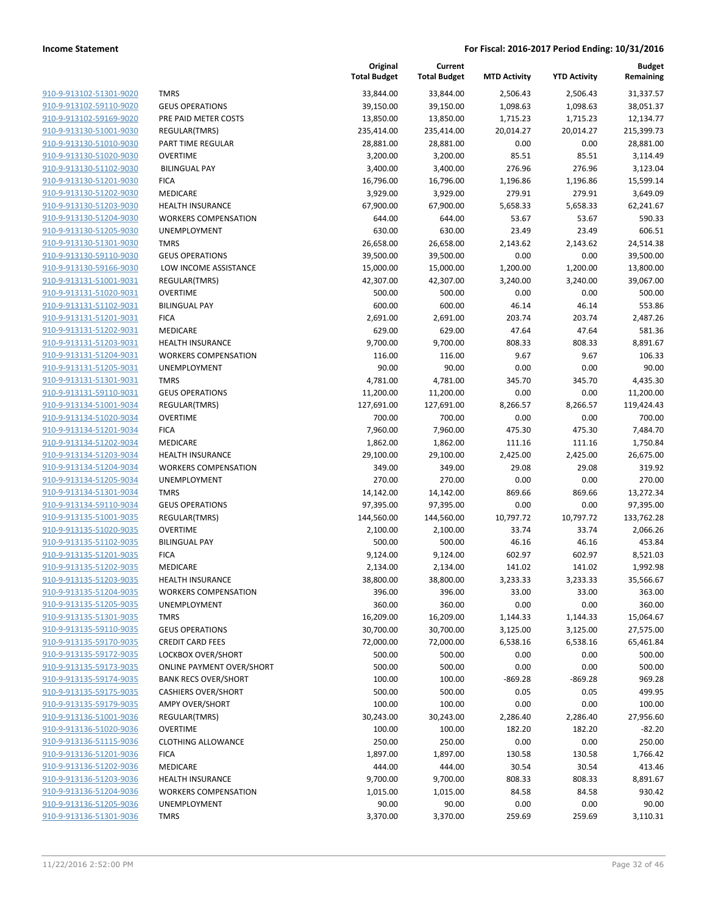| | | Original Total Budget | Current Total Budget | MTD Activity | YTD Activity | Budget Remaining |
|---|---|---|---|---|---|---|
| 910-9-913102-51301-9020 | TMRS | 33,844.00 | 33,844.00 | 2,506.43 | 2,506.43 | 31,337.57 |
| 910-9-913102-59110-9020 | GEUS OPERATIONS | 39,150.00 | 39,150.00 | 1,098.63 | 1,098.63 | 38,051.37 |
| 910-9-913102-59169-9020 | PRE PAID METER COSTS | 13,850.00 | 13,850.00 | 1,715.23 | 1,715.23 | 12,134.77 |
| 910-9-913130-51001-9030 | REGULAR(TMRS) | 235,414.00 | 235,414.00 | 20,014.27 | 20,014.27 | 215,399.73 |
| 910-9-913130-51010-9030 | PART TIME REGULAR | 28,881.00 | 28,881.00 | 0.00 | 0.00 | 28,881.00 |
| 910-9-913130-51020-9030 | OVERTIME | 3,200.00 | 3,200.00 | 85.51 | 85.51 | 3,114.49 |
| 910-9-913130-51102-9030 | BILINGUAL PAY | 3,400.00 | 3,400.00 | 276.96 | 276.96 | 3,123.04 |
| 910-9-913130-51201-9030 | FICA | 16,796.00 | 16,796.00 | 1,196.86 | 1,196.86 | 15,599.14 |
| 910-9-913130-51202-9030 | MEDICARE | 3,929.00 | 3,929.00 | 279.91 | 279.91 | 3,649.09 |
| 910-9-913130-51203-9030 | HEALTH INSURANCE | 67,900.00 | 67,900.00 | 5,658.33 | 5,658.33 | 62,241.67 |
| 910-9-913130-51204-9030 | WORKERS COMPENSATION | 644.00 | 644.00 | 53.67 | 53.67 | 590.33 |
| 910-9-913130-51205-9030 | UNEMPLOYMENT | 630.00 | 630.00 | 23.49 | 23.49 | 606.51 |
| 910-9-913130-51301-9030 | TMRS | 26,658.00 | 26,658.00 | 2,143.62 | 2,143.62 | 24,514.38 |
| 910-9-913130-59110-9030 | GEUS OPERATIONS | 39,500.00 | 39,500.00 | 0.00 | 0.00 | 39,500.00 |
| 910-9-913130-59166-9030 | LOW INCOME ASSISTANCE | 15,000.00 | 15,000.00 | 1,200.00 | 1,200.00 | 13,800.00 |
| 910-9-913131-51001-9031 | REGULAR(TMRS) | 42,307.00 | 42,307.00 | 3,240.00 | 3,240.00 | 39,067.00 |
| 910-9-913131-51020-9031 | OVERTIME | 500.00 | 500.00 | 0.00 | 0.00 | 500.00 |
| 910-9-913131-51102-9031 | BILINGUAL PAY | 600.00 | 600.00 | 46.14 | 46.14 | 553.86 |
| 910-9-913131-51201-9031 | FICA | 2,691.00 | 2,691.00 | 203.74 | 203.74 | 2,487.26 |
| 910-9-913131-51202-9031 | MEDICARE | 629.00 | 629.00 | 47.64 | 47.64 | 581.36 |
| 910-9-913131-51203-9031 | HEALTH INSURANCE | 9,700.00 | 9,700.00 | 808.33 | 808.33 | 8,891.67 |
| 910-9-913131-51204-9031 | WORKERS COMPENSATION | 116.00 | 116.00 | 9.67 | 9.67 | 106.33 |
| 910-9-913131-51205-9031 | UNEMPLOYMENT | 90.00 | 90.00 | 0.00 | 0.00 | 90.00 |
| 910-9-913131-51301-9031 | TMRS | 4,781.00 | 4,781.00 | 345.70 | 345.70 | 4,435.30 |
| 910-9-913131-59110-9031 | GEUS OPERATIONS | 11,200.00 | 11,200.00 | 0.00 | 0.00 | 11,200.00 |
| 910-9-913134-51001-9034 | REGULAR(TMRS) | 127,691.00 | 127,691.00 | 8,266.57 | 8,266.57 | 119,424.43 |
| 910-9-913134-51020-9034 | OVERTIME | 700.00 | 700.00 | 0.00 | 0.00 | 700.00 |
| 910-9-913134-51201-9034 | FICA | 7,960.00 | 7,960.00 | 475.30 | 475.30 | 7,484.70 |
| 910-9-913134-51202-9034 | MEDICARE | 1,862.00 | 1,862.00 | 111.16 | 111.16 | 1,750.84 |
| 910-9-913134-51203-9034 | HEALTH INSURANCE | 29,100.00 | 29,100.00 | 2,425.00 | 2,425.00 | 26,675.00 |
| 910-9-913134-51204-9034 | WORKERS COMPENSATION | 349.00 | 349.00 | 29.08 | 29.08 | 319.92 |
| 910-9-913134-51205-9034 | UNEMPLOYMENT | 270.00 | 270.00 | 0.00 | 0.00 | 270.00 |
| 910-9-913134-51301-9034 | TMRS | 14,142.00 | 14,142.00 | 869.66 | 869.66 | 13,272.34 |
| 910-9-913134-59110-9034 | GEUS OPERATIONS | 97,395.00 | 97,395.00 | 0.00 | 0.00 | 97,395.00 |
| 910-9-913135-51001-9035 | REGULAR(TMRS) | 144,560.00 | 144,560.00 | 10,797.72 | 10,797.72 | 133,762.28 |
| 910-9-913135-51020-9035 | OVERTIME | 2,100.00 | 2,100.00 | 33.74 | 33.74 | 2,066.26 |
| 910-9-913135-51102-9035 | BILINGUAL PAY | 500.00 | 500.00 | 46.16 | 46.16 | 453.84 |
| 910-9-913135-51201-9035 | FICA | 9,124.00 | 9,124.00 | 602.97 | 602.97 | 8,521.03 |
| 910-9-913135-51202-9035 | MEDICARE | 2,134.00 | 2,134.00 | 141.02 | 141.02 | 1,992.98 |
| 910-9-913135-51203-9035 | HEALTH INSURANCE | 38,800.00 | 38,800.00 | 3,233.33 | 3,233.33 | 35,566.67 |
| 910-9-913135-51204-9035 | WORKERS COMPENSATION | 396.00 | 396.00 | 33.00 | 33.00 | 363.00 |
| 910-9-913135-51205-9035 | UNEMPLOYMENT | 360.00 | 360.00 | 0.00 | 0.00 | 360.00 |
| 910-9-913135-51301-9035 | TMRS | 16,209.00 | 16,209.00 | 1,144.33 | 1,144.33 | 15,064.67 |
| 910-9-913135-59110-9035 | GEUS OPERATIONS | 30,700.00 | 30,700.00 | 3,125.00 | 3,125.00 | 27,575.00 |
| 910-9-913135-59170-9035 | CREDIT CARD FEES | 72,000.00 | 72,000.00 | 6,538.16 | 6,538.16 | 65,461.84 |
| 910-9-913135-59172-9035 | LOCKBOX OVER/SHORT | 500.00 | 500.00 | 0.00 | 0.00 | 500.00 |
| 910-9-913135-59173-9035 | ONLINE PAYMENT OVER/SHORT | 500.00 | 500.00 | 0.00 | 0.00 | 500.00 |
| 910-9-913135-59174-9035 | BANK RECS OVER/SHORT | 100.00 | 100.00 | -869.28 | -869.28 | 969.28 |
| 910-9-913135-59175-9035 | CASHIERS OVER/SHORT | 500.00 | 500.00 | 0.05 | 0.05 | 499.95 |
| 910-9-913135-59179-9035 | AMPY OVER/SHORT | 100.00 | 100.00 | 0.00 | 0.00 | 100.00 |
| 910-9-913136-51001-9036 | REGULAR(TMRS) | 30,243.00 | 30,243.00 | 2,286.40 | 2,286.40 | 27,956.60 |
| 910-9-913136-51020-9036 | OVERTIME | 100.00 | 100.00 | 182.20 | 182.20 | -82.20 |
| 910-9-913136-51115-9036 | CLOTHING ALLOWANCE | 250.00 | 250.00 | 0.00 | 0.00 | 250.00 |
| 910-9-913136-51201-9036 | FICA | 1,897.00 | 1,897.00 | 130.58 | 130.58 | 1,766.42 |
| 910-9-913136-51202-9036 | MEDICARE | 444.00 | 444.00 | 30.54 | 30.54 | 413.46 |
| 910-9-913136-51203-9036 | HEALTH INSURANCE | 9,700.00 | 9,700.00 | 808.33 | 808.33 | 8,891.67 |
| 910-9-913136-51204-9036 | WORKERS COMPENSATION | 1,015.00 | 1,015.00 | 84.58 | 84.58 | 930.42 |
| 910-9-913136-51205-9036 | UNEMPLOYMENT | 90.00 | 90.00 | 0.00 | 0.00 | 90.00 |
| 910-9-913136-51301-9036 | TMRS | 3,370.00 | 3,370.00 | 259.69 | 259.69 | 3,110.31 |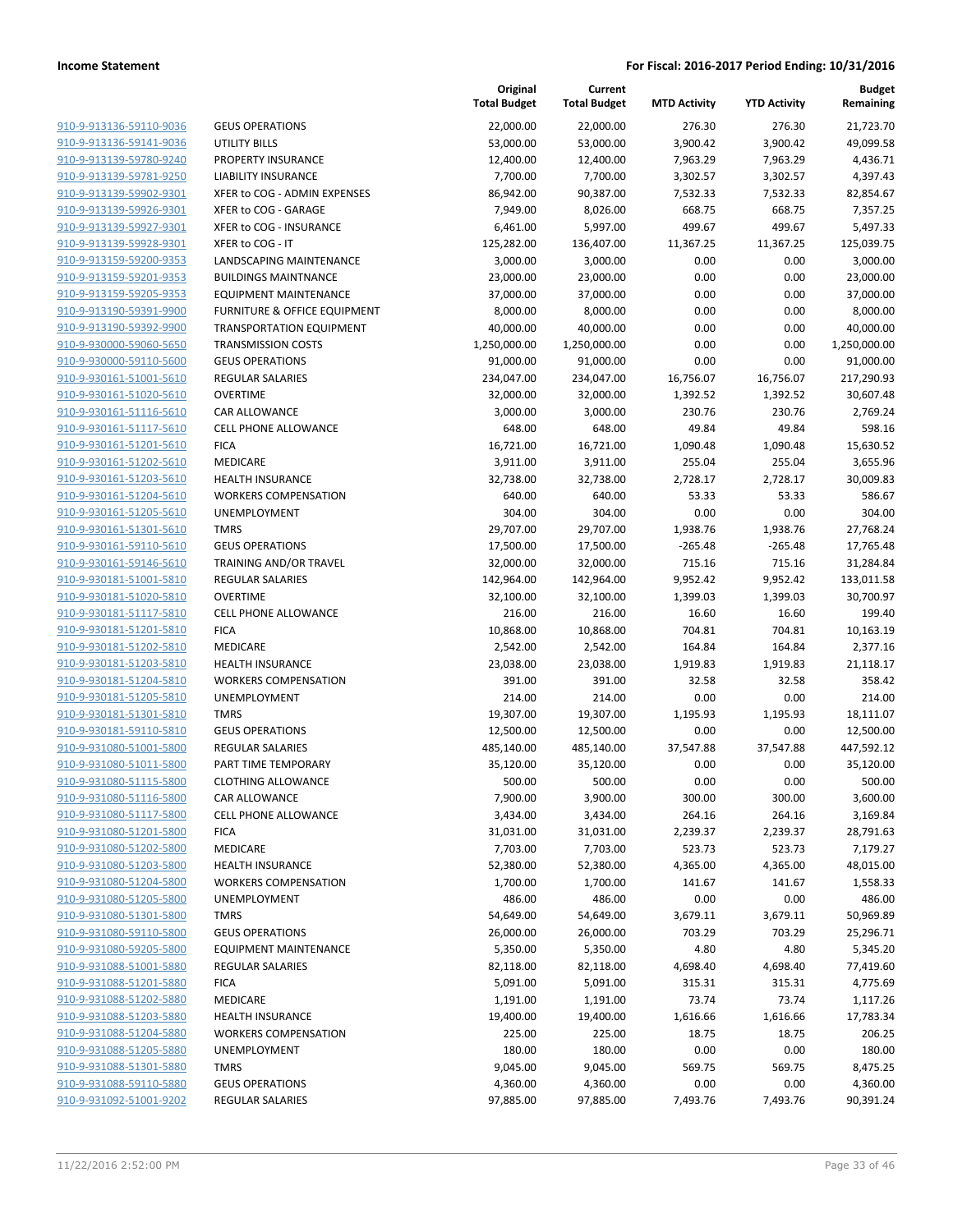**Income Statement** — **For Fiscal: 2016-2017 Period Ending: 10/31/2016**

| | | Original Total Budget | Current Total Budget | MTD Activity | YTD Activity | Budget Remaining |
|---|---|---|---|---|---|---|
| 910-9-913136-59110-9036 | GEUS OPERATIONS | 22,000.00 | 22,000.00 | 276.30 | 276.30 | 21,723.70 |
| 910-9-913136-59141-9036 | UTILITY BILLS | 53,000.00 | 53,000.00 | 3,900.42 | 3,900.42 | 49,099.58 |
| 910-9-913139-59780-9240 | PROPERTY INSURANCE | 12,400.00 | 12,400.00 | 7,963.29 | 7,963.29 | 4,436.71 |
| 910-9-913139-59781-9250 | LIABILITY INSURANCE | 7,700.00 | 7,700.00 | 3,302.57 | 3,302.57 | 4,397.43 |
| 910-9-913139-59902-9301 | XFER to COG - ADMIN EXPENSES | 86,942.00 | 90,387.00 | 7,532.33 | 7,532.33 | 82,854.67 |
| 910-9-913139-59926-9301 | XFER to COG - GARAGE | 7,949.00 | 8,026.00 | 668.75 | 668.75 | 7,357.25 |
| 910-9-913139-59927-9301 | XFER to COG - INSURANCE | 6,461.00 | 5,997.00 | 499.67 | 499.67 | 5,497.33 |
| 910-9-913139-59928-9301 | XFER to COG - IT | 125,282.00 | 136,407.00 | 11,367.25 | 11,367.25 | 125,039.75 |
| 910-9-913159-59200-9353 | LANDSCAPING MAINTENANCE | 3,000.00 | 3,000.00 | 0.00 | 0.00 | 3,000.00 |
| 910-9-913159-59201-9353 | BUILDINGS MAINTNANCE | 23,000.00 | 23,000.00 | 0.00 | 0.00 | 23,000.00 |
| 910-9-913159-59205-9353 | EQUIPMENT MAINTENANCE | 37,000.00 | 37,000.00 | 0.00 | 0.00 | 37,000.00 |
| 910-9-913190-59391-9900 | FURNITURE & OFFICE EQUIPMENT | 8,000.00 | 8,000.00 | 0.00 | 0.00 | 8,000.00 |
| 910-9-913190-59392-9900 | TRANSPORTATION EQUIPMENT | 40,000.00 | 40,000.00 | 0.00 | 0.00 | 40,000.00 |
| 910-9-930000-59060-5650 | TRANSMISSION COSTS | 1,250,000.00 | 1,250,000.00 | 0.00 | 0.00 | 1,250,000.00 |
| 910-9-930000-59110-5600 | GEUS OPERATIONS | 91,000.00 | 91,000.00 | 0.00 | 0.00 | 91,000.00 |
| 910-9-930161-51001-5610 | REGULAR SALARIES | 234,047.00 | 234,047.00 | 16,756.07 | 16,756.07 | 217,290.93 |
| 910-9-930161-51020-5610 | OVERTIME | 32,000.00 | 32,000.00 | 1,392.52 | 1,392.52 | 30,607.48 |
| 910-9-930161-51116-5610 | CAR ALLOWANCE | 3,000.00 | 3,000.00 | 230.76 | 230.76 | 2,769.24 |
| 910-9-930161-51117-5610 | CELL PHONE ALLOWANCE | 648.00 | 648.00 | 49.84 | 49.84 | 598.16 |
| 910-9-930161-51201-5610 | FICA | 16,721.00 | 16,721.00 | 1,090.48 | 1,090.48 | 15,630.52 |
| 910-9-930161-51202-5610 | MEDICARE | 3,911.00 | 3,911.00 | 255.04 | 255.04 | 3,655.96 |
| 910-9-930161-51203-5610 | HEALTH INSURANCE | 32,738.00 | 32,738.00 | 2,728.17 | 2,728.17 | 30,009.83 |
| 910-9-930161-51204-5610 | WORKERS COMPENSATION | 640.00 | 640.00 | 53.33 | 53.33 | 586.67 |
| 910-9-930161-51205-5610 | UNEMPLOYMENT | 304.00 | 304.00 | 0.00 | 0.00 | 304.00 |
| 910-9-930161-51301-5610 | TMRS | 29,707.00 | 29,707.00 | 1,938.76 | 1,938.76 | 27,768.24 |
| 910-9-930161-59110-5610 | GEUS OPERATIONS | 17,500.00 | 17,500.00 | -265.48 | -265.48 | 17,765.48 |
| 910-9-930161-59146-5610 | TRAINING AND/OR TRAVEL | 32,000.00 | 32,000.00 | 715.16 | 715.16 | 31,284.84 |
| 910-9-930181-51001-5810 | REGULAR SALARIES | 142,964.00 | 142,964.00 | 9,952.42 | 9,952.42 | 133,011.58 |
| 910-9-930181-51020-5810 | OVERTIME | 32,100.00 | 32,100.00 | 1,399.03 | 1,399.03 | 30,700.97 |
| 910-9-930181-51117-5810 | CELL PHONE ALLOWANCE | 216.00 | 216.00 | 16.60 | 16.60 | 199.40 |
| 910-9-930181-51201-5810 | FICA | 10,868.00 | 10,868.00 | 704.81 | 704.81 | 10,163.19 |
| 910-9-930181-51202-5810 | MEDICARE | 2,542.00 | 2,542.00 | 164.84 | 164.84 | 2,377.16 |
| 910-9-930181-51203-5810 | HEALTH INSURANCE | 23,038.00 | 23,038.00 | 1,919.83 | 1,919.83 | 21,118.17 |
| 910-9-930181-51204-5810 | WORKERS COMPENSATION | 391.00 | 391.00 | 32.58 | 32.58 | 358.42 |
| 910-9-930181-51205-5810 | UNEMPLOYMENT | 214.00 | 214.00 | 0.00 | 0.00 | 214.00 |
| 910-9-930181-51301-5810 | TMRS | 19,307.00 | 19,307.00 | 1,195.93 | 1,195.93 | 18,111.07 |
| 910-9-930181-59110-5810 | GEUS OPERATIONS | 12,500.00 | 12,500.00 | 0.00 | 0.00 | 12,500.00 |
| 910-9-931080-51001-5800 | REGULAR SALARIES | 485,140.00 | 485,140.00 | 37,547.88 | 37,547.88 | 447,592.12 |
| 910-9-931080-51011-5800 | PART TIME TEMPORARY | 35,120.00 | 35,120.00 | 0.00 | 0.00 | 35,120.00 |
| 910-9-931080-51115-5800 | CLOTHING ALLOWANCE | 500.00 | 500.00 | 0.00 | 0.00 | 500.00 |
| 910-9-931080-51116-5800 | CAR ALLOWANCE | 7,900.00 | 3,900.00 | 300.00 | 300.00 | 3,600.00 |
| 910-9-931080-51117-5800 | CELL PHONE ALLOWANCE | 3,434.00 | 3,434.00 | 264.16 | 264.16 | 3,169.84 |
| 910-9-931080-51201-5800 | FICA | 31,031.00 | 31,031.00 | 2,239.37 | 2,239.37 | 28,791.63 |
| 910-9-931080-51202-5800 | MEDICARE | 7,703.00 | 7,703.00 | 523.73 | 523.73 | 7,179.27 |
| 910-9-931080-51203-5800 | HEALTH INSURANCE | 52,380.00 | 52,380.00 | 4,365.00 | 4,365.00 | 48,015.00 |
| 910-9-931080-51204-5800 | WORKERS COMPENSATION | 1,700.00 | 1,700.00 | 141.67 | 141.67 | 1,558.33 |
| 910-9-931080-51205-5800 | UNEMPLOYMENT | 486.00 | 486.00 | 0.00 | 0.00 | 486.00 |
| 910-9-931080-51301-5800 | TMRS | 54,649.00 | 54,649.00 | 3,679.11 | 3,679.11 | 50,969.89 |
| 910-9-931080-59110-5800 | GEUS OPERATIONS | 26,000.00 | 26,000.00 | 703.29 | 703.29 | 25,296.71 |
| 910-9-931080-59205-5800 | EQUIPMENT MAINTENANCE | 5,350.00 | 5,350.00 | 4.80 | 4.80 | 5,345.20 |
| 910-9-931088-51001-5880 | REGULAR SALARIES | 82,118.00 | 82,118.00 | 4,698.40 | 4,698.40 | 77,419.60 |
| 910-9-931088-51201-5880 | FICA | 5,091.00 | 5,091.00 | 315.31 | 315.31 | 4,775.69 |
| 910-9-931088-51202-5880 | MEDICARE | 1,191.00 | 1,191.00 | 73.74 | 73.74 | 1,117.26 |
| 910-9-931088-51203-5880 | HEALTH INSURANCE | 19,400.00 | 19,400.00 | 1,616.66 | 1,616.66 | 17,783.34 |
| 910-9-931088-51204-5880 | WORKERS COMPENSATION | 225.00 | 225.00 | 18.75 | 18.75 | 206.25 |
| 910-9-931088-51205-5880 | UNEMPLOYMENT | 180.00 | 180.00 | 0.00 | 0.00 | 180.00 |
| 910-9-931088-51301-5880 | TMRS | 9,045.00 | 9,045.00 | 569.75 | 569.75 | 8,475.25 |
| 910-9-931088-59110-5880 | GEUS OPERATIONS | 4,360.00 | 4,360.00 | 0.00 | 0.00 | 4,360.00 |
| 910-9-931092-51001-9202 | REGULAR SALARIES | 97,885.00 | 97,885.00 | 7,493.76 | 7,493.76 | 90,391.24 |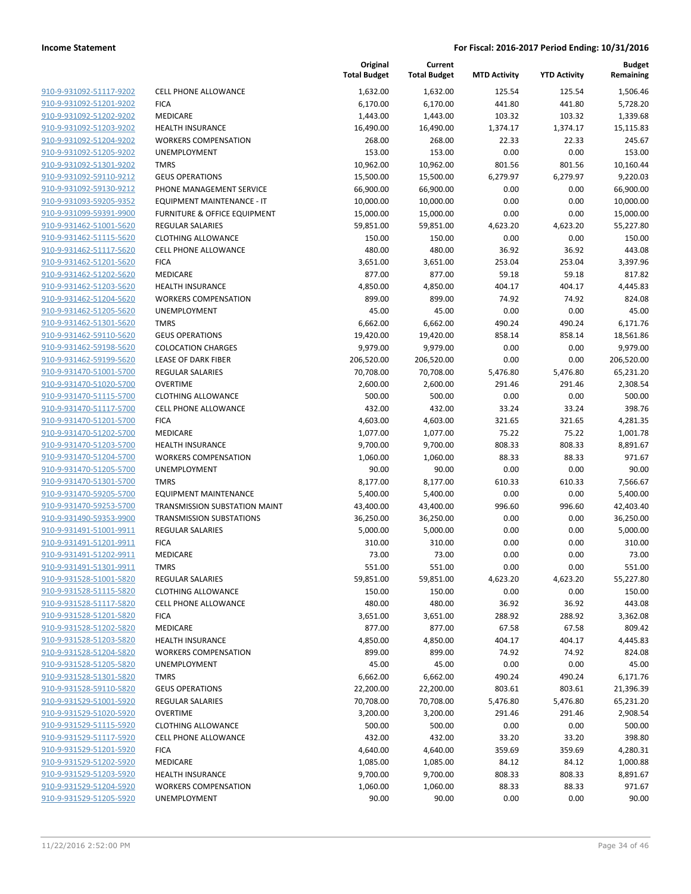**Income Statement** — For Fiscal: 2016-2017 Period Ending: 10/31/2016

| | | Original Total Budget | Current Total Budget | MTD Activity | YTD Activity | Budget Remaining |
|---|---|---|---|---|---|---|
| 910-9-931092-51117-9202 | CELL PHONE ALLOWANCE | 1,632.00 | 1,632.00 | 125.54 | 125.54 | 1,506.46 |
| 910-9-931092-51201-9202 | FICA | 6,170.00 | 6,170.00 | 441.80 | 441.80 | 5,728.20 |
| 910-9-931092-51202-9202 | MEDICARE | 1,443.00 | 1,443.00 | 103.32 | 103.32 | 1,339.68 |
| 910-9-931092-51203-9202 | HEALTH INSURANCE | 16,490.00 | 16,490.00 | 1,374.17 | 1,374.17 | 15,115.83 |
| 910-9-931092-51204-9202 | WORKERS COMPENSATION | 268.00 | 268.00 | 22.33 | 22.33 | 245.67 |
| 910-9-931092-51205-9202 | UNEMPLOYMENT | 153.00 | 153.00 | 0.00 | 0.00 | 153.00 |
| 910-9-931092-51301-9202 | TMRS | 10,962.00 | 10,962.00 | 801.56 | 801.56 | 10,160.44 |
| 910-9-931092-59110-9212 | GEUS OPERATIONS | 15,500.00 | 15,500.00 | 6,279.97 | 6,279.97 | 9,220.03 |
| 910-9-931092-59130-9212 | PHONE MANAGEMENT SERVICE | 66,900.00 | 66,900.00 | 0.00 | 0.00 | 66,900.00 |
| 910-9-931093-59205-9352 | EQUIPMENT MAINTENANCE - IT | 10,000.00 | 10,000.00 | 0.00 | 0.00 | 10,000.00 |
| 910-9-931099-59391-9900 | FURNITURE & OFFICE EQUIPMENT | 15,000.00 | 15,000.00 | 0.00 | 0.00 | 15,000.00 |
| 910-9-931462-51001-5620 | REGULAR SALARIES | 59,851.00 | 59,851.00 | 4,623.20 | 4,623.20 | 55,227.80 |
| 910-9-931462-51115-5620 | CLOTHING ALLOWANCE | 150.00 | 150.00 | 0.00 | 0.00 | 150.00 |
| 910-9-931462-51117-5620 | CELL PHONE ALLOWANCE | 480.00 | 480.00 | 36.92 | 36.92 | 443.08 |
| 910-9-931462-51201-5620 | FICA | 3,651.00 | 3,651.00 | 253.04 | 253.04 | 3,397.96 |
| 910-9-931462-51202-5620 | MEDICARE | 877.00 | 877.00 | 59.18 | 59.18 | 817.82 |
| 910-9-931462-51203-5620 | HEALTH INSURANCE | 4,850.00 | 4,850.00 | 404.17 | 404.17 | 4,445.83 |
| 910-9-931462-51204-5620 | WORKERS COMPENSATION | 899.00 | 899.00 | 74.92 | 74.92 | 824.08 |
| 910-9-931462-51205-5620 | UNEMPLOYMENT | 45.00 | 45.00 | 0.00 | 0.00 | 45.00 |
| 910-9-931462-51301-5620 | TMRS | 6,662.00 | 6,662.00 | 490.24 | 490.24 | 6,171.76 |
| 910-9-931462-59110-5620 | GEUS OPERATIONS | 19,420.00 | 19,420.00 | 858.14 | 858.14 | 18,561.86 |
| 910-9-931462-59198-5620 | COLOCATION CHARGES | 9,979.00 | 9,979.00 | 0.00 | 0.00 | 9,979.00 |
| 910-9-931462-59199-5620 | LEASE OF DARK FIBER | 206,520.00 | 206,520.00 | 0.00 | 0.00 | 206,520.00 |
| 910-9-931470-51001-5700 | REGULAR SALARIES | 70,708.00 | 70,708.00 | 5,476.80 | 5,476.80 | 65,231.20 |
| 910-9-931470-51020-5700 | OVERTIME | 2,600.00 | 2,600.00 | 291.46 | 291.46 | 2,308.54 |
| 910-9-931470-51115-5700 | CLOTHING ALLOWANCE | 500.00 | 500.00 | 0.00 | 0.00 | 500.00 |
| 910-9-931470-51117-5700 | CELL PHONE ALLOWANCE | 432.00 | 432.00 | 33.24 | 33.24 | 398.76 |
| 910-9-931470-51201-5700 | FICA | 4,603.00 | 4,603.00 | 321.65 | 321.65 | 4,281.35 |
| 910-9-931470-51202-5700 | MEDICARE | 1,077.00 | 1,077.00 | 75.22 | 75.22 | 1,001.78 |
| 910-9-931470-51203-5700 | HEALTH INSURANCE | 9,700.00 | 9,700.00 | 808.33 | 808.33 | 8,891.67 |
| 910-9-931470-51204-5700 | WORKERS COMPENSATION | 1,060.00 | 1,060.00 | 88.33 | 88.33 | 971.67 |
| 910-9-931470-51205-5700 | UNEMPLOYMENT | 90.00 | 90.00 | 0.00 | 0.00 | 90.00 |
| 910-9-931470-51301-5700 | TMRS | 8,177.00 | 8,177.00 | 610.33 | 610.33 | 7,566.67 |
| 910-9-931470-59205-5700 | EQUIPMENT MAINTENANCE | 5,400.00 | 5,400.00 | 0.00 | 0.00 | 5,400.00 |
| 910-9-931470-59253-5700 | TRANSMISSION SUBSTATION MAINT | 43,400.00 | 43,400.00 | 996.60 | 996.60 | 42,403.40 |
| 910-9-931490-59353-9900 | TRANSMISSION SUBSTATIONS | 36,250.00 | 36,250.00 | 0.00 | 0.00 | 36,250.00 |
| 910-9-931491-51001-9911 | REGULAR SALARIES | 5,000.00 | 5,000.00 | 0.00 | 0.00 | 5,000.00 |
| 910-9-931491-51201-9911 | FICA | 310.00 | 310.00 | 0.00 | 0.00 | 310.00 |
| 910-9-931491-51202-9911 | MEDICARE | 73.00 | 73.00 | 0.00 | 0.00 | 73.00 |
| 910-9-931491-51301-9911 | TMRS | 551.00 | 551.00 | 0.00 | 0.00 | 551.00 |
| 910-9-931528-51001-5820 | REGULAR SALARIES | 59,851.00 | 59,851.00 | 4,623.20 | 4,623.20 | 55,227.80 |
| 910-9-931528-51115-5820 | CLOTHING ALLOWANCE | 150.00 | 150.00 | 0.00 | 0.00 | 150.00 |
| 910-9-931528-51117-5820 | CELL PHONE ALLOWANCE | 480.00 | 480.00 | 36.92 | 36.92 | 443.08 |
| 910-9-931528-51201-5820 | FICA | 3,651.00 | 3,651.00 | 288.92 | 288.92 | 3,362.08 |
| 910-9-931528-51202-5820 | MEDICARE | 877.00 | 877.00 | 67.58 | 67.58 | 809.42 |
| 910-9-931528-51203-5820 | HEALTH INSURANCE | 4,850.00 | 4,850.00 | 404.17 | 404.17 | 4,445.83 |
| 910-9-931528-51204-5820 | WORKERS COMPENSATION | 899.00 | 899.00 | 74.92 | 74.92 | 824.08 |
| 910-9-931528-51205-5820 | UNEMPLOYMENT | 45.00 | 45.00 | 0.00 | 0.00 | 45.00 |
| 910-9-931528-51301-5820 | TMRS | 6,662.00 | 6,662.00 | 490.24 | 490.24 | 6,171.76 |
| 910-9-931528-59110-5820 | GEUS OPERATIONS | 22,200.00 | 22,200.00 | 803.61 | 803.61 | 21,396.39 |
| 910-9-931529-51001-5920 | REGULAR SALARIES | 70,708.00 | 70,708.00 | 5,476.80 | 5,476.80 | 65,231.20 |
| 910-9-931529-51020-5920 | OVERTIME | 3,200.00 | 3,200.00 | 291.46 | 291.46 | 2,908.54 |
| 910-9-931529-51115-5920 | CLOTHING ALLOWANCE | 500.00 | 500.00 | 0.00 | 0.00 | 500.00 |
| 910-9-931529-51117-5920 | CELL PHONE ALLOWANCE | 432.00 | 432.00 | 33.20 | 33.20 | 398.80 |
| 910-9-931529-51201-5920 | FICA | 4,640.00 | 4,640.00 | 359.69 | 359.69 | 4,280.31 |
| 910-9-931529-51202-5920 | MEDICARE | 1,085.00 | 1,085.00 | 84.12 | 84.12 | 1,000.88 |
| 910-9-931529-51203-5920 | HEALTH INSURANCE | 9,700.00 | 9,700.00 | 808.33 | 808.33 | 8,891.67 |
| 910-9-931529-51204-5920 | WORKERS COMPENSATION | 1,060.00 | 1,060.00 | 88.33 | 88.33 | 971.67 |
| 910-9-931529-51205-5920 | UNEMPLOYMENT | 90.00 | 90.00 | 0.00 | 0.00 | 90.00 |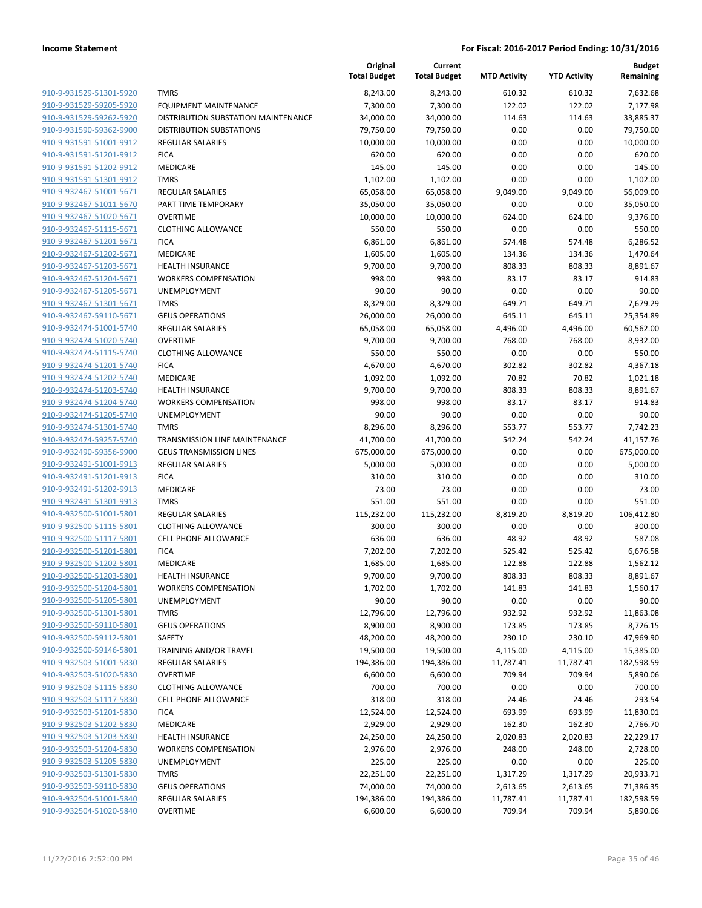**Income Statement** | **For Fiscal: 2016-2017 Period Ending: 10/31/2016**

| | | Original Total Budget | Current Total Budget | MTD Activity | YTD Activity | Budget Remaining |
|---|---|---|---|---|---|---|
| 910-9-931529-51301-5920 | TMRS | 8,243.00 | 8,243.00 | 610.32 | 610.32 | 7,632.68 |
| 910-9-931529-59205-5920 | EQUIPMENT MAINTENANCE | 7,300.00 | 7,300.00 | 122.02 | 122.02 | 7,177.98 |
| 910-9-931529-59262-5920 | DISTRIBUTION SUBSTATION MAINTENANCE | 34,000.00 | 34,000.00 | 114.63 | 114.63 | 33,885.37 |
| 910-9-931590-59362-9900 | DISTRIBUTION SUBSTATIONS | 79,750.00 | 79,750.00 | 0.00 | 0.00 | 79,750.00 |
| 910-9-931591-51001-9912 | REGULAR SALARIES | 10,000.00 | 10,000.00 | 0.00 | 0.00 | 10,000.00 |
| 910-9-931591-51201-9912 | FICA | 620.00 | 620.00 | 0.00 | 0.00 | 620.00 |
| 910-9-931591-51202-9912 | MEDICARE | 145.00 | 145.00 | 0.00 | 0.00 | 145.00 |
| 910-9-931591-51301-9912 | TMRS | 1,102.00 | 1,102.00 | 0.00 | 0.00 | 1,102.00 |
| 910-9-932467-51001-5671 | REGULAR SALARIES | 65,058.00 | 65,058.00 | 9,049.00 | 9,049.00 | 56,009.00 |
| 910-9-932467-51011-5670 | PART TIME TEMPORARY | 35,050.00 | 35,050.00 | 0.00 | 0.00 | 35,050.00 |
| 910-9-932467-51020-5671 | OVERTIME | 10,000.00 | 10,000.00 | 624.00 | 624.00 | 9,376.00 |
| 910-9-932467-51115-5671 | CLOTHING ALLOWANCE | 550.00 | 550.00 | 0.00 | 0.00 | 550.00 |
| 910-9-932467-51201-5671 | FICA | 6,861.00 | 6,861.00 | 574.48 | 574.48 | 6,286.52 |
| 910-9-932467-51202-5671 | MEDICARE | 1,605.00 | 1,605.00 | 134.36 | 134.36 | 1,470.64 |
| 910-9-932467-51203-5671 | HEALTH INSURANCE | 9,700.00 | 9,700.00 | 808.33 | 808.33 | 8,891.67 |
| 910-9-932467-51204-5671 | WORKERS COMPENSATION | 998.00 | 998.00 | 83.17 | 83.17 | 914.83 |
| 910-9-932467-51205-5671 | UNEMPLOYMENT | 90.00 | 90.00 | 0.00 | 0.00 | 90.00 |
| 910-9-932467-51301-5671 | TMRS | 8,329.00 | 8,329.00 | 649.71 | 649.71 | 7,679.29 |
| 910-9-932467-59110-5671 | GEUS OPERATIONS | 26,000.00 | 26,000.00 | 645.11 | 645.11 | 25,354.89 |
| 910-9-932474-51001-5740 | REGULAR SALARIES | 65,058.00 | 65,058.00 | 4,496.00 | 4,496.00 | 60,562.00 |
| 910-9-932474-51020-5740 | OVERTIME | 9,700.00 | 9,700.00 | 768.00 | 768.00 | 8,932.00 |
| 910-9-932474-51115-5740 | CLOTHING ALLOWANCE | 550.00 | 550.00 | 0.00 | 0.00 | 550.00 |
| 910-9-932474-51201-5740 | FICA | 4,670.00 | 4,670.00 | 302.82 | 302.82 | 4,367.18 |
| 910-9-932474-51202-5740 | MEDICARE | 1,092.00 | 1,092.00 | 70.82 | 70.82 | 1,021.18 |
| 910-9-932474-51203-5740 | HEALTH INSURANCE | 9,700.00 | 9,700.00 | 808.33 | 808.33 | 8,891.67 |
| 910-9-932474-51204-5740 | WORKERS COMPENSATION | 998.00 | 998.00 | 83.17 | 83.17 | 914.83 |
| 910-9-932474-51205-5740 | UNEMPLOYMENT | 90.00 | 90.00 | 0.00 | 0.00 | 90.00 |
| 910-9-932474-51301-5740 | TMRS | 8,296.00 | 8,296.00 | 553.77 | 553.77 | 7,742.23 |
| 910-9-932474-59257-5740 | TRANSMISSION LINE MAINTENANCE | 41,700.00 | 41,700.00 | 542.24 | 542.24 | 41,157.76 |
| 910-9-932490-59356-9900 | GEUS TRANSMISSION LINES | 675,000.00 | 675,000.00 | 0.00 | 0.00 | 675,000.00 |
| 910-9-932491-51001-9913 | REGULAR SALARIES | 5,000.00 | 5,000.00 | 0.00 | 0.00 | 5,000.00 |
| 910-9-932491-51201-9913 | FICA | 310.00 | 310.00 | 0.00 | 0.00 | 310.00 |
| 910-9-932491-51202-9913 | MEDICARE | 73.00 | 73.00 | 0.00 | 0.00 | 73.00 |
| 910-9-932491-51301-9913 | TMRS | 551.00 | 551.00 | 0.00 | 0.00 | 551.00 |
| 910-9-932500-51001-5801 | REGULAR SALARIES | 115,232.00 | 115,232.00 | 8,819.20 | 8,819.20 | 106,412.80 |
| 910-9-932500-51115-5801 | CLOTHING ALLOWANCE | 300.00 | 300.00 | 0.00 | 0.00 | 300.00 |
| 910-9-932500-51117-5801 | CELL PHONE ALLOWANCE | 636.00 | 636.00 | 48.92 | 48.92 | 587.08 |
| 910-9-932500-51201-5801 | FICA | 7,202.00 | 7,202.00 | 525.42 | 525.42 | 6,676.58 |
| 910-9-932500-51202-5801 | MEDICARE | 1,685.00 | 1,685.00 | 122.88 | 122.88 | 1,562.12 |
| 910-9-932500-51203-5801 | HEALTH INSURANCE | 9,700.00 | 9,700.00 | 808.33 | 808.33 | 8,891.67 |
| 910-9-932500-51204-5801 | WORKERS COMPENSATION | 1,702.00 | 1,702.00 | 141.83 | 141.83 | 1,560.17 |
| 910-9-932500-51205-5801 | UNEMPLOYMENT | 90.00 | 90.00 | 0.00 | 0.00 | 90.00 |
| 910-9-932500-51301-5801 | TMRS | 12,796.00 | 12,796.00 | 932.92 | 932.92 | 11,863.08 |
| 910-9-932500-59110-5801 | GEUS OPERATIONS | 8,900.00 | 8,900.00 | 173.85 | 173.85 | 8,726.15 |
| 910-9-932500-59112-5801 | SAFETY | 48,200.00 | 48,200.00 | 230.10 | 230.10 | 47,969.90 |
| 910-9-932500-59146-5801 | TRAINING AND/OR TRAVEL | 19,500.00 | 19,500.00 | 4,115.00 | 4,115.00 | 15,385.00 |
| 910-9-932503-51001-5830 | REGULAR SALARIES | 194,386.00 | 194,386.00 | 11,787.41 | 11,787.41 | 182,598.59 |
| 910-9-932503-51020-5830 | OVERTIME | 6,600.00 | 6,600.00 | 709.94 | 709.94 | 5,890.06 |
| 910-9-932503-51115-5830 | CLOTHING ALLOWANCE | 700.00 | 700.00 | 0.00 | 0.00 | 700.00 |
| 910-9-932503-51117-5830 | CELL PHONE ALLOWANCE | 318.00 | 318.00 | 24.46 | 24.46 | 293.54 |
| 910-9-932503-51201-5830 | FICA | 12,524.00 | 12,524.00 | 693.99 | 693.99 | 11,830.01 |
| 910-9-932503-51202-5830 | MEDICARE | 2,929.00 | 2,929.00 | 162.30 | 162.30 | 2,766.70 |
| 910-9-932503-51203-5830 | HEALTH INSURANCE | 24,250.00 | 24,250.00 | 2,020.83 | 2,020.83 | 22,229.17 |
| 910-9-932503-51204-5830 | WORKERS COMPENSATION | 2,976.00 | 2,976.00 | 248.00 | 248.00 | 2,728.00 |
| 910-9-932503-51205-5830 | UNEMPLOYMENT | 225.00 | 225.00 | 0.00 | 0.00 | 225.00 |
| 910-9-932503-51301-5830 | TMRS | 22,251.00 | 22,251.00 | 1,317.29 | 1,317.29 | 20,933.71 |
| 910-9-932503-59110-5830 | GEUS OPERATIONS | 74,000.00 | 74,000.00 | 2,613.65 | 2,613.65 | 71,386.35 |
| 910-9-932504-51001-5840 | REGULAR SALARIES | 194,386.00 | 194,386.00 | 11,787.41 | 11,787.41 | 182,598.59 |
| 910-9-932504-51020-5840 | OVERTIME | 6,600.00 | 6,600.00 | 709.94 | 709.94 | 5,890.06 |

11/22/2016 2:52:00 PM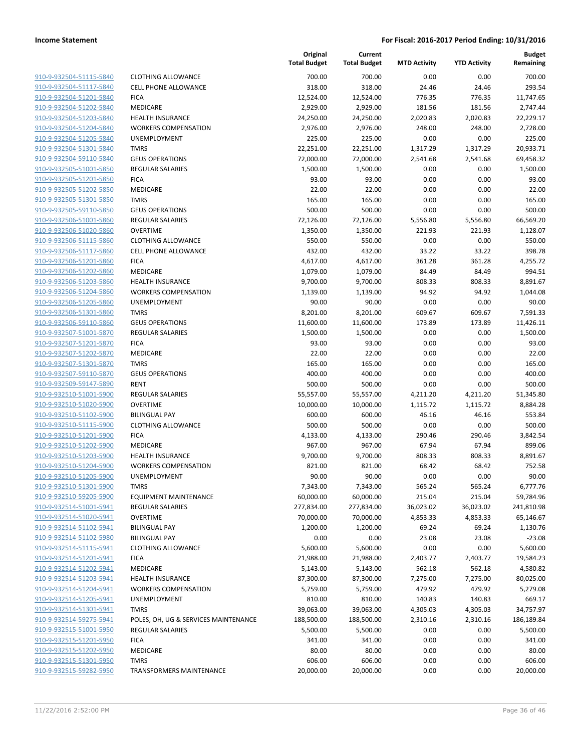**Income Statement** **For Fiscal: 2016-2017 Period Ending: 10/31/2016**

| | | Original Total Budget | Current Total Budget | MTD Activity | YTD Activity | Budget Remaining |
|---|---|---|---|---|---|---|
| 910-9-932504-51115-5840 | CLOTHING ALLOWANCE | 700.00 | 700.00 | 0.00 | 0.00 | 700.00 |
| 910-9-932504-51117-5840 | CELL PHONE ALLOWANCE | 318.00 | 318.00 | 24.46 | 24.46 | 293.54 |
| 910-9-932504-51201-5840 | FICA | 12,524.00 | 12,524.00 | 776.35 | 776.35 | 11,747.65 |
| 910-9-932504-51202-5840 | MEDICARE | 2,929.00 | 2,929.00 | 181.56 | 181.56 | 2,747.44 |
| 910-9-932504-51203-5840 | HEALTH INSURANCE | 24,250.00 | 24,250.00 | 2,020.83 | 2,020.83 | 22,229.17 |
| 910-9-932504-51204-5840 | WORKERS COMPENSATION | 2,976.00 | 2,976.00 | 248.00 | 248.00 | 2,728.00 |
| 910-9-932504-51205-5840 | UNEMPLOYMENT | 225.00 | 225.00 | 0.00 | 0.00 | 225.00 |
| 910-9-932504-51301-5840 | TMRS | 22,251.00 | 22,251.00 | 1,317.29 | 1,317.29 | 20,933.71 |
| 910-9-932504-59110-5840 | GEUS OPERATIONS | 72,000.00 | 72,000.00 | 2,541.68 | 2,541.68 | 69,458.32 |
| 910-9-932505-51001-5850 | REGULAR SALARIES | 1,500.00 | 1,500.00 | 0.00 | 0.00 | 1,500.00 |
| 910-9-932505-51201-5850 | FICA | 93.00 | 93.00 | 0.00 | 0.00 | 93.00 |
| 910-9-932505-51202-5850 | MEDICARE | 22.00 | 22.00 | 0.00 | 0.00 | 22.00 |
| 910-9-932505-51301-5850 | TMRS | 165.00 | 165.00 | 0.00 | 0.00 | 165.00 |
| 910-9-932505-59110-5850 | GEUS OPERATIONS | 500.00 | 500.00 | 0.00 | 0.00 | 500.00 |
| 910-9-932506-51001-5860 | REGULAR SALARIES | 72,126.00 | 72,126.00 | 5,556.80 | 5,556.80 | 66,569.20 |
| 910-9-932506-51020-5860 | OVERTIME | 1,350.00 | 1,350.00 | 221.93 | 221.93 | 1,128.07 |
| 910-9-932506-51115-5860 | CLOTHING ALLOWANCE | 550.00 | 550.00 | 0.00 | 0.00 | 550.00 |
| 910-9-932506-51117-5860 | CELL PHONE ALLOWANCE | 432.00 | 432.00 | 33.22 | 33.22 | 398.78 |
| 910-9-932506-51201-5860 | FICA | 4,617.00 | 4,617.00 | 361.28 | 361.28 | 4,255.72 |
| 910-9-932506-51202-5860 | MEDICARE | 1,079.00 | 1,079.00 | 84.49 | 84.49 | 994.51 |
| 910-9-932506-51203-5860 | HEALTH INSURANCE | 9,700.00 | 9,700.00 | 808.33 | 808.33 | 8,891.67 |
| 910-9-932506-51204-5860 | WORKERS COMPENSATION | 1,139.00 | 1,139.00 | 94.92 | 94.92 | 1,044.08 |
| 910-9-932506-51205-5860 | UNEMPLOYMENT | 90.00 | 90.00 | 0.00 | 0.00 | 90.00 |
| 910-9-932506-51301-5860 | TMRS | 8,201.00 | 8,201.00 | 609.67 | 609.67 | 7,591.33 |
| 910-9-932506-59110-5860 | GEUS OPERATIONS | 11,600.00 | 11,600.00 | 173.89 | 173.89 | 11,426.11 |
| 910-9-932507-51001-5870 | REGULAR SALARIES | 1,500.00 | 1,500.00 | 0.00 | 0.00 | 1,500.00 |
| 910-9-932507-51201-5870 | FICA | 93.00 | 93.00 | 0.00 | 0.00 | 93.00 |
| 910-9-932507-51202-5870 | MEDICARE | 22.00 | 22.00 | 0.00 | 0.00 | 22.00 |
| 910-9-932507-51301-5870 | TMRS | 165.00 | 165.00 | 0.00 | 0.00 | 165.00 |
| 910-9-932507-59110-5870 | GEUS OPERATIONS | 400.00 | 400.00 | 0.00 | 0.00 | 400.00 |
| 910-9-932509-59147-5890 | RENT | 500.00 | 500.00 | 0.00 | 0.00 | 500.00 |
| 910-9-932510-51001-5900 | REGULAR SALARIES | 55,557.00 | 55,557.00 | 4,211.20 | 4,211.20 | 51,345.80 |
| 910-9-932510-51020-5900 | OVERTIME | 10,000.00 | 10,000.00 | 1,115.72 | 1,115.72 | 8,884.28 |
| 910-9-932510-51102-5900 | BILINGUAL PAY | 600.00 | 600.00 | 46.16 | 46.16 | 553.84 |
| 910-9-932510-51115-5900 | CLOTHING ALLOWANCE | 500.00 | 500.00 | 0.00 | 0.00 | 500.00 |
| 910-9-932510-51201-5900 | FICA | 4,133.00 | 4,133.00 | 290.46 | 290.46 | 3,842.54 |
| 910-9-932510-51202-5900 | MEDICARE | 967.00 | 967.00 | 67.94 | 67.94 | 899.06 |
| 910-9-932510-51203-5900 | HEALTH INSURANCE | 9,700.00 | 9,700.00 | 808.33 | 808.33 | 8,891.67 |
| 910-9-932510-51204-5900 | WORKERS COMPENSATION | 821.00 | 821.00 | 68.42 | 68.42 | 752.58 |
| 910-9-932510-51205-5900 | UNEMPLOYMENT | 90.00 | 90.00 | 0.00 | 0.00 | 90.00 |
| 910-9-932510-51301-5900 | TMRS | 7,343.00 | 7,343.00 | 565.24 | 565.24 | 6,777.76 |
| 910-9-932510-59205-5900 | EQUIPMENT MAINTENANCE | 60,000.00 | 60,000.00 | 215.04 | 215.04 | 59,784.96 |
| 910-9-932514-51001-5941 | REGULAR SALARIES | 277,834.00 | 277,834.00 | 36,023.02 | 36,023.02 | 241,810.98 |
| 910-9-932514-51020-5941 | OVERTIME | 70,000.00 | 70,000.00 | 4,853.33 | 4,853.33 | 65,146.67 |
| 910-9-932514-51102-5941 | BILINGUAL PAY | 1,200.00 | 1,200.00 | 69.24 | 69.24 | 1,130.76 |
| 910-9-932514-51102-5980 | BILINGUAL PAY | 0.00 | 0.00 | 23.08 | 23.08 | -23.08 |
| 910-9-932514-51115-5941 | CLOTHING ALLOWANCE | 5,600.00 | 5,600.00 | 0.00 | 0.00 | 5,600.00 |
| 910-9-932514-51201-5941 | FICA | 21,988.00 | 21,988.00 | 2,403.77 | 2,403.77 | 19,584.23 |
| 910-9-932514-51202-5941 | MEDICARE | 5,143.00 | 5,143.00 | 562.18 | 562.18 | 4,580.82 |
| 910-9-932514-51203-5941 | HEALTH INSURANCE | 87,300.00 | 87,300.00 | 7,275.00 | 7,275.00 | 80,025.00 |
| 910-9-932514-51204-5941 | WORKERS COMPENSATION | 5,759.00 | 5,759.00 | 479.92 | 479.92 | 5,279.08 |
| 910-9-932514-51205-5941 | UNEMPLOYMENT | 810.00 | 810.00 | 140.83 | 140.83 | 669.17 |
| 910-9-932514-51301-5941 | TMRS | 39,063.00 | 39,063.00 | 4,305.03 | 4,305.03 | 34,757.97 |
| 910-9-932514-59275-5941 | POLES, OH, UG & SERVICES MAINTENANCE | 188,500.00 | 188,500.00 | 2,310.16 | 2,310.16 | 186,189.84 |
| 910-9-932515-51001-5950 | REGULAR SALARIES | 5,500.00 | 5,500.00 | 0.00 | 0.00 | 5,500.00 |
| 910-9-932515-51201-5950 | FICA | 341.00 | 341.00 | 0.00 | 0.00 | 341.00 |
| 910-9-932515-51202-5950 | MEDICARE | 80.00 | 80.00 | 0.00 | 0.00 | 80.00 |
| 910-9-932515-51301-5950 | TMRS | 606.00 | 606.00 | 0.00 | 0.00 | 606.00 |
| 910-9-932515-59282-5950 | TRANSFORMERS MAINTENANCE | 20,000.00 | 20,000.00 | 0.00 | 0.00 | 20,000.00 |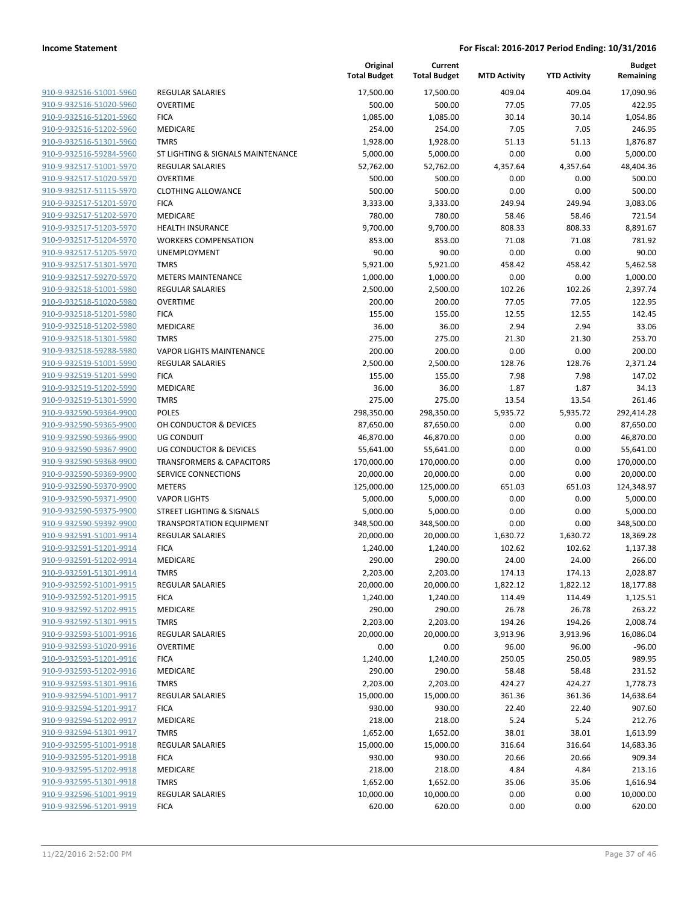| | | Original Total Budget | Current Total Budget | MTD Activity | YTD Activity | Budget Remaining |
|---|---|---|---|---|---|---|
| 910-9-932516-51001-5960 | REGULAR SALARIES | 17,500.00 | 17,500.00 | 409.04 | 409.04 | 17,090.96 |
| 910-9-932516-51020-5960 | OVERTIME | 500.00 | 500.00 | 77.05 | 77.05 | 422.95 |
| 910-9-932516-51201-5960 | FICA | 1,085.00 | 1,085.00 | 30.14 | 30.14 | 1,054.86 |
| 910-9-932516-51202-5960 | MEDICARE | 254.00 | 254.00 | 7.05 | 7.05 | 246.95 |
| 910-9-932516-51301-5960 | TMRS | 1,928.00 | 1,928.00 | 51.13 | 51.13 | 1,876.87 |
| 910-9-932516-59284-5960 | ST LIGHTING & SIGNALS MAINTENANCE | 5,000.00 | 5,000.00 | 0.00 | 0.00 | 5,000.00 |
| 910-9-932517-51001-5970 | REGULAR SALARIES | 52,762.00 | 52,762.00 | 4,357.64 | 4,357.64 | 48,404.36 |
| 910-9-932517-51020-5970 | OVERTIME | 500.00 | 500.00 | 0.00 | 0.00 | 500.00 |
| 910-9-932517-51115-5970 | CLOTHING ALLOWANCE | 500.00 | 500.00 | 0.00 | 0.00 | 500.00 |
| 910-9-932517-51201-5970 | FICA | 3,333.00 | 3,333.00 | 249.94 | 249.94 | 3,083.06 |
| 910-9-932517-51202-5970 | MEDICARE | 780.00 | 780.00 | 58.46 | 58.46 | 721.54 |
| 910-9-932517-51203-5970 | HEALTH INSURANCE | 9,700.00 | 9,700.00 | 808.33 | 808.33 | 8,891.67 |
| 910-9-932517-51204-5970 | WORKERS COMPENSATION | 853.00 | 853.00 | 71.08 | 71.08 | 781.92 |
| 910-9-932517-51205-5970 | UNEMPLOYMENT | 90.00 | 90.00 | 0.00 | 0.00 | 90.00 |
| 910-9-932517-51301-5970 | TMRS | 5,921.00 | 5,921.00 | 458.42 | 458.42 | 5,462.58 |
| 910-9-932517-59270-5970 | METERS MAINTENANCE | 1,000.00 | 1,000.00 | 0.00 | 0.00 | 1,000.00 |
| 910-9-932518-51001-5980 | REGULAR SALARIES | 2,500.00 | 2,500.00 | 102.26 | 102.26 | 2,397.74 |
| 910-9-932518-51020-5980 | OVERTIME | 200.00 | 200.00 | 77.05 | 77.05 | 122.95 |
| 910-9-932518-51201-5980 | FICA | 155.00 | 155.00 | 12.55 | 12.55 | 142.45 |
| 910-9-932518-51202-5980 | MEDICARE | 36.00 | 36.00 | 2.94 | 2.94 | 33.06 |
| 910-9-932518-51301-5980 | TMRS | 275.00 | 275.00 | 21.30 | 21.30 | 253.70 |
| 910-9-932518-59288-5980 | VAPOR LIGHTS MAINTENANCE | 200.00 | 200.00 | 0.00 | 0.00 | 200.00 |
| 910-9-932519-51001-5990 | REGULAR SALARIES | 2,500.00 | 2,500.00 | 128.76 | 128.76 | 2,371.24 |
| 910-9-932519-51201-5990 | FICA | 155.00 | 155.00 | 7.98 | 7.98 | 147.02 |
| 910-9-932519-51202-5990 | MEDICARE | 36.00 | 36.00 | 1.87 | 1.87 | 34.13 |
| 910-9-932519-51301-5990 | TMRS | 275.00 | 275.00 | 13.54 | 13.54 | 261.46 |
| 910-9-932590-59364-9900 | POLES | 298,350.00 | 298,350.00 | 5,935.72 | 5,935.72 | 292,414.28 |
| 910-9-932590-59365-9900 | OH CONDUCTOR & DEVICES | 87,650.00 | 87,650.00 | 0.00 | 0.00 | 87,650.00 |
| 910-9-932590-59366-9900 | UG CONDUIT | 46,870.00 | 46,870.00 | 0.00 | 0.00 | 46,870.00 |
| 910-9-932590-59367-9900 | UG CONDUCTOR & DEVICES | 55,641.00 | 55,641.00 | 0.00 | 0.00 | 55,641.00 |
| 910-9-932590-59368-9900 | TRANSFORMERS & CAPACITORS | 170,000.00 | 170,000.00 | 0.00 | 0.00 | 170,000.00 |
| 910-9-932590-59369-9900 | SERVICE CONNECTIONS | 20,000.00 | 20,000.00 | 0.00 | 0.00 | 20,000.00 |
| 910-9-932590-59370-9900 | METERS | 125,000.00 | 125,000.00 | 651.03 | 651.03 | 124,348.97 |
| 910-9-932590-59371-9900 | VAPOR LIGHTS | 5,000.00 | 5,000.00 | 0.00 | 0.00 | 5,000.00 |
| 910-9-932590-59375-9900 | STREET LIGHTING & SIGNALS | 5,000.00 | 5,000.00 | 0.00 | 0.00 | 5,000.00 |
| 910-9-932590-59392-9900 | TRANSPORTATION EQUIPMENT | 348,500.00 | 348,500.00 | 0.00 | 0.00 | 348,500.00 |
| 910-9-932591-51001-9914 | REGULAR SALARIES | 20,000.00 | 20,000.00 | 1,630.72 | 1,630.72 | 18,369.28 |
| 910-9-932591-51201-9914 | FICA | 1,240.00 | 1,240.00 | 102.62 | 102.62 | 1,137.38 |
| 910-9-932591-51202-9914 | MEDICARE | 290.00 | 290.00 | 24.00 | 24.00 | 266.00 |
| 910-9-932591-51301-9914 | TMRS | 2,203.00 | 2,203.00 | 174.13 | 174.13 | 2,028.87 |
| 910-9-932592-51001-9915 | REGULAR SALARIES | 20,000.00 | 20,000.00 | 1,822.12 | 1,822.12 | 18,177.88 |
| 910-9-932592-51201-9915 | FICA | 1,240.00 | 1,240.00 | 114.49 | 114.49 | 1,125.51 |
| 910-9-932592-51202-9915 | MEDICARE | 290.00 | 290.00 | 26.78 | 26.78 | 263.22 |
| 910-9-932592-51301-9915 | TMRS | 2,203.00 | 2,203.00 | 194.26 | 194.26 | 2,008.74 |
| 910-9-932593-51001-9916 | REGULAR SALARIES | 20,000.00 | 20,000.00 | 3,913.96 | 3,913.96 | 16,086.04 |
| 910-9-932593-51020-9916 | OVERTIME | 0.00 | 0.00 | 96.00 | 96.00 | -96.00 |
| 910-9-932593-51201-9916 | FICA | 1,240.00 | 1,240.00 | 250.05 | 250.05 | 989.95 |
| 910-9-932593-51202-9916 | MEDICARE | 290.00 | 290.00 | 58.48 | 58.48 | 231.52 |
| 910-9-932593-51301-9916 | TMRS | 2,203.00 | 2,203.00 | 424.27 | 424.27 | 1,778.73 |
| 910-9-932594-51001-9917 | REGULAR SALARIES | 15,000.00 | 15,000.00 | 361.36 | 361.36 | 14,638.64 |
| 910-9-932594-51201-9917 | FICA | 930.00 | 930.00 | 22.40 | 22.40 | 907.60 |
| 910-9-932594-51202-9917 | MEDICARE | 218.00 | 218.00 | 5.24 | 5.24 | 212.76 |
| 910-9-932594-51301-9917 | TMRS | 1,652.00 | 1,652.00 | 38.01 | 38.01 | 1,613.99 |
| 910-9-932595-51001-9918 | REGULAR SALARIES | 15,000.00 | 15,000.00 | 316.64 | 316.64 | 14,683.36 |
| 910-9-932595-51201-9918 | FICA | 930.00 | 930.00 | 20.66 | 20.66 | 909.34 |
| 910-9-932595-51202-9918 | MEDICARE | 218.00 | 218.00 | 4.84 | 4.84 | 213.16 |
| 910-9-932595-51301-9918 | TMRS | 1,652.00 | 1,652.00 | 35.06 | 35.06 | 1,616.94 |
| 910-9-932596-51001-9919 | REGULAR SALARIES | 10,000.00 | 10,000.00 | 0.00 | 0.00 | 10,000.00 |
| 910-9-932596-51201-9919 | FICA | 620.00 | 620.00 | 0.00 | 0.00 | 620.00 |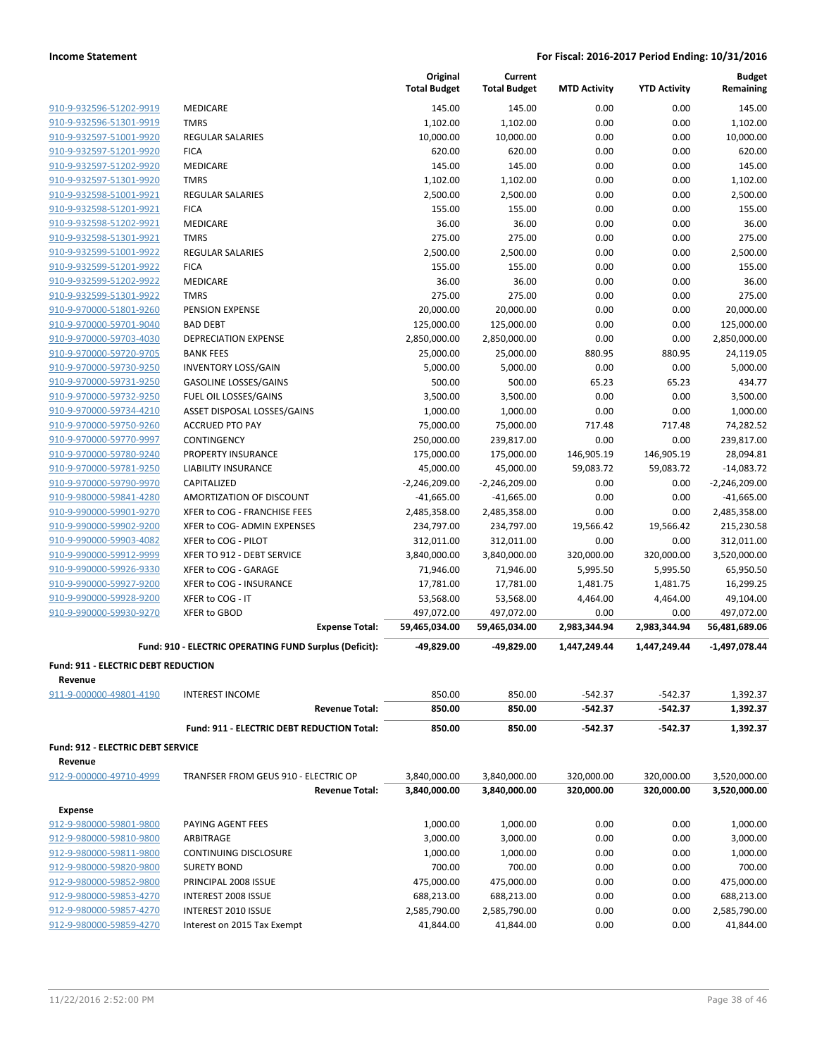**Income Statement** — **For Fiscal: 2016-2017 Period Ending: 10/31/2016**

| | | Original Total Budget | Current Total Budget | MTD Activity | YTD Activity | Budget Remaining |
|---|---|---|---|---|---|---|
| 910-9-932596-51202-9919 | MEDICARE | 145.00 | 145.00 | 0.00 | 0.00 | 145.00 |
| 910-9-932596-51301-9919 | TMRS | 1,102.00 | 1,102.00 | 0.00 | 0.00 | 1,102.00 |
| 910-9-932597-51001-9920 | REGULAR SALARIES | 10,000.00 | 10,000.00 | 0.00 | 0.00 | 10,000.00 |
| 910-9-932597-51201-9920 | FICA | 620.00 | 620.00 | 0.00 | 0.00 | 620.00 |
| 910-9-932597-51202-9920 | MEDICARE | 145.00 | 145.00 | 0.00 | 0.00 | 145.00 |
| 910-9-932597-51301-9920 | TMRS | 1,102.00 | 1,102.00 | 0.00 | 0.00 | 1,102.00 |
| 910-9-932598-51001-9921 | REGULAR SALARIES | 2,500.00 | 2,500.00 | 0.00 | 0.00 | 2,500.00 |
| 910-9-932598-51201-9921 | FICA | 155.00 | 155.00 | 0.00 | 0.00 | 155.00 |
| 910-9-932598-51202-9921 | MEDICARE | 36.00 | 36.00 | 0.00 | 0.00 | 36.00 |
| 910-9-932598-51301-9921 | TMRS | 275.00 | 275.00 | 0.00 | 0.00 | 275.00 |
| 910-9-932599-51001-9922 | REGULAR SALARIES | 2,500.00 | 2,500.00 | 0.00 | 0.00 | 2,500.00 |
| 910-9-932599-51201-9922 | FICA | 155.00 | 155.00 | 0.00 | 0.00 | 155.00 |
| 910-9-932599-51202-9922 | MEDICARE | 36.00 | 36.00 | 0.00 | 0.00 | 36.00 |
| 910-9-932599-51301-9922 | TMRS | 275.00 | 275.00 | 0.00 | 0.00 | 275.00 |
| 910-9-970000-51801-9260 | PENSION EXPENSE | 20,000.00 | 20,000.00 | 0.00 | 0.00 | 20,000.00 |
| 910-9-970000-59701-9040 | BAD DEBT | 125,000.00 | 125,000.00 | 0.00 | 0.00 | 125,000.00 |
| 910-9-970000-59703-4030 | DEPRECIATION EXPENSE | 2,850,000.00 | 2,850,000.00 | 0.00 | 0.00 | 2,850,000.00 |
| 910-9-970000-59720-9705 | BANK FEES | 25,000.00 | 25,000.00 | 880.95 | 880.95 | 24,119.05 |
| 910-9-970000-59730-9250 | INVENTORY LOSS/GAIN | 5,000.00 | 5,000.00 | 0.00 | 0.00 | 5,000.00 |
| 910-9-970000-59731-9250 | GASOLINE LOSSES/GAINS | 500.00 | 500.00 | 65.23 | 65.23 | 434.77 |
| 910-9-970000-59732-9250 | FUEL OIL LOSSES/GAINS | 3,500.00 | 3,500.00 | 0.00 | 0.00 | 3,500.00 |
| 910-9-970000-59734-4210 | ASSET DISPOSAL LOSSES/GAINS | 1,000.00 | 1,000.00 | 0.00 | 0.00 | 1,000.00 |
| 910-9-970000-59750-9260 | ACCRUED PTO PAY | 75,000.00 | 75,000.00 | 717.48 | 717.48 | 74,282.52 |
| 910-9-970000-59770-9997 | CONTINGENCY | 250,000.00 | 239,817.00 | 0.00 | 0.00 | 239,817.00 |
| 910-9-970000-59780-9240 | PROPERTY INSURANCE | 175,000.00 | 175,000.00 | 146,905.19 | 146,905.19 | 28,094.81 |
| 910-9-970000-59781-9250 | LIABILITY INSURANCE | 45,000.00 | 45,000.00 | 59,083.72 | 59,083.72 | -14,083.72 |
| 910-9-970000-59790-9970 | CAPITALIZED | -2,246,209.00 | -2,246,209.00 | 0.00 | 0.00 | -2,246,209.00 |
| 910-9-980000-59841-4280 | AMORTIZATION OF DISCOUNT | -41,665.00 | -41,665.00 | 0.00 | 0.00 | -41,665.00 |
| 910-9-990000-59901-9270 | XFER to COG - FRANCHISE FEES | 2,485,358.00 | 2,485,358.00 | 0.00 | 0.00 | 2,485,358.00 |
| 910-9-990000-59902-9200 | XFER to COG- ADMIN EXPENSES | 234,797.00 | 234,797.00 | 19,566.42 | 19,566.42 | 215,230.58 |
| 910-9-990000-59903-4082 | XFER to COG - PILOT | 312,011.00 | 312,011.00 | 0.00 | 0.00 | 312,011.00 |
| 910-9-990000-59912-9999 | XFER TO 912 - DEBT SERVICE | 3,840,000.00 | 3,840,000.00 | 320,000.00 | 320,000.00 | 3,520,000.00 |
| 910-9-990000-59926-9330 | XFER to COG - GARAGE | 71,946.00 | 71,946.00 | 5,995.50 | 5,995.50 | 65,950.50 |
| 910-9-990000-59927-9200 | XFER to COG - INSURANCE | 17,781.00 | 17,781.00 | 1,481.75 | 1,481.75 | 16,299.25 |
| 910-9-990000-59928-9200 | XFER to COG - IT | 53,568.00 | 53,568.00 | 4,464.00 | 4,464.00 | 49,104.00 |
| 910-9-990000-59930-9270 | XFER to GBOD | 497,072.00 | 497,072.00 | 0.00 | 0.00 | 497,072.00 |
| | **Expense Total:** | **59,465,034.00** | **59,465,034.00** | **2,983,344.94** | **2,983,344.94** | **56,481,689.06** |
| | **Fund: 910 - ELECTRIC OPERATING FUND Surplus (Deficit):** | **-49,829.00** | **-49,829.00** | **1,447,249.44** | **1,447,249.44** | **-1,497,078.44** |

**Fund: 911 - ELECTRIC DEBT REDUCTION**

**Revenue**

| | | Original Total Budget | Current Total Budget | MTD Activity | YTD Activity | Budget Remaining |
|---|---|---|---|---|---|---|
| 911-9-000000-49801-4190 | INTEREST INCOME | 850.00 | 850.00 | -542.37 | -542.37 | 1,392.37 |
| | **Revenue Total:** | **850.00** | **850.00** | **-542.37** | **-542.37** | **1,392.37** |
| | **Fund: 911 - ELECTRIC DEBT REDUCTION Total:** | **850.00** | **850.00** | **-542.37** | **-542.37** | **1,392.37** |

**Fund: 912 - ELECTRIC DEBT SERVICE**

**Revenue**

| | | Original Total Budget | Current Total Budget | MTD Activity | YTD Activity | Budget Remaining |
|---|---|---|---|---|---|---|
| 912-9-000000-49710-4999 | TRANFSER FROM GEUS 910 - ELECTRIC OP | 3,840,000.00 | 3,840,000.00 | 320,000.00 | 320,000.00 | 3,520,000.00 |
| | **Revenue Total:** | **3,840,000.00** | **3,840,000.00** | **320,000.00** | **320,000.00** | **3,520,000.00** |

**Expense**

| | | Original Total Budget | Current Total Budget | MTD Activity | YTD Activity | Budget Remaining |
|---|---|---|---|---|---|---|
| 912-9-980000-59801-9800 | PAYING AGENT FEES | 1,000.00 | 1,000.00 | 0.00 | 0.00 | 1,000.00 |
| 912-9-980000-59810-9800 | ARBITRAGE | 3,000.00 | 3,000.00 | 0.00 | 0.00 | 3,000.00 |
| 912-9-980000-59811-9800 | CONTINUING DISCLOSURE | 1,000.00 | 1,000.00 | 0.00 | 0.00 | 1,000.00 |
| 912-9-980000-59820-9800 | SURETY BOND | 700.00 | 700.00 | 0.00 | 0.00 | 700.00 |
| 912-9-980000-59852-9800 | PRINCIPAL 2008 ISSUE | 475,000.00 | 475,000.00 | 0.00 | 0.00 | 475,000.00 |
| 912-9-980000-59853-4270 | INTEREST 2008 ISSUE | 688,213.00 | 688,213.00 | 0.00 | 0.00 | 688,213.00 |
| 912-9-980000-59857-4270 | INTEREST 2010 ISSUE | 2,585,790.00 | 2,585,790.00 | 0.00 | 0.00 | 2,585,790.00 |
| 912-9-980000-59859-4270 | Interest on 2015 Tax Exempt | 41,844.00 | 41,844.00 | 0.00 | 0.00 | 41,844.00 |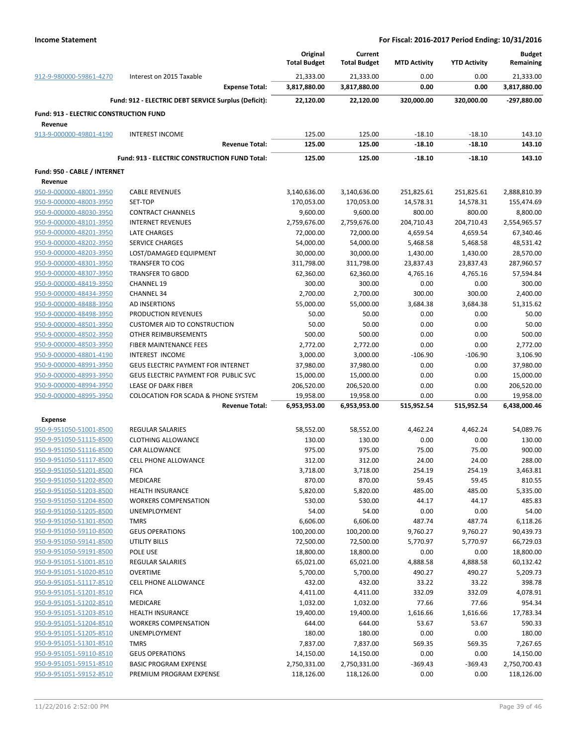**Income Statement** — For Fiscal: 2016-2017 Period Ending: 10/31/2016

| | | Original Total Budget | Current Total Budget | MTD Activity | YTD Activity | Budget Remaining |
|---|---|---|---|---|---|---|
| 912-9-980000-59861-4270 | Interest on 2015 Taxable | 21,333.00 | 21,333.00 | 0.00 | 0.00 | 21,333.00 |
| | **Expense Total:** | **3,817,880.00** | **3,817,880.00** | **0.00** | **0.00** | **3,817,880.00** |
| | **Fund: 912 - ELECTRIC DEBT SERVICE Surplus (Deficit):** | **22,120.00** | **22,120.00** | **320,000.00** | **320,000.00** | **-297,880.00** |
| **Fund: 913 - ELECTRIC CONSTRUCTION FUND** | | | | | | |
| **Revenue** | | | | | | |
| 913-9-000000-49801-4190 | INTEREST INCOME | 125.00 | 125.00 | -18.10 | -18.10 | 143.10 |
| | **Revenue Total:** | **125.00** | **125.00** | **-18.10** | **-18.10** | **143.10** |
| | **Fund: 913 - ELECTRIC CONSTRUCTION FUND Total:** | **125.00** | **125.00** | **-18.10** | **-18.10** | **143.10** |
| **Fund: 950 - CABLE / INTERNET** | | | | | | |
| **Revenue** | | | | | | |
| 950-9-000000-48001-3950 | CABLE REVENUES | 3,140,636.00 | 3,140,636.00 | 251,825.61 | 251,825.61 | 2,888,810.39 |
| 950-9-000000-48003-3950 | SET-TOP | 170,053.00 | 170,053.00 | 14,578.31 | 14,578.31 | 155,474.69 |
| 950-9-000000-48030-3950 | CONTRACT CHANNELS | 9,600.00 | 9,600.00 | 800.00 | 800.00 | 8,800.00 |
| 950-9-000000-48101-3950 | INTERNET REVENUES | 2,759,676.00 | 2,759,676.00 | 204,710.43 | 204,710.43 | 2,554,965.57 |
| 950-9-000000-48201-3950 | LATE CHARGES | 72,000.00 | 72,000.00 | 4,659.54 | 4,659.54 | 67,340.46 |
| 950-9-000000-48202-3950 | SERVICE CHARGES | 54,000.00 | 54,000.00 | 5,468.58 | 5,468.58 | 48,531.42 |
| 950-9-000000-48203-3950 | LOST/DAMAGED EQUIPMENT | 30,000.00 | 30,000.00 | 1,430.00 | 1,430.00 | 28,570.00 |
| 950-9-000000-48301-3950 | TRANSFER TO COG | 311,798.00 | 311,798.00 | 23,837.43 | 23,837.43 | 287,960.57 |
| 950-9-000000-48307-3950 | TRANSFER TO GBOD | 62,360.00 | 62,360.00 | 4,765.16 | 4,765.16 | 57,594.84 |
| 950-9-000000-48419-3950 | CHANNEL 19 | 300.00 | 300.00 | 0.00 | 0.00 | 300.00 |
| 950-9-000000-48434-3950 | CHANNEL 34 | 2,700.00 | 2,700.00 | 300.00 | 300.00 | 2,400.00 |
| 950-9-000000-48488-3950 | AD INSERTIONS | 55,000.00 | 55,000.00 | 3,684.38 | 3,684.38 | 51,315.62 |
| 950-9-000000-48498-3950 | PRODUCTION REVENUES | 50.00 | 50.00 | 0.00 | 0.00 | 50.00 |
| 950-9-000000-48501-3950 | CUSTOMER AID TO CONSTRUCTION | 50.00 | 50.00 | 0.00 | 0.00 | 50.00 |
| 950-9-000000-48502-3950 | OTHER REIMBURSEMENTS | 500.00 | 500.00 | 0.00 | 0.00 | 500.00 |
| 950-9-000000-48503-3950 | FIBER MAINTENANCE FEES | 2,772.00 | 2,772.00 | 0.00 | 0.00 | 2,772.00 |
| 950-9-000000-48801-4190 | INTEREST INCOME | 3,000.00 | 3,000.00 | -106.90 | -106.90 | 3,106.90 |
| 950-9-000000-48991-3950 | GEUS ELECTRIC PAYMENT FOR INTERNET | 37,980.00 | 37,980.00 | 0.00 | 0.00 | 37,980.00 |
| 950-9-000000-48993-3950 | GEUS ELECTRIC PAYMENT FOR PUBLIC SVC | 15,000.00 | 15,000.00 | 0.00 | 0.00 | 15,000.00 |
| 950-9-000000-48994-3950 | LEASE OF DARK FIBER | 206,520.00 | 206,520.00 | 0.00 | 0.00 | 206,520.00 |
| 950-9-000000-48995-3950 | COLOCATION FOR SCADA & PHONE SYSTEM | 19,958.00 | 19,958.00 | 0.00 | 0.00 | 19,958.00 |
| | **Revenue Total:** | **6,953,953.00** | **6,953,953.00** | **515,952.54** | **515,952.54** | **6,438,000.46** |
| **Expense** | | | | | | |
| 950-9-951050-51001-8500 | REGULAR SALARIES | 58,552.00 | 58,552.00 | 4,462.24 | 4,462.24 | 54,089.76 |
| 950-9-951050-51115-8500 | CLOTHING ALLOWANCE | 130.00 | 130.00 | 0.00 | 0.00 | 130.00 |
| 950-9-951050-51116-8500 | CAR ALLOWANCE | 975.00 | 975.00 | 75.00 | 75.00 | 900.00 |
| 950-9-951050-51117-8500 | CELL PHONE ALLOWANCE | 312.00 | 312.00 | 24.00 | 24.00 | 288.00 |
| 950-9-951050-51201-8500 | FICA | 3,718.00 | 3,718.00 | 254.19 | 254.19 | 3,463.81 |
| 950-9-951050-51202-8500 | MEDICARE | 870.00 | 870.00 | 59.45 | 59.45 | 810.55 |
| 950-9-951050-51203-8500 | HEALTH INSURANCE | 5,820.00 | 5,820.00 | 485.00 | 485.00 | 5,335.00 |
| 950-9-951050-51204-8500 | WORKERS COMPENSATION | 530.00 | 530.00 | 44.17 | 44.17 | 485.83 |
| 950-9-951050-51205-8500 | UNEMPLOYMENT | 54.00 | 54.00 | 0.00 | 0.00 | 54.00 |
| 950-9-951050-51301-8500 | TMRS | 6,606.00 | 6,606.00 | 487.74 | 487.74 | 6,118.26 |
| 950-9-951050-59110-8500 | GEUS OPERATIONS | 100,200.00 | 100,200.00 | 9,760.27 | 9,760.27 | 90,439.73 |
| 950-9-951050-59141-8500 | UTILITY BILLS | 72,500.00 | 72,500.00 | 5,770.97 | 5,770.97 | 66,729.03 |
| 950-9-951050-59191-8500 | POLE USE | 18,800.00 | 18,800.00 | 0.00 | 0.00 | 18,800.00 |
| 950-9-951051-51001-8510 | REGULAR SALARIES | 65,021.00 | 65,021.00 | 4,888.58 | 4,888.58 | 60,132.42 |
| 950-9-951051-51020-8510 | OVERTIME | 5,700.00 | 5,700.00 | 490.27 | 490.27 | 5,209.73 |
| 950-9-951051-51117-8510 | CELL PHONE ALLOWANCE | 432.00 | 432.00 | 33.22 | 33.22 | 398.78 |
| 950-9-951051-51201-8510 | FICA | 4,411.00 | 4,411.00 | 332.09 | 332.09 | 4,078.91 |
| 950-9-951051-51202-8510 | MEDICARE | 1,032.00 | 1,032.00 | 77.66 | 77.66 | 954.34 |
| 950-9-951051-51203-8510 | HEALTH INSURANCE | 19,400.00 | 19,400.00 | 1,616.66 | 1,616.66 | 17,783.34 |
| 950-9-951051-51204-8510 | WORKERS COMPENSATION | 644.00 | 644.00 | 53.67 | 53.67 | 590.33 |
| 950-9-951051-51205-8510 | UNEMPLOYMENT | 180.00 | 180.00 | 0.00 | 0.00 | 180.00 |
| 950-9-951051-51301-8510 | TMRS | 7,837.00 | 7,837.00 | 569.35 | 569.35 | 7,267.65 |
| 950-9-951051-59110-8510 | GEUS OPERATIONS | 14,150.00 | 14,150.00 | 0.00 | 0.00 | 14,150.00 |
| 950-9-951051-59151-8510 | BASIC PROGRAM EXPENSE | 2,750,331.00 | 2,750,331.00 | -369.43 | -369.43 | 2,750,700.43 |
| 950-9-951051-59152-8510 | PREMIUM PROGRAM EXPENSE | 118,126.00 | 118,126.00 | 0.00 | 0.00 | 118,126.00 |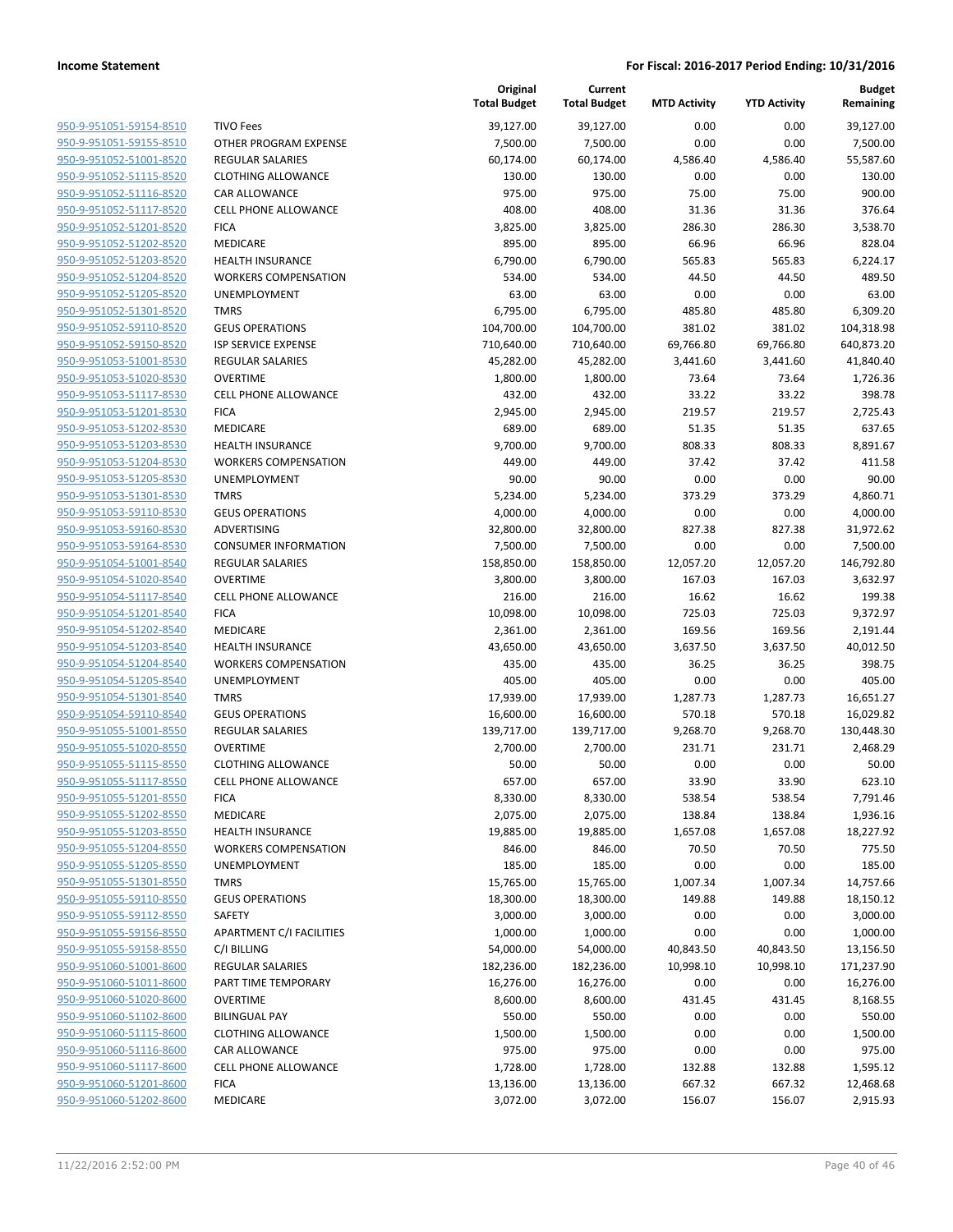| | | Original Total Budget | Current Total Budget | MTD Activity | YTD Activity | Budget Remaining |
|---|---|---|---|---|---|---|
| 950-9-951051-59154-8510 | TIVO Fees | 39,127.00 | 39,127.00 | 0.00 | 0.00 | 39,127.00 |
| 950-9-951051-59155-8510 | OTHER PROGRAM EXPENSE | 7,500.00 | 7,500.00 | 0.00 | 0.00 | 7,500.00 |
| 950-9-951052-51001-8520 | REGULAR SALARIES | 60,174.00 | 60,174.00 | 4,586.40 | 4,586.40 | 55,587.60 |
| 950-9-951052-51115-8520 | CLOTHING ALLOWANCE | 130.00 | 130.00 | 0.00 | 0.00 | 130.00 |
| 950-9-951052-51116-8520 | CAR ALLOWANCE | 975.00 | 975.00 | 75.00 | 75.00 | 900.00 |
| 950-9-951052-51117-8520 | CELL PHONE ALLOWANCE | 408.00 | 408.00 | 31.36 | 31.36 | 376.64 |
| 950-9-951052-51201-8520 | FICA | 3,825.00 | 3,825.00 | 286.30 | 286.30 | 3,538.70 |
| 950-9-951052-51202-8520 | MEDICARE | 895.00 | 895.00 | 66.96 | 66.96 | 828.04 |
| 950-9-951052-51203-8520 | HEALTH INSURANCE | 6,790.00 | 6,790.00 | 565.83 | 565.83 | 6,224.17 |
| 950-9-951052-51204-8520 | WORKERS COMPENSATION | 534.00 | 534.00 | 44.50 | 44.50 | 489.50 |
| 950-9-951052-51205-8520 | UNEMPLOYMENT | 63.00 | 63.00 | 0.00 | 0.00 | 63.00 |
| 950-9-951052-51301-8520 | TMRS | 6,795.00 | 6,795.00 | 485.80 | 485.80 | 6,309.20 |
| 950-9-951052-59110-8520 | GEUS OPERATIONS | 104,700.00 | 104,700.00 | 381.02 | 381.02 | 104,318.98 |
| 950-9-951052-59150-8520 | ISP SERVICE EXPENSE | 710,640.00 | 710,640.00 | 69,766.80 | 69,766.80 | 640,873.20 |
| 950-9-951053-51001-8530 | REGULAR SALARIES | 45,282.00 | 45,282.00 | 3,441.60 | 3,441.60 | 41,840.40 |
| 950-9-951053-51020-8530 | OVERTIME | 1,800.00 | 1,800.00 | 73.64 | 73.64 | 1,726.36 |
| 950-9-951053-51117-8530 | CELL PHONE ALLOWANCE | 432.00 | 432.00 | 33.22 | 33.22 | 398.78 |
| 950-9-951053-51201-8530 | FICA | 2,945.00 | 2,945.00 | 219.57 | 219.57 | 2,725.43 |
| 950-9-951053-51202-8530 | MEDICARE | 689.00 | 689.00 | 51.35 | 51.35 | 637.65 |
| 950-9-951053-51203-8530 | HEALTH INSURANCE | 9,700.00 | 9,700.00 | 808.33 | 808.33 | 8,891.67 |
| 950-9-951053-51204-8530 | WORKERS COMPENSATION | 449.00 | 449.00 | 37.42 | 37.42 | 411.58 |
| 950-9-951053-51205-8530 | UNEMPLOYMENT | 90.00 | 90.00 | 0.00 | 0.00 | 90.00 |
| 950-9-951053-51301-8530 | TMRS | 5,234.00 | 5,234.00 | 373.29 | 373.29 | 4,860.71 |
| 950-9-951053-59110-8530 | GEUS OPERATIONS | 4,000.00 | 4,000.00 | 0.00 | 0.00 | 4,000.00 |
| 950-9-951053-59160-8530 | ADVERTISING | 32,800.00 | 32,800.00 | 827.38 | 827.38 | 31,972.62 |
| 950-9-951053-59164-8530 | CONSUMER INFORMATION | 7,500.00 | 7,500.00 | 0.00 | 0.00 | 7,500.00 |
| 950-9-951054-51001-8540 | REGULAR SALARIES | 158,850.00 | 158,850.00 | 12,057.20 | 12,057.20 | 146,792.80 |
| 950-9-951054-51020-8540 | OVERTIME | 3,800.00 | 3,800.00 | 167.03 | 167.03 | 3,632.97 |
| 950-9-951054-51117-8540 | CELL PHONE ALLOWANCE | 216.00 | 216.00 | 16.62 | 16.62 | 199.38 |
| 950-9-951054-51201-8540 | FICA | 10,098.00 | 10,098.00 | 725.03 | 725.03 | 9,372.97 |
| 950-9-951054-51202-8540 | MEDICARE | 2,361.00 | 2,361.00 | 169.56 | 169.56 | 2,191.44 |
| 950-9-951054-51203-8540 | HEALTH INSURANCE | 43,650.00 | 43,650.00 | 3,637.50 | 3,637.50 | 40,012.50 |
| 950-9-951054-51204-8540 | WORKERS COMPENSATION | 435.00 | 435.00 | 36.25 | 36.25 | 398.75 |
| 950-9-951054-51205-8540 | UNEMPLOYMENT | 405.00 | 405.00 | 0.00 | 0.00 | 405.00 |
| 950-9-951054-51301-8540 | TMRS | 17,939.00 | 17,939.00 | 1,287.73 | 1,287.73 | 16,651.27 |
| 950-9-951054-59110-8540 | GEUS OPERATIONS | 16,600.00 | 16,600.00 | 570.18 | 570.18 | 16,029.82 |
| 950-9-951055-51001-8550 | REGULAR SALARIES | 139,717.00 | 139,717.00 | 9,268.70 | 9,268.70 | 130,448.30 |
| 950-9-951055-51020-8550 | OVERTIME | 2,700.00 | 2,700.00 | 231.71 | 231.71 | 2,468.29 |
| 950-9-951055-51115-8550 | CLOTHING ALLOWANCE | 50.00 | 50.00 | 0.00 | 0.00 | 50.00 |
| 950-9-951055-51117-8550 | CELL PHONE ALLOWANCE | 657.00 | 657.00 | 33.90 | 33.90 | 623.10 |
| 950-9-951055-51201-8550 | FICA | 8,330.00 | 8,330.00 | 538.54 | 538.54 | 7,791.46 |
| 950-9-951055-51202-8550 | MEDICARE | 2,075.00 | 2,075.00 | 138.84 | 138.84 | 1,936.16 |
| 950-9-951055-51203-8550 | HEALTH INSURANCE | 19,885.00 | 19,885.00 | 1,657.08 | 1,657.08 | 18,227.92 |
| 950-9-951055-51204-8550 | WORKERS COMPENSATION | 846.00 | 846.00 | 70.50 | 70.50 | 775.50 |
| 950-9-951055-51205-8550 | UNEMPLOYMENT | 185.00 | 185.00 | 0.00 | 0.00 | 185.00 |
| 950-9-951055-51301-8550 | TMRS | 15,765.00 | 15,765.00 | 1,007.34 | 1,007.34 | 14,757.66 |
| 950-9-951055-59110-8550 | GEUS OPERATIONS | 18,300.00 | 18,300.00 | 149.88 | 149.88 | 18,150.12 |
| 950-9-951055-59112-8550 | SAFETY | 3,000.00 | 3,000.00 | 0.00 | 0.00 | 3,000.00 |
| 950-9-951055-59156-8550 | APARTMENT C/I FACILITIES | 1,000.00 | 1,000.00 | 0.00 | 0.00 | 1,000.00 |
| 950-9-951055-59158-8550 | C/I BILLING | 54,000.00 | 54,000.00 | 40,843.50 | 40,843.50 | 13,156.50 |
| 950-9-951060-51001-8600 | REGULAR SALARIES | 182,236.00 | 182,236.00 | 10,998.10 | 10,998.10 | 171,237.90 |
| 950-9-951060-51011-8600 | PART TIME TEMPORARY | 16,276.00 | 16,276.00 | 0.00 | 0.00 | 16,276.00 |
| 950-9-951060-51020-8600 | OVERTIME | 8,600.00 | 8,600.00 | 431.45 | 431.45 | 8,168.55 |
| 950-9-951060-51102-8600 | BILINGUAL PAY | 550.00 | 550.00 | 0.00 | 0.00 | 550.00 |
| 950-9-951060-51115-8600 | CLOTHING ALLOWANCE | 1,500.00 | 1,500.00 | 0.00 | 0.00 | 1,500.00 |
| 950-9-951060-51116-8600 | CAR ALLOWANCE | 975.00 | 975.00 | 0.00 | 0.00 | 975.00 |
| 950-9-951060-51117-8600 | CELL PHONE ALLOWANCE | 1,728.00 | 1,728.00 | 132.88 | 132.88 | 1,595.12 |
| 950-9-951060-51201-8600 | FICA | 13,136.00 | 13,136.00 | 667.32 | 667.32 | 12,468.68 |
| 950-9-951060-51202-8600 | MEDICARE | 3,072.00 | 3,072.00 | 156.07 | 156.07 | 2,915.93 |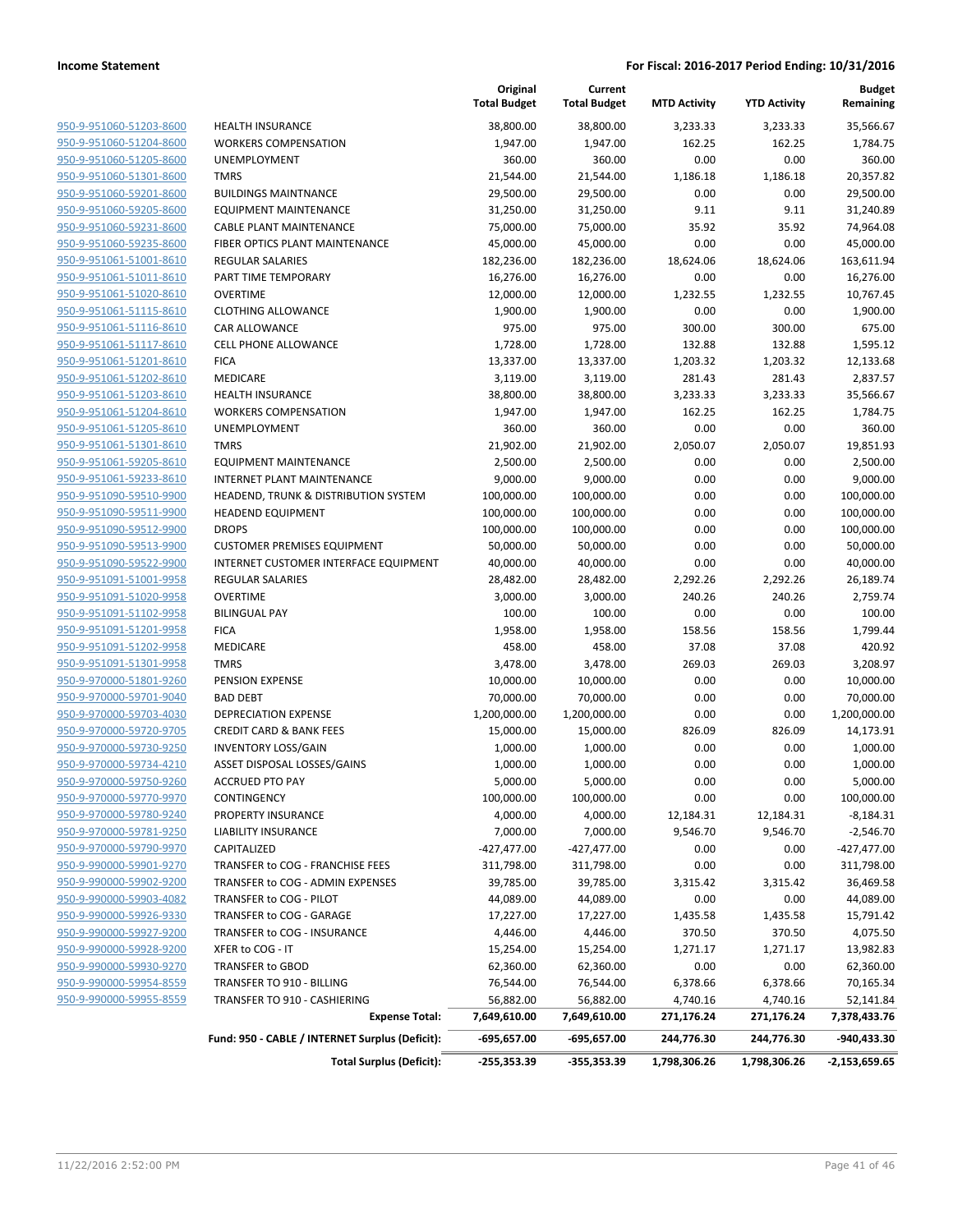**Income Statement** — **For Fiscal: 2016-2017 Period Ending: 10/31/2016**

| | | Original Total Budget | Current Total Budget | MTD Activity | YTD Activity | Budget Remaining |
|---|---|---|---|---|---|---|
| 950-9-951060-51203-8600 | HEALTH INSURANCE | 38,800.00 | 38,800.00 | 3,233.33 | 3,233.33 | 35,566.67 |
| 950-9-951060-51204-8600 | WORKERS COMPENSATION | 1,947.00 | 1,947.00 | 162.25 | 162.25 | 1,784.75 |
| 950-9-951060-51205-8600 | UNEMPLOYMENT | 360.00 | 360.00 | 0.00 | 0.00 | 360.00 |
| 950-9-951060-51301-8600 | TMRS | 21,544.00 | 21,544.00 | 1,186.18 | 1,186.18 | 20,357.82 |
| 950-9-951060-59201-8600 | BUILDINGS MAINTNANCE | 29,500.00 | 29,500.00 | 0.00 | 0.00 | 29,500.00 |
| 950-9-951060-59205-8600 | EQUIPMENT MAINTENANCE | 31,250.00 | 31,250.00 | 9.11 | 9.11 | 31,240.89 |
| 950-9-951060-59231-8600 | CABLE PLANT MAINTENANCE | 75,000.00 | 75,000.00 | 35.92 | 35.92 | 74,964.08 |
| 950-9-951060-59235-8600 | FIBER OPTICS PLANT MAINTENANCE | 45,000.00 | 45,000.00 | 0.00 | 0.00 | 45,000.00 |
| 950-9-951061-51001-8610 | REGULAR SALARIES | 182,236.00 | 182,236.00 | 18,624.06 | 18,624.06 | 163,611.94 |
| 950-9-951061-51011-8610 | PART TIME TEMPORARY | 16,276.00 | 16,276.00 | 0.00 | 0.00 | 16,276.00 |
| 950-9-951061-51020-8610 | OVERTIME | 12,000.00 | 12,000.00 | 1,232.55 | 1,232.55 | 10,767.45 |
| 950-9-951061-51115-8610 | CLOTHING ALLOWANCE | 1,900.00 | 1,900.00 | 0.00 | 0.00 | 1,900.00 |
| 950-9-951061-51116-8610 | CAR ALLOWANCE | 975.00 | 975.00 | 300.00 | 300.00 | 675.00 |
| 950-9-951061-51117-8610 | CELL PHONE ALLOWANCE | 1,728.00 | 1,728.00 | 132.88 | 132.88 | 1,595.12 |
| 950-9-951061-51201-8610 | FICA | 13,337.00 | 13,337.00 | 1,203.32 | 1,203.32 | 12,133.68 |
| 950-9-951061-51202-8610 | MEDICARE | 3,119.00 | 3,119.00 | 281.43 | 281.43 | 2,837.57 |
| 950-9-951061-51203-8610 | HEALTH INSURANCE | 38,800.00 | 38,800.00 | 3,233.33 | 3,233.33 | 35,566.67 |
| 950-9-951061-51204-8610 | WORKERS COMPENSATION | 1,947.00 | 1,947.00 | 162.25 | 162.25 | 1,784.75 |
| 950-9-951061-51205-8610 | UNEMPLOYMENT | 360.00 | 360.00 | 0.00 | 0.00 | 360.00 |
| 950-9-951061-51301-8610 | TMRS | 21,902.00 | 21,902.00 | 2,050.07 | 2,050.07 | 19,851.93 |
| 950-9-951061-59205-8610 | EQUIPMENT MAINTENANCE | 2,500.00 | 2,500.00 | 0.00 | 0.00 | 2,500.00 |
| 950-9-951061-59233-8610 | INTERNET PLANT MAINTENANCE | 9,000.00 | 9,000.00 | 0.00 | 0.00 | 9,000.00 |
| 950-9-951090-59510-9900 | HEADEND, TRUNK & DISTRIBUTION SYSTEM | 100,000.00 | 100,000.00 | 0.00 | 0.00 | 100,000.00 |
| 950-9-951090-59511-9900 | HEADEND EQUIPMENT | 100,000.00 | 100,000.00 | 0.00 | 0.00 | 100,000.00 |
| 950-9-951090-59512-9900 | DROPS | 100,000.00 | 100,000.00 | 0.00 | 0.00 | 100,000.00 |
| 950-9-951090-59513-9900 | CUSTOMER PREMISES EQUIPMENT | 50,000.00 | 50,000.00 | 0.00 | 0.00 | 50,000.00 |
| 950-9-951090-59522-9900 | INTERNET CUSTOMER INTERFACE EQUIPMENT | 40,000.00 | 40,000.00 | 0.00 | 0.00 | 40,000.00 |
| 950-9-951091-51001-9958 | REGULAR SALARIES | 28,482.00 | 28,482.00 | 2,292.26 | 2,292.26 | 26,189.74 |
| 950-9-951091-51020-9958 | OVERTIME | 3,000.00 | 3,000.00 | 240.26 | 240.26 | 2,759.74 |
| 950-9-951091-51102-9958 | BILINGUAL PAY | 100.00 | 100.00 | 0.00 | 0.00 | 100.00 |
| 950-9-951091-51201-9958 | FICA | 1,958.00 | 1,958.00 | 158.56 | 158.56 | 1,799.44 |
| 950-9-951091-51202-9958 | MEDICARE | 458.00 | 458.00 | 37.08 | 37.08 | 420.92 |
| 950-9-951091-51301-9958 | TMRS | 3,478.00 | 3,478.00 | 269.03 | 269.03 | 3,208.97 |
| 950-9-970000-51801-9260 | PENSION EXPENSE | 10,000.00 | 10,000.00 | 0.00 | 0.00 | 10,000.00 |
| 950-9-970000-59701-9040 | BAD DEBT | 70,000.00 | 70,000.00 | 0.00 | 0.00 | 70,000.00 |
| 950-9-970000-59703-4030 | DEPRECIATION EXPENSE | 1,200,000.00 | 1,200,000.00 | 0.00 | 0.00 | 1,200,000.00 |
| 950-9-970000-59720-9705 | CREDIT CARD & BANK FEES | 15,000.00 | 15,000.00 | 826.09 | 826.09 | 14,173.91 |
| 950-9-970000-59730-9250 | INVENTORY LOSS/GAIN | 1,000.00 | 1,000.00 | 0.00 | 0.00 | 1,000.00 |
| 950-9-970000-59734-4210 | ASSET DISPOSAL LOSSES/GAINS | 1,000.00 | 1,000.00 | 0.00 | 0.00 | 1,000.00 |
| 950-9-970000-59750-9260 | ACCRUED PTO PAY | 5,000.00 | 5,000.00 | 0.00 | 0.00 | 5,000.00 |
| 950-9-970000-59770-9970 | CONTINGENCY | 100,000.00 | 100,000.00 | 0.00 | 0.00 | 100,000.00 |
| 950-9-970000-59780-9240 | PROPERTY INSURANCE | 4,000.00 | 4,000.00 | 12,184.31 | 12,184.31 | -8,184.31 |
| 950-9-970000-59781-9250 | LIABILITY INSURANCE | 7,000.00 | 7,000.00 | 9,546.70 | 9,546.70 | -2,546.70 |
| 950-9-970000-59790-9970 | CAPITALIZED | -427,477.00 | -427,477.00 | 0.00 | 0.00 | -427,477.00 |
| 950-9-990000-59901-9270 | TRANSFER to COG - FRANCHISE FEES | 311,798.00 | 311,798.00 | 0.00 | 0.00 | 311,798.00 |
| 950-9-990000-59902-9200 | TRANSFER to COG - ADMIN EXPENSES | 39,785.00 | 39,785.00 | 3,315.42 | 3,315.42 | 36,469.58 |
| 950-9-990000-59903-4082 | TRANSFER to COG - PILOT | 44,089.00 | 44,089.00 | 0.00 | 0.00 | 44,089.00 |
| 950-9-990000-59926-9330 | TRANSFER to COG - GARAGE | 17,227.00 | 17,227.00 | 1,435.58 | 1,435.58 | 15,791.42 |
| 950-9-990000-59927-9200 | TRANSFER to COG - INSURANCE | 4,446.00 | 4,446.00 | 370.50 | 370.50 | 4,075.50 |
| 950-9-990000-59928-9200 | XFER to COG - IT | 15,254.00 | 15,254.00 | 1,271.17 | 1,271.17 | 13,982.83 |
| 950-9-990000-59930-9270 | TRANSFER to GBOD | 62,360.00 | 62,360.00 | 0.00 | 0.00 | 62,360.00 |
| 950-9-990000-59954-8559 | TRANSFER TO 910 - BILLING | 76,544.00 | 76,544.00 | 6,378.66 | 6,378.66 | 70,165.34 |
| 950-9-990000-59955-8559 | TRANSFER TO 910 - CASHIERING | 56,882.00 | 56,882.00 | 4,740.16 | 4,740.16 | 52,141.84 |
| | **Expense Total:** | **7,649,610.00** | **7,649,610.00** | **271,176.24** | **271,176.24** | **7,378,433.76** |
| | **Fund: 950 - CABLE / INTERNET Surplus (Deficit):** | **-695,657.00** | **-695,657.00** | **244,776.30** | **244,776.30** | **-940,433.30** |
| | **Total Surplus (Deficit):** | **-255,353.39** | **-355,353.39** | **1,798,306.26** | **1,798,306.26** | **-2,153,659.65** |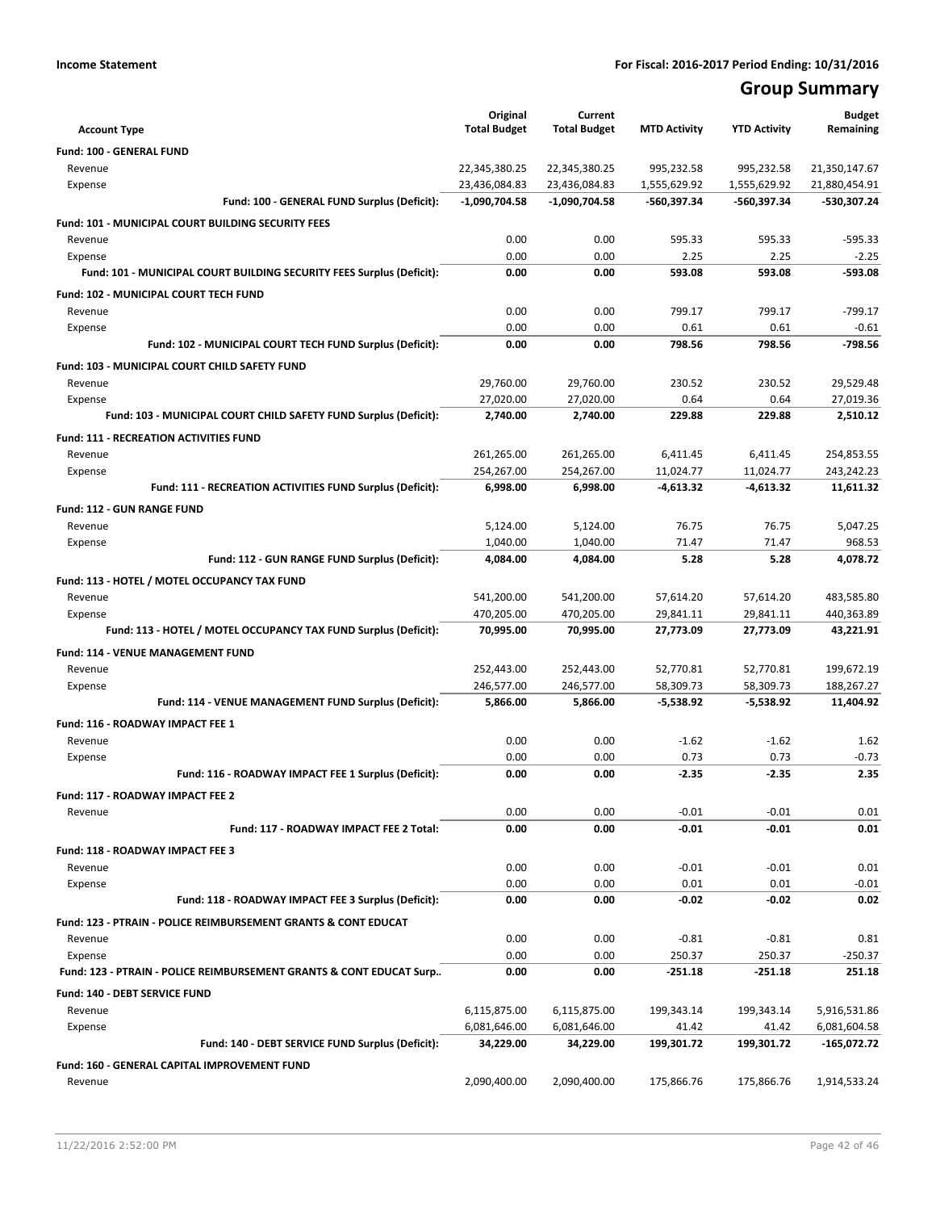**Income Statement** **For Fiscal: 2016-2017 Period Ending: 10/31/2016**

# Group Summary

| Account Type | Original Total Budget | Current Total Budget | MTD Activity | YTD Activity | Budget Remaining |
|---|---|---|---|---|---|
| **Fund: 100 - GENERAL FUND** | | | | | |
| Revenue | 22,345,380.25 | 22,345,380.25 | 995,232.58 | 995,232.58 | 21,350,147.67 |
| Expense | 23,436,084.83 | 23,436,084.83 | 1,555,629.92 | 1,555,629.92 | 21,880,454.91 |
| **Fund: 100 - GENERAL FUND Surplus (Deficit):** | **-1,090,704.58** | **-1,090,704.58** | **-560,397.34** | **-560,397.34** | **-530,307.24** |
| **Fund: 101 - MUNICIPAL COURT BUILDING SECURITY FEES** | | | | | |
| Revenue | 0.00 | 0.00 | 595.33 | 595.33 | -595.33 |
| Expense | 0.00 | 0.00 | 2.25 | 2.25 | -2.25 |
| **Fund: 101 - MUNICIPAL COURT BUILDING SECURITY FEES Surplus (Deficit):** | **0.00** | **0.00** | **593.08** | **593.08** | **-593.08** |
| **Fund: 102 - MUNICIPAL COURT TECH FUND** | | | | | |
| Revenue | 0.00 | 0.00 | 799.17 | 799.17 | -799.17 |
| Expense | 0.00 | 0.00 | 0.61 | 0.61 | -0.61 |
| **Fund: 102 - MUNICIPAL COURT TECH FUND Surplus (Deficit):** | **0.00** | **0.00** | **798.56** | **798.56** | **-798.56** |
| **Fund: 103 - MUNICIPAL COURT CHILD SAFETY FUND** | | | | | |
| Revenue | 29,760.00 | 29,760.00 | 230.52 | 230.52 | 29,529.48 |
| Expense | 27,020.00 | 27,020.00 | 0.64 | 0.64 | 27,019.36 |
| **Fund: 103 - MUNICIPAL COURT CHILD SAFETY FUND Surplus (Deficit):** | **2,740.00** | **2,740.00** | **229.88** | **229.88** | **2,510.12** |
| **Fund: 111 - RECREATION ACTIVITIES FUND** | | | | | |
| Revenue | 261,265.00 | 261,265.00 | 6,411.45 | 6,411.45 | 254,853.55 |
| Expense | 254,267.00 | 254,267.00 | 11,024.77 | 11,024.77 | 243,242.23 |
| **Fund: 111 - RECREATION ACTIVITIES FUND Surplus (Deficit):** | **6,998.00** | **6,998.00** | **-4,613.32** | **-4,613.32** | **11,611.32** |
| **Fund: 112 - GUN RANGE FUND** | | | | | |
| Revenue | 5,124.00 | 5,124.00 | 76.75 | 76.75 | 5,047.25 |
| Expense | 1,040.00 | 1,040.00 | 71.47 | 71.47 | 968.53 |
| **Fund: 112 - GUN RANGE FUND Surplus (Deficit):** | **4,084.00** | **4,084.00** | **5.28** | **5.28** | **4,078.72** |
| **Fund: 113 - HOTEL / MOTEL OCCUPANCY TAX FUND** | | | | | |
| Revenue | 541,200.00 | 541,200.00 | 57,614.20 | 57,614.20 | 483,585.80 |
| Expense | 470,205.00 | 470,205.00 | 29,841.11 | 29,841.11 | 440,363.89 |
| **Fund: 113 - HOTEL / MOTEL OCCUPANCY TAX FUND Surplus (Deficit):** | **70,995.00** | **70,995.00** | **27,773.09** | **27,773.09** | **43,221.91** |
| **Fund: 114 - VENUE MANAGEMENT FUND** | | | | | |
| Revenue | 252,443.00 | 252,443.00 | 52,770.81 | 52,770.81 | 199,672.19 |
| Expense | 246,577.00 | 246,577.00 | 58,309.73 | 58,309.73 | 188,267.27 |
| **Fund: 114 - VENUE MANAGEMENT FUND Surplus (Deficit):** | **5,866.00** | **5,866.00** | **-5,538.92** | **-5,538.92** | **11,404.92** |
| **Fund: 116 - ROADWAY IMPACT FEE 1** | | | | | |
| Revenue | 0.00 | 0.00 | -1.62 | -1.62 | 1.62 |
| Expense | 0.00 | 0.00 | 0.73 | 0.73 | -0.73 |
| **Fund: 116 - ROADWAY IMPACT FEE 1 Surplus (Deficit):** | **0.00** | **0.00** | **-2.35** | **-2.35** | **2.35** |
| **Fund: 117 - ROADWAY IMPACT FEE 2** | | | | | |
| Revenue | 0.00 | 0.00 | -0.01 | -0.01 | 0.01 |
| **Fund: 117 - ROADWAY IMPACT FEE 2 Total:** | **0.00** | **0.00** | **-0.01** | **-0.01** | **0.01** |
| **Fund: 118 - ROADWAY IMPACT FEE 3** | | | | | |
| Revenue | 0.00 | 0.00 | -0.01 | -0.01 | 0.01 |
| Expense | 0.00 | 0.00 | 0.01 | 0.01 | -0.01 |
| **Fund: 118 - ROADWAY IMPACT FEE 3 Surplus (Deficit):** | **0.00** | **0.00** | **-0.02** | **-0.02** | **0.02** |
| **Fund: 123 - PTRAIN - POLICE REIMBURSEMENT GRANTS & CONT EDUCAT** | | | | | |
| Revenue | 0.00 | 0.00 | -0.81 | -0.81 | 0.81 |
| Expense | 0.00 | 0.00 | 250.37 | 250.37 | -250.37 |
| **Fund: 123 - PTRAIN - POLICE REIMBURSEMENT GRANTS & CONT EDUCAT Surp..** | **0.00** | **0.00** | **-251.18** | **-251.18** | **251.18** |
| **Fund: 140 - DEBT SERVICE FUND** | | | | | |
| Revenue | 6,115,875.00 | 6,115,875.00 | 199,343.14 | 199,343.14 | 5,916,531.86 |
| Expense | 6,081,646.00 | 6,081,646.00 | 41.42 | 41.42 | 6,081,604.58 |
| **Fund: 140 - DEBT SERVICE FUND Surplus (Deficit):** | **34,229.00** | **34,229.00** | **199,301.72** | **199,301.72** | **-165,072.72** |
| **Fund: 160 - GENERAL CAPITAL IMPROVEMENT FUND** | | | | | |
| Revenue | 2,090,400.00 | 2,090,400.00 | 175,866.76 | 175,866.76 | 1,914,533.24 |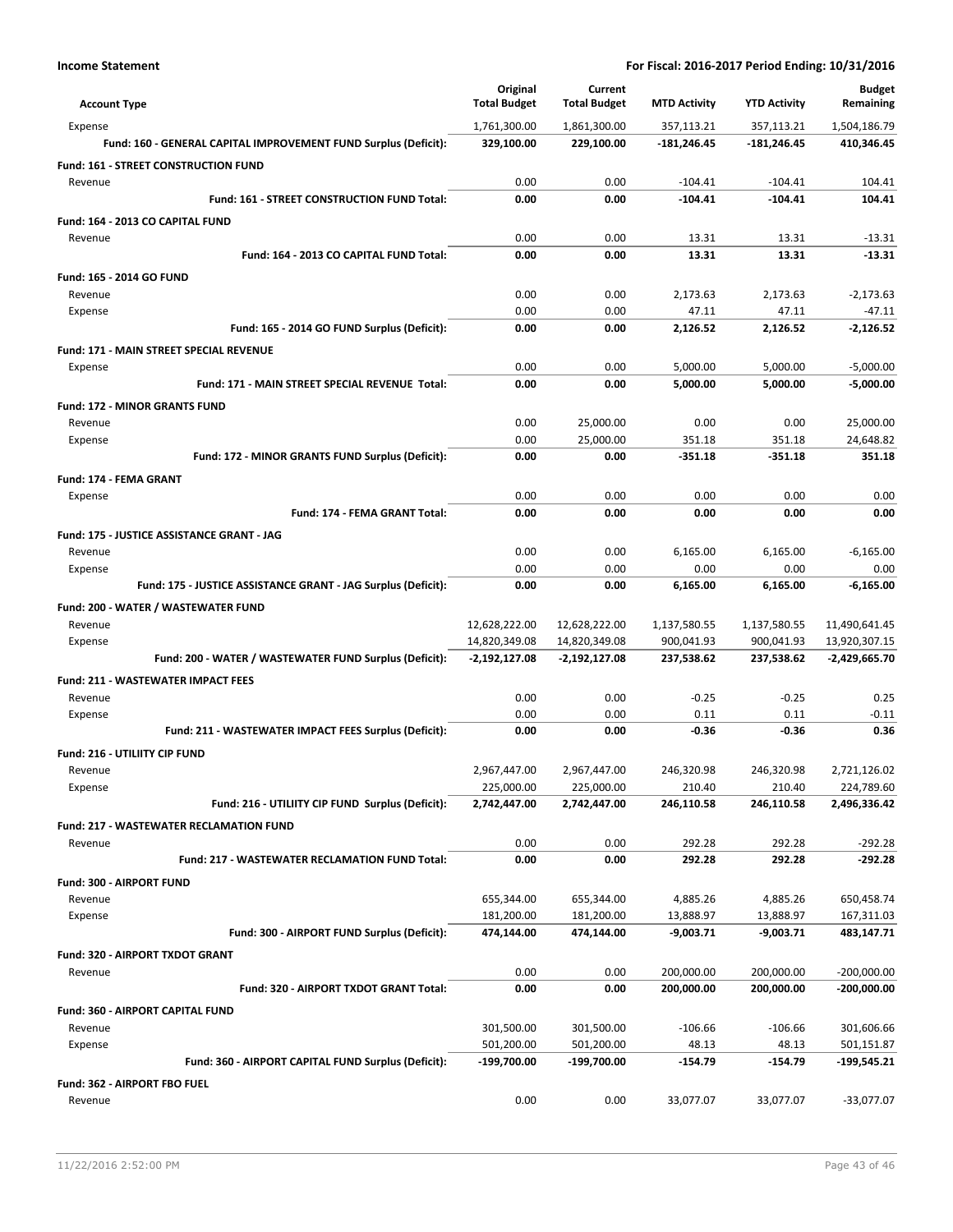**Income Statement** — **For Fiscal: 2016-2017 Period Ending: 10/31/2016**

| Account Type | Original Total Budget | Current Total Budget | MTD Activity | YTD Activity | Budget Remaining |
|---|---|---|---|---|---|
| Expense | 1,761,300.00 | 1,861,300.00 | 357,113.21 | 357,113.21 | 1,504,186.79 |
| **Fund: 160 - GENERAL CAPITAL IMPROVEMENT FUND Surplus (Deficit):** | **329,100.00** | **229,100.00** | **-181,246.45** | **-181,246.45** | **410,346.45** |
| **Fund: 161 - STREET CONSTRUCTION FUND** | | | | | |
| Revenue | 0.00 | 0.00 | -104.41 | -104.41 | 104.41 |
| **Fund: 161 - STREET CONSTRUCTION FUND Total:** | **0.00** | **0.00** | **-104.41** | **-104.41** | **104.41** |
| **Fund: 164 - 2013 CO CAPITAL FUND** | | | | | |
| Revenue | 0.00 | 0.00 | 13.31 | 13.31 | -13.31 |
| **Fund: 164 - 2013 CO CAPITAL FUND Total:** | **0.00** | **0.00** | **13.31** | **13.31** | **-13.31** |
| **Fund: 165 - 2014 GO FUND** | | | | | |
| Revenue | 0.00 | 0.00 | 2,173.63 | 2,173.63 | -2,173.63 |
| Expense | 0.00 | 0.00 | 47.11 | 47.11 | -47.11 |
| **Fund: 165 - 2014 GO FUND Surplus (Deficit):** | **0.00** | **0.00** | **2,126.52** | **2,126.52** | **-2,126.52** |
| **Fund: 171 - MAIN STREET SPECIAL REVENUE** | | | | | |
| Expense | 0.00 | 0.00 | 5,000.00 | 5,000.00 | -5,000.00 |
| **Fund: 171 - MAIN STREET SPECIAL REVENUE Total:** | **0.00** | **0.00** | **5,000.00** | **5,000.00** | **-5,000.00** |
| **Fund: 172 - MINOR GRANTS FUND** | | | | | |
| Revenue | 0.00 | 25,000.00 | 0.00 | 0.00 | 25,000.00 |
| Expense | 0.00 | 25,000.00 | 351.18 | 351.18 | 24,648.82 |
| **Fund: 172 - MINOR GRANTS FUND Surplus (Deficit):** | **0.00** | **0.00** | **-351.18** | **-351.18** | **351.18** |
| **Fund: 174 - FEMA GRANT** | | | | | |
| Expense | 0.00 | 0.00 | 0.00 | 0.00 | 0.00 |
| **Fund: 174 - FEMA GRANT Total:** | **0.00** | **0.00** | **0.00** | **0.00** | **0.00** |
| **Fund: 175 - JUSTICE ASSISTANCE GRANT - JAG** | | | | | |
| Revenue | 0.00 | 0.00 | 6,165.00 | 6,165.00 | -6,165.00 |
| Expense | 0.00 | 0.00 | 0.00 | 0.00 | 0.00 |
| **Fund: 175 - JUSTICE ASSISTANCE GRANT - JAG Surplus (Deficit):** | **0.00** | **0.00** | **6,165.00** | **6,165.00** | **-6,165.00** |
| **Fund: 200 - WATER / WASTEWATER FUND** | | | | | |
| Revenue | 12,628,222.00 | 12,628,222.00 | 1,137,580.55 | 1,137,580.55 | 11,490,641.45 |
| Expense | 14,820,349.08 | 14,820,349.08 | 900,041.93 | 900,041.93 | 13,920,307.15 |
| **Fund: 200 - WATER / WASTEWATER FUND Surplus (Deficit):** | **-2,192,127.08** | **-2,192,127.08** | **237,538.62** | **237,538.62** | **-2,429,665.70** |
| **Fund: 211 - WASTEWATER IMPACT FEES** | | | | | |
| Revenue | 0.00 | 0.00 | -0.25 | -0.25 | 0.25 |
| Expense | 0.00 | 0.00 | 0.11 | 0.11 | -0.11 |
| **Fund: 211 - WASTEWATER IMPACT FEES Surplus (Deficit):** | **0.00** | **0.00** | **-0.36** | **-0.36** | **0.36** |
| **Fund: 216 - UTILIITY CIP FUND** | | | | | |
| Revenue | 2,967,447.00 | 2,967,447.00 | 246,320.98 | 246,320.98 | 2,721,126.02 |
| Expense | 225,000.00 | 225,000.00 | 210.40 | 210.40 | 224,789.60 |
| **Fund: 216 - UTILIITY CIP FUND Surplus (Deficit):** | **2,742,447.00** | **2,742,447.00** | **246,110.58** | **246,110.58** | **2,496,336.42** |
| **Fund: 217 - WASTEWATER RECLAMATION FUND** | | | | | |
| Revenue | 0.00 | 0.00 | 292.28 | 292.28 | -292.28 |
| **Fund: 217 - WASTEWATER RECLAMATION FUND Total:** | **0.00** | **0.00** | **292.28** | **292.28** | **-292.28** |
| **Fund: 300 - AIRPORT FUND** | | | | | |
| Revenue | 655,344.00 | 655,344.00 | 4,885.26 | 4,885.26 | 650,458.74 |
| Expense | 181,200.00 | 181,200.00 | 13,888.97 | 13,888.97 | 167,311.03 |
| **Fund: 300 - AIRPORT FUND Surplus (Deficit):** | **474,144.00** | **474,144.00** | **-9,003.71** | **-9,003.71** | **483,147.71** |
| **Fund: 320 - AIRPORT TXDOT GRANT** | | | | | |
| Revenue | 0.00 | 0.00 | 200,000.00 | 200,000.00 | -200,000.00 |
| **Fund: 320 - AIRPORT TXDOT GRANT Total:** | **0.00** | **0.00** | **200,000.00** | **200,000.00** | **-200,000.00** |
| **Fund: 360 - AIRPORT CAPITAL FUND** | | | | | |
| Revenue | 301,500.00 | 301,500.00 | -106.66 | -106.66 | 301,606.66 |
| Expense | 501,200.00 | 501,200.00 | 48.13 | 48.13 | 501,151.87 |
| **Fund: 360 - AIRPORT CAPITAL FUND Surplus (Deficit):** | **-199,700.00** | **-199,700.00** | **-154.79** | **-154.79** | **-199,545.21** |
| **Fund: 362 - AIRPORT FBO FUEL** | | | | | |
| Revenue | 0.00 | 0.00 | 33,077.07 | 33,077.07 | -33,077.07 |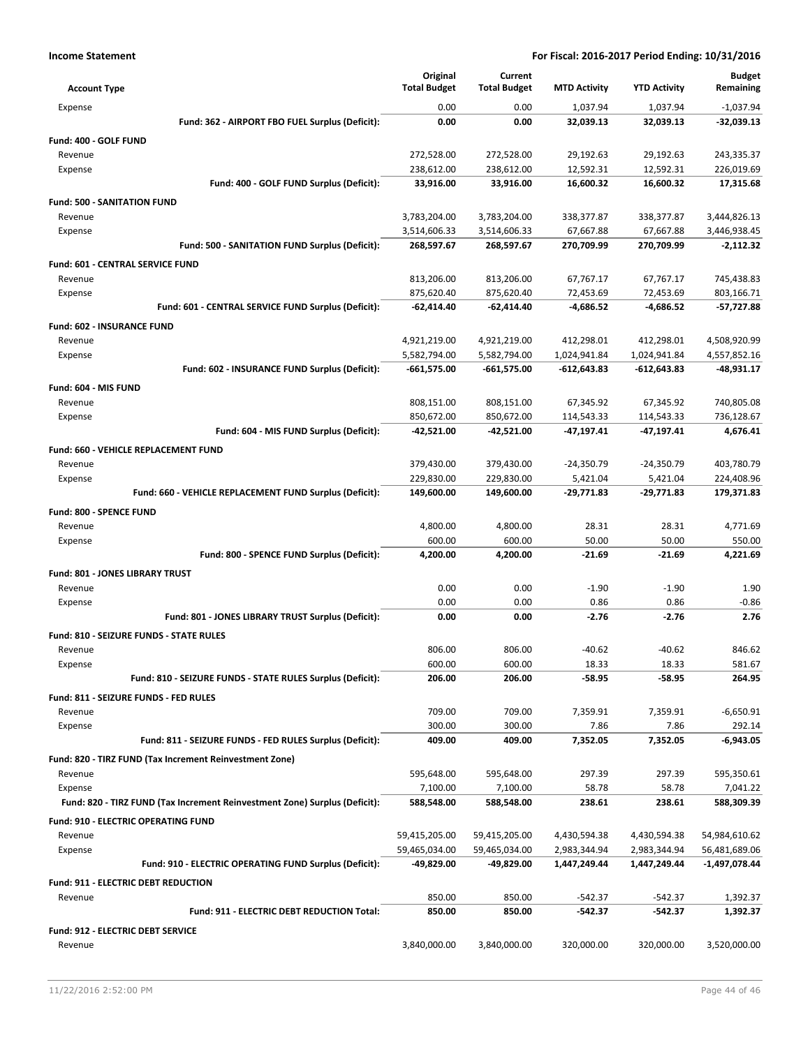**Income Statement** — **For Fiscal: 2016-2017 Period Ending: 10/31/2016**

| Account Type | Original Total Budget | Current Total Budget | MTD Activity | YTD Activity | Budget Remaining |
|---|---|---|---|---|---|
| Expense | 0.00 | 0.00 | 1,037.94 | 1,037.94 | -1,037.94 |
| **Fund: 362 - AIRPORT FBO FUEL Surplus (Deficit):** | **0.00** | **0.00** | **32,039.13** | **32,039.13** | **-32,039.13** |
| **Fund: 400 - GOLF FUND** | | | | | |
| Revenue | 272,528.00 | 272,528.00 | 29,192.63 | 29,192.63 | 243,335.37 |
| Expense | 238,612.00 | 238,612.00 | 12,592.31 | 12,592.31 | 226,019.69 |
| **Fund: 400 - GOLF FUND Surplus (Deficit):** | **33,916.00** | **33,916.00** | **16,600.32** | **16,600.32** | **17,315.68** |
| **Fund: 500 - SANITATION FUND** | | | | | |
| Revenue | 3,783,204.00 | 3,783,204.00 | 338,377.87 | 338,377.87 | 3,444,826.13 |
| Expense | 3,514,606.33 | 3,514,606.33 | 67,667.88 | 67,667.88 | 3,446,938.45 |
| **Fund: 500 - SANITATION FUND Surplus (Deficit):** | **268,597.67** | **268,597.67** | **270,709.99** | **270,709.99** | **-2,112.32** |
| **Fund: 601 - CENTRAL SERVICE FUND** | | | | | |
| Revenue | 813,206.00 | 813,206.00 | 67,767.17 | 67,767.17 | 745,438.83 |
| Expense | 875,620.40 | 875,620.40 | 72,453.69 | 72,453.69 | 803,166.71 |
| **Fund: 601 - CENTRAL SERVICE FUND Surplus (Deficit):** | **-62,414.40** | **-62,414.40** | **-4,686.52** | **-4,686.52** | **-57,727.88** |
| **Fund: 602 - INSURANCE FUND** | | | | | |
| Revenue | 4,921,219.00 | 4,921,219.00 | 412,298.01 | 412,298.01 | 4,508,920.99 |
| Expense | 5,582,794.00 | 5,582,794.00 | 1,024,941.84 | 1,024,941.84 | 4,557,852.16 |
| **Fund: 602 - INSURANCE FUND Surplus (Deficit):** | **-661,575.00** | **-661,575.00** | **-612,643.83** | **-612,643.83** | **-48,931.17** |
| **Fund: 604 - MIS FUND** | | | | | |
| Revenue | 808,151.00 | 808,151.00 | 67,345.92 | 67,345.92 | 740,805.08 |
| Expense | 850,672.00 | 850,672.00 | 114,543.33 | 114,543.33 | 736,128.67 |
| **Fund: 604 - MIS FUND Surplus (Deficit):** | **-42,521.00** | **-42,521.00** | **-47,197.41** | **-47,197.41** | **4,676.41** |
| **Fund: 660 - VEHICLE REPLACEMENT FUND** | | | | | |
| Revenue | 379,430.00 | 379,430.00 | -24,350.79 | -24,350.79 | 403,780.79 |
| Expense | 229,830.00 | 229,830.00 | 5,421.04 | 5,421.04 | 224,408.96 |
| **Fund: 660 - VEHICLE REPLACEMENT FUND Surplus (Deficit):** | **149,600.00** | **149,600.00** | **-29,771.83** | **-29,771.83** | **179,371.83** |
| **Fund: 800 - SPENCE FUND** | | | | | |
| Revenue | 4,800.00 | 4,800.00 | 28.31 | 28.31 | 4,771.69 |
| Expense | 600.00 | 600.00 | 50.00 | 50.00 | 550.00 |
| **Fund: 800 - SPENCE FUND Surplus (Deficit):** | **4,200.00** | **4,200.00** | **-21.69** | **-21.69** | **4,221.69** |
| **Fund: 801 - JONES LIBRARY TRUST** | | | | | |
| Revenue | 0.00 | 0.00 | -1.90 | -1.90 | 1.90 |
| Expense | 0.00 | 0.00 | 0.86 | 0.86 | -0.86 |
| **Fund: 801 - JONES LIBRARY TRUST Surplus (Deficit):** | **0.00** | **0.00** | **-2.76** | **-2.76** | **2.76** |
| **Fund: 810 - SEIZURE FUNDS - STATE RULES** | | | | | |
| Revenue | 806.00 | 806.00 | -40.62 | -40.62 | 846.62 |
| Expense | 600.00 | 600.00 | 18.33 | 18.33 | 581.67 |
| **Fund: 810 - SEIZURE FUNDS - STATE RULES Surplus (Deficit):** | **206.00** | **206.00** | **-58.95** | **-58.95** | **264.95** |
| **Fund: 811 - SEIZURE FUNDS - FED RULES** | | | | | |
| Revenue | 709.00 | 709.00 | 7,359.91 | 7,359.91 | -6,650.91 |
| Expense | 300.00 | 300.00 | 7.86 | 7.86 | 292.14 |
| **Fund: 811 - SEIZURE FUNDS - FED RULES Surplus (Deficit):** | **409.00** | **409.00** | **7,352.05** | **7,352.05** | **-6,943.05** |
| **Fund: 820 - TIRZ FUND (Tax Increment Reinvestment Zone)** | | | | | |
| Revenue | 595,648.00 | 595,648.00 | 297.39 | 297.39 | 595,350.61 |
| Expense | 7,100.00 | 7,100.00 | 58.78 | 58.78 | 7,041.22 |
| **Fund: 820 - TIRZ FUND (Tax Increment Reinvestment Zone) Surplus (Deficit):** | **588,548.00** | **588,548.00** | **238.61** | **238.61** | **588,309.39** |
| **Fund: 910 - ELECTRIC OPERATING FUND** | | | | | |
| Revenue | 59,415,205.00 | 59,415,205.00 | 4,430,594.38 | 4,430,594.38 | 54,984,610.62 |
| Expense | 59,465,034.00 | 59,465,034.00 | 2,983,344.94 | 2,983,344.94 | 56,481,689.06 |
| **Fund: 910 - ELECTRIC OPERATING FUND Surplus (Deficit):** | **-49,829.00** | **-49,829.00** | **1,447,249.44** | **1,447,249.44** | **-1,497,078.44** |
| **Fund: 911 - ELECTRIC DEBT REDUCTION** | | | | | |
| Revenue | 850.00 | 850.00 | -542.37 | -542.37 | 1,392.37 |
| **Fund: 911 - ELECTRIC DEBT REDUCTION Total:** | **850.00** | **850.00** | **-542.37** | **-542.37** | **1,392.37** |
| **Fund: 912 - ELECTRIC DEBT SERVICE** | | | | | |
| Revenue | 3,840,000.00 | 3,840,000.00 | 320,000.00 | 320,000.00 | 3,520,000.00 |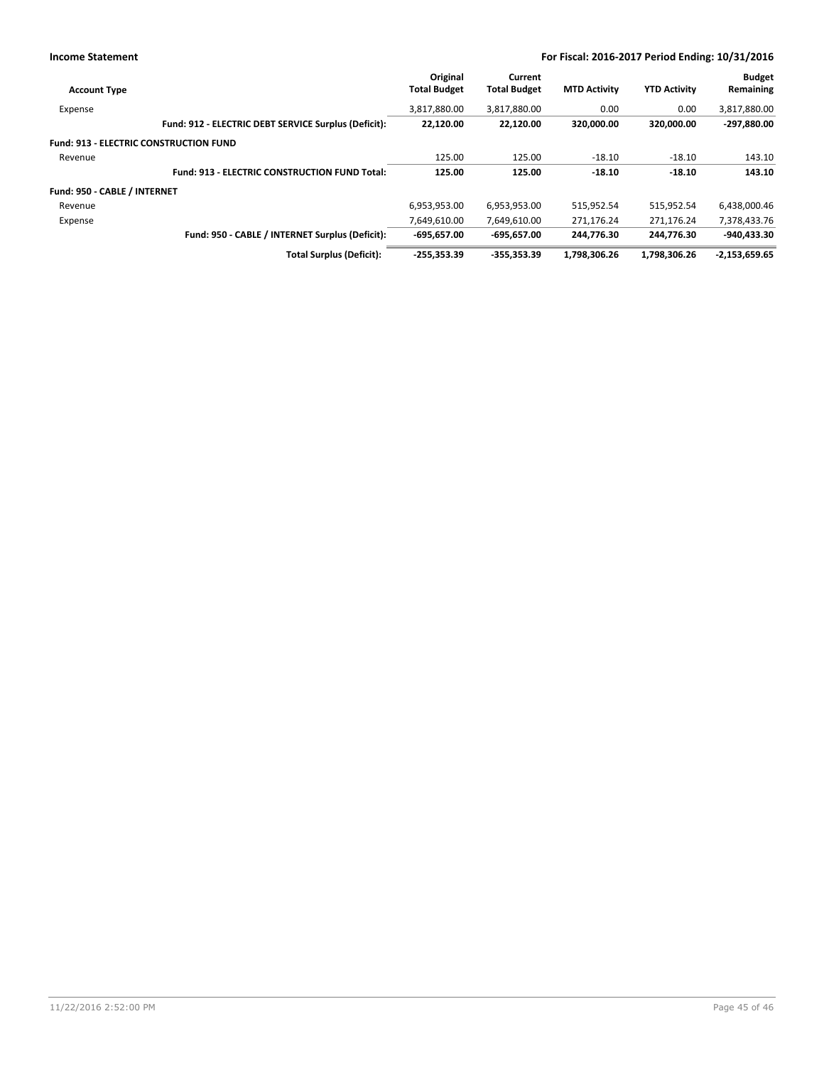| Account Type | Original Total Budget | Current Total Budget | MTD Activity | YTD Activity | Budget Remaining |
|---|---|---|---|---|---|
| Expense | 3,817,880.00 | 3,817,880.00 | 0.00 | 0.00 | 3,817,880.00 |
| **Fund: 912 - ELECTRIC DEBT SERVICE Surplus (Deficit):** | **22,120.00** | **22,120.00** | **320,000.00** | **320,000.00** | **-297,880.00** |
| **Fund: 913 - ELECTRIC CONSTRUCTION FUND** | | | | | |
| Revenue | 125.00 | 125.00 | -18.10 | -18.10 | 143.10 |
| **Fund: 913 - ELECTRIC CONSTRUCTION FUND Total:** | **125.00** | **125.00** | **-18.10** | **-18.10** | **143.10** |
| **Fund: 950 - CABLE / INTERNET** | | | | | |
| Revenue | 6,953,953.00 | 6,953,953.00 | 515,952.54 | 515,952.54 | 6,438,000.46 |
| Expense | 7,649,610.00 | 7,649,610.00 | 271,176.24 | 271,176.24 | 7,378,433.76 |
| **Fund: 950 - CABLE / INTERNET Surplus (Deficit):** | **-695,657.00** | **-695,657.00** | **244,776.30** | **244,776.30** | **-940,433.30** |
| **Total Surplus (Deficit):** | **-255,353.39** | **-355,353.39** | **1,798,306.26** | **1,798,306.26** | **-2,153,659.65** |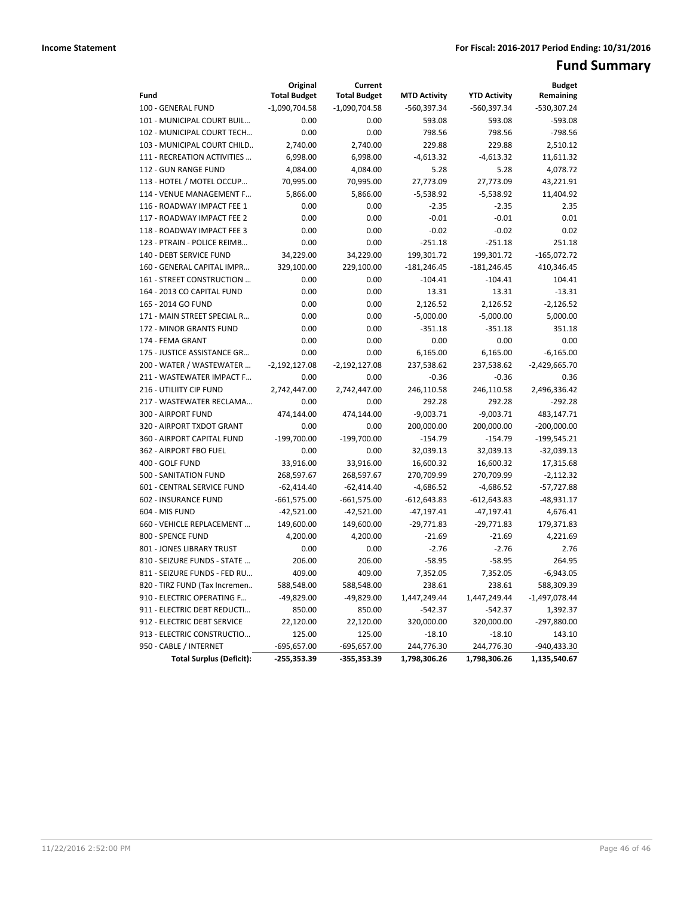**Income Statement** **For Fiscal: 2016-2017 Period Ending: 10/31/2016**

# Fund Summary

| Fund | Original Total Budget | Current Total Budget | MTD Activity | YTD Activity | Budget Remaining |
|---|---|---|---|---|---|
| 100 - GENERAL FUND | -1,090,704.58 | -1,090,704.58 | -560,397.34 | -560,397.34 | -530,307.24 |
| 101 - MUNICIPAL COURT BUIL… | 0.00 | 0.00 | 593.08 | 593.08 | -593.08 |
| 102 - MUNICIPAL COURT TECH… | 0.00 | 0.00 | 798.56 | 798.56 | -798.56 |
| 103 - MUNICIPAL COURT CHILD.. | 2,740.00 | 2,740.00 | 229.88 | 229.88 | 2,510.12 |
| 111 - RECREATION ACTIVITIES … | 6,998.00 | 6,998.00 | -4,613.32 | -4,613.32 | 11,611.32 |
| 112 - GUN RANGE FUND | 4,084.00 | 4,084.00 | 5.28 | 5.28 | 4,078.72 |
| 113 - HOTEL / MOTEL OCCUP… | 70,995.00 | 70,995.00 | 27,773.09 | 27,773.09 | 43,221.91 |
| 114 - VENUE MANAGEMENT F… | 5,866.00 | 5,866.00 | -5,538.92 | -5,538.92 | 11,404.92 |
| 116 - ROADWAY IMPACT FEE 1 | 0.00 | 0.00 | -2.35 | -2.35 | 2.35 |
| 117 - ROADWAY IMPACT FEE 2 | 0.00 | 0.00 | -0.01 | -0.01 | 0.01 |
| 118 - ROADWAY IMPACT FEE 3 | 0.00 | 0.00 | -0.02 | -0.02 | 0.02 |
| 123 - PTRAIN - POLICE REIMB… | 0.00 | 0.00 | -251.18 | -251.18 | 251.18 |
| 140 - DEBT SERVICE FUND | 34,229.00 | 34,229.00 | 199,301.72 | 199,301.72 | -165,072.72 |
| 160 - GENERAL CAPITAL IMPR… | 329,100.00 | 229,100.00 | -181,246.45 | -181,246.45 | 410,346.45 |
| 161 - STREET CONSTRUCTION … | 0.00 | 0.00 | -104.41 | -104.41 | 104.41 |
| 164 - 2013 CO CAPITAL FUND | 0.00 | 0.00 | 13.31 | 13.31 | -13.31 |
| 165 - 2014 GO FUND | 0.00 | 0.00 | 2,126.52 | 2,126.52 | -2,126.52 |
| 171 - MAIN STREET SPECIAL R… | 0.00 | 0.00 | -5,000.00 | -5,000.00 | 5,000.00 |
| 172 - MINOR GRANTS FUND | 0.00 | 0.00 | -351.18 | -351.18 | 351.18 |
| 174 - FEMA GRANT | 0.00 | 0.00 | 0.00 | 0.00 | 0.00 |
| 175 - JUSTICE ASSISTANCE GR… | 0.00 | 0.00 | 6,165.00 | 6,165.00 | -6,165.00 |
| 200 - WATER / WASTEWATER … | -2,192,127.08 | -2,192,127.08 | 237,538.62 | 237,538.62 | -2,429,665.70 |
| 211 - WASTEWATER IMPACT F… | 0.00 | 0.00 | -0.36 | -0.36 | 0.36 |
| 216 - UTILIITY CIP FUND | 2,742,447.00 | 2,742,447.00 | 246,110.58 | 246,110.58 | 2,496,336.42 |
| 217 - WASTEWATER RECLAMA… | 0.00 | 0.00 | 292.28 | 292.28 | -292.28 |
| 300 - AIRPORT FUND | 474,144.00 | 474,144.00 | -9,003.71 | -9,003.71 | 483,147.71 |
| 320 - AIRPORT TXDOT GRANT | 0.00 | 0.00 | 200,000.00 | 200,000.00 | -200,000.00 |
| 360 - AIRPORT CAPITAL FUND | -199,700.00 | -199,700.00 | -154.79 | -154.79 | -199,545.21 |
| 362 - AIRPORT FBO FUEL | 0.00 | 0.00 | 32,039.13 | 32,039.13 | -32,039.13 |
| 400 - GOLF FUND | 33,916.00 | 33,916.00 | 16,600.32 | 16,600.32 | 17,315.68 |
| 500 - SANITATION FUND | 268,597.67 | 268,597.67 | 270,709.99 | 270,709.99 | -2,112.32 |
| 601 - CENTRAL SERVICE FUND | -62,414.40 | -62,414.40 | -4,686.52 | -4,686.52 | -57,727.88 |
| 602 - INSURANCE FUND | -661,575.00 | -661,575.00 | -612,643.83 | -612,643.83 | -48,931.17 |
| 604 - MIS FUND | -42,521.00 | -42,521.00 | -47,197.41 | -47,197.41 | 4,676.41 |
| 660 - VEHICLE REPLACEMENT … | 149,600.00 | 149,600.00 | -29,771.83 | -29,771.83 | 179,371.83 |
| 800 - SPENCE FUND | 4,200.00 | 4,200.00 | -21.69 | -21.69 | 4,221.69 |
| 801 - JONES LIBRARY TRUST | 0.00 | 0.00 | -2.76 | -2.76 | 2.76 |
| 810 - SEIZURE FUNDS - STATE … | 206.00 | 206.00 | -58.95 | -58.95 | 264.95 |
| 811 - SEIZURE FUNDS - FED RU… | 409.00 | 409.00 | 7,352.05 | 7,352.05 | -6,943.05 |
| 820 - TIRZ FUND (Tax Incremen.. | 588,548.00 | 588,548.00 | 238.61 | 238.61 | 588,309.39 |
| 910 - ELECTRIC OPERATING F… | -49,829.00 | -49,829.00 | 1,447,249.44 | 1,447,249.44 | -1,497,078.44 |
| 911 - ELECTRIC DEBT REDUCTI… | 850.00 | 850.00 | -542.37 | -542.37 | 1,392.37 |
| 912 - ELECTRIC DEBT SERVICE | 22,120.00 | 22,120.00 | 320,000.00 | 320,000.00 | -297,880.00 |
| 913 - ELECTRIC CONSTRUCTIO… | 125.00 | 125.00 | -18.10 | -18.10 | 143.10 |
| 950 - CABLE / INTERNET | -695,657.00 | -695,657.00 | 244,776.30 | 244,776.30 | -940,433.30 |
| **Total Surplus (Deficit):** | **-255,353.39** | **-355,353.39** | **1,798,306.26** | **1,798,306.26** | **1,135,540.67** |